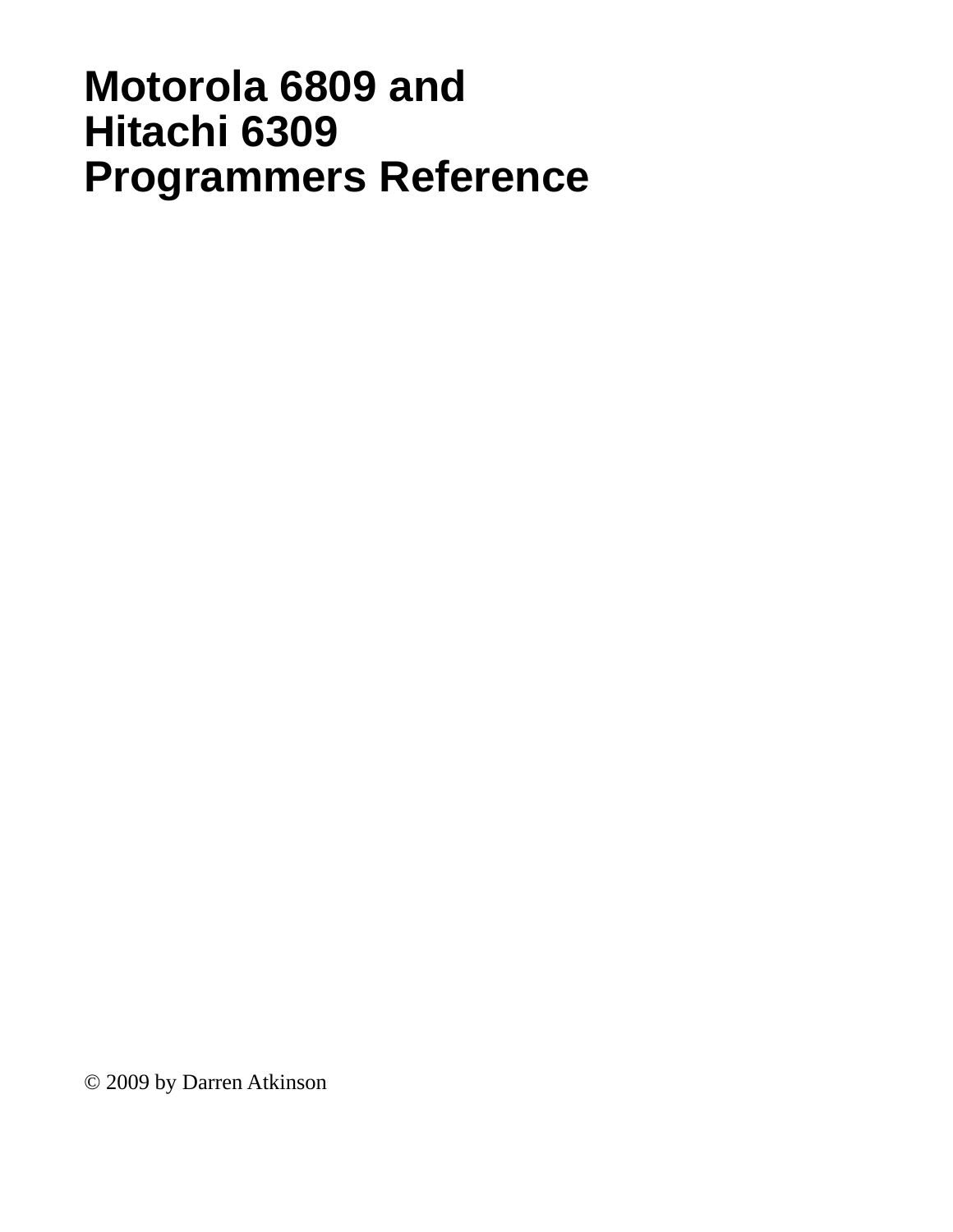# Motorola 6809 and Hitachi 6309 Programmers Reference

© 2009 by Darren Atkinson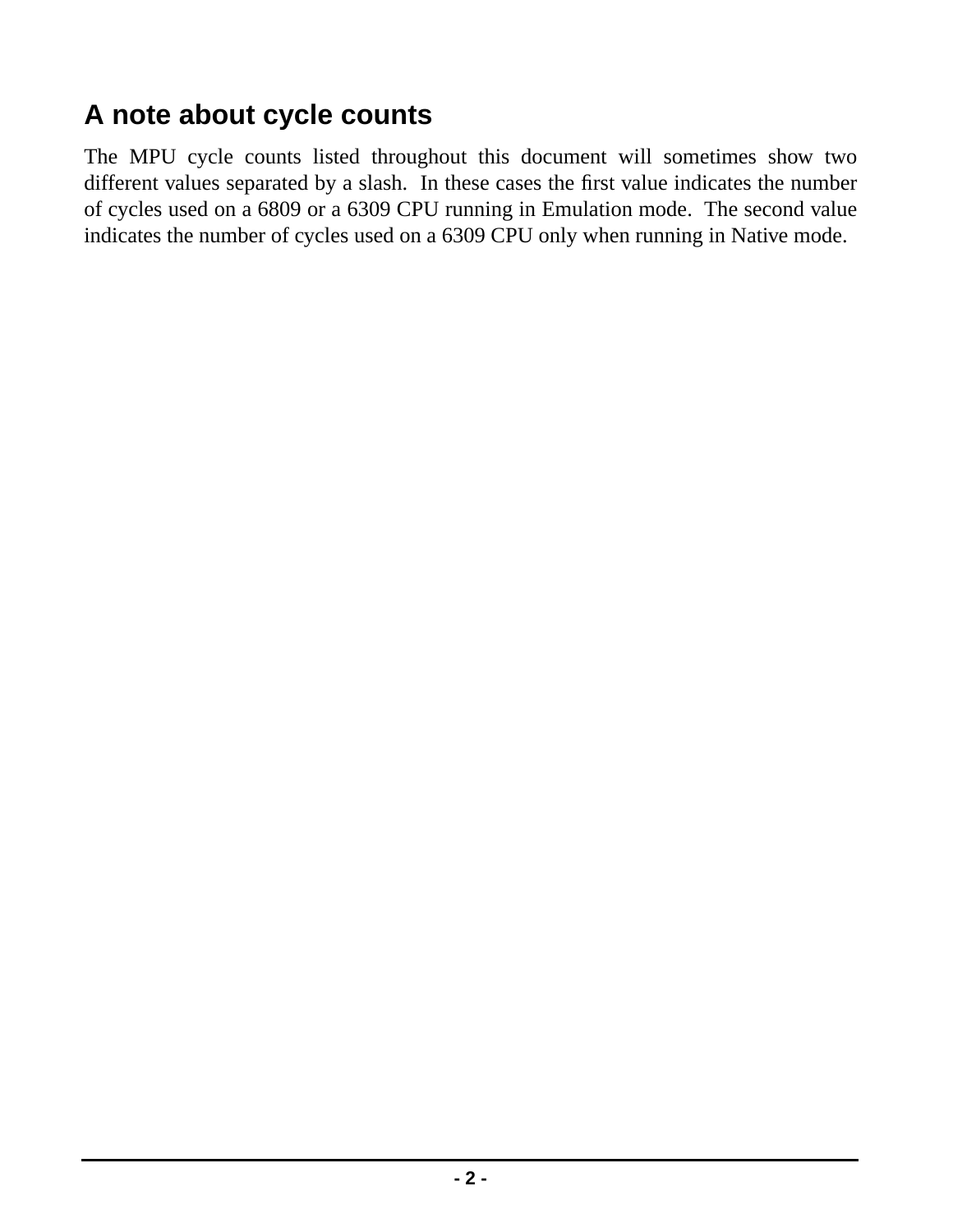## A note about cycle counts

The MPU cycle counts listed throughout this document will sometimes show two different values separated by a slash. In these cases the first value indicates the number of cycles used on a 6809 or a 6309 CPU running in Emulation mode. The second value indicates the number of cycles used on a 6309 CPU only when running in Native mode.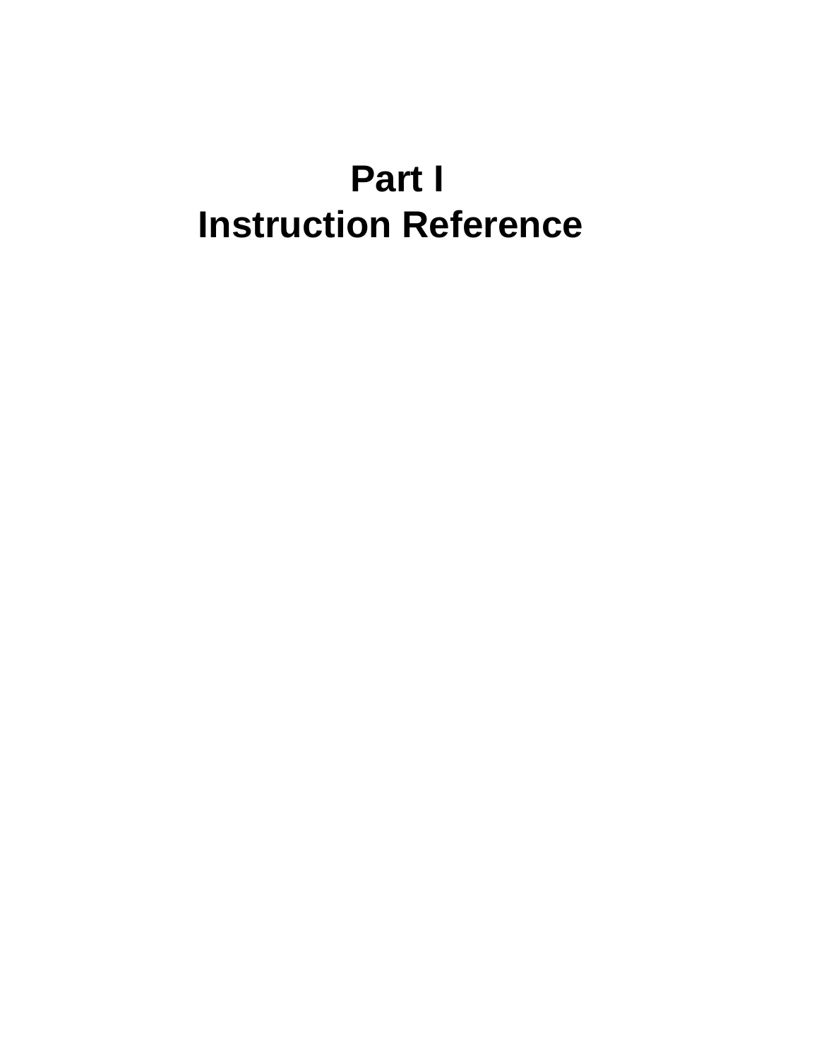# Part I
# Instruction Reference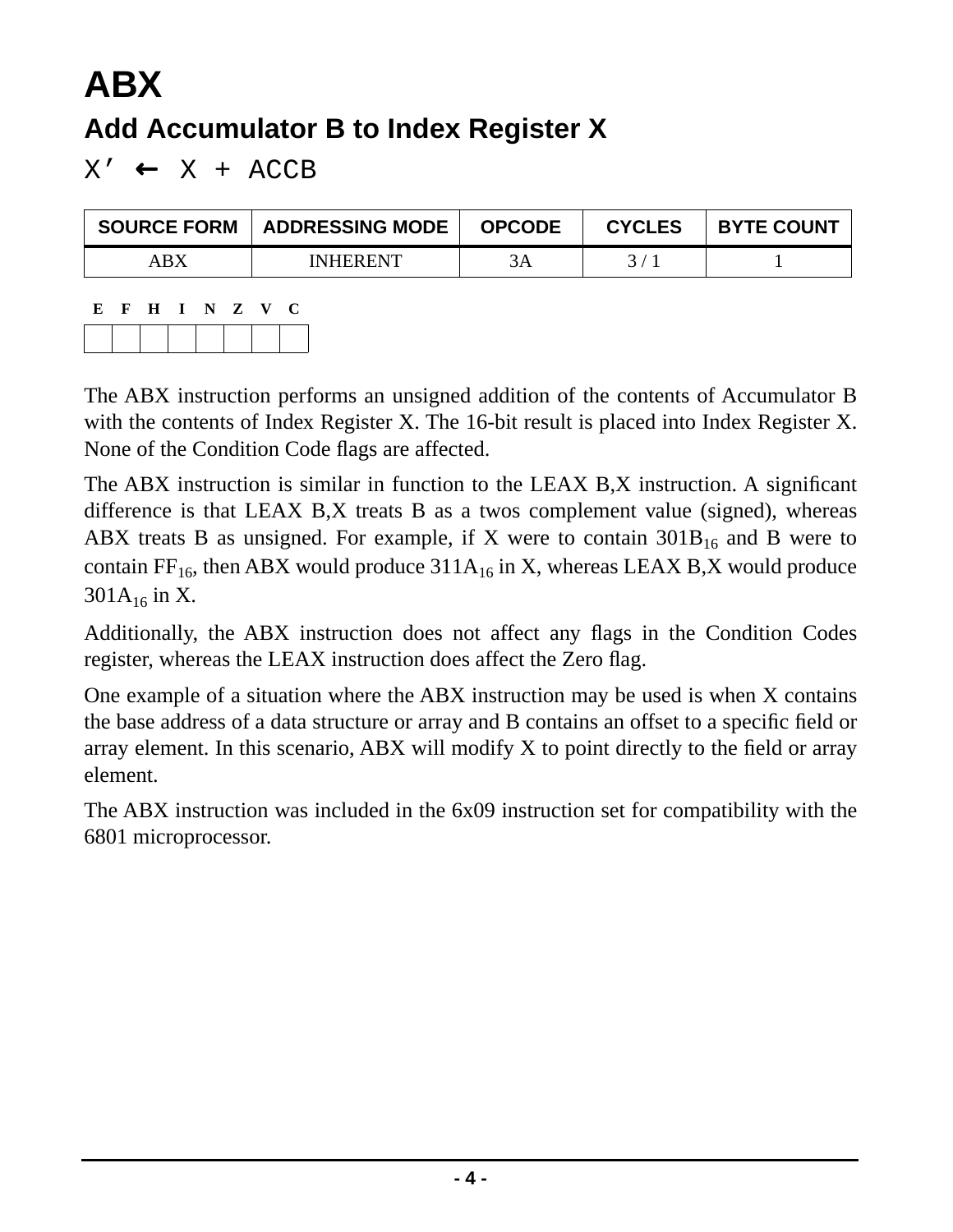# ABX

## Add Accumulator B to Index Register X

X′ ← X + ACCB

| SOURCE FORM | ADDRESSING MODE | OPCODE | CYCLES | BYTE COUNT |
|---|---|---|---|---|
| ABX | INHERENT | 3A | 3 / 1 | 1 |

| E | F | H | I | N | Z | V | C |
|---|---|---|---|---|---|---|---|
| | | | | | | | |

The ABX instruction performs an unsigned addition of the contents of Accumulator B with the contents of Index Register X. The 16-bit result is placed into Index Register X. None of the Condition Code flags are affected.

The ABX instruction is similar in function to the LEAX B,X instruction. A significant difference is that LEAX B,X treats B as a twos complement value (signed), whereas ABX treats B as unsigned. For example, if X were to contain $301B_{16}$ and B were to contain $FF_{16}$, then ABX would produce $311A_{16}$ in X, whereas LEAX B,X would produce $301A_{16}$ in X.

Additionally, the ABX instruction does not affect any flags in the Condition Codes register, whereas the LEAX instruction does affect the Zero flag.

One example of a situation where the ABX instruction may be used is when X contains the base address of a data structure or array and B contains an offset to a specific field or array element. In this scenario, ABX will modify X to point directly to the field or array element.

The ABX instruction was included in the 6x09 instruction set for compatibility with the 6801 microprocessor.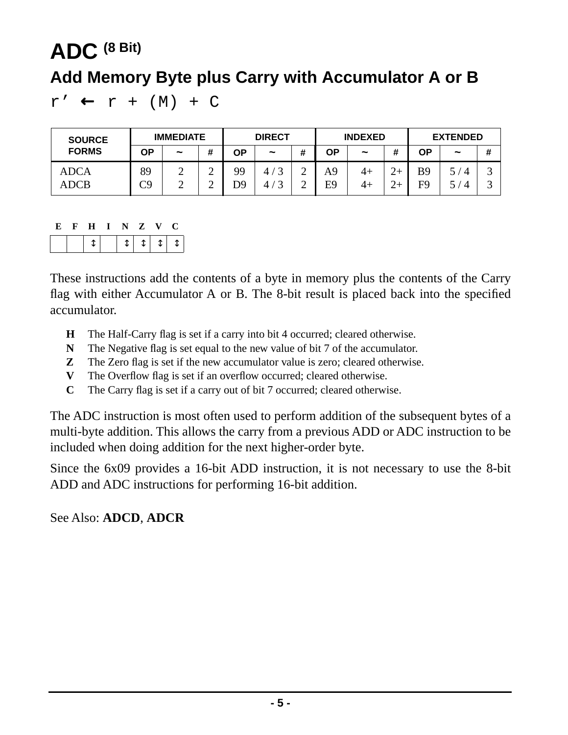# ADC (8 Bit)

## Add Memory Byte plus Carry with Accumulator A or B

`r’ ← r + (M) + C`

| SOURCE FORMS | IMMEDIATE | | | DIRECT | | | INDEXED | | | EXTENDED | | |
|---|---|---|---|---|---|---|---|---|---|---|---|---|
| | OP | ~ | # | OP | ~ | # | OP | ~ | # | OP | ~ | # |
| ADCA | 89 | 2 | 2 | 99 | 4 / 3 | 2 | A9 | 4+ | 2+ | B9 | 5 / 4 | 3 |
| ADCB | C9 | 2 | 2 | D9 | 4 / 3 | 2 | E9 | 4+ | 2+ | F9 | 5 / 4 | 3 |

| E | F | H | I | N | Z | V | C |
|---|---|---|---|---|---|---|---|
| | | ↕ | | ↕ | ↕ | ↕ | ↕ |

These instructions add the contents of a byte in memory plus the contents of the Carry flag with either Accumulator A or B. The 8-bit result is placed back into the specified accumulator.

- **H** The Half-Carry flag is set if a carry into bit 4 occurred; cleared otherwise.
- **N** The Negative flag is set equal to the new value of bit 7 of the accumulator.
- **Z** The Zero flag is set if the new accumulator value is zero; cleared otherwise.
- **V** The Overflow flag is set if an overflow occurred; cleared otherwise.
- **C** The Carry flag is set if a carry out of bit 7 occurred; cleared otherwise.

The ADC instruction is most often used to perform addition of the subsequent bytes of a multi-byte addition. This allows the carry from a previous ADD or ADC instruction to be included when doing addition for the next higher-order byte.

Since the 6x09 provides a 16-bit ADD instruction, it is not necessary to use the 8-bit ADD and ADC instructions for performing 16-bit addition.

See Also: **ADCD**, **ADCR**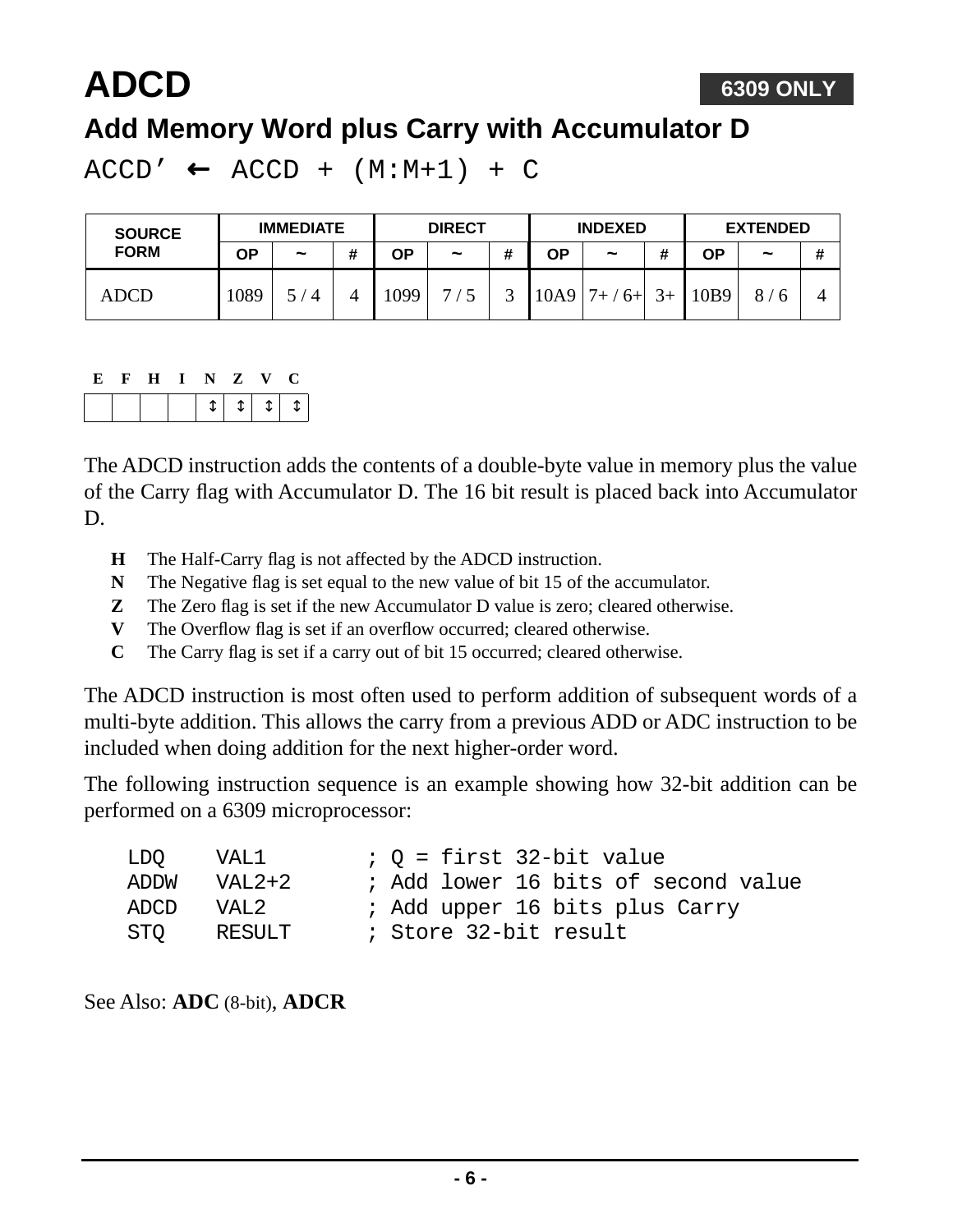# ADCD

**6309 ONLY**

## Add Memory Word plus Carry with Accumulator D

`ACCD’ ← ACCD + (M:M+1) + C`

| SOURCE FORM | IMMEDIATE | | | DIRECT | | | INDEXED | | | EXTENDED | | |
|---|---|---|---|---|---|---|---|---|---|---|---|---|
| | OP | ~ | # | OP | ~ | # | OP | ~ | # | OP | ~ | # |
| ADCD | 1089 | 5 / 4 | 4 | 1099 | 7 / 5 | 3 | 10A9 | 7+ / 6+ | 3+ | 10B9 | 8 / 6 | 4 |

| E | F | H | I | N | Z | V | C |
|---|---|---|---|---|---|---|---|
| | | | | ↕ | ↕ | ↕ | ↕ |

The ADCD instruction adds the contents of a double-byte value in memory plus the value of the Carry flag with Accumulator D. The 16 bit result is placed back into Accumulator D.

- **H** The Half-Carry flag is not affected by the ADCD instruction.
- **N** The Negative flag is set equal to the new value of bit 15 of the accumulator.
- **Z** The Zero flag is set if the new Accumulator D value is zero; cleared otherwise.
- **V** The Overflow flag is set if an overflow occurred; cleared otherwise.
- **C** The Carry flag is set if a carry out of bit 15 occurred; cleared otherwise.

The ADCD instruction is most often used to perform addition of subsequent words of a multi-byte addition. This allows the carry from a previous ADD or ADC instruction to be included when doing addition for the next higher-order word.

The following instruction sequence is an example showing how 32-bit addition can be performed on a 6309 microprocessor:

```
LDQ    VAL1        ; Q = first 32-bit value
ADDW   VAL2+2      ; Add lower 16 bits of second value
ADCD   VAL2        ; Add upper 16 bits plus Carry
STQ    RESULT      ; Store 32-bit result
```

See Also: **ADC** (8-bit), **ADCR**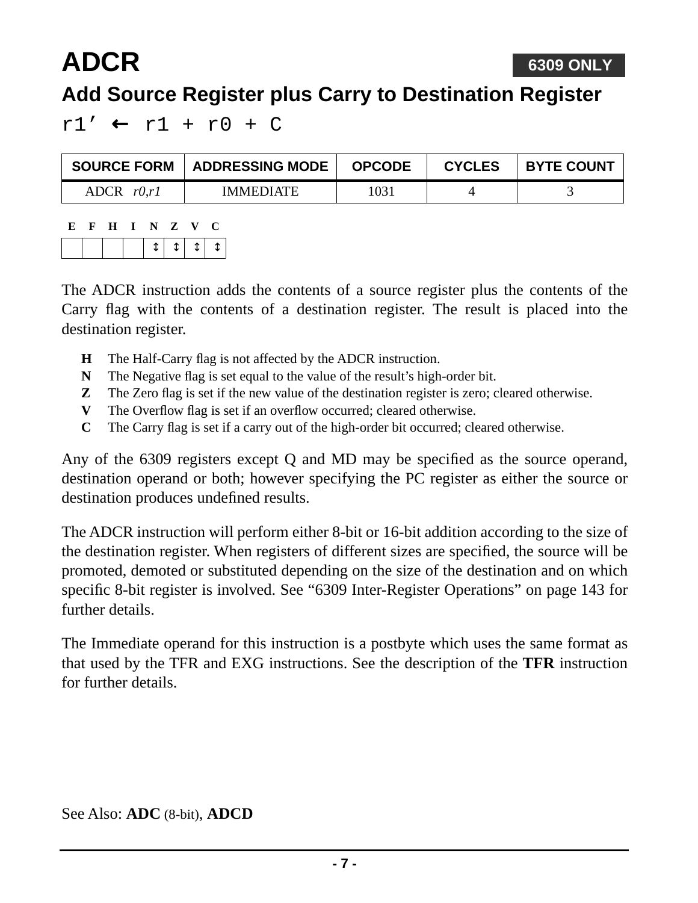# ADCR

**6309 ONLY**

## Add Source Register plus Carry to Destination Register

`r1’ ← r1 + r0 + C`

| SOURCE FORM | ADDRESSING MODE | OPCODE | CYCLES | BYTE COUNT |
|---|---|---|---|---|
| ADCR *r0,r1* | IMMEDIATE | 1031 | 4 | 3 |

| E | F | H | I | N | Z | V | C |
|---|---|---|---|---|---|---|---|
| | | | | ↕ | ↕ | ↕ | ↕ |

The ADCR instruction adds the contents of a source register plus the contents of the Carry flag with the contents of a destination register. The result is placed into the destination register.

- **H** The Half-Carry flag is not affected by the ADCR instruction.
- **N** The Negative flag is set equal to the value of the result’s high-order bit.
- **Z** The Zero flag is set if the new value of the destination register is zero; cleared otherwise.
- **V** The Overflow flag is set if an overflow occurred; cleared otherwise.
- **C** The Carry flag is set if a carry out of the high-order bit occurred; cleared otherwise.

Any of the 6309 registers except Q and MD may be specified as the source operand, destination operand or both; however specifying the PC register as either the source or destination produces undefined results.

The ADCR instruction will perform either 8-bit or 16-bit addition according to the size of the destination register. When registers of different sizes are specified, the source will be promoted, demoted or substituted depending on the size of the destination and on which specific 8-bit register is involved. See “6309 Inter-Register Operations” on page 143 for further details.

The Immediate operand for this instruction is a postbyte which uses the same format as that used by the TFR and EXG instructions. See the description of the **TFR** instruction for further details.

See Also: **ADC** (8-bit), **ADCD**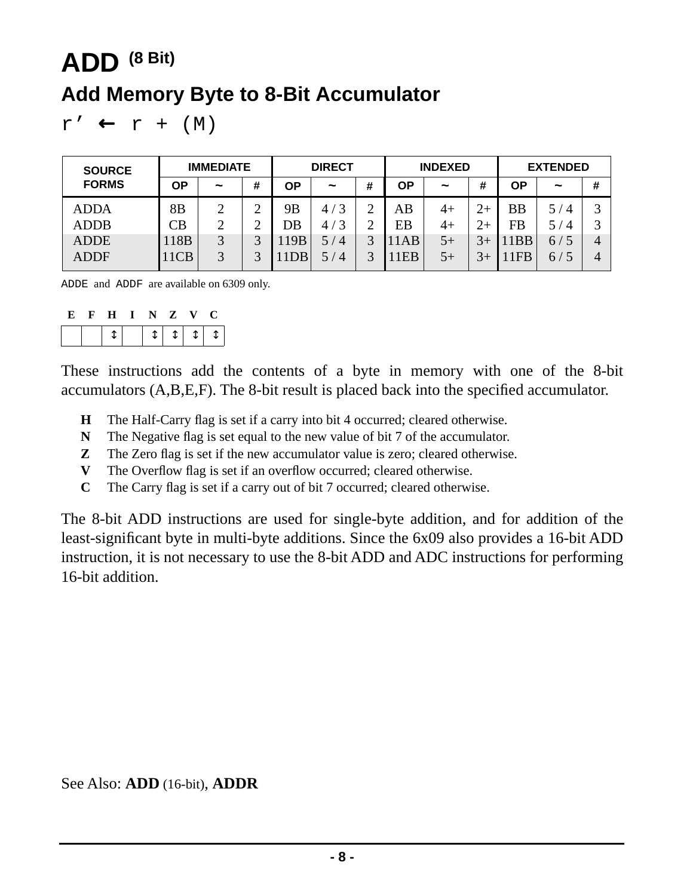# ADD (8 Bit)

## Add Memory Byte to 8-Bit Accumulator

`r’ ← r + (M)`

| SOURCE FORMS | IMMEDIATE | | | DIRECT | | | INDEXED | | | EXTENDED | | |
|---|---|---|---|---|---|---|---|---|---|---|---|---|
| | OP | ~ | # | OP | ~ | # | OP | ~ | # | OP | ~ | # |
| ADDA | 8B | 2 | 2 | 9B | 4 / 3 | 2 | AB | 4+ | 2+ | BB | 5 / 4 | 3 |
| ADDB | CB | 2 | 2 | DB | 4 / 3 | 2 | EB | 4+ | 2+ | FB | 5 / 4 | 3 |
| ADDE | 118B | 3 | 3 | 119B | 5 / 4 | 3 | 11AB | 5+ | 3+ | 11BB | 6 / 5 | 4 |
| ADDF | 11CB | 3 | 3 | 11DB | 5 / 4 | 3 | 11EB | 5+ | 3+ | 11FB | 6 / 5 | 4 |

`ADDE` and `ADDF` are available on 6309 only.

| E | F | H | I | N | Z | V | C |
|---|---|---|---|---|---|---|---|
| | | ↕ | | ↕ | ↕ | ↕ | ↕ |

These instructions add the contents of a byte in memory with one of the 8-bit accumulators (A,B,E,F). The 8-bit result is placed back into the specified accumulator.

- **H** The Half-Carry flag is set if a carry into bit 4 occurred; cleared otherwise.
- **N** The Negative flag is set equal to the new value of bit 7 of the accumulator.
- **Z** The Zero flag is set if the new accumulator value is zero; cleared otherwise.
- **V** The Overflow flag is set if an overflow occurred; cleared otherwise.
- **C** The Carry flag is set if a carry out of bit 7 occurred; cleared otherwise.

The 8-bit ADD instructions are used for single-byte addition, and for addition of the least-significant byte in multi-byte additions. Since the 6x09 also provides a 16-bit ADD instruction, it is not necessary to use the 8-bit ADD and ADC instructions for performing 16-bit addition.

See Also: **ADD** (16-bit), **ADDR**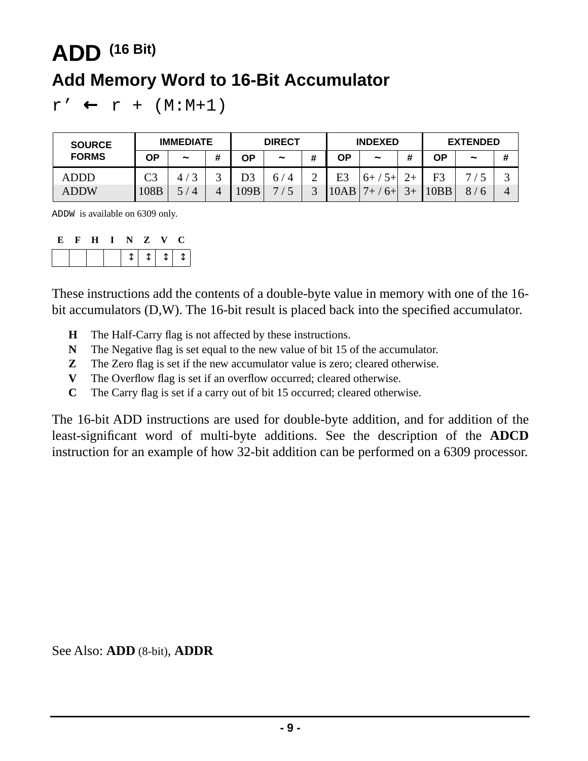# ADD (16 Bit)

## Add Memory Word to 16-Bit Accumulator

`r' ← r + (M:M+1)`

| SOURCE FORMS | IMMEDIATE | | | DIRECT | | | INDEXED | | | EXTENDED | | |
|---|---|---|---|---|---|---|---|---|---|---|---|---|
| | OP | ~ | # | OP | ~ | # | OP | ~ | # | OP | ~ | # |
| ADDD | C3 | 4 / 3 | 3 | D3 | 6 / 4 | 2 | E3 | 6+ / 5+ | 2+ | F3 | 7 / 5 | 3 |
| ADDW | 108B | 5 / 4 | 4 | 109B | 7 / 5 | 3 | 10AB | 7+ / 6+ | 3+ | 10BB | 8 / 6 | 4 |

`ADDW` is available on 6309 only.

| E | F | H | I | N | Z | V | C |
|---|---|---|---|---|---|---|---|
| | | | | ↕ | ↕ | ↕ | ↕ |

These instructions add the contents of a double-byte value in memory with one of the 16-bit accumulators (D,W). The 16-bit result is placed back into the specified accumulator.

- **H** The Half-Carry flag is not affected by these instructions.
- **N** The Negative flag is set equal to the new value of bit 15 of the accumulator.
- **Z** The Zero flag is set if the new accumulator value is zero; cleared otherwise.
- **V** The Overflow flag is set if an overflow occurred; cleared otherwise.
- **C** The Carry flag is set if a carry out of bit 15 occurred; cleared otherwise.

The 16-bit ADD instructions are used for double-byte addition, and for addition of the least-significant word of multi-byte additions. See the description of the **ADCD** instruction for an example of how 32-bit addition can be performed on a 6309 processor.

See Also: **ADD** (8-bit), **ADDR**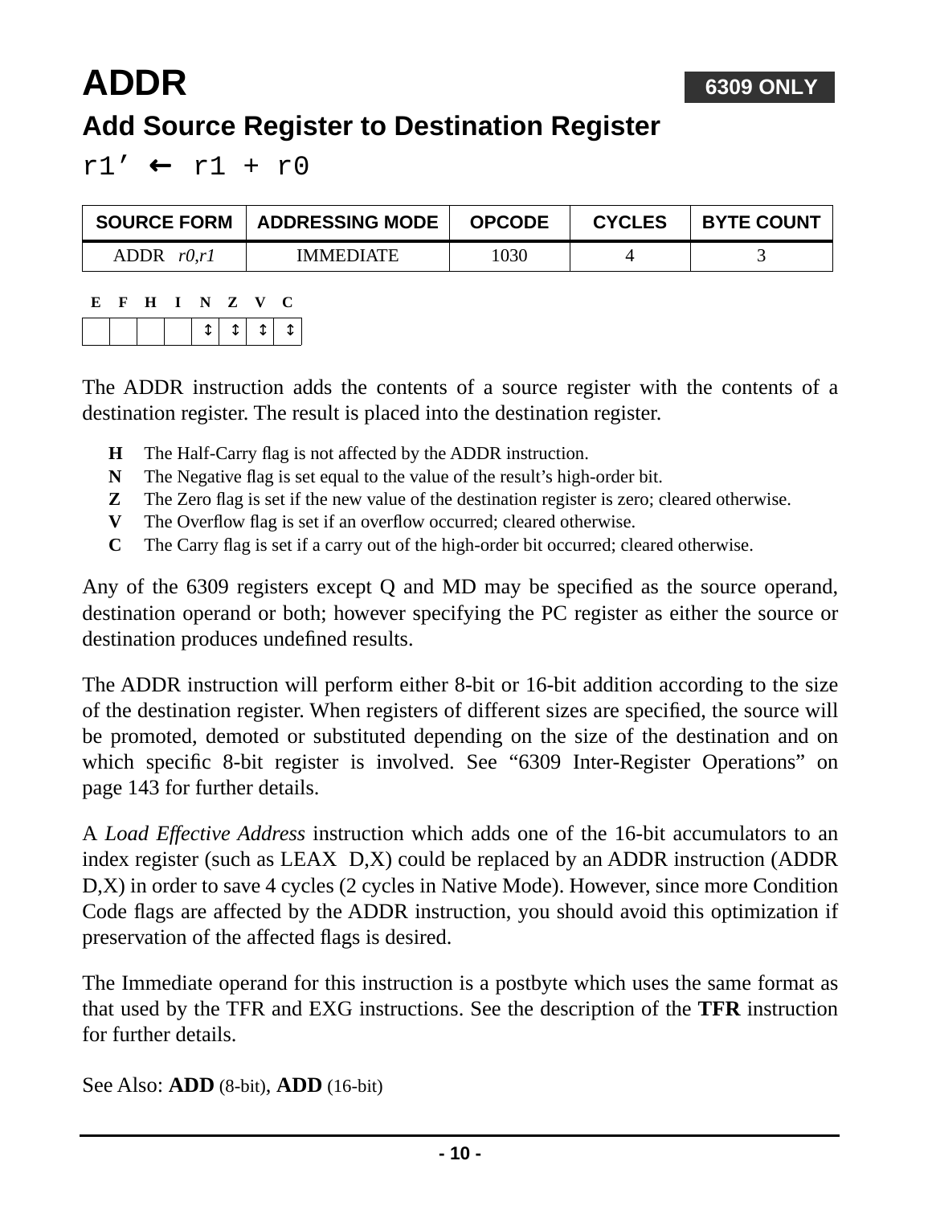# ADDR

**6309 ONLY**

## Add Source Register to Destination Register

r1’ ← r1 + r0

| SOURCE FORM | ADDRESSING MODE | OPCODE | CYCLES | BYTE COUNT |
|---|---|---|---|---|
| ADDR *r0,r1* | IMMEDIATE | 1030 | 4 | 3 |

| E | F | H | I | N | Z | V | C |
|---|---|---|---|---|---|---|---|
| | | | | ↕ | ↕ | ↕ | ↕ |

The ADDR instruction adds the contents of a source register with the contents of a destination register. The result is placed into the destination register.

- **H** The Half-Carry flag is not affected by the ADDR instruction.
- **N** The Negative flag is set equal to the value of the result’s high-order bit.
- **Z** The Zero flag is set if the new value of the destination register is zero; cleared otherwise.
- **V** The Overflow flag is set if an overflow occurred; cleared otherwise.
- **C** The Carry flag is set if a carry out of the high-order bit occurred; cleared otherwise.

Any of the 6309 registers except Q and MD may be specified as the source operand, destination operand or both; however specifying the PC register as either the source or destination produces undefined results.

The ADDR instruction will perform either 8-bit or 16-bit addition according to the size of the destination register. When registers of different sizes are specified, the source will be promoted, demoted or substituted depending on the size of the destination and on which specific 8-bit register is involved. See “6309 Inter-Register Operations” on page 143 for further details.

A *Load Effective Address* instruction which adds one of the 16-bit accumulators to an index register (such as LEAX D,X) could be replaced by an ADDR instruction (ADDR D,X) in order to save 4 cycles (2 cycles in Native Mode). However, since more Condition Code flags are affected by the ADDR instruction, you should avoid this optimization if preservation of the affected flags is desired.

The Immediate operand for this instruction is a postbyte which uses the same format as that used by the TFR and EXG instructions. See the description of the **TFR** instruction for further details.

See Also: **ADD** (8-bit), **ADD** (16-bit)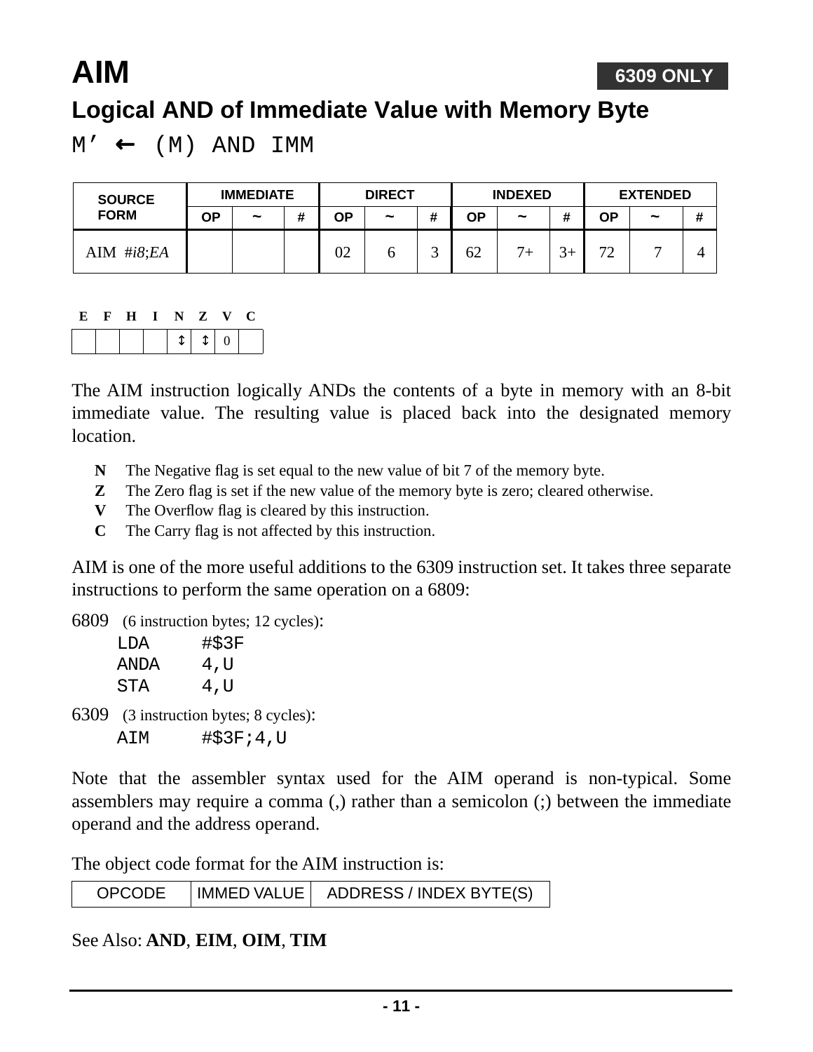# AIM

**6309 ONLY**

## Logical AND of Immediate Value with Memory Byte

M’ ← (M) AND IMM

| SOURCE FORM | IMMEDIATE | | | DIRECT | | | INDEXED | | | EXTENDED | | |
|---|---|---|---|---|---|---|---|---|---|---|---|---|
| | OP | ~ | # | OP | ~ | # | OP | ~ | # | OP | ~ | # |
| AIM *#i8;EA* | | | | 02 | 6 | 3 | 62 | 7+ | 3+ | 72 | 7 | 4 |

| E | F | H | I | N | Z | V | C |
|---|---|---|---|---|---|---|---|
| | | | | ↕ | ↕ | 0 | |

The AIM instruction logically ANDs the contents of a byte in memory with an 8-bit immediate value. The resulting value is placed back into the designated memory location.

- **N** The Negative flag is set equal to the new value of bit 7 of the memory byte.
- **Z** The Zero flag is set if the new value of the memory byte is zero; cleared otherwise.
- **V** The Overflow flag is cleared by this instruction.
- **C** The Carry flag is not affected by this instruction.

AIM is one of the more useful additions to the 6309 instruction set. It takes three separate instructions to perform the same operation on a 6809:

6809 (6 instruction bytes; 12 cycles):

```
LDA     #$3F
ANDA    4,U
STA     4,U
```

6309 (3 instruction bytes; 8 cycles):

```
AIM     #$3F;4,U
```

Note that the assembler syntax used for the AIM operand is non-typical. Some assemblers may require a comma (,) rather than a semicolon (;) between the immediate operand and the address operand.

The object code format for the AIM instruction is:

| OPCODE | IMMED VALUE | ADDRESS / INDEX BYTE(S) |
|---|---|---|

See Also: **AND**, **EIM**, **OIM**, **TIM**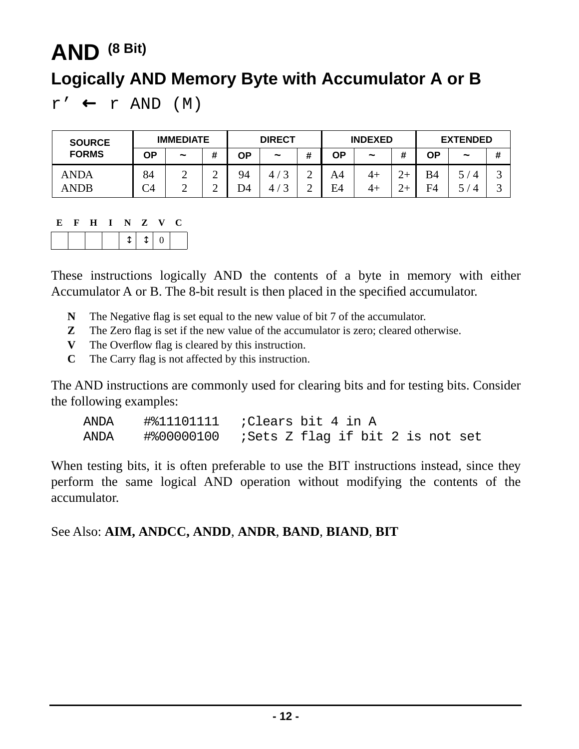# AND (8 Bit)

## Logically AND Memory Byte with Accumulator A or B

r’ ← r AND (M)

| SOURCE FORMS | IMMEDIATE | | | DIRECT | | | INDEXED | | | EXTENDED | | |
|---|---|---|---|---|---|---|---|---|---|---|---|---|
| | OP | ~ | # | OP | ~ | # | OP | ~ | # | OP | ~ | # |
| ANDA | 84 | 2 | 2 | 94 | 4 / 3 | 2 | A4 | 4+ | 2+ | B4 | 5 / 4 | 3 |
| ANDB | C4 | 2 | 2 | D4 | 4 / 3 | 2 | E4 | 4+ | 2+ | F4 | 5 / 4 | 3 |

| E | F | H | I | N | Z | V | C |
|---|---|---|---|---|---|---|---|
| | | | | ↕ | ↕ | 0 | |

These instructions logically AND the contents of a byte in memory with either Accumulator A or B. The 8-bit result is then placed in the specified accumulator.

- **N** The Negative flag is set equal to the new value of bit 7 of the accumulator.
- **Z** The Zero flag is set if the new value of the accumulator is zero; cleared otherwise.
- **V** The Overflow flag is cleared by this instruction.
- **C** The Carry flag is not affected by this instruction.

The AND instructions are commonly used for clearing bits and for testing bits. Consider the following examples:

```
ANDA    #%11101111   ;Clears bit 4 in A
ANDA    #%00000100   ;Sets Z flag if bit 2 is not set
```

When testing bits, it is often preferable to use the BIT instructions instead, since they perform the same logical AND operation without modifying the contents of the accumulator.

See Also: **AIM, ANDCC, ANDD**, **ANDR**, **BAND**, **BIAND**, **BIT**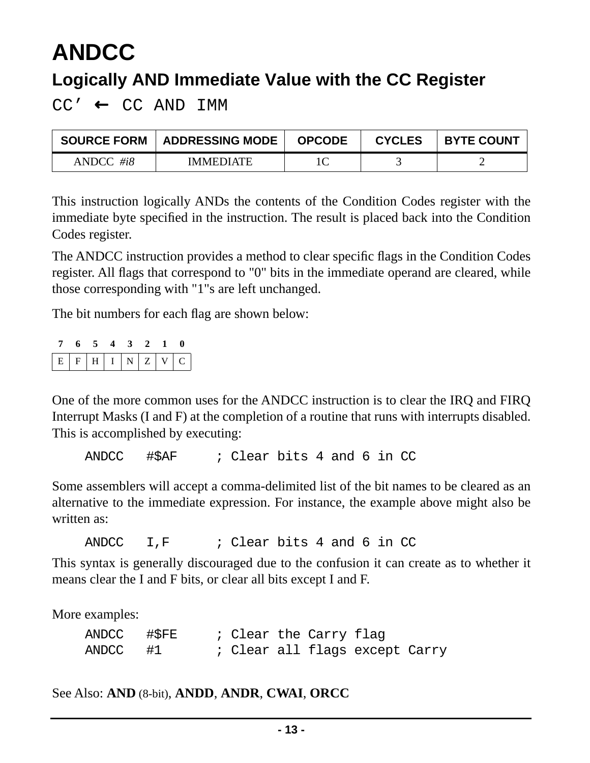# ANDCC

## Logically AND Immediate Value with the CC Register

CC’ ← CC AND IMM

| SOURCE FORM | ADDRESSING MODE | OPCODE | CYCLES | BYTE COUNT |
|---|---|---|---|---|
| ANDCC *#i8* | IMMEDIATE | 1C | 3 | 2 |

This instruction logically ANDs the contents of the Condition Codes register with the immediate byte specified in the instruction. The result is placed back into the Condition Codes register.

The ANDCC instruction provides a method to clear specific flags in the Condition Codes register. All flags that correspond to "0" bits in the immediate operand are cleared, while those corresponding with "1"s are left unchanged.

The bit numbers for each flag are shown below:

| 7 | 6 | 5 | 4 | 3 | 2 | 1 | 0 |
|---|---|---|---|---|---|---|---|
| E | F | H | I | N | Z | V | C |

One of the more common uses for the ANDCC instruction is to clear the IRQ and FIRQ Interrupt Masks (I and F) at the completion of a routine that runs with interrupts disabled. This is accomplished by executing:

```
ANDCC   #$AF     ; Clear bits 4 and 6 in CC
```

Some assemblers will accept a comma-delimited list of the bit names to be cleared as an alternative to the immediate expression. For instance, the example above might also be written as:

```
ANDCC   I,F      ; Clear bits 4 and 6 in CC
```

This syntax is generally discouraged due to the confusion it can create as to whether it means clear the I and F bits, or clear all bits except I and F.

More examples:

```
ANDCC   #$FE     ; Clear the Carry flag
ANDCC   #1       ; Clear all flags except Carry
```

See Also: **AND** (8-bit), **ANDD**, **ANDR**, **CWAI**, **ORCC**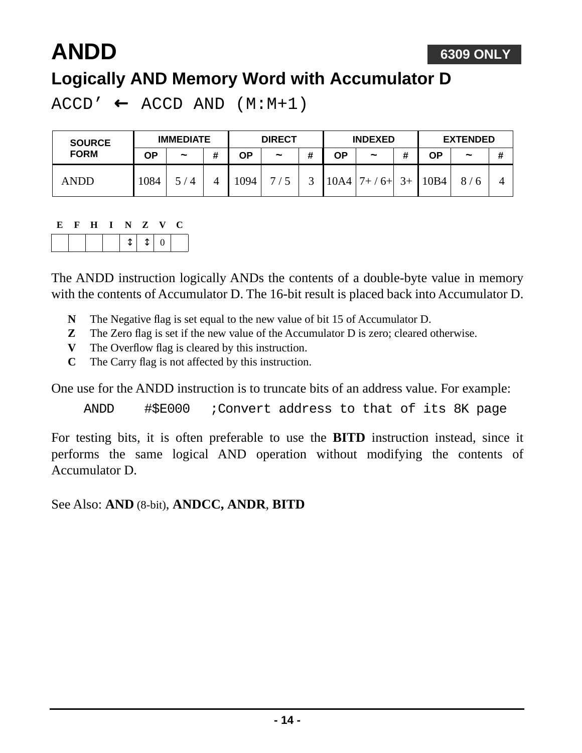# ANDD

**6309 ONLY**

## Logically AND Memory Word with Accumulator D

ACCD’ ← ACCD AND (M:M+1)

| SOURCE FORM | IMMEDIATE | | | DIRECT | | | INDEXED | | | EXTENDED | | |
|---|---|---|---|---|---|---|---|---|---|---|---|---|
| | OP | ~ | # | OP | ~ | # | OP | ~ | # | OP | ~ | # |
| ANDD | 1084 | 5 / 4 | 4 | 1094 | 7 / 5 | 3 | 10A4 | 7+ / 6+ | 3+ | 10B4 | 8 / 6 | 4 |

| E | F | H | I | N | Z | V | C |
|---|---|---|---|---|---|---|---|
| | | | | ↕ | ↕ | 0 | |

The ANDD instruction logically ANDs the contents of a double-byte value in memory with the contents of Accumulator D. The 16-bit result is placed back into Accumulator D.

- **N** The Negative flag is set equal to the new value of bit 15 of Accumulator D.
- **Z** The Zero flag is set if the new value of the Accumulator D is zero; cleared otherwise.
- **V** The Overflow flag is cleared by this instruction.
- **C** The Carry flag is not affected by this instruction.

One use for the ANDD instruction is to truncate bits of an address value. For example:

```
ANDD    #$E000   ;Convert address to that of its 8K page
```

For testing bits, it is often preferable to use the **BITD** instruction instead, since it performs the same logical AND operation without modifying the contents of Accumulator D.

See Also: **AND** (8-bit), **ANDCC, ANDR**, **BITD**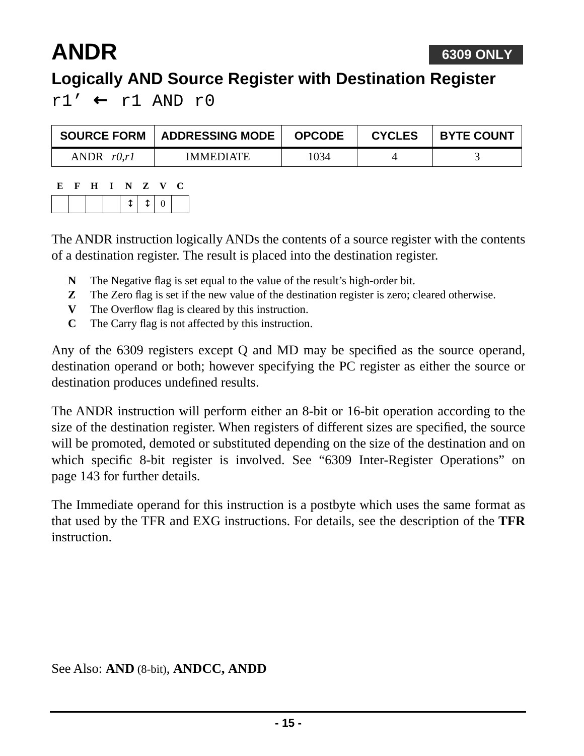# ANDR

**6309 ONLY**

## Logically AND Source Register with Destination Register

`r1’ ← r1 AND r0`

| SOURCE FORM | ADDRESSING MODE | OPCODE | CYCLES | BYTE COUNT |
|---|---|---|---|---|
| ANDR *r0,r1* | IMMEDIATE | 1034 | 4 | 3 |

| E | F | H | I | N | Z | V | C |
|---|---|---|---|---|---|---|---|
| | | | | ↕ | ↕ | 0 | |

The ANDR instruction logically ANDs the contents of a source register with the contents of a destination register. The result is placed into the destination register.

- **N** The Negative flag is set equal to the value of the result’s high-order bit.
- **Z** The Zero flag is set if the new value of the destination register is zero; cleared otherwise.
- **V** The Overflow flag is cleared by this instruction.
- **C** The Carry flag is not affected by this instruction.

Any of the 6309 registers except Q and MD may be specified as the source operand, destination operand or both; however specifying the PC register as either the source or destination produces undefined results.

The ANDR instruction will perform either an 8-bit or 16-bit operation according to the size of the destination register. When registers of different sizes are specified, the source will be promoted, demoted or substituted depending on the size of the destination and on which specific 8-bit register is involved. See “6309 Inter-Register Operations” on page 143 for further details.

The Immediate operand for this instruction is a postbyte which uses the same format as that used by the TFR and EXG instructions. For details, see the description of the **TFR** instruction.

See Also: **AND** (8-bit), **ANDCC, ANDD**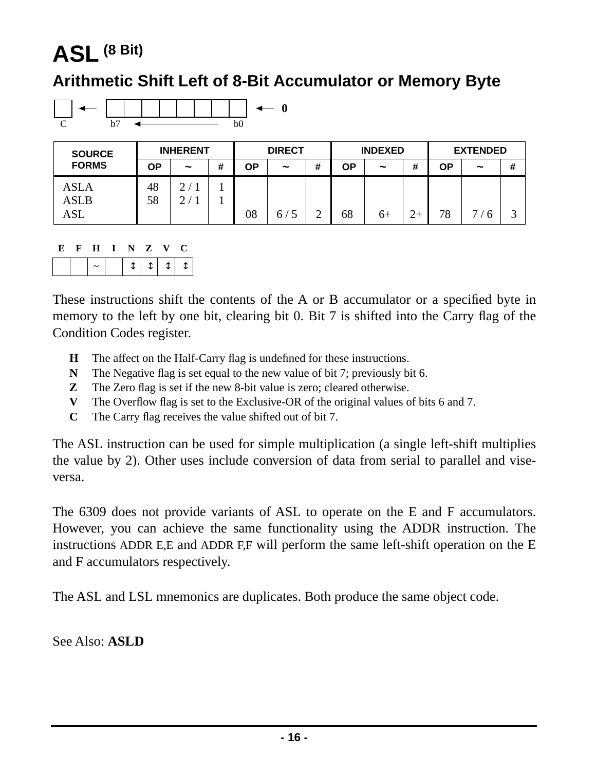# ASL (8 Bit)

## Arithmetic Shift Left of 8-Bit Accumulator or Memory Byte

```
[ ] ←  [ | | | | | | | ]  ← 0
 C     b7  ←————————  b0
```

| SOURCE FORMS | INHERENT | | | DIRECT | | | INDEXED | | | EXTENDED | | |
|---|---|---|---|---|---|---|---|---|---|---|---|---|
| | OP | ~ | # | OP | ~ | # | OP | ~ | # | OP | ~ | # |
| ASLA | 48 | 2 / 1 | 1 | | | | | | | | | |
| ASLB | 58 | 2 / 1 | 1 | | | | | | | | | |
| ASL | | | | 08 | 6 / 5 | 2 | 68 | 6+ | 2+ | 78 | 7 / 6 | 3 |

| E | F | H | I | N | Z | V | C |
|---|---|---|---|---|---|---|---|
| | | ~ | | ↕ | ↕ | ↕ | ↕ |

These instructions shift the contents of the A or B accumulator or a specified byte in memory to the left by one bit, clearing bit 0. Bit 7 is shifted into the Carry flag of the Condition Codes register.

- **H** The affect on the Half-Carry flag is undefined for these instructions.
- **N** The Negative flag is set equal to the new value of bit 7; previously bit 6.
- **Z** The Zero flag is set if the new 8-bit value is zero; cleared otherwise.
- **V** The Overflow flag is set to the Exclusive-OR of the original values of bits 6 and 7.
- **C** The Carry flag receives the value shifted out of bit 7.

The ASL instruction can be used for simple multiplication (a single left-shift multiplies the value by 2). Other uses include conversion of data from serial to parallel and vise-versa.

The 6309 does not provide variants of ASL to operate on the E and F accumulators. However, you can achieve the same functionality using the ADDR instruction. The instructions ADDR E,E and ADDR F,F will perform the same left-shift operation on the E and F accumulators respectively.

The ASL and LSL mnemonics are duplicates. Both produce the same object code.

See Also: **ASLD**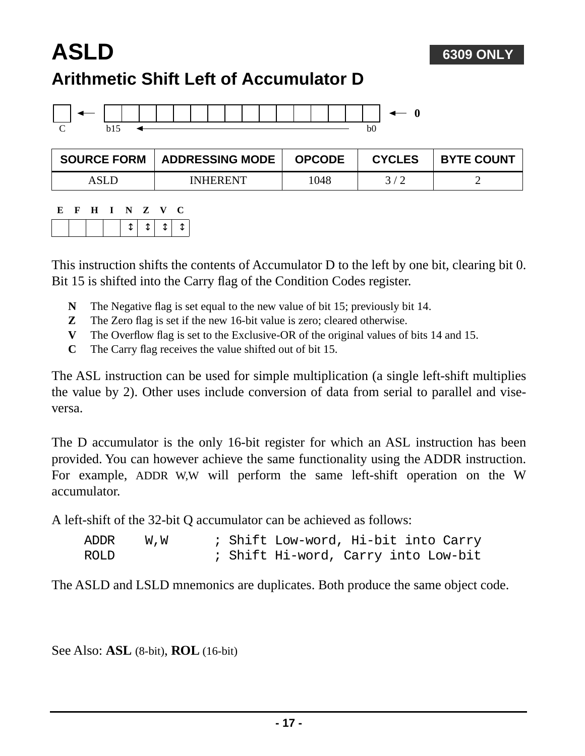# ASLD

**6309 ONLY**

## Arithmetic Shift Left of Accumulator D

C ← b15 ← b0 ← 0

| SOURCE FORM | ADDRESSING MODE | OPCODE | CYCLES | BYTE COUNT |
|---|---|---|---|---|
| ASLD | INHERENT | 1048 | 3 / 2 | 2 |

| E | F | H | I | N | Z | V | C |
|---|---|---|---|---|---|---|---|
| | | | | ↕ | ↕ | ↕ | ↕ |

This instruction shifts the contents of Accumulator D to the left by one bit, clearing bit 0. Bit 15 is shifted into the Carry flag of the Condition Codes register.

- **N** The Negative flag is set equal to the new value of bit 15; previously bit 14.
- **Z** The Zero flag is set if the new 16-bit value is zero; cleared otherwise.
- **V** The Overflow flag is set to the Exclusive-OR of the original values of bits 14 and 15.
- **C** The Carry flag receives the value shifted out of bit 15.

The ASL instruction can be used for simple multiplication (a single left-shift multiplies the value by 2). Other uses include conversion of data from serial to parallel and vise-versa.

The D accumulator is the only 16-bit register for which an ASL instruction has been provided. You can however achieve the same functionality using the ADDR instruction. For example, ADDR W,W will perform the same left-shift operation on the W accumulator.

A left-shift of the 32-bit Q accumulator can be achieved as follows:

```
ADDR    W,W      ; Shift Low-word, Hi-bit into Carry
ROLD             ; Shift Hi-word, Carry into Low-bit
```

The ASLD and LSLD mnemonics are duplicates. Both produce the same object code.

See Also: **ASL** (8-bit), **ROL** (16-bit)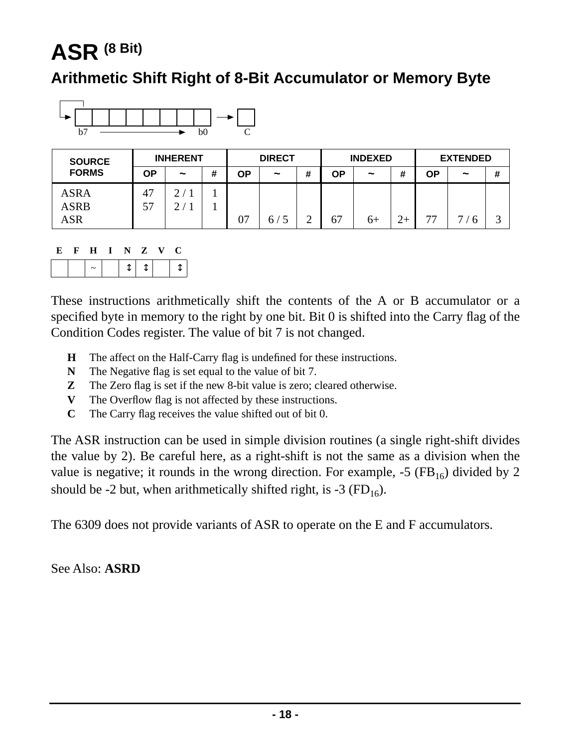# ASR (8 Bit)

## Arithmetic Shift Right of 8-Bit Accumulator or Memory Byte

b7 ⟶ b0 → C

| SOURCE FORMS | INHERENT | | | DIRECT | | | INDEXED | | | EXTENDED | | |
|---|---|---|---|---|---|---|---|---|---|---|---|---|
| | OP | ~ | # | OP | ~ | # | OP | ~ | # | OP | ~ | # |
| ASRA | 47 | 2 / 1 | 1 | | | | | | | | | |
| ASRB | 57 | 2 / 1 | 1 | | | | | | | | | |
| ASR | | | | 07 | 6 / 5 | 2 | 67 | 6+ | 2+ | 77 | 7 / 6 | 3 |

| E | F | H | I | N | Z | V | C |
|---|---|---|---|---|---|---|---|
| | | ~ | | ↕ | ↕ | | ↕ |

These instructions arithmetically shift the contents of the A or B accumulator or a specified byte in memory to the right by one bit. Bit 0 is shifted into the Carry flag of the Condition Codes register. The value of bit 7 is not changed.

- **H** The affect on the Half-Carry flag is undefined for these instructions.
- **N** The Negative flag is set equal to the value of bit 7.
- **Z** The Zero flag is set if the new 8-bit value is zero; cleared otherwise.
- **V** The Overflow flag is not affected by these instructions.
- **C** The Carry flag receives the value shifted out of bit 0.

The ASR instruction can be used in simple division routines (a single right-shift divides the value by 2). Be careful here, as a right-shift is not the same as a division when the value is negative; it rounds in the wrong direction. For example, -5 ($FB_{16}$) divided by 2 should be -2 but, when arithmetically shifted right, is -3 ($FD_{16}$).

The 6309 does not provide variants of ASR to operate on the E and F accumulators.

See Also: **ASRD**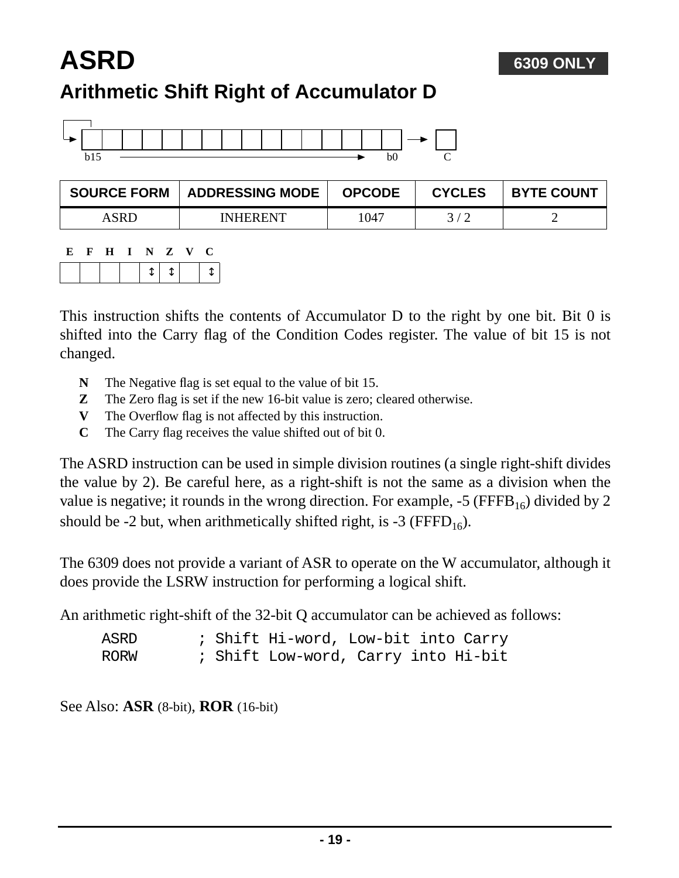# ASRD

**6309 ONLY**

## Arithmetic Shift Right of Accumulator D

b15 ⟶ b0 → C

| SOURCE FORM | ADDRESSING MODE | OPCODE | CYCLES | BYTE COUNT |
|---|---|---|---|---|
| ASRD | INHERENT | 1047 | 3 / 2 | 2 |

| E | F | H | I | N | Z | V | C |
|---|---|---|---|---|---|---|---|
| | | | | ↕ | ↕ | | ↕ |

This instruction shifts the contents of Accumulator D to the right by one bit. Bit 0 is shifted into the Carry flag of the Condition Codes register. The value of bit 15 is not changed.

- **N** The Negative flag is set equal to the value of bit 15.
- **Z** The Zero flag is set if the new 16-bit value is zero; cleared otherwise.
- **V** The Overflow flag is not affected by this instruction.
- **C** The Carry flag receives the value shifted out of bit 0.

The ASRD instruction can be used in simple division routines (a single right-shift divides the value by 2). Be careful here, as a right-shift is not the same as a division when the value is negative; it rounds in the wrong direction. For example, -5 ($FFFB_{16}$) divided by 2 should be -2 but, when arithmetically shifted right, is -3 ($FFFD_{16}$).

The 6309 does not provide a variant of ASR to operate on the W accumulator, although it does provide the LSRW instruction for performing a logical shift.

An arithmetic right-shift of the 32-bit Q accumulator can be achieved as follows:

```
ASRD       ; Shift Hi-word, Low-bit into Carry
RORW       ; Shift Low-word, Carry into Hi-bit
```

See Also: **ASR** (8-bit), **ROR** (16-bit)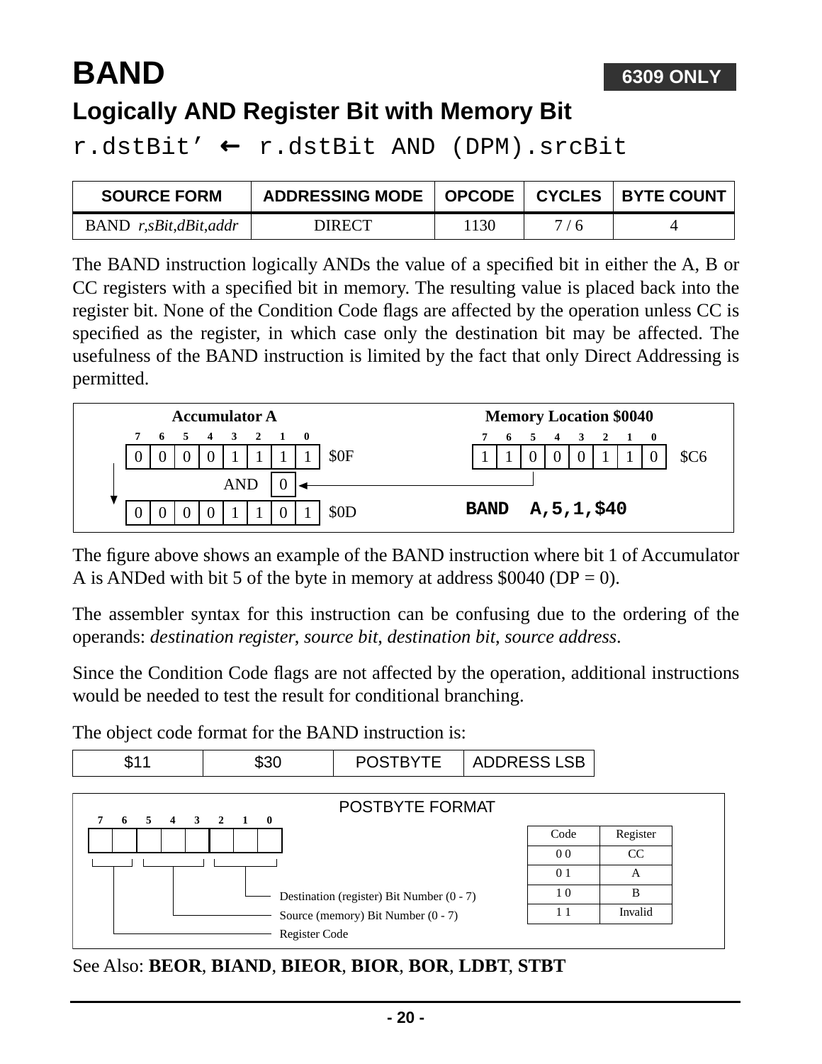# BAND

**6309 ONLY**

## Logically AND Register Bit with Memory Bit

r.dstBit' ← r.dstBit AND (DPM).srcBit

| SOURCE FORM | ADDRESSING MODE | OPCODE | CYCLES | BYTE COUNT |
|---|---|---|---|---|
| BAND *r,sBit,dBit,addr* | DIRECT | 1130 | 7 / 6 | 4 |

The BAND instruction logically ANDs the value of a specified bit in either the A, B or CC registers with a specified bit in memory. The resulting value is placed back into the register bit. None of the Condition Code flags are affected by the operation unless CC is specified as the register, in which case only the destination bit may be affected. The usefulness of the BAND instruction is limited by the fact that only Direct Addressing is permitted.

**Accumulator A**

| 7 | 6 | 5 | 4 | 3 | 2 | 1 | 0 | |
|---|---|---|---|---|---|---|---|---|
| 0 | 0 | 0 | 0 | 1 | 1 | 1 | 1 | $0F |
| | | | | | AND | 0 | | |
| 0 | 0 | 0 | 0 | 1 | 1 | 0 | 1 | $0D |

**Memory Location $0040**

| 7 | 6 | 5 | 4 | 3 | 2 | 1 | 0 | |
|---|---|---|---|---|---|---|---|---|
| 1 | 1 | 0 | 0 | 0 | 1 | 1 | 0 | $C6 |

```
BAND  A,5,1,$40
```

The figure above shows an example of the BAND instruction where bit 1 of Accumulator A is ANDed with bit 5 of the byte in memory at address $0040 (DP = 0).

The assembler syntax for this instruction can be confusing due to the ordering of the operands: *destination register*, *source bit*, *destination bit*, *source address*.

Since the Condition Code flags are not affected by the operation, additional instructions would be needed to test the result for conditional branching.

The object code format for the BAND instruction is:

| $11 | $30 | POSTBYTE | ADDRESS LSB |
|---|---|---|---|

**POSTBYTE FORMAT**

- Bits 7–6: Register Code
- Bits 5–3: Source (memory) Bit Number (0 - 7)
- Bits 2–0: Destination (register) Bit Number (0 - 7)

| Code | Register |
|---|---|
| 0 0 | CC |
| 0 1 | A |
| 1 0 | B |
| 1 1 | Invalid |

See Also: **BEOR**, **BIAND**, **BIEOR**, **BIOR**, **BOR**, **LDBT**, **STBT**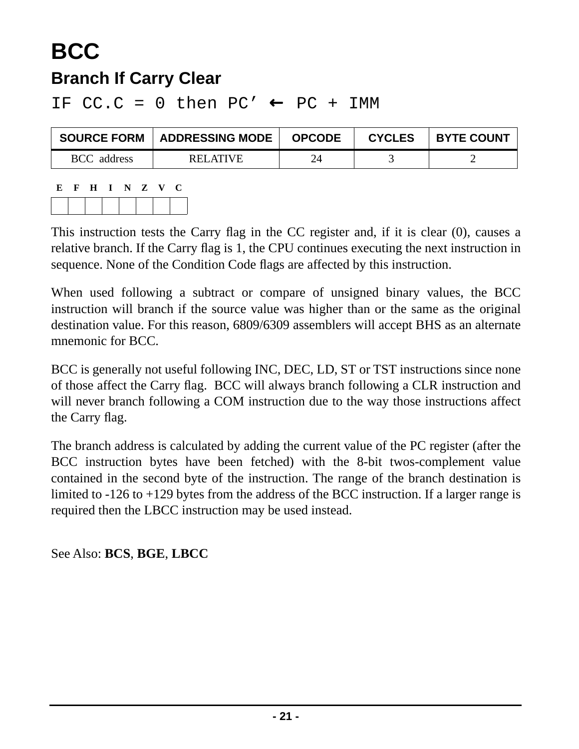# BCC

## Branch If Carry Clear

```
IF CC.C = 0 then PC’ ← PC + IMM
```

| SOURCE FORM | ADDRESSING MODE | OPCODE | CYCLES | BYTE COUNT |
|---|---|---|---|---|
| BCC address | RELATIVE | 24 | 3 | 2 |

| E | F | H | I | N | Z | V | C |
|---|---|---|---|---|---|---|---|
| | | | | | | | |

This instruction tests the Carry flag in the CC register and, if it is clear (0), causes a relative branch. If the Carry flag is 1, the CPU continues executing the next instruction in sequence. None of the Condition Code flags are affected by this instruction.

When used following a subtract or compare of unsigned binary values, the BCC instruction will branch if the source value was higher than or the same as the original destination value. For this reason, 6809/6309 assemblers will accept BHS as an alternate mnemonic for BCC.

BCC is generally not useful following INC, DEC, LD, ST or TST instructions since none of those affect the Carry flag. BCC will always branch following a CLR instruction and will never branch following a COM instruction due to the way those instructions affect the Carry flag.

The branch address is calculated by adding the current value of the PC register (after the BCC instruction bytes have been fetched) with the 8-bit twos-complement value contained in the second byte of the instruction. The range of the branch destination is limited to -126 to +129 bytes from the address of the BCC instruction. If a larger range is required then the LBCC instruction may be used instead.

See Also: **BCS**, **BGE**, **LBCC**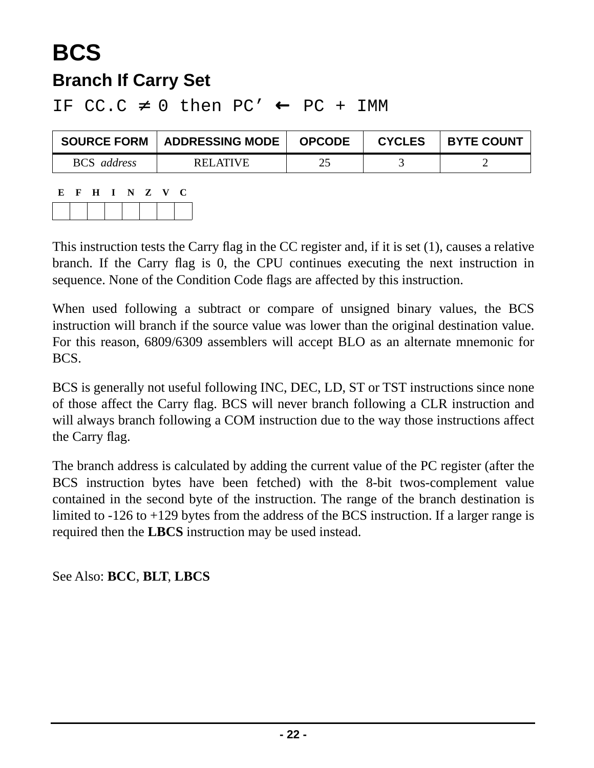# BCS

## Branch If Carry Set

```
IF CC.C ≠ 0 then PC’ ← PC + IMM
```

| SOURCE FORM | ADDRESSING MODE | OPCODE | CYCLES | BYTE COUNT |
|---|---|---|---|---|
| BCS *address* | RELATIVE | 25 | 3 | 2 |

| E | F | H | I | N | Z | V | C |
|---|---|---|---|---|---|---|---|
| | | | | | | | |

This instruction tests the Carry flag in the CC register and, if it is set (1), causes a relative branch. If the Carry flag is 0, the CPU continues executing the next instruction in sequence. None of the Condition Code flags are affected by this instruction.

When used following a subtract or compare of unsigned binary values, the BCS instruction will branch if the source value was lower than the original destination value. For this reason, 6809/6309 assemblers will accept BLO as an alternate mnemonic for BCS.

BCS is generally not useful following INC, DEC, LD, ST or TST instructions since none of those affect the Carry flag. BCS will never branch following a CLR instruction and will always branch following a COM instruction due to the way those instructions affect the Carry flag.

The branch address is calculated by adding the current value of the PC register (after the BCS instruction bytes have been fetched) with the 8-bit twos-complement value contained in the second byte of the instruction. The range of the branch destination is limited to -126 to +129 bytes from the address of the BCS instruction. If a larger range is required then the **LBCS** instruction may be used instead.

See Also: **BCC**, **BLT**, **LBCS**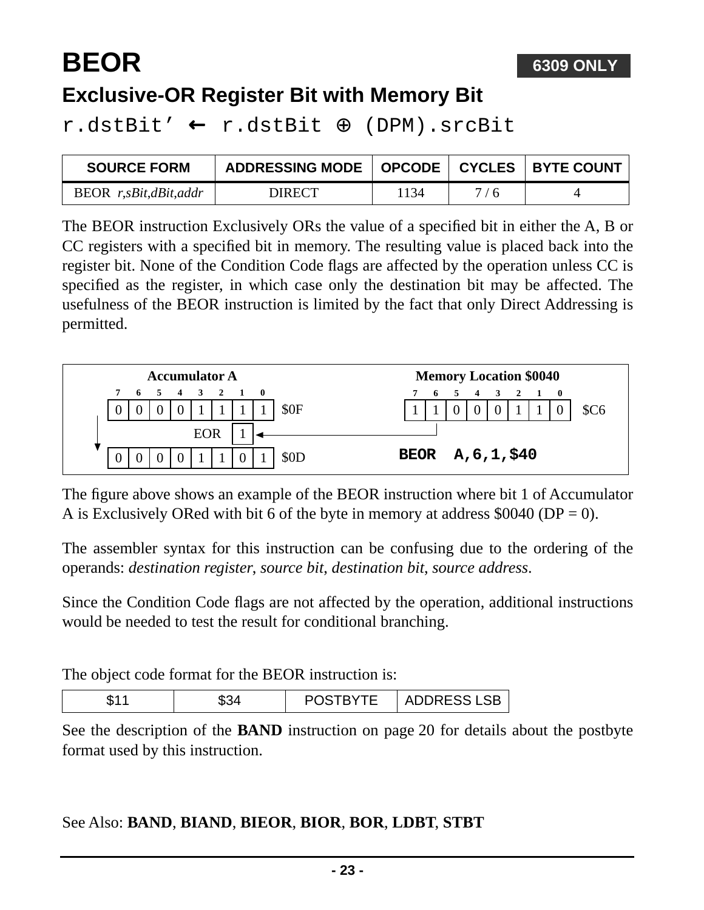# BEOR

**6309 ONLY**

## Exclusive-OR Register Bit with Memory Bit

r.dstBit’ ← r.dstBit ⊕ (DPM).srcBit

| SOURCE FORM | ADDRESSING MODE | OPCODE | CYCLES | BYTE COUNT |
|---|---|---|---|---|
| BEOR *r,sBit,dBit,addr* | DIRECT | 1134 | 7 / 6 | 4 |

The BEOR instruction Exclusively ORs the value of a specified bit in either the A, B or CC registers with a specified bit in memory. The resulting value is placed back into the register bit. None of the Condition Code flags are affected by the operation unless CC is specified as the register, in which case only the destination bit may be affected. The usefulness of the BEOR instruction is limited by the fact that only Direct Addressing is permitted.

**Accumulator A**

| 7 | 6 | 5 | 4 | 3 | 2 | 1 | 0 | |
|---|---|---|---|---|---|---|---|---|
| 0 | 0 | 0 | 0 | 1 | 1 | 1 | 1 | $0F |
| | | | | | EOR | 1 | | |
| 0 | 0 | 0 | 0 | 1 | 1 | 0 | 1 | $0D |

**Memory Location $0040**

| 7 | 6 | 5 | 4 | 3 | 2 | 1 | 0 | |
|---|---|---|---|---|---|---|---|---|
| 1 | 1 | 0 | 0 | 0 | 1 | 1 | 0 | $C6 |

```
BEOR  A,6,1,$40
```

The figure above shows an example of the BEOR instruction where bit 1 of Accumulator A is Exclusively ORed with bit 6 of the byte in memory at address $0040 (DP = 0).

The assembler syntax for this instruction can be confusing due to the ordering of the operands: *destination register*, *source bit*, *destination bit*, *source address*.

Since the Condition Code flags are not affected by the operation, additional instructions would be needed to test the result for conditional branching.

The object code format for the BEOR instruction is:

| $11 | $34 | POSTBYTE | ADDRESS LSB |
|---|---|---|---|

See the description of the **BAND** instruction on page 20 for details about the postbyte format used by this instruction.

See Also: **BAND**, **BIAND**, **BIEOR**, **BIOR**, **BOR**, **LDBT**, **STBT**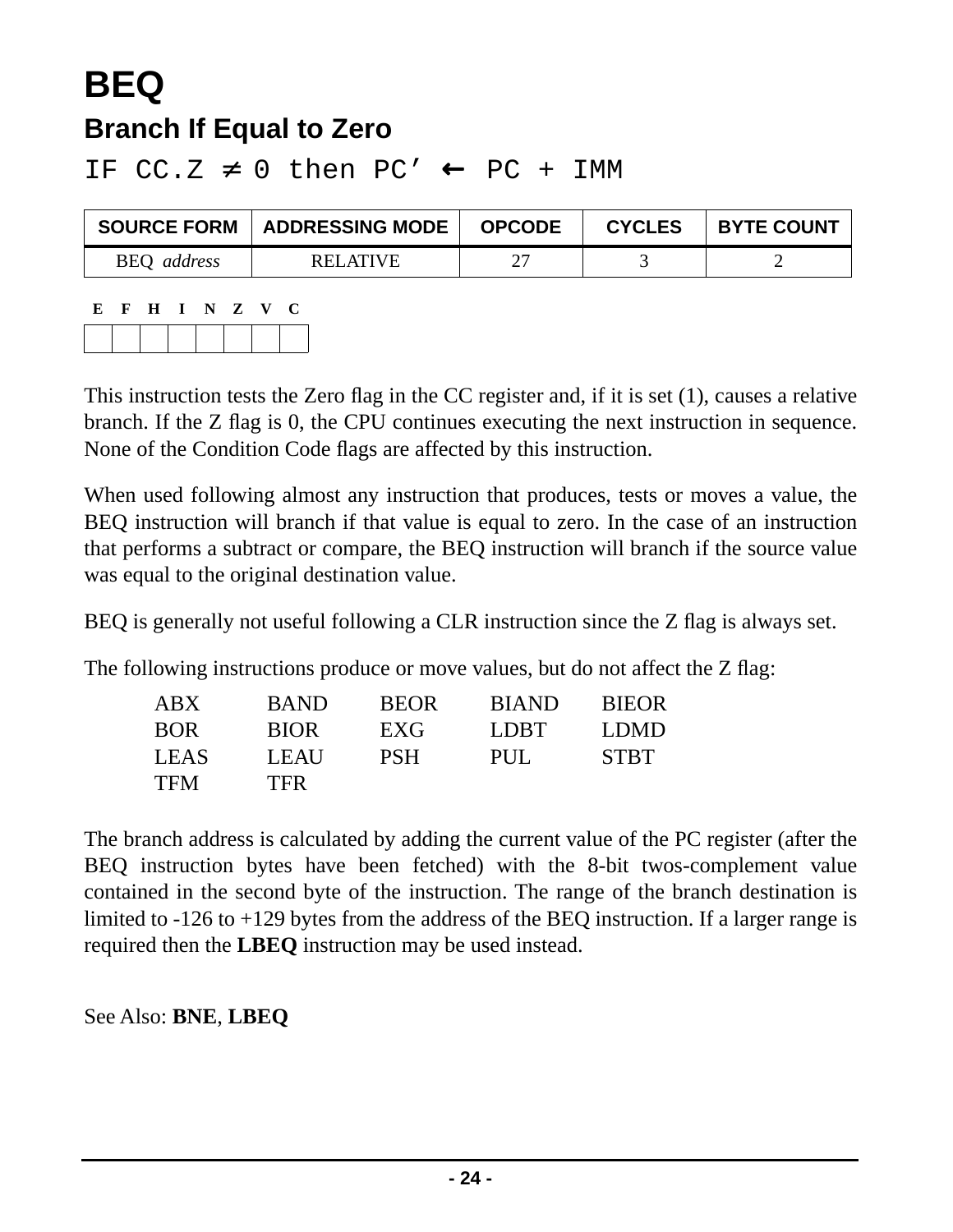# BEQ

## Branch If Equal to Zero

IF CC.Z ≠ 0 then PC’ ← PC + IMM

| SOURCE FORM | ADDRESSING MODE | OPCODE | CYCLES | BYTE COUNT |
|---|---|---|---|---|
| BEQ *address* | RELATIVE | 27 | 3 | 2 |

| E | F | H | I | N | Z | V | C |
|---|---|---|---|---|---|---|---|
| | | | | | | | |

This instruction tests the Zero flag in the CC register and, if it is set (1), causes a relative branch. If the Z flag is 0, the CPU continues executing the next instruction in sequence. None of the Condition Code flags are affected by this instruction.

When used following almost any instruction that produces, tests or moves a value, the BEQ instruction will branch if that value is equal to zero. In the case of an instruction that performs a subtract or compare, the BEQ instruction will branch if the source value was equal to the original destination value.

BEQ is generally not useful following a CLR instruction since the Z flag is always set.

The following instructions produce or move values, but do not affect the Z flag:

| | | | | |
|---|---|---|---|---|
| ABX | BAND | BEOR | BIAND | BIEOR |
| BOR | BIOR | EXG | LDBT | LDMD |
| LEAS | LEAU | PSH | PUL | STBT |
| TFM | TFR | | | |

The branch address is calculated by adding the current value of the PC register (after the BEQ instruction bytes have been fetched) with the 8-bit twos-complement value contained in the second byte of the instruction. The range of the branch destination is limited to -126 to +129 bytes from the address of the BEQ instruction. If a larger range is required then the **LBEQ** instruction may be used instead.

See Also: **BNE**, **LBEQ**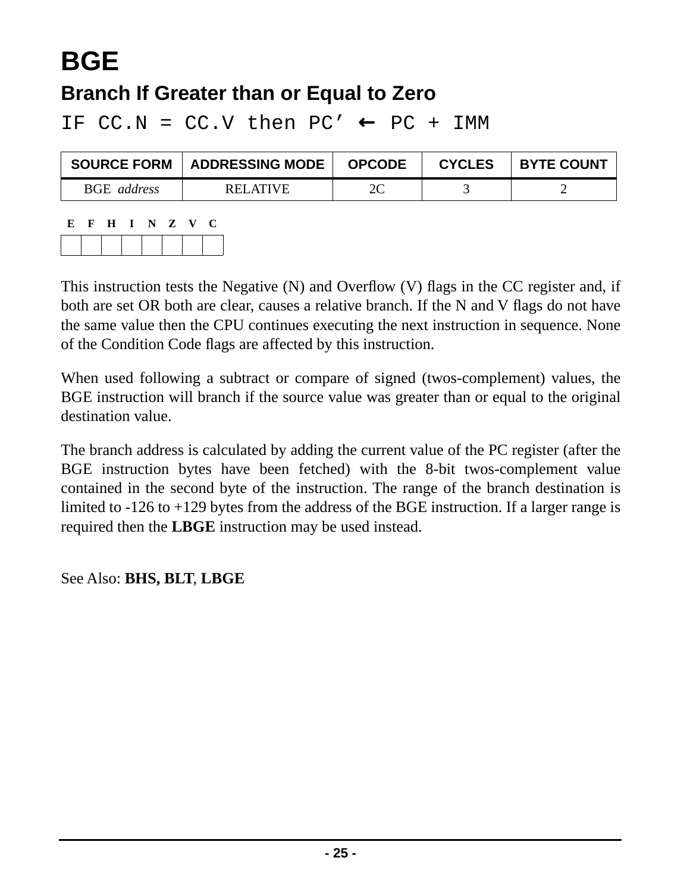# BGE

## Branch If Greater than or Equal to Zero

```
IF CC.N = CC.V then PC’ ← PC + IMM
```

| SOURCE FORM | ADDRESSING MODE | OPCODE | CYCLES | BYTE COUNT |
|---|---|---|---|---|
| BGE *address* | RELATIVE | 2C | 3 | 2 |

| E | F | H | I | N | Z | V | C |
|---|---|---|---|---|---|---|---|
| | | | | | | | |

This instruction tests the Negative (N) and Overflow (V) flags in the CC register and, if both are set OR both are clear, causes a relative branch. If the N and V flags do not have the same value then the CPU continues executing the next instruction in sequence. None of the Condition Code flags are affected by this instruction.

When used following a subtract or compare of signed (twos-complement) values, the BGE instruction will branch if the source value was greater than or equal to the original destination value.

The branch address is calculated by adding the current value of the PC register (after the BGE instruction bytes have been fetched) with the 8-bit twos-complement value contained in the second byte of the instruction. The range of the branch destination is limited to -126 to +129 bytes from the address of the BGE instruction. If a larger range is required then the **LBGE** instruction may be used instead.

See Also: **BHS, BLT**, **LBGE**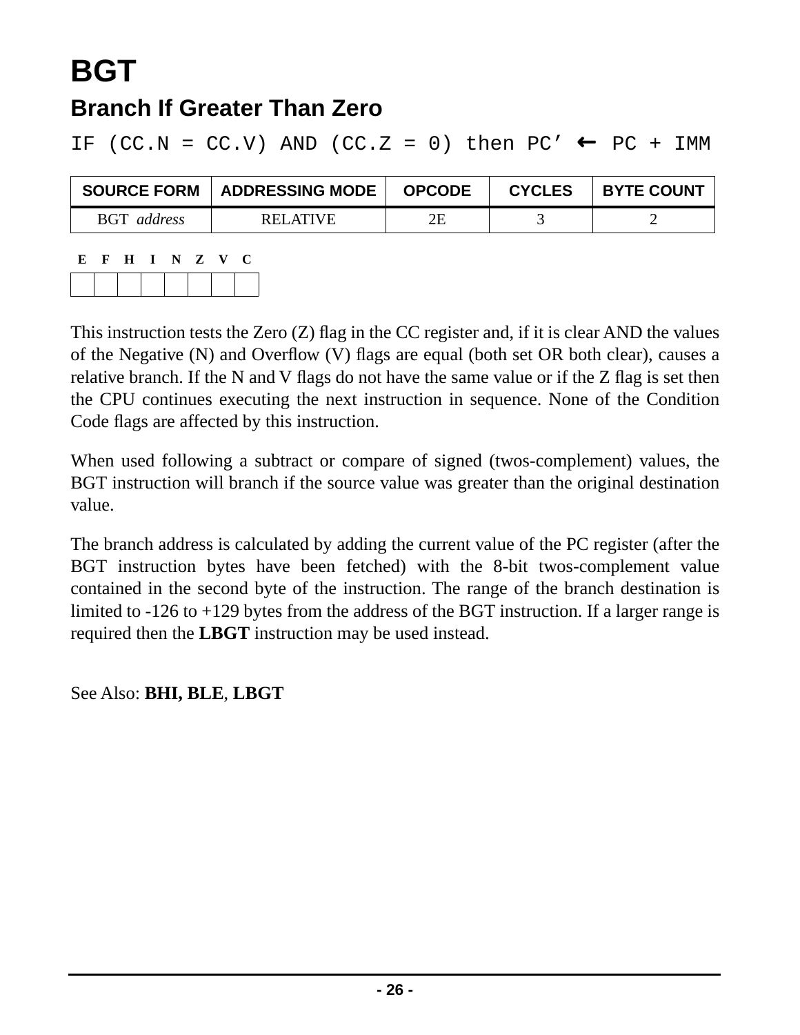# BGT

## Branch If Greater Than Zero

```
IF (CC.N = CC.V) AND (CC.Z = 0) then PC’ ← PC + IMM
```

| SOURCE FORM | ADDRESSING MODE | OPCODE | CYCLES | BYTE COUNT |
|---|---|---|---|---|
| BGT *address* | RELATIVE | 2E | 3 | 2 |

| E | F | H | I | N | Z | V | C |
|---|---|---|---|---|---|---|---|
| | | | | | | | |

This instruction tests the Zero (Z) flag in the CC register and, if it is clear AND the values of the Negative (N) and Overflow (V) flags are equal (both set OR both clear), causes a relative branch. If the N and V flags do not have the same value or if the Z flag is set then the CPU continues executing the next instruction in sequence. None of the Condition Code flags are affected by this instruction.

When used following a subtract or compare of signed (twos-complement) values, the BGT instruction will branch if the source value was greater than the original destination value.

The branch address is calculated by adding the current value of the PC register (after the BGT instruction bytes have been fetched) with the 8-bit twos-complement value contained in the second byte of the instruction. The range of the branch destination is limited to -126 to +129 bytes from the address of the BGT instruction. If a larger range is required then the **LBGT** instruction may be used instead.

See Also: **BHI, BLE**, **LBGT**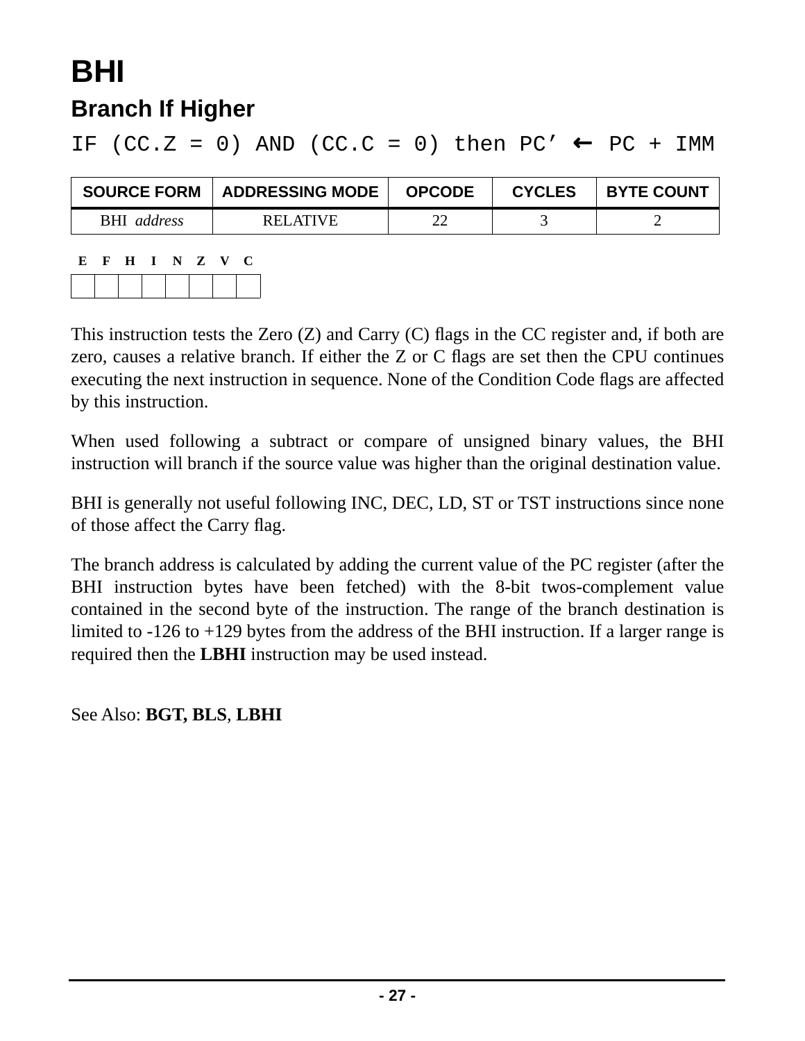# BHI

## Branch If Higher

```
IF (CC.Z = 0) AND (CC.C = 0) then PC’ ← PC + IMM
```

| SOURCE FORM | ADDRESSING MODE | OPCODE | CYCLES | BYTE COUNT |
|---|---|---|---|---|
| BHI *address* | RELATIVE | 22 | 3 | 2 |

| E | F | H | I | N | Z | V | C |
|---|---|---|---|---|---|---|---|
| | | | | | | | |

This instruction tests the Zero (Z) and Carry (C) flags in the CC register and, if both are zero, causes a relative branch. If either the Z or C flags are set then the CPU continues executing the next instruction in sequence. None of the Condition Code flags are affected by this instruction.

When used following a subtract or compare of unsigned binary values, the BHI instruction will branch if the source value was higher than the original destination value.

BHI is generally not useful following INC, DEC, LD, ST or TST instructions since none of those affect the Carry flag.

The branch address is calculated by adding the current value of the PC register (after the BHI instruction bytes have been fetched) with the 8-bit twos-complement value contained in the second byte of the instruction. The range of the branch destination is limited to -126 to +129 bytes from the address of the BHI instruction. If a larger range is required then the **LBHI** instruction may be used instead.

See Also: **BGT, BLS**, **LBHI**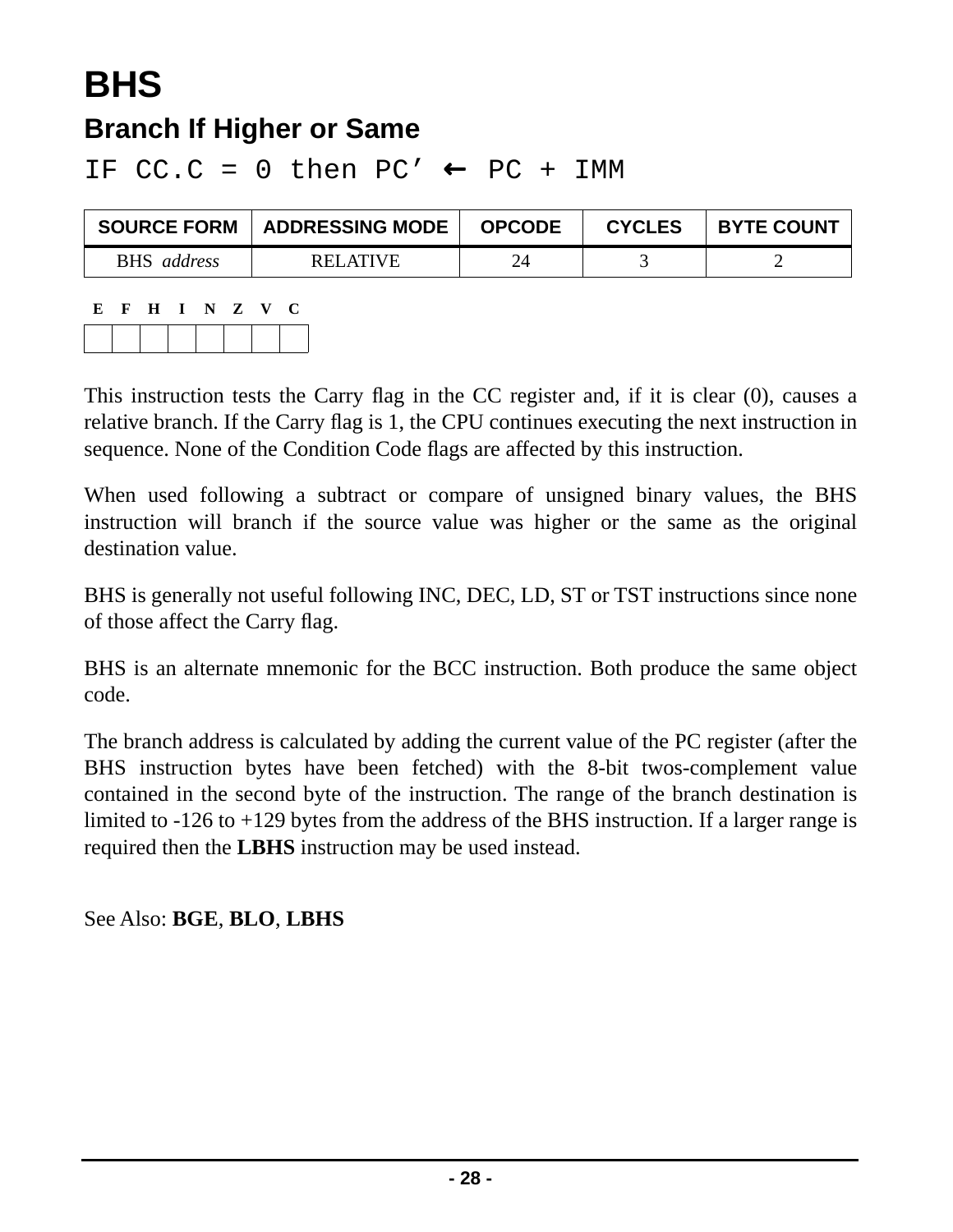# BHS

## Branch If Higher or Same

IF CC.C = 0 then PC’ ← PC + IMM

| SOURCE FORM | ADDRESSING MODE | OPCODE | CYCLES | BYTE COUNT |
|---|---|---|---|---|
| BHS *address* | RELATIVE | 24 | 3 | 2 |

| E | F | H | I | N | Z | V | C |
|---|---|---|---|---|---|---|---|
| | | | | | | | |

This instruction tests the Carry flag in the CC register and, if it is clear (0), causes a relative branch. If the Carry flag is 1, the CPU continues executing the next instruction in sequence. None of the Condition Code flags are affected by this instruction.

When used following a subtract or compare of unsigned binary values, the BHS instruction will branch if the source value was higher or the same as the original destination value.

BHS is generally not useful following INC, DEC, LD, ST or TST instructions since none of those affect the Carry flag.

BHS is an alternate mnemonic for the BCC instruction. Both produce the same object code.

The branch address is calculated by adding the current value of the PC register (after the BHS instruction bytes have been fetched) with the 8-bit twos-complement value contained in the second byte of the instruction. The range of the branch destination is limited to -126 to +129 bytes from the address of the BHS instruction. If a larger range is required then the **LBHS** instruction may be used instead.

See Also: **BGE**, **BLO**, **LBHS**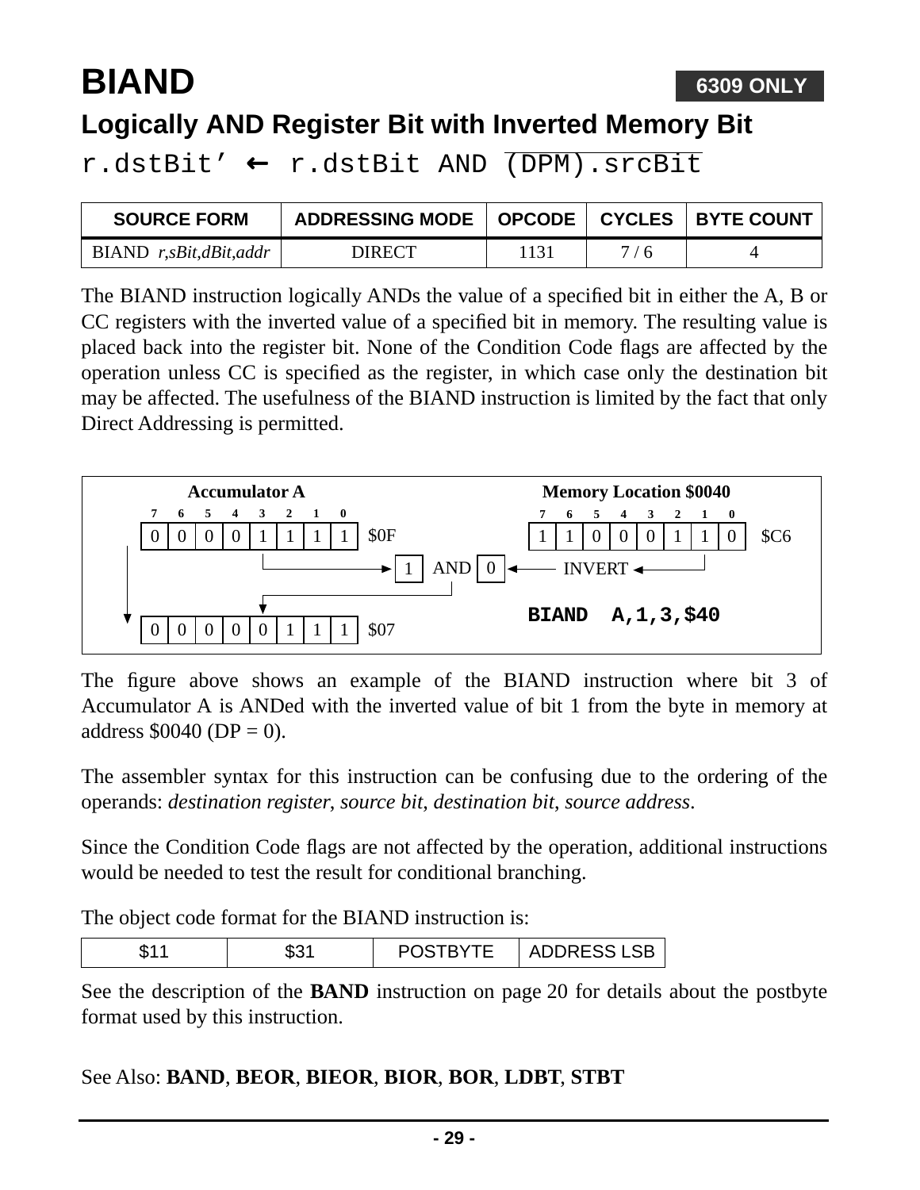# BIAND

**6309 ONLY**

## Logically AND Register Bit with Inverted Memory Bit

r.dstBit’ ← r.dstBit AND $\overline{\text{(DPM).srcBit}}$

| SOURCE FORM | ADDRESSING MODE | OPCODE | CYCLES | BYTE COUNT |
|---|---|---|---|---|
| BIAND *r,sBit,dBit,addr* | DIRECT | 1131 | 7 / 6 | 4 |

The BIAND instruction logically ANDs the value of a specified bit in either the A, B or CC registers with the inverted value of a specified bit in memory. The resulting value is placed back into the register bit. None of the Condition Code flags are affected by the operation unless CC is specified as the register, in which case only the destination bit may be affected. The usefulness of the BIAND instruction is limited by the fact that only Direct Addressing is permitted.

**Accumulator A**

| 7 | 6 | 5 | 4 | 3 | 2 | 1 | 0 | |
|---|---|---|---|---|---|---|---|---|
| 0 | 0 | 0 | 0 | 1 | 1 | 1 | 1 | $0F |
| 0 | 0 | 0 | 0 | 0 | 1 | 1 | 1 | $07 |

**Memory Location $0040**

| 7 | 6 | 5 | 4 | 3 | 2 | 1 | 0 | |
|---|---|---|---|---|---|---|---|---|
| 1 | 1 | 0 | 0 | 0 | 1 | 1 | 0 | $C6 |

1 AND 0 ← INVERT

```
BIAND  A,1,3,$40
```

The figure above shows an example of the BIAND instruction where bit 3 of Accumulator A is ANDed with the inverted value of bit 1 from the byte in memory at address $0040 (DP = 0).

The assembler syntax for this instruction can be confusing due to the ordering of the operands: *destination register*, *source bit*, *destination bit*, *source address*.

Since the Condition Code flags are not affected by the operation, additional instructions would be needed to test the result for conditional branching.

The object code format for the BIAND instruction is:

| $11 | $31 | POSTBYTE | ADDRESS LSB |
|---|---|---|---|

See the description of the **BAND** instruction on page 20 for details about the postbyte format used by this instruction.

See Also: **BAND**, **BEOR**, **BIEOR**, **BIOR**, **BOR**, **LDBT**, **STBT**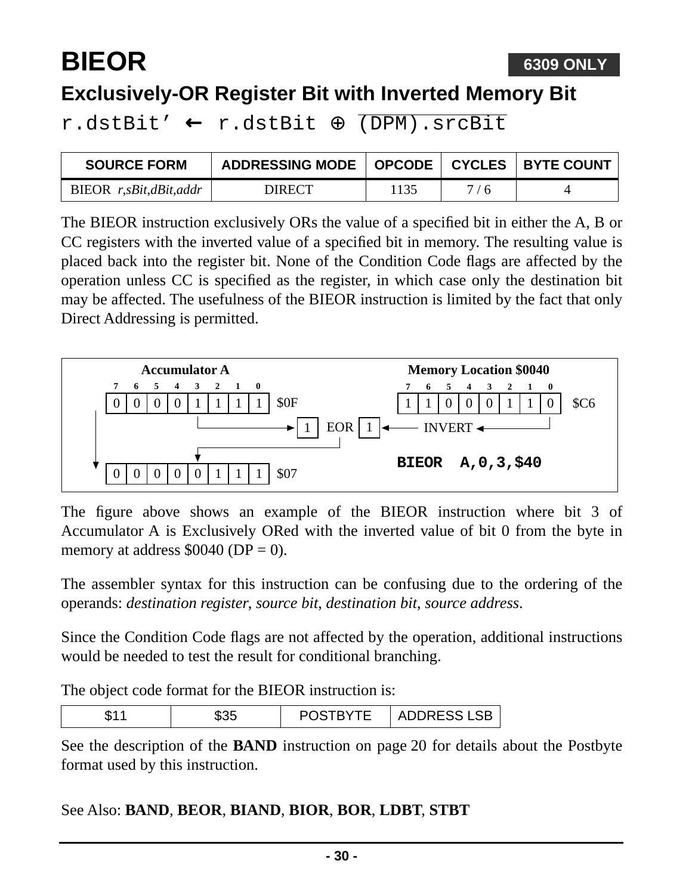# BIEOR

**6309 ONLY**

## Exclusively-OR Register Bit with Inverted Memory Bit

$$r.dstBit' \leftarrow r.dstBit \oplus \overline{(DPM).srcBit}$$

| SOURCE FORM | ADDRESSING MODE | OPCODE | CYCLES | BYTE COUNT |
|---|---|---|---|---|
| BIEOR *r,sBit,dBit,addr* | DIRECT | 1135 | 7 / 6 | 4 |

The BIEOR instruction exclusively ORs the value of a specified bit in either the A, B or CC registers with the inverted value of a specified bit in memory. The resulting value is placed back into the register bit. None of the Condition Code flags are affected by the operation unless CC is specified as the register, in which case only the destination bit may be affected. The usefulness of the BIEOR instruction is limited by the fact that only Direct Addressing is permitted.

**Accumulator A**

| 7 | 6 | 5 | 4 | 3 | 2 | 1 | 0 | |
|---|---|---|---|---|---|---|---|---|
| 0 | 0 | 0 | 0 | 1 | 1 | 1 | 1 | $0F |
| 0 | 0 | 0 | 0 | 0 | 1 | 1 | 1 | $07 |

**Memory Location $0040**

| 7 | 6 | 5 | 4 | 3 | 2 | 1 | 0 | |
|---|---|---|---|---|---|---|---|---|
| 1 | 1 | 0 | 0 | 0 | 1 | 1 | 0 | $C6 |

1 EOR 1 ← INVERT

```
BIEOR  A,0,3,$40
```

The figure above shows an example of the BIEOR instruction where bit 3 of Accumulator A is Exclusively ORed with the inverted value of bit 0 from the byte in memory at address $0040 (DP = 0).

The assembler syntax for this instruction can be confusing due to the ordering of the operands: *destination register*, *source bit*, *destination bit*, *source address*.

Since the Condition Code flags are not affected by the operation, additional instructions would be needed to test the result for conditional branching.

The object code format for the BIEOR instruction is:

| $11 | $35 | POSTBYTE | ADDRESS LSB |
|---|---|---|---|

See the description of the **BAND** instruction on page 20 for details about the Postbyte format used by this instruction.

See Also: **BAND**, **BEOR**, **BIAND**, **BIOR**, **BOR**, **LDBT**, **STBT**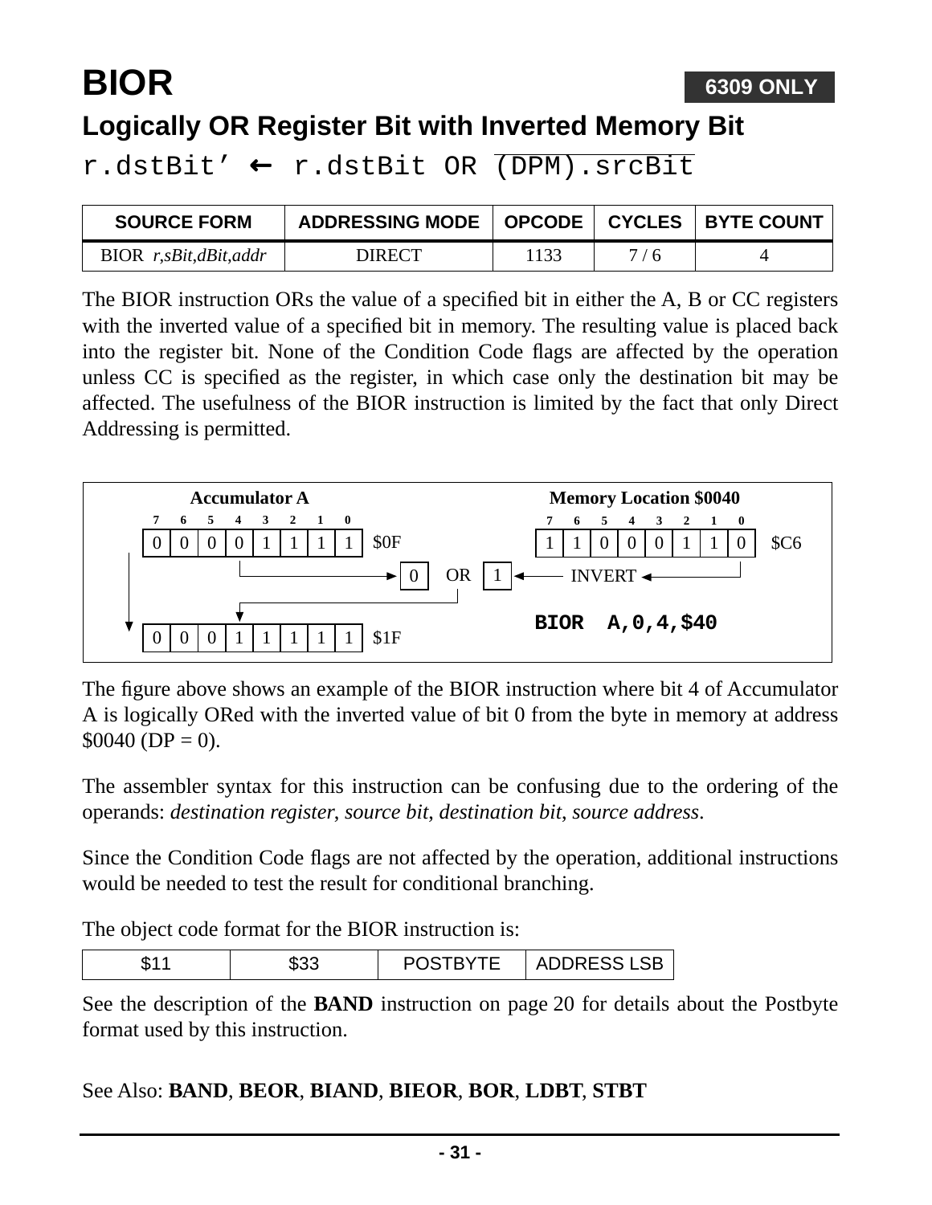// BIOR

**6309 ONLY**

## Logically OR Register Bit with Inverted Memory Bit

$\texttt{r.dstBit'} \leftarrow \texttt{r.dstBit OR } \overline{\texttt{(DPM).srcBit}}$

| SOURCE FORM | ADDRESSING MODE | OPCODE | CYCLES | BYTE COUNT |
|---|---|---|---|---|
| BIOR *r,sBit,dBit,addr* | DIRECT | 1133 | 7 / 6 | 4 |

The BIOR instruction ORs the value of a specified bit in either the A, B or CC registers with the inverted value of a specified bit in memory. The resulting value is placed back into the register bit. None of the Condition Code flags are affected by the operation unless CC is specified as the register, in which case only the destination bit may be affected. The usefulness of the BIOR instruction is limited by the fact that only Direct Addressing is permitted.

**Accumulator A**

| 7 | 6 | 5 | 4 | 3 | 2 | 1 | 0 | |
|---|---|---|---|---|---|---|---|---|
| 0 | 0 | 0 | 0 | 1 | 1 | 1 | 1 | $0F |
| 0 | 0 | 0 | 1 | 1 | 1 | 1 | 1 | $1F |

**Memory Location $0040**

| 7 | 6 | 5 | 4 | 3 | 2 | 1 | 0 | |
|---|---|---|---|---|---|---|---|---|
| 1 | 1 | 0 | 0 | 0 | 1 | 1 | 0 | $C6 |

0 OR 1 ← INVERT

**BIOR A,0,4,$40**

The figure above shows an example of the BIOR instruction where bit 4 of Accumulator A is logically ORed with the inverted value of bit 0 from the byte in memory at address $0040 (DP = 0).

The assembler syntax for this instruction can be confusing due to the ordering of the operands: *destination register*, *source bit*, *destination bit*, *source address*.

Since the Condition Code flags are not affected by the operation, additional instructions would be needed to test the result for conditional branching.

The object code format for the BIOR instruction is:

| $11 | $33 | POSTBYTE | ADDRESS LSB |
|---|---|---|---|

See the description of the **BAND** instruction on page 20 for details about the Postbyte format used by this instruction.

See Also: **BAND**, **BEOR**, **BIAND**, **BIEOR**, **BOR**, **LDBT**, **STBT**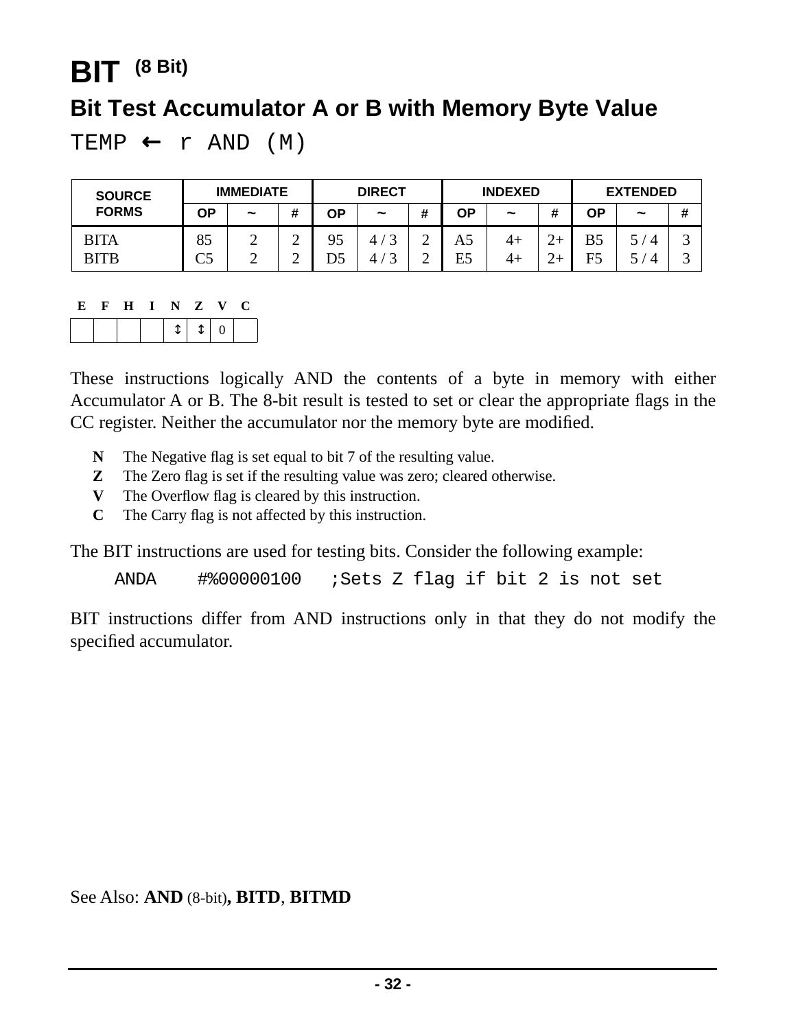# BIT (8 Bit)

## Bit Test Accumulator A or B with Memory Byte Value

TEMP ← r AND (M)

| SOURCE FORMS | IMMEDIATE | | | DIRECT | | | INDEXED | | | EXTENDED | | |
|---|---|---|---|---|---|---|---|---|---|---|---|---|
| | OP | ~ | # | OP | ~ | # | OP | ~ | # | OP | ~ | # |
| BITA | 85 | 2 | 2 | 95 | 4 / 3 | 2 | A5 | 4+ | 2+ | B5 | 5 / 4 | 3 |
| BITB | C5 | 2 | 2 | D5 | 4 / 3 | 2 | E5 | 4+ | 2+ | F5 | 5 / 4 | 3 |

| E | F | H | I | N | Z | V | C |
|---|---|---|---|---|---|---|---|
| | | | | ↕ | ↕ | 0 | |

These instructions logically AND the contents of a byte in memory with either Accumulator A or B. The 8-bit result is tested to set or clear the appropriate flags in the CC register. Neither the accumulator nor the memory byte are modified.

- **N** The Negative flag is set equal to bit 7 of the resulting value.
- **Z** The Zero flag is set if the resulting value was zero; cleared otherwise.
- **V** The Overflow flag is cleared by this instruction.
- **C** The Carry flag is not affected by this instruction.

The BIT instructions are used for testing bits. Consider the following example:

```
ANDA    #%00000100   ;Sets Z flag if bit 2 is not set
```

BIT instructions differ from AND instructions only in that they do not modify the specified accumulator.

See Also: **AND** (8-bit)**, BITD**, **BITMD**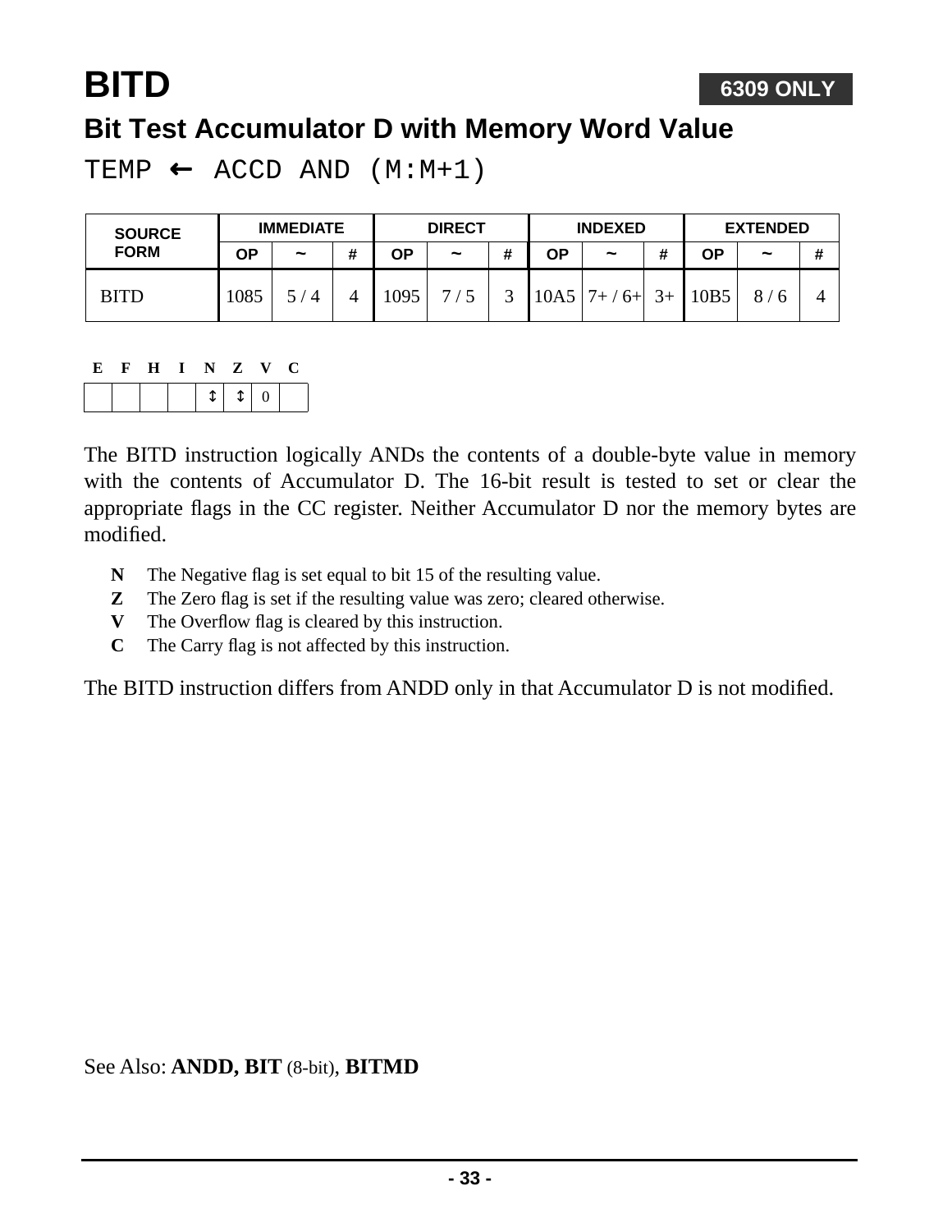# BITD

**6309 ONLY**

## Bit Test Accumulator D with Memory Word Value

TEMP ← ACCD AND (M:M+1)

| SOURCE FORM | IMMEDIATE | | | DIRECT | | | INDEXED | | | EXTENDED | | |
|---|---|---|---|---|---|---|---|---|---|---|---|---|
| | OP | ~ | # | OP | ~ | # | OP | ~ | # | OP | ~ | # |
| BITD | 1085 | 5 / 4 | 4 | 1095 | 7 / 5 | 3 | 10A5 | 7+ / 6+ | 3+ | 10B5 | 8 / 6 | 4 |

| E | F | H | I | N | Z | V | C |
|---|---|---|---|---|---|---|---|
| | | | | ↕ | ↕ | 0 | |

The BITD instruction logically ANDs the contents of a double-byte value in memory with the contents of Accumulator D. The 16-bit result is tested to set or clear the appropriate flags in the CC register. Neither Accumulator D nor the memory bytes are modified.

- **N** The Negative flag is set equal to bit 15 of the resulting value.
- **Z** The Zero flag is set if the resulting value was zero; cleared otherwise.
- **V** The Overflow flag is cleared by this instruction.
- **C** The Carry flag is not affected by this instruction.

The BITD instruction differs from ANDD only in that Accumulator D is not modified.

See Also: **ANDD, BIT** (8-bit), **BITMD**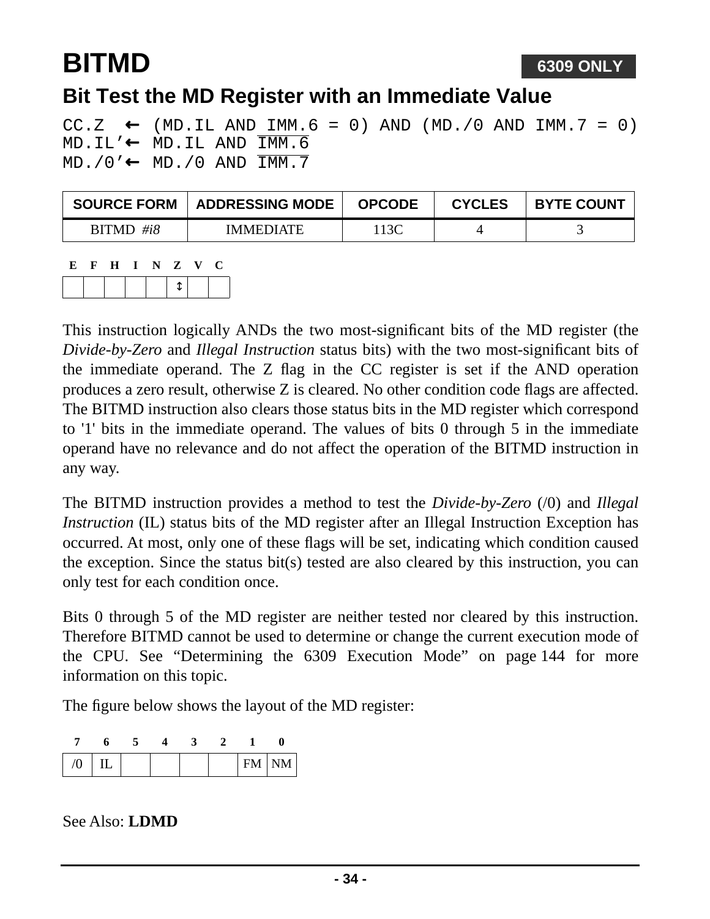# BITMD

**6309 ONLY**

## Bit Test the MD Register with an Immediate Value

```
CC.Z  ← (MD.IL AND IMM.6 = 0) AND (MD./0 AND IMM.7 = 0)
MD.IL’← MD.IL AND IMM.6
MD./0’← MD./0 AND IMM.7
```

(In the last two lines, IMM.6 and IMM.7 are overlined, indicating complement.)

| SOURCE FORM | ADDRESSING MODE | OPCODE | CYCLES | BYTE COUNT |
|---|---|---|---|---|
| BITMD *#i8* | IMMEDIATE | 113C | 4 | 3 |

| E | F | H | I | N | Z | V | C |
|---|---|---|---|---|---|---|---|
| | | | | | ↕ | | |

This instruction logically ANDs the two most-significant bits of the MD register (the *Divide-by-Zero* and *Illegal Instruction* status bits) with the two most-significant bits of the immediate operand. The Z flag in the CC register is set if the AND operation produces a zero result, otherwise Z is cleared. No other condition code flags are affected. The BITMD instruction also clears those status bits in the MD register which correspond to '1' bits in the immediate operand. The values of bits 0 through 5 in the immediate operand have no relevance and do not affect the operation of the BITMD instruction in any way.

The BITMD instruction provides a method to test the *Divide-by-Zero* (/0) and *Illegal Instruction* (IL) status bits of the MD register after an Illegal Instruction Exception has occurred. At most, only one of these flags will be set, indicating which condition caused the exception. Since the status bit(s) tested are also cleared by this instruction, you can only test for each condition once.

Bits 0 through 5 of the MD register are neither tested nor cleared by this instruction. Therefore BITMD cannot be used to determine or change the current execution mode of the CPU. See “Determining the 6309 Execution Mode” on page 144 for more information on this topic.

The figure below shows the layout of the MD register:

| 7 | 6 | 5 | 4 | 3 | 2 | 1 | 0 |
|---|---|---|---|---|---|---|---|
| /0 | IL | | | | | FM | NM |

See Also: **LDMD**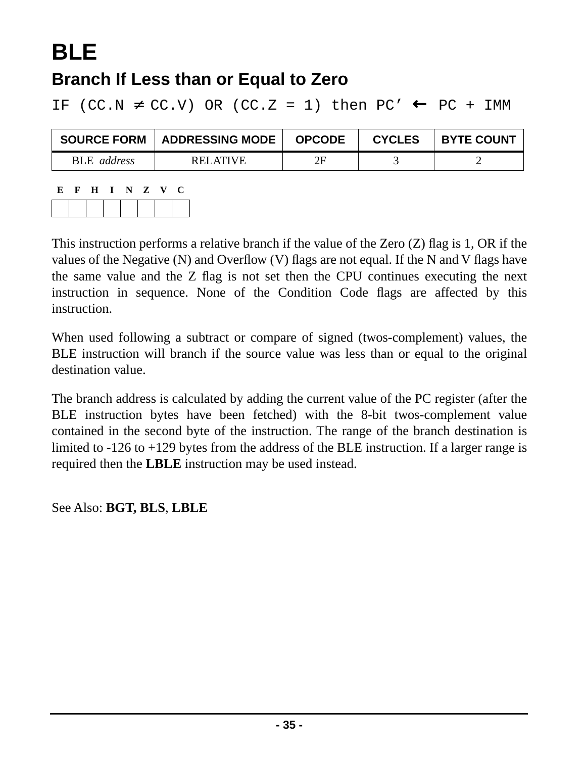# BLE

## Branch If Less than or Equal to Zero

```
IF (CC.N ≠ CC.V) OR (CC.Z = 1) then PC’ ← PC + IMM
```

| SOURCE FORM | ADDRESSING MODE | OPCODE | CYCLES | BYTE COUNT |
|---|---|---|---|---|
| BLE *address* | RELATIVE | 2F | 3 | 2 |

| E | F | H | I | N | Z | V | C |
|---|---|---|---|---|---|---|---|
| | | | | | | | |

This instruction performs a relative branch if the value of the Zero (Z) flag is 1, OR if the values of the Negative (N) and Overflow (V) flags are not equal. If the N and V flags have the same value and the Z flag is not set then the CPU continues executing the next instruction in sequence. None of the Condition Code flags are affected by this instruction.

When used following a subtract or compare of signed (twos-complement) values, the BLE instruction will branch if the source value was less than or equal to the original destination value.

The branch address is calculated by adding the current value of the PC register (after the BLE instruction bytes have been fetched) with the 8-bit twos-complement value contained in the second byte of the instruction. The range of the branch destination is limited to -126 to +129 bytes from the address of the BLE instruction. If a larger range is required then the **LBLE** instruction may be used instead.

See Also: **BGT, BLS**, **LBLE**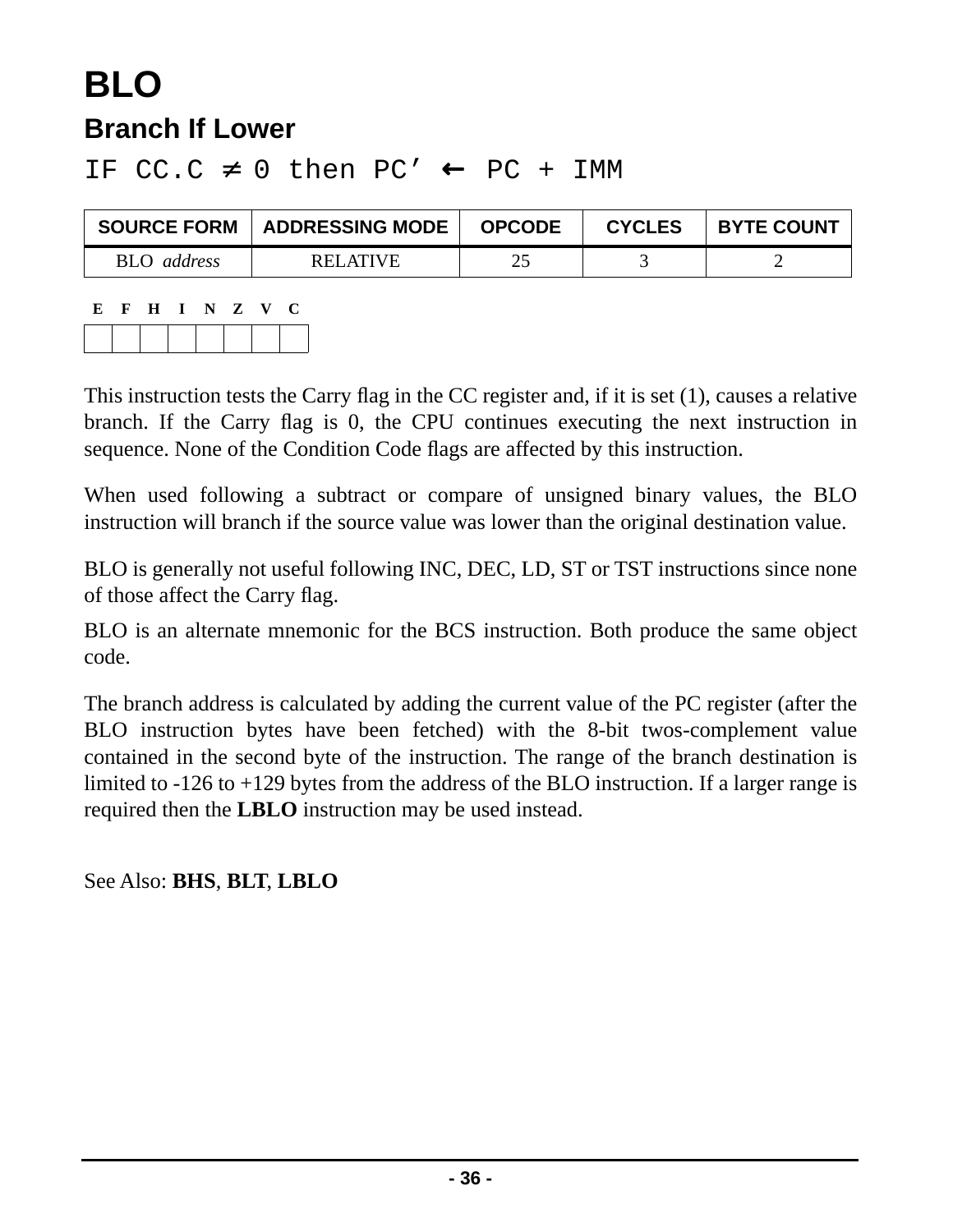# BLO

## Branch If Lower

```
IF CC.C ≠ 0 then PC’ ← PC + IMM
```

| SOURCE FORM | ADDRESSING MODE | OPCODE | CYCLES | BYTE COUNT |
|---|---|---|---|---|
| BLO *address* | RELATIVE | 25 | 3 | 2 |

| E | F | H | I | N | Z | V | C |
|---|---|---|---|---|---|---|---|
| | | | | | | | |

This instruction tests the Carry flag in the CC register and, if it is set (1), causes a relative branch. If the Carry flag is 0, the CPU continues executing the next instruction in sequence. None of the Condition Code flags are affected by this instruction.

When used following a subtract or compare of unsigned binary values, the BLO instruction will branch if the source value was lower than the original destination value.

BLO is generally not useful following INC, DEC, LD, ST or TST instructions since none of those affect the Carry flag.

BLO is an alternate mnemonic for the BCS instruction. Both produce the same object code.

The branch address is calculated by adding the current value of the PC register (after the BLO instruction bytes have been fetched) with the 8-bit twos-complement value contained in the second byte of the instruction. The range of the branch destination is limited to -126 to +129 bytes from the address of the BLO instruction. If a larger range is required then the **LBLO** instruction may be used instead.

See Also: **BHS**, **BLT**, **LBLO**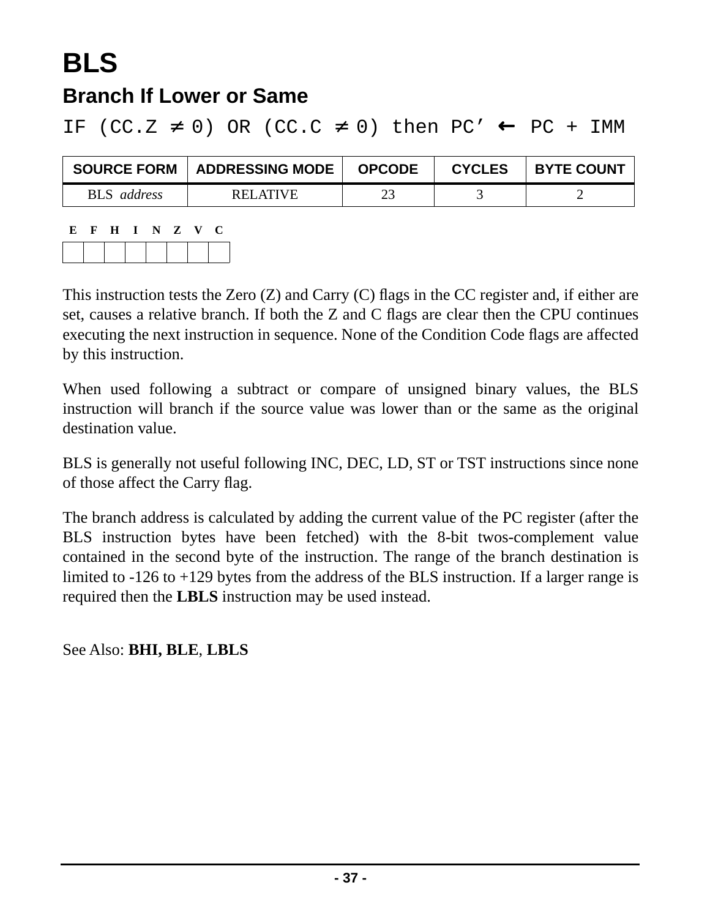# BLS

## Branch If Lower or Same

IF (CC.Z ≠ 0) OR (CC.C ≠ 0) then PC’ ← PC + IMM

| SOURCE FORM | ADDRESSING MODE | OPCODE | CYCLES | BYTE COUNT |
|---|---|---|---|---|
| BLS *address* | RELATIVE | 23 | 3 | 2 |

| E | F | H | I | N | Z | V | C |
|---|---|---|---|---|---|---|---|
| | | | | | | | |

This instruction tests the Zero (Z) and Carry (C) flags in the CC register and, if either are set, causes a relative branch. If both the Z and C flags are clear then the CPU continues executing the next instruction in sequence. None of the Condition Code flags are affected by this instruction.

When used following a subtract or compare of unsigned binary values, the BLS instruction will branch if the source value was lower than or the same as the original destination value.

BLS is generally not useful following INC, DEC, LD, ST or TST instructions since none of those affect the Carry flag.

The branch address is calculated by adding the current value of the PC register (after the BLS instruction bytes have been fetched) with the 8-bit twos-complement value contained in the second byte of the instruction. The range of the branch destination is limited to -126 to +129 bytes from the address of the BLS instruction. If a larger range is required then the **LBLS** instruction may be used instead.

See Also: **BHI, BLE**, **LBLS**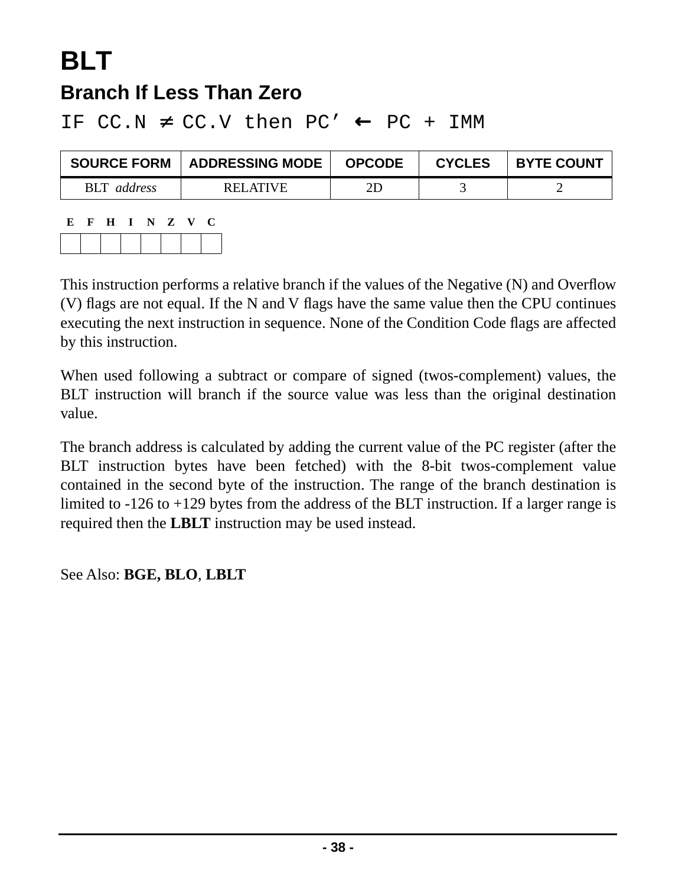# BLT

## Branch If Less Than Zero

```
IF CC.N ≠ CC.V then PC’ ← PC + IMM
```

| SOURCE FORM | ADDRESSING MODE | OPCODE | CYCLES | BYTE COUNT |
|---|---|---|---|---|
| BLT *address* | RELATIVE | 2D | 3 | 2 |

| E | F | H | I | N | Z | V | C |
|---|---|---|---|---|---|---|---|
| | | | | | | | |

This instruction performs a relative branch if the values of the Negative (N) and Overflow (V) flags are not equal. If the N and V flags have the same value then the CPU continues executing the next instruction in sequence. None of the Condition Code flags are affected by this instruction.

When used following a subtract or compare of signed (twos-complement) values, the BLT instruction will branch if the source value was less than the original destination value.

The branch address is calculated by adding the current value of the PC register (after the BLT instruction bytes have been fetched) with the 8-bit twos-complement value contained in the second byte of the instruction. The range of the branch destination is limited to -126 to +129 bytes from the address of the BLT instruction. If a larger range is required then the **LBLT** instruction may be used instead.

See Also: **BGE, BLO**, **LBLT**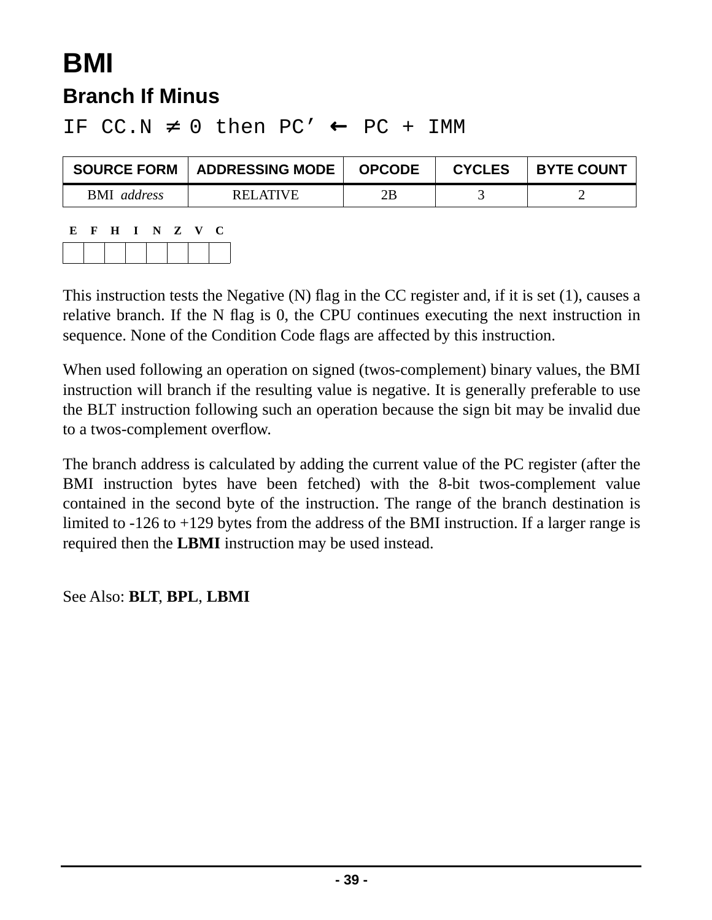# BMI

## Branch If Minus

IF CC.N ≠ 0 then PC’ ← PC + IMM

| SOURCE FORM | ADDRESSING MODE | OPCODE | CYCLES | BYTE COUNT |
|---|---|---|---|---|
| BMI *address* | RELATIVE | 2B | 3 | 2 |

| E | F | H | I | N | Z | V | C |
|---|---|---|---|---|---|---|---|
| | | | | | | | |

This instruction tests the Negative (N) flag in the CC register and, if it is set (1), causes a relative branch. If the N flag is 0, the CPU continues executing the next instruction in sequence. None of the Condition Code flags are affected by this instruction.

When used following an operation on signed (twos-complement) binary values, the BMI instruction will branch if the resulting value is negative. It is generally preferable to use the BLT instruction following such an operation because the sign bit may be invalid due to a twos-complement overflow.

The branch address is calculated by adding the current value of the PC register (after the BMI instruction bytes have been fetched) with the 8-bit twos-complement value contained in the second byte of the instruction. The range of the branch destination is limited to -126 to +129 bytes from the address of the BMI instruction. If a larger range is required then the **LBMI** instruction may be used instead.

See Also: **BLT**, **BPL**, **LBMI**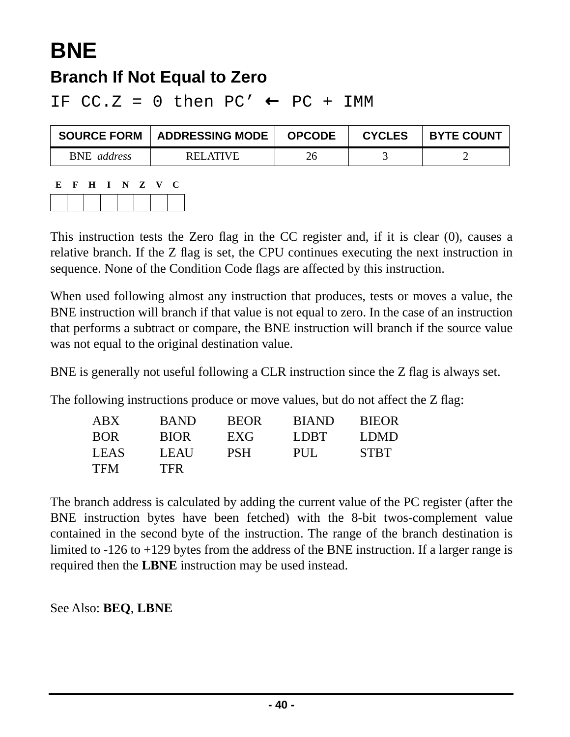# BNE

## Branch If Not Equal to Zero

```
IF CC.Z = 0 then PC’ ← PC + IMM
```

| SOURCE FORM | ADDRESSING MODE | OPCODE | CYCLES | BYTE COUNT |
|---|---|---|---|---|
| BNE *address* | RELATIVE | 26 | 3 | 2 |

| E | F | H | I | N | Z | V | C |
|---|---|---|---|---|---|---|---|
| | | | | | | | |

This instruction tests the Zero flag in the CC register and, if it is clear (0), causes a relative branch. If the Z flag is set, the CPU continues executing the next instruction in sequence. None of the Condition Code flags are affected by this instruction.

When used following almost any instruction that produces, tests or moves a value, the BNE instruction will branch if that value is not equal to zero. In the case of an instruction that performs a subtract or compare, the BNE instruction will branch if the source value was not equal to the original destination value.

BNE is generally not useful following a CLR instruction since the Z flag is always set.

The following instructions produce or move values, but do not affect the Z flag:

| | | | | |
|---|---|---|---|---|
| ABX | BAND | BEOR | BIAND | BIEOR |
| BOR | BIOR | EXG | LDBT | LDMD |
| LEAS | LEAU | PSH | PUL | STBT |
| TFM | TFR | | | |

The branch address is calculated by adding the current value of the PC register (after the BNE instruction bytes have been fetched) with the 8-bit twos-complement value contained in the second byte of the instruction. The range of the branch destination is limited to -126 to +129 bytes from the address of the BNE instruction. If a larger range is required then the **LBNE** instruction may be used instead.

See Also: **BEQ**, **LBNE**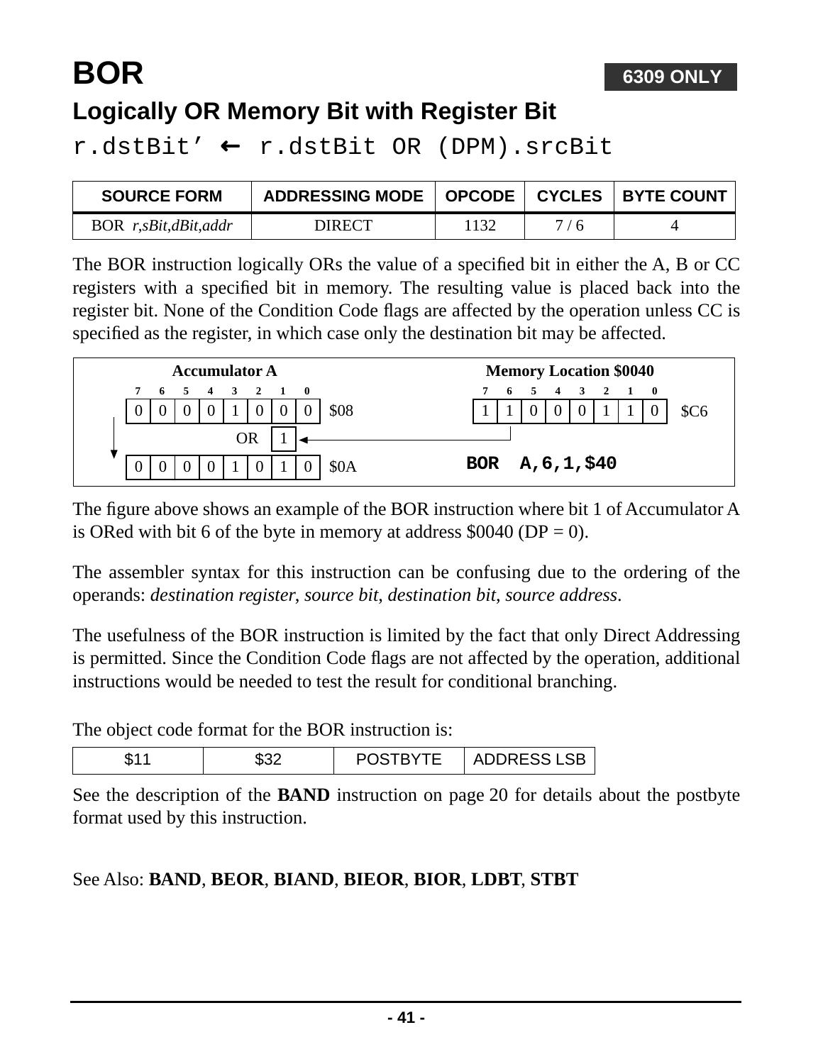# BOR

**6309 ONLY**

## Logically OR Memory Bit with Register Bit

`r.dstBit’ ← r.dstBit OR (DPM).srcBit`

| SOURCE FORM | ADDRESSING MODE | OPCODE | CYCLES | BYTE COUNT |
|---|---|---|---|---|
| BOR *r,sBit,dBit,addr* | DIRECT | 1132 | 7 / 6 | 4 |

The BOR instruction logically ORs the value of a specified bit in either the A, B or CC registers with a specified bit in memory. The resulting value is placed back into the register bit. None of the Condition Code flags are affected by the operation unless CC is specified as the register, in which case only the destination bit may be affected.

**Accumulator A**

| 7 | 6 | 5 | 4 | 3 | 2 | 1 | 0 | |
|---|---|---|---|---|---|---|---|---|
| 0 | 0 | 0 | 0 | 1 | 0 | 0 | 0 | $08 |
| | | | | | OR | 1 | | |
| 0 | 0 | 0 | 0 | 1 | 0 | 1 | 0 | $0A |

**Memory Location $0040**

| 7 | 6 | 5 | 4 | 3 | 2 | 1 | 0 | |
|---|---|---|---|---|---|---|---|---|
| 1 | 1 | 0 | 0 | 0 | 1 | 1 | 0 | $C6 |

**BOR A,6,1,$40**

The figure above shows an example of the BOR instruction where bit 1 of Accumulator A is ORed with bit 6 of the byte in memory at address $0040 (DP = 0).

The assembler syntax for this instruction can be confusing due to the ordering of the operands: *destination register*, *source bit*, *destination bit*, *source address*.

The usefulness of the BOR instruction is limited by the fact that only Direct Addressing is permitted. Since the Condition Code flags are not affected by the operation, additional instructions would be needed to test the result for conditional branching.

The object code format for the BOR instruction is:

| $11 | $32 | POSTBYTE | ADDRESS LSB |
|---|---|---|---|

See the description of the **BAND** instruction on page 20 for details about the postbyte format used by this instruction.

See Also: **BAND**, **BEOR**, **BIAND**, **BIEOR**, **BIOR**, **LDBT**, **STBT**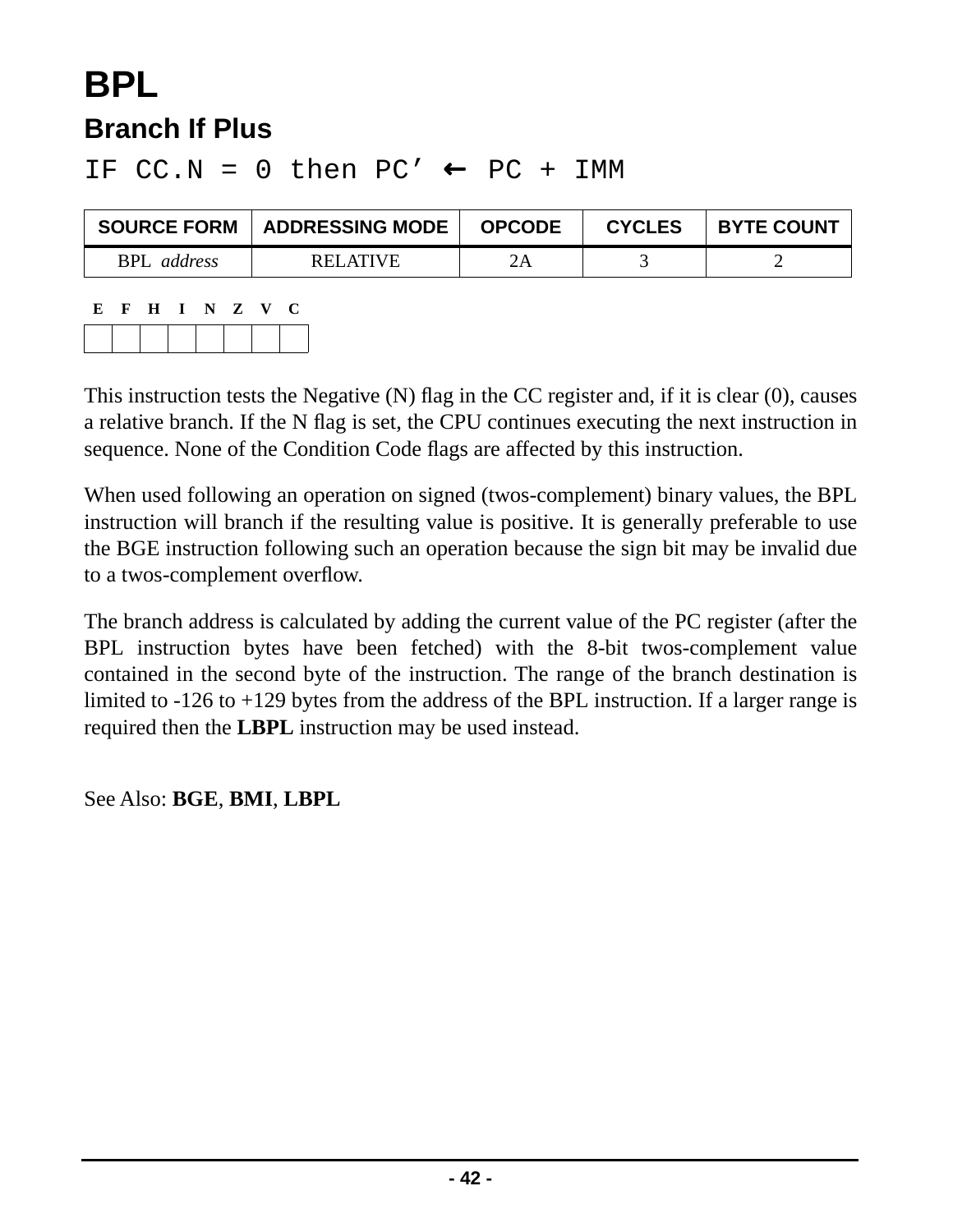# BPL

## Branch If Plus

```
IF CC.N = 0 then PC’ ← PC + IMM
```

| SOURCE FORM | ADDRESSING MODE | OPCODE | CYCLES | BYTE COUNT |
|---|---|---|---|---|
| BPL *address* | RELATIVE | 2A | 3 | 2 |

| E | F | H | I | N | Z | V | C |
|---|---|---|---|---|---|---|---|
| | | | | | | | |

This instruction tests the Negative (N) flag in the CC register and, if it is clear (0), causes a relative branch. If the N flag is set, the CPU continues executing the next instruction in sequence. None of the Condition Code flags are affected by this instruction.

When used following an operation on signed (twos-complement) binary values, the BPL instruction will branch if the resulting value is positive. It is generally preferable to use the BGE instruction following such an operation because the sign bit may be invalid due to a twos-complement overflow.

The branch address is calculated by adding the current value of the PC register (after the BPL instruction bytes have been fetched) with the 8-bit twos-complement value contained in the second byte of the instruction. The range of the branch destination is limited to -126 to +129 bytes from the address of the BPL instruction. If a larger range is required then the **LBPL** instruction may be used instead.

See Also: **BGE**, **BMI**, **LBPL**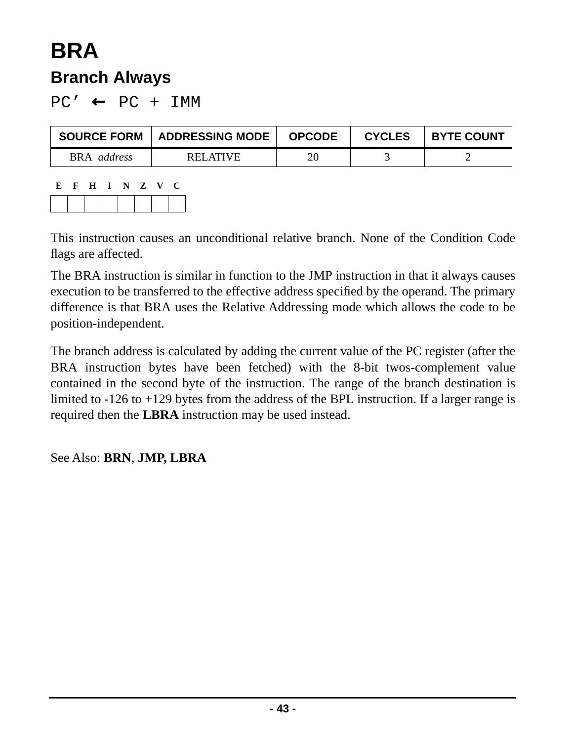# BRA

## Branch Always

```
PC' ← PC + IMM
```

| SOURCE FORM | ADDRESSING MODE | OPCODE | CYCLES | BYTE COUNT |
|---|---|---|---|---|
| BRA *address* | RELATIVE | 20 | 3 | 2 |

| E | F | H | I | N | Z | V | C |
|---|---|---|---|---|---|---|---|
| | | | | | | | |

This instruction causes an unconditional relative branch. None of the Condition Code flags are affected.

The BRA instruction is similar in function to the JMP instruction in that it always causes execution to be transferred to the effective address specified by the operand. The primary difference is that BRA uses the Relative Addressing mode which allows the code to be position-independent.

The branch address is calculated by adding the current value of the PC register (after the BRA instruction bytes have been fetched) with the 8-bit twos-complement value contained in the second byte of the instruction. The range of the branch destination is limited to -126 to +129 bytes from the address of the BPL instruction. If a larger range is required then the **LBRA** instruction may be used instead.

See Also: **BRN**, **JMP, LBRA**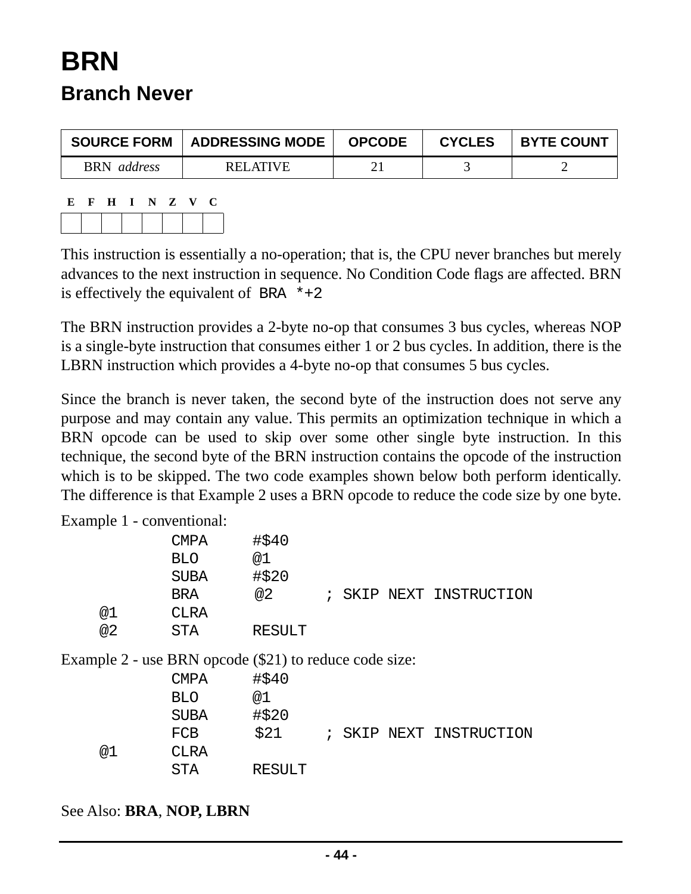# BRN

## Branch Never

| SOURCE FORM | ADDRESSING MODE | OPCODE | CYCLES | BYTE COUNT |
|---|---|---|---|---|
| BRN *address* | RELATIVE | 21 | 3 | 2 |

| E | F | H | I | N | Z | V | C |
|---|---|---|---|---|---|---|---|
| | | | | | | | |

This instruction is essentially a no-operation; that is, the CPU never branches but merely advances to the next instruction in sequence. No Condition Code flags are affected. BRN is effectively the equivalent of `BRA *+2`

The BRN instruction provides a 2-byte no-op that consumes 3 bus cycles, whereas NOP is a single-byte instruction that consumes either 1 or 2 bus cycles. In addition, there is the LBRN instruction which provides a 4-byte no-op that consumes 5 bus cycles.

Since the branch is never taken, the second byte of the instruction does not serve any purpose and may contain any value. This permits an optimization technique in which a BRN opcode can be used to skip over some other single byte instruction. In this technique, the second byte of the BRN instruction contains the opcode of the instruction which is to be skipped. The two code examples shown below both perform identically. The difference is that Example 2 uses a BRN opcode to reduce the code size by one byte.

Example 1 - conventional:

```
        CMPA    #$40
        BLO     @1
        SUBA    #$20
        BRA     @2      ; SKIP NEXT INSTRUCTION
@1      CLRA
@2      STA     RESULT
```

Example 2 - use BRN opcode ($21) to reduce code size:

```
        CMPA    #$40
        BLO     @1
        SUBA    #$20
        FCB     $21     ; SKIP NEXT INSTRUCTION
@1      CLRA
        STA     RESULT
```

See Also: **BRA**, **NOP, LBRN**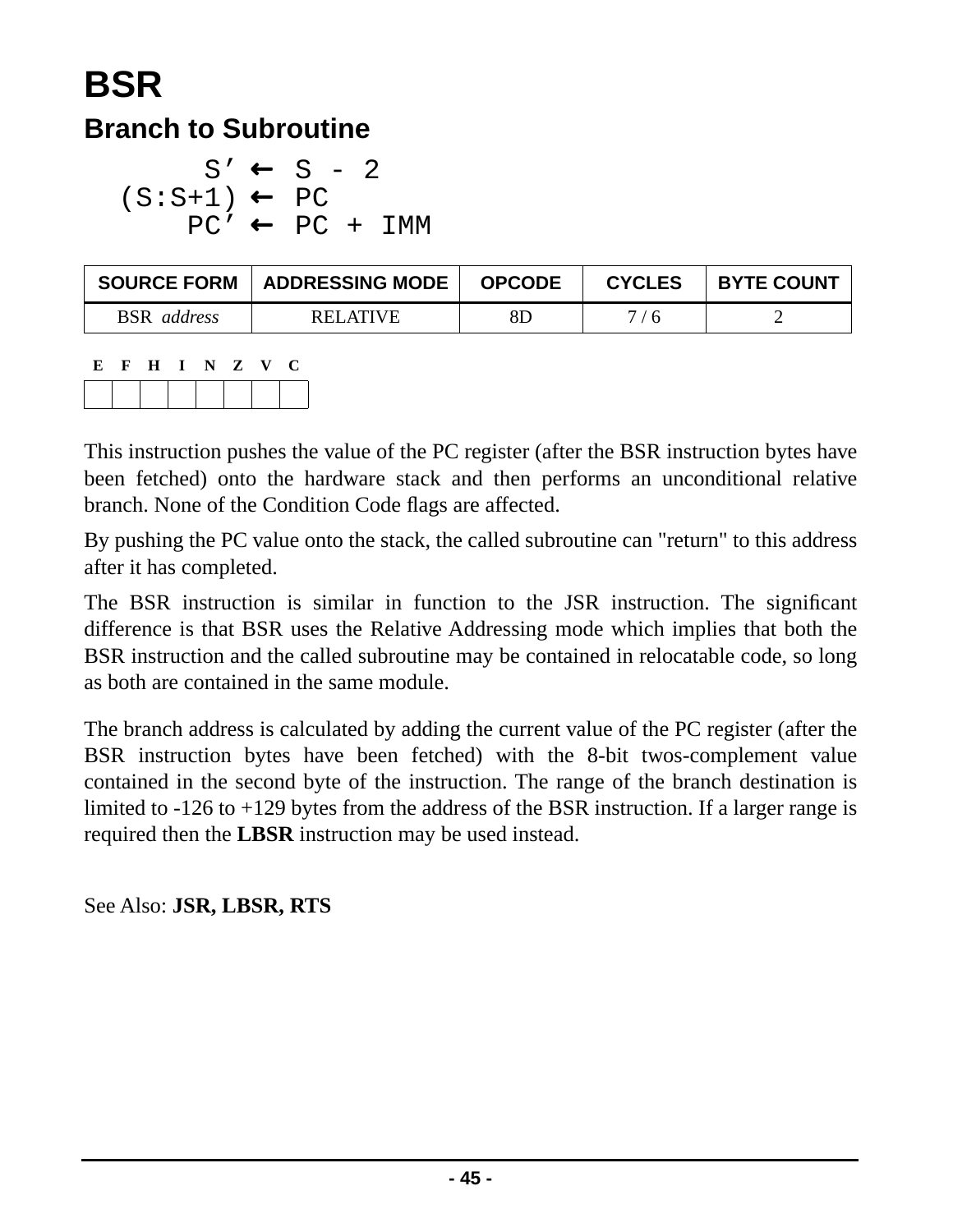# BSR

## Branch to Subroutine

```
       S’ ← S - 2
  (S:S+1) ← PC
      PC’ ← PC + IMM
```

| SOURCE FORM | ADDRESSING MODE | OPCODE | CYCLES | BYTE COUNT |
|---|---|---|---|---|
| BSR *address* | RELATIVE | 8D | 7 / 6 | 2 |

| E | F | H | I | N | Z | V | C |
|---|---|---|---|---|---|---|---|
| | | | | | | | |

This instruction pushes the value of the PC register (after the BSR instruction bytes have been fetched) onto the hardware stack and then performs an unconditional relative branch. None of the Condition Code flags are affected.

By pushing the PC value onto the stack, the called subroutine can "return" to this address after it has completed.

The BSR instruction is similar in function to the JSR instruction. The significant difference is that BSR uses the Relative Addressing mode which implies that both the BSR instruction and the called subroutine may be contained in relocatable code, so long as both are contained in the same module.

The branch address is calculated by adding the current value of the PC register (after the BSR instruction bytes have been fetched) with the 8-bit twos-complement value contained in the second byte of the instruction. The range of the branch destination is limited to -126 to +129 bytes from the address of the BSR instruction. If a larger range is required then the **LBSR** instruction may be used instead.

See Also: **JSR, LBSR, RTS**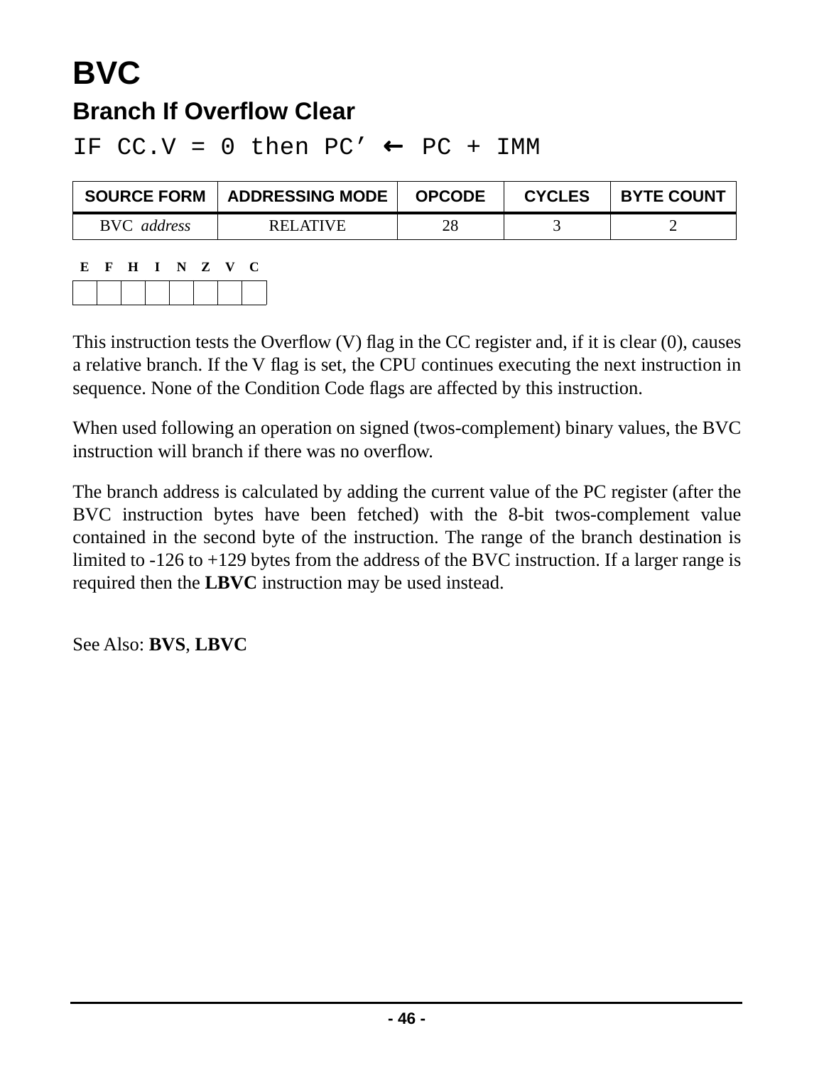# BVC

## Branch If Overflow Clear

```
IF CC.V = 0 then PC’ ← PC + IMM
```

| SOURCE FORM | ADDRESSING MODE | OPCODE | CYCLES | BYTE COUNT |
|---|---|---|---|---|
| BVC *address* | RELATIVE | 28 | 3 | 2 |

| E | F | H | I | N | Z | V | C |
|---|---|---|---|---|---|---|---|
| | | | | | | | |

This instruction tests the Overflow (V) flag in the CC register and, if it is clear (0), causes a relative branch. If the V flag is set, the CPU continues executing the next instruction in sequence. None of the Condition Code flags are affected by this instruction.

When used following an operation on signed (twos-complement) binary values, the BVC instruction will branch if there was no overflow.

The branch address is calculated by adding the current value of the PC register (after the BVC instruction bytes have been fetched) with the 8-bit twos-complement value contained in the second byte of the instruction. The range of the branch destination is limited to -126 to +129 bytes from the address of the BVC instruction. If a larger range is required then the **LBVC** instruction may be used instead.

See Also: **BVS**, **LBVC**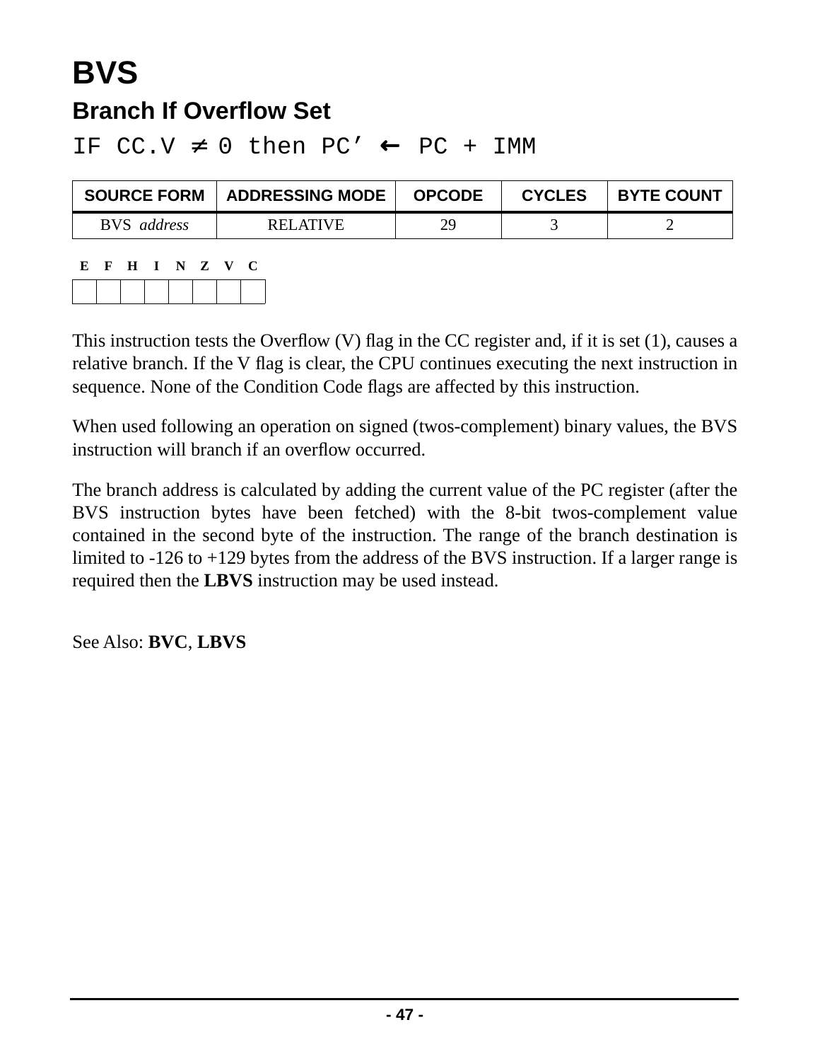# BVS

## Branch If Overflow Set

IF CC.V ≠ 0 then PC’ ← PC + IMM

| SOURCE FORM | ADDRESSING MODE | OPCODE | CYCLES | BYTE COUNT |
|---|---|---|---|---|
| BVS *address* | RELATIVE | 29 | 3 | 2 |

| E | F | H | I | N | Z | V | C |
|---|---|---|---|---|---|---|---|
| | | | | | | | |

This instruction tests the Overflow (V) flag in the CC register and, if it is set (1), causes a relative branch. If the V flag is clear, the CPU continues executing the next instruction in sequence. None of the Condition Code flags are affected by this instruction.

When used following an operation on signed (twos-complement) binary values, the BVS instruction will branch if an overflow occurred.

The branch address is calculated by adding the current value of the PC register (after the BVS instruction bytes have been fetched) with the 8-bit twos-complement value contained in the second byte of the instruction. The range of the branch destination is limited to -126 to +129 bytes from the address of the BVS instruction. If a larger range is required then the **LBVS** instruction may be used instead.

See Also: **BVC**, **LBVS**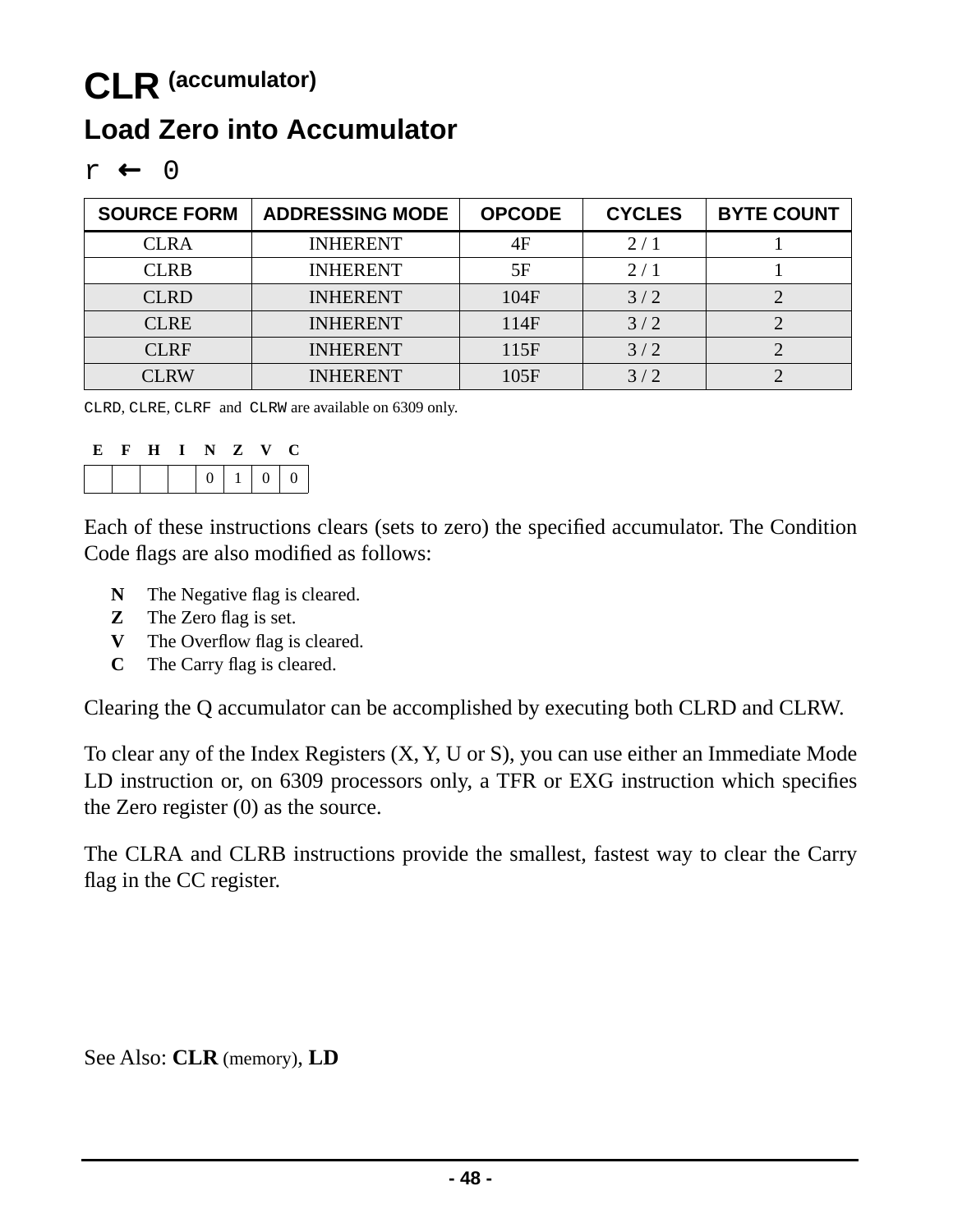# CLR (accumulator)

## Load Zero into Accumulator

r ← 0

| SOURCE FORM | ADDRESSING MODE | OPCODE | CYCLES | BYTE COUNT |
|---|---|---|---|---|
| CLRA | INHERENT | 4F | 2 / 1 | 1 |
| CLRB | INHERENT | 5F | 2 / 1 | 1 |
| CLRD | INHERENT | 104F | 3 / 2 | 2 |
| CLRE | INHERENT | 114F | 3 / 2 | 2 |
| CLRF | INHERENT | 115F | 3 / 2 | 2 |
| CLRW | INHERENT | 105F | 3 / 2 | 2 |

`CLRD`, `CLRE`, `CLRF` and `CLRW` are available on 6309 only.

| E | F | H | I | N | Z | V | C |
|---|---|---|---|---|---|---|---|
| | | | | 0 | 1 | 0 | 0 |

Each of these instructions clears (sets to zero) the specified accumulator. The Condition Code flags are also modified as follows:

- **N** The Negative flag is cleared.
- **Z** The Zero flag is set.
- **V** The Overflow flag is cleared.
- **C** The Carry flag is cleared.

Clearing the Q accumulator can be accomplished by executing both CLRD and CLRW.

To clear any of the Index Registers (X, Y, U or S), you can use either an Immediate Mode LD instruction or, on 6309 processors only, a TFR or EXG instruction which specifies the Zero register (0) as the source.

The CLRA and CLRB instructions provide the smallest, fastest way to clear the Carry flag in the CC register.

See Also: **CLR** (memory), **LD**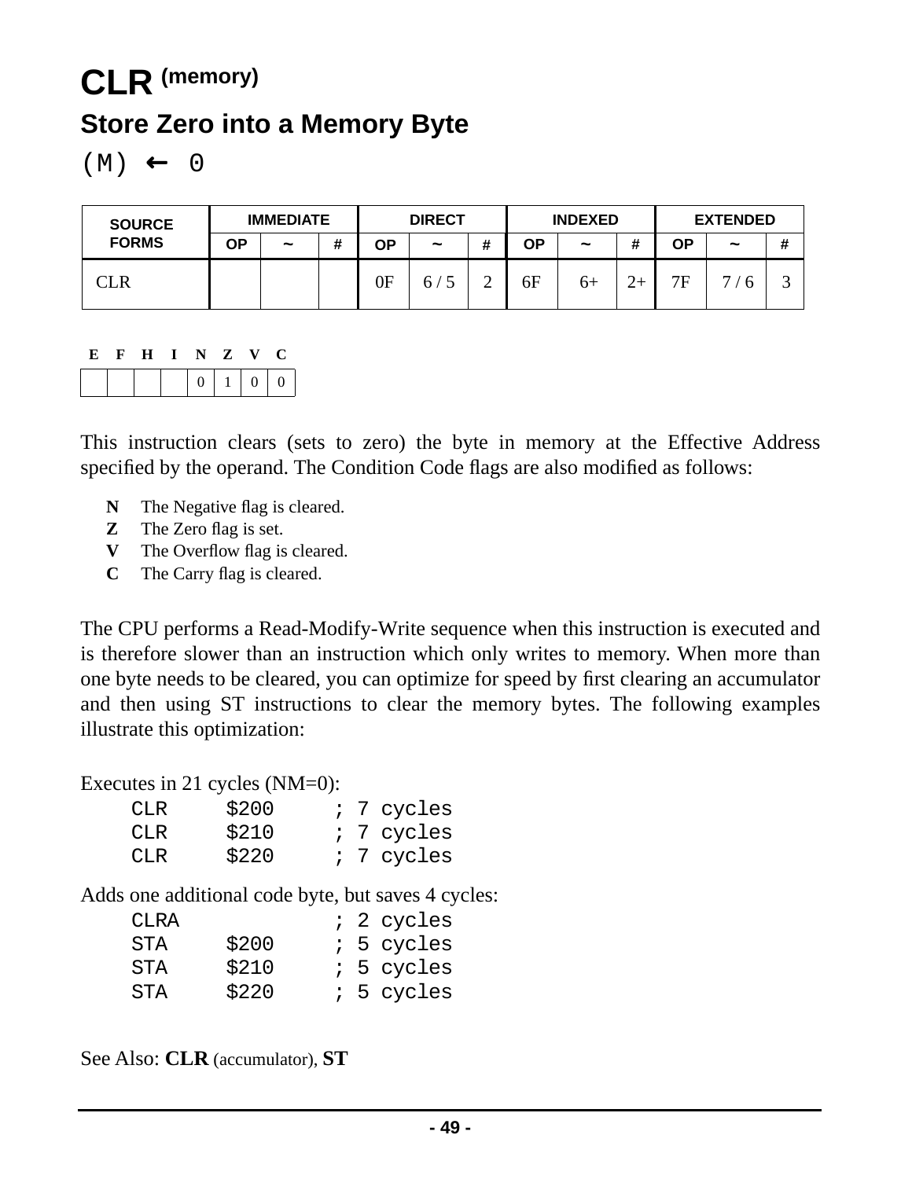# CLR (memory)

## Store Zero into a Memory Byte

(M) ← 0

| SOURCE FORMS | IMMEDIATE | | | DIRECT | | | INDEXED | | | EXTENDED | | |
|---|---|---|---|---|---|---|---|---|---|---|---|---|
| | OP | ~ | # | OP | ~ | # | OP | ~ | # | OP | ~ | # |
| CLR | | | | 0F | 6 / 5 | 2 | 6F | 6+ | 2+ | 7F | 7 / 6 | 3 |

| E | F | H | I | N | Z | V | C |
|---|---|---|---|---|---|---|---|
| | | | | 0 | 1 | 0 | 0 |

This instruction clears (sets to zero) the byte in memory at the Effective Address specified by the operand. The Condition Code flags are also modified as follows:

- **N** The Negative flag is cleared.
- **Z** The Zero flag is set.
- **V** The Overflow flag is cleared.
- **C** The Carry flag is cleared.

The CPU performs a Read-Modify-Write sequence when this instruction is executed and is therefore slower than an instruction which only writes to memory. When more than one byte needs to be cleared, you can optimize for speed by first clearing an accumulator and then using ST instructions to clear the memory bytes. The following examples illustrate this optimization:

Executes in 21 cycles (NM=0):

```
CLR     $200     ; 7 cycles
CLR     $210     ; 7 cycles
CLR     $220     ; 7 cycles
```

Adds one additional code byte, but saves 4 cycles:

```
CLRA             ; 2 cycles
STA     $200     ; 5 cycles
STA     $210     ; 5 cycles
STA     $220     ; 5 cycles
```

See Also: **CLR** (accumulator), **ST**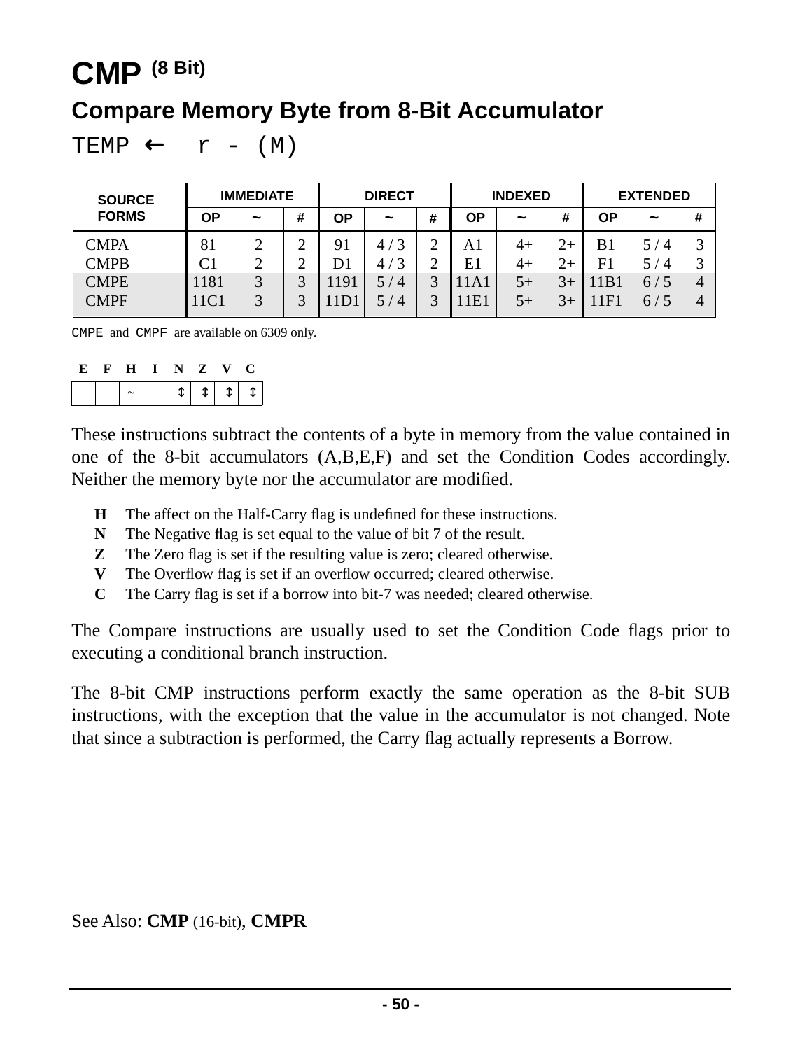# CMP (8 Bit)

## Compare Memory Byte from 8-Bit Accumulator

TEMP ← r - (M)

| SOURCE FORMS | IMMEDIATE | | | DIRECT | | | INDEXED | | | EXTENDED | | |
|---|---|---|---|---|---|---|---|---|---|---|---|---|
| | OP | ~ | # | OP | ~ | # | OP | ~ | # | OP | ~ | # |
| CMPA | 81 | 2 | 2 | 91 | 4 / 3 | 2 | A1 | 4+ | 2+ | B1 | 5 / 4 | 3 |
| CMPB | C1 | 2 | 2 | D1 | 4 / 3 | 2 | E1 | 4+ | 2+ | F1 | 5 / 4 | 3 |
| CMPE | 1181 | 3 | 3 | 1191 | 5 / 4 | 3 | 11A1 | 5+ | 3+ | 11B1 | 6 / 5 | 4 |
| CMPF | 11C1 | 3 | 3 | 11D1 | 5 / 4 | 3 | 11E1 | 5+ | 3+ | 11F1 | 6 / 5 | 4 |

CMPE and CMPF are available on 6309 only.

| E | F | H | I | N | Z | V | C |
|---|---|---|---|---|---|---|---|
| | | ~ | | ↕ | ↕ | ↕ | ↕ |

These instructions subtract the contents of a byte in memory from the value contained in one of the 8-bit accumulators (A,B,E,F) and set the Condition Codes accordingly. Neither the memory byte nor the accumulator are modified.

- **H** The affect on the Half-Carry flag is undefined for these instructions.
- **N** The Negative flag is set equal to the value of bit 7 of the result.
- **Z** The Zero flag is set if the resulting value is zero; cleared otherwise.
- **V** The Overflow flag is set if an overflow occurred; cleared otherwise.
- **C** The Carry flag is set if a borrow into bit-7 was needed; cleared otherwise.

The Compare instructions are usually used to set the Condition Code flags prior to executing a conditional branch instruction.

The 8-bit CMP instructions perform exactly the same operation as the 8-bit SUB instructions, with the exception that the value in the accumulator is not changed. Note that since a subtraction is performed, the Carry flag actually represents a Borrow.

See Also: **CMP** (16-bit), **CMPR**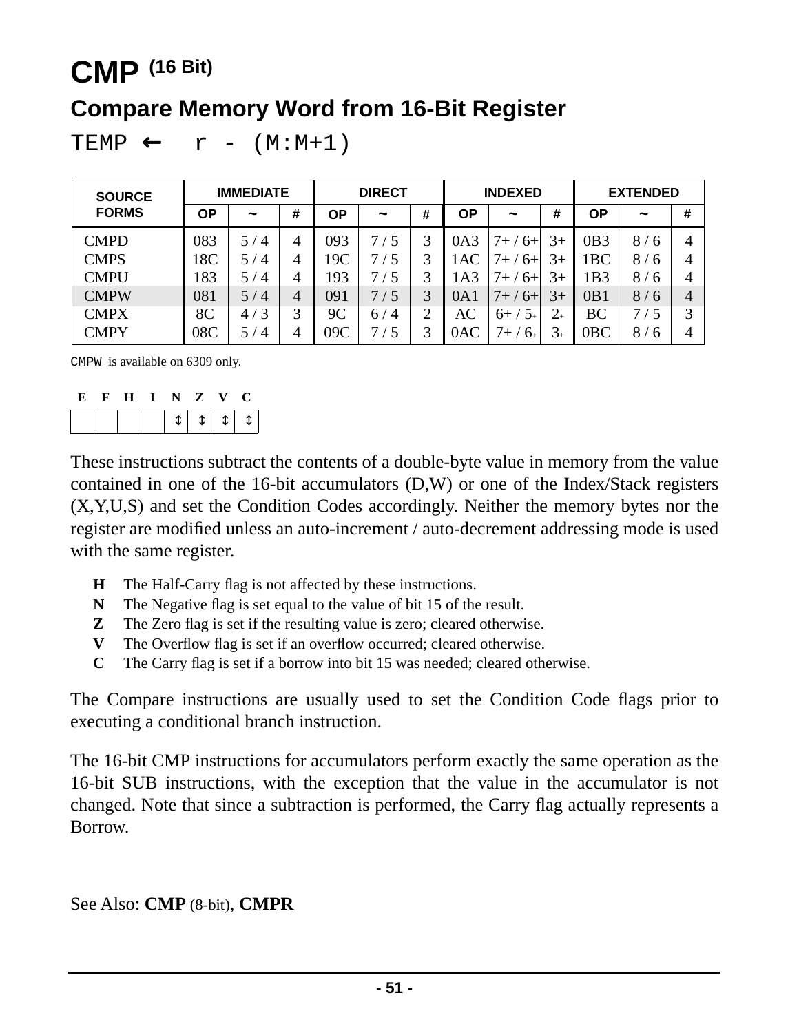# CMP (16 Bit)

## Compare Memory Word from 16-Bit Register

```
TEMP ← r - (M:M+1)
```

| SOURCE FORMS | IMMEDIATE | | | DIRECT | | | INDEXED | | | EXTENDED | | |
|---|---|---|---|---|---|---|---|---|---|---|---|---|
| | OP | ~ | # | OP | ~ | # | OP | ~ | # | OP | ~ | # |
| CMPD | 083 | 5 / 4 | 4 | 093 | 7 / 5 | 3 | 0A3 | 7+ / 6+ | 3+ | 0B3 | 8 / 6 | 4 |
| CMPS | 18C | 5 / 4 | 4 | 19C | 7 / 5 | 3 | 1AC | 7+ / 6+ | 3+ | 1BC | 8 / 6 | 4 |
| CMPU | 183 | 5 / 4 | 4 | 193 | 7 / 5 | 3 | 1A3 | 7+ / 6+ | 3+ | 1B3 | 8 / 6 | 4 |
| CMPW | 081 | 5 / 4 | 4 | 091 | 7 / 5 | 3 | 0A1 | 7+ / 6+ | 3+ | 0B1 | 8 / 6 | 4 |
| CMPX | 8C | 4 / 3 | 3 | 9C | 6 / 4 | 2 | AC | 6+ / 5+ | 2+ | BC | 7 / 5 | 3 |
| CMPY | 08C | 5 / 4 | 4 | 09C | 7 / 5 | 3 | 0AC | 7+ / 6+ | 3+ | 0BC | 8 / 6 | 4 |

CMPW is available on 6309 only.

| E | F | H | I | N | Z | V | C |
|---|---|---|---|---|---|---|---|
| | | | | ↕ | ↕ | ↕ | ↕ |

These instructions subtract the contents of a double-byte value in memory from the value contained in one of the 16-bit accumulators (D,W) or one of the Index/Stack registers (X,Y,U,S) and set the Condition Codes accordingly. Neither the memory bytes nor the register are modified unless an auto-increment / auto-decrement addressing mode is used with the same register.

- **H** The Half-Carry flag is not affected by these instructions.
- **N** The Negative flag is set equal to the value of bit 15 of the result.
- **Z** The Zero flag is set if the resulting value is zero; cleared otherwise.
- **V** The Overflow flag is set if an overflow occurred; cleared otherwise.
- **C** The Carry flag is set if a borrow into bit 15 was needed; cleared otherwise.

The Compare instructions are usually used to set the Condition Code flags prior to executing a conditional branch instruction.

The 16-bit CMP instructions for accumulators perform exactly the same operation as the 16-bit SUB instructions, with the exception that the value in the accumulator is not changed. Note that since a subtraction is performed, the Carry flag actually represents a Borrow.

See Also: **CMP** (8-bit), **CMPR**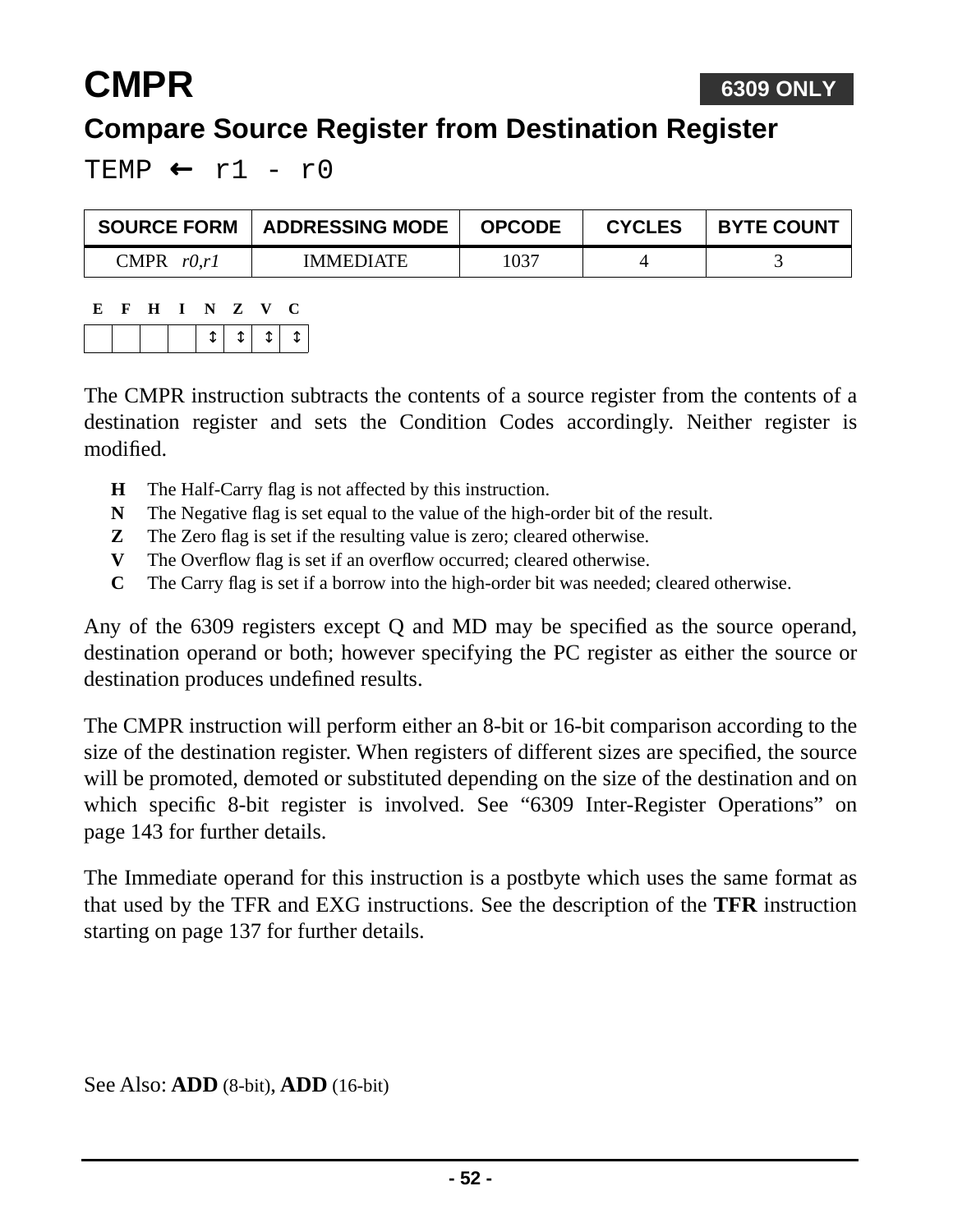# CMPR

**6309 ONLY**

## Compare Source Register from Destination Register

`TEMP ← r1 - r0`

| SOURCE FORM | ADDRESSING MODE | OPCODE | CYCLES | BYTE COUNT |
|---|---|---|---|---|
| CMPR *r0,r1* | IMMEDIATE | 1037 | 4 | 3 |

| E | F | H | I | N | Z | V | C |
|---|---|---|---|---|---|---|---|
| | | | | ↕ | ↕ | ↕ | ↕ |

The CMPR instruction subtracts the contents of a source register from the contents of a destination register and sets the Condition Codes accordingly. Neither register is modified.

- **H** The Half-Carry flag is not affected by this instruction.
- **N** The Negative flag is set equal to the value of the high-order bit of the result.
- **Z** The Zero flag is set if the resulting value is zero; cleared otherwise.
- **V** The Overflow flag is set if an overflow occurred; cleared otherwise.
- **C** The Carry flag is set if a borrow into the high-order bit was needed; cleared otherwise.

Any of the 6309 registers except Q and MD may be specified as the source operand, destination operand or both; however specifying the PC register as either the source or destination produces undefined results.

The CMPR instruction will perform either an 8-bit or 16-bit comparison according to the size of the destination register. When registers of different sizes are specified, the source will be promoted, demoted or substituted depending on the size of the destination and on which specific 8-bit register is involved. See “6309 Inter-Register Operations” on page 143 for further details.

The Immediate operand for this instruction is a postbyte which uses the same format as that used by the TFR and EXG instructions. See the description of the **TFR** instruction starting on page 137 for further details.

See Also: **ADD** (8-bit), **ADD** (16-bit)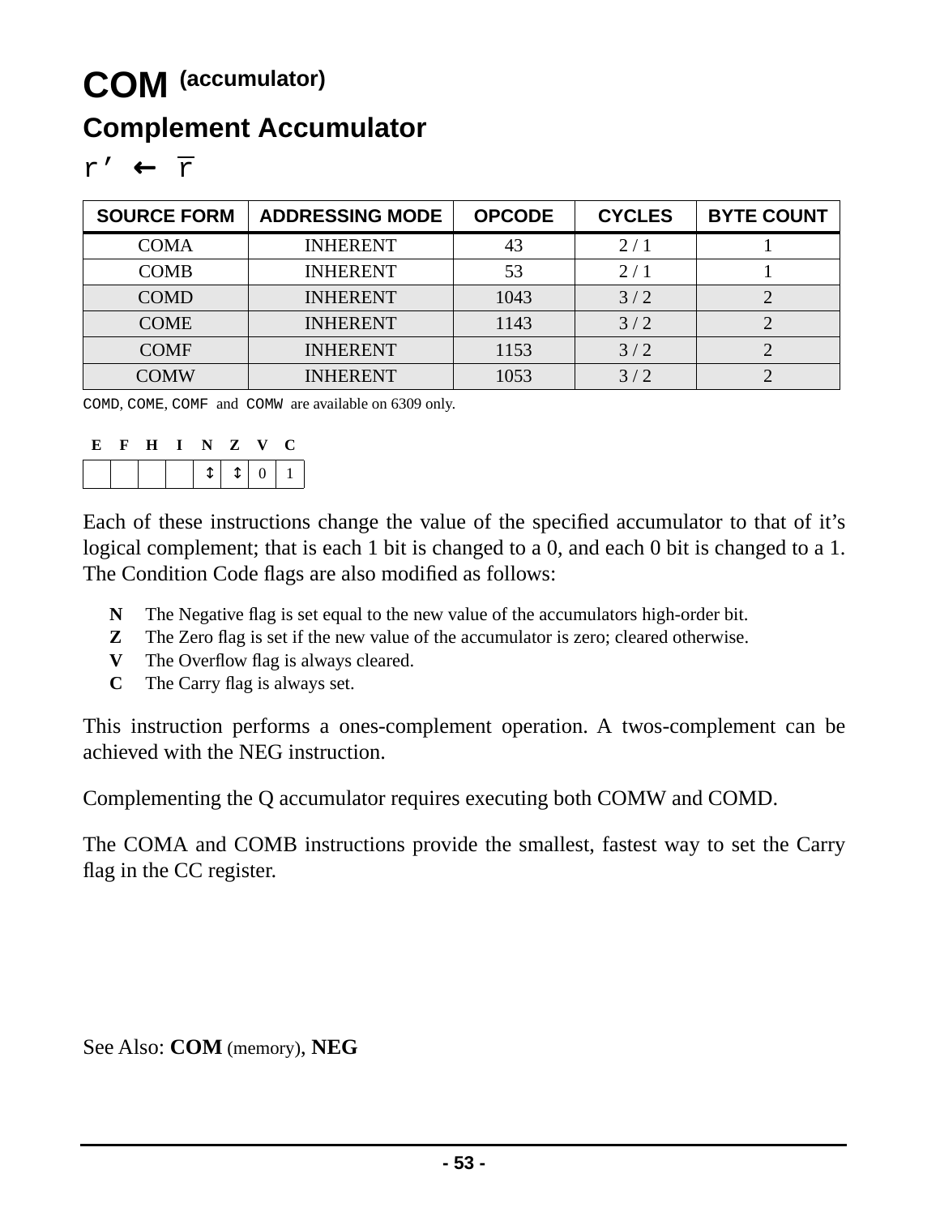# COM (accumulator)

## Complement Accumulator

$r' \leftarrow \overline{r}$

| SOURCE FORM | ADDRESSING MODE | OPCODE | CYCLES | BYTE COUNT |
|---|---|---|---|---|
| COMA | INHERENT | 43 | 2 / 1 | 1 |
| COMB | INHERENT | 53 | 2 / 1 | 1 |
| COMD | INHERENT | 1043 | 3 / 2 | 2 |
| COME | INHERENT | 1143 | 3 / 2 | 2 |
| COMF | INHERENT | 1153 | 3 / 2 | 2 |
| COMW | INHERENT | 1053 | 3 / 2 | 2 |

`COMD`, `COME`, `COMF` and `COMW` are available on 6309 only.

| E | F | H | I | N | Z | V | C |
|---|---|---|---|---|---|---|---|
| | | | | ↕ | ↕ | 0 | 1 |

Each of these instructions change the value of the specified accumulator to that of it's logical complement; that is each 1 bit is changed to a 0, and each 0 bit is changed to a 1. The Condition Code flags are also modified as follows:

- **N** The Negative flag is set equal to the new value of the accumulators high-order bit.
- **Z** The Zero flag is set if the new value of the accumulator is zero; cleared otherwise.
- **V** The Overflow flag is always cleared.
- **C** The Carry flag is always set.

This instruction performs a ones-complement operation. A twos-complement can be achieved with the NEG instruction.

Complementing the Q accumulator requires executing both COMW and COMD.

The COMA and COMB instructions provide the smallest, fastest way to set the Carry flag in the CC register.

See Also: **COM** (memory), **NEG**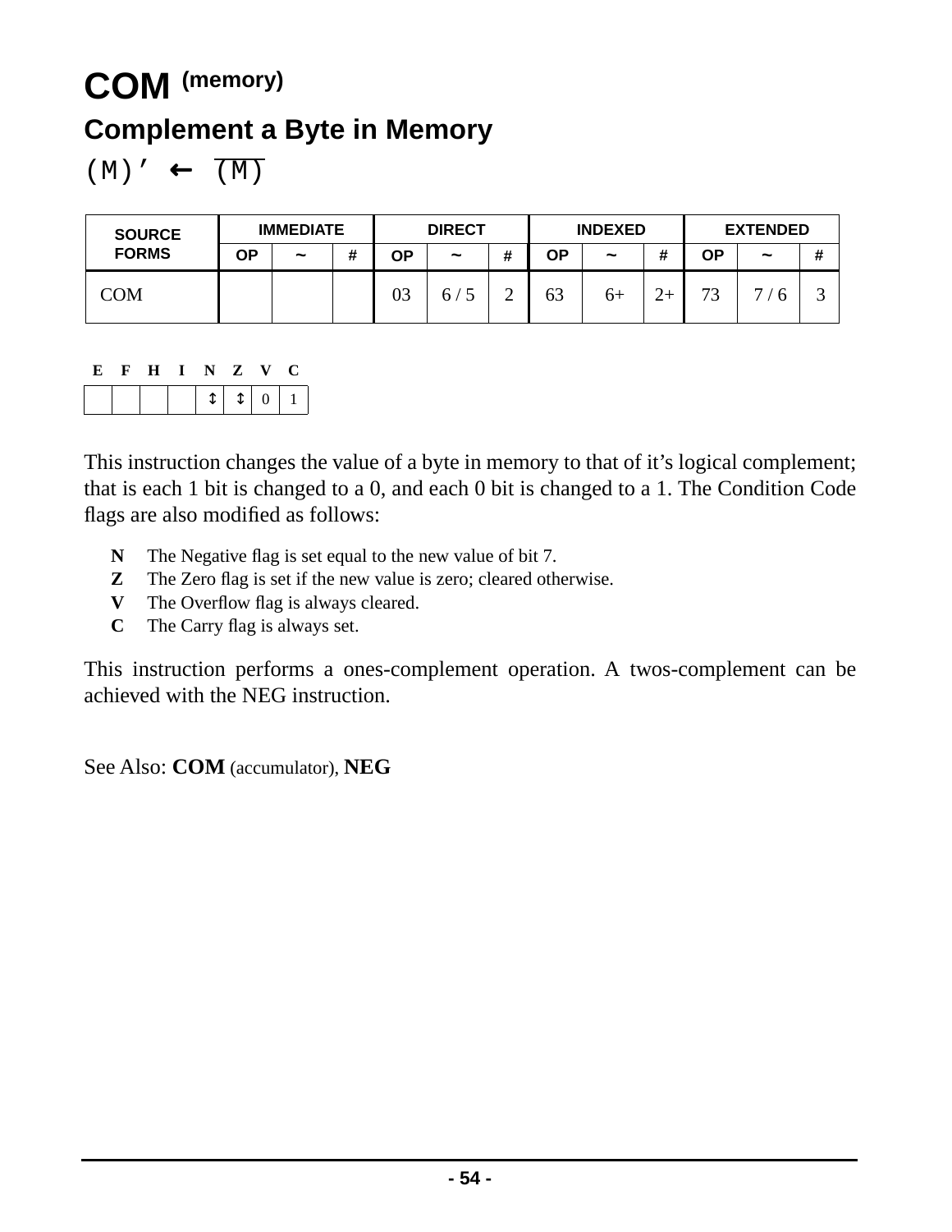# COM (memory)

## Complement a Byte in Memory

$(M)' \leftarrow \overline{(M)}$

| SOURCE FORMS | IMMEDIATE | | | DIRECT | | | INDEXED | | | EXTENDED | | |
|---|---|---|---|---|---|---|---|---|---|---|---|---|
| | OP | ~ | # | OP | ~ | # | OP | ~ | # | OP | ~ | # |
| COM | | | | 03 | 6 / 5 | 2 | 63 | 6+ | 2+ | 73 | 7 / 6 | 3 |

| E | F | H | I | N | Z | V | C |
|---|---|---|---|---|---|---|---|
| | | | | ↕ | ↕ | 0 | 1 |

This instruction changes the value of a byte in memory to that of it's logical complement; that is each 1 bit is changed to a 0, and each 0 bit is changed to a 1. The Condition Code flags are also modified as follows:

- **N** The Negative flag is set equal to the new value of bit 7.
- **Z** The Zero flag is set if the new value is zero; cleared otherwise.
- **V** The Overflow flag is always cleared.
- **C** The Carry flag is always set.

This instruction performs a ones-complement operation. A twos-complement can be achieved with the NEG instruction.

See Also: **COM** (accumulator), **NEG**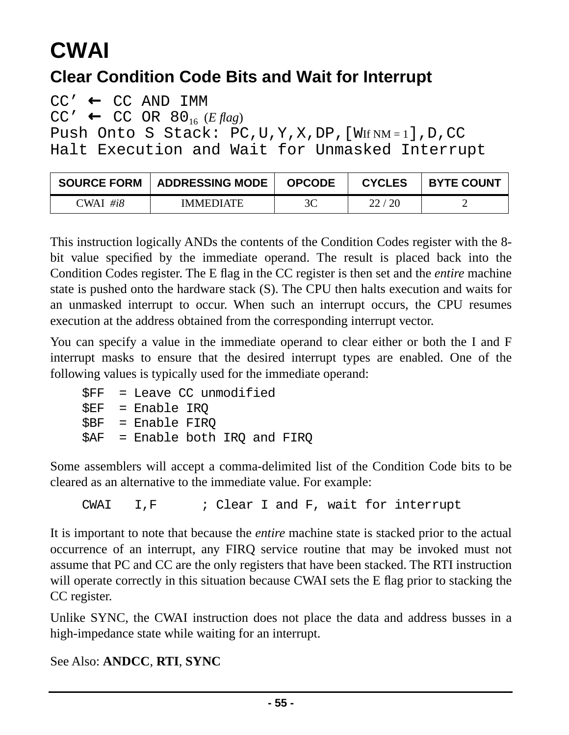# CWAI

## Clear Condition Code Bits and Wait for Interrupt

```
CC’ ← CC AND IMM
CC’ ← CC OR 80₁₆ (E flag)
Push Onto S Stack: PC,U,Y,X,DP,[W If NM = 1],D,CC
Halt Execution and Wait for Unmasked Interrupt
```

| SOURCE FORM | ADDRESSING MODE | OPCODE | CYCLES | BYTE COUNT |
|---|---|---|---|---|
| CWAI *#i8* | IMMEDIATE | 3C | 22 / 20 | 2 |

This instruction logically ANDs the contents of the Condition Codes register with the 8-bit value specified by the immediate operand. The result is placed back into the Condition Codes register. The E flag in the CC register is then set and the *entire* machine state is pushed onto the hardware stack (S). The CPU then halts execution and waits for an unmasked interrupt to occur. When such an interrupt occurs, the CPU resumes execution at the address obtained from the corresponding interrupt vector.

You can specify a value in the immediate operand to clear either or both the I and F interrupt masks to ensure that the desired interrupt types are enabled. One of the following values is typically used for the immediate operand:

```
$FF  = Leave CC unmodified
$EF  = Enable IRQ
$BF  = Enable FIRQ
$AF  = Enable both IRQ and FIRQ
```

Some assemblers will accept a comma-delimited list of the Condition Code bits to be cleared as an alternative to the immediate value. For example:

```
CWAI   I,F      ; Clear I and F, wait for interrupt
```

It is important to note that because the *entire* machine state is stacked prior to the actual occurrence of an interrupt, any FIRQ service routine that may be invoked must not assume that PC and CC are the only registers that have been stacked. The RTI instruction will operate correctly in this situation because CWAI sets the E flag prior to stacking the CC register.

Unlike SYNC, the CWAI instruction does not place the data and address busses in a high-impedance state while waiting for an interrupt.

See Also: **ANDCC**, **RTI**, **SYNC**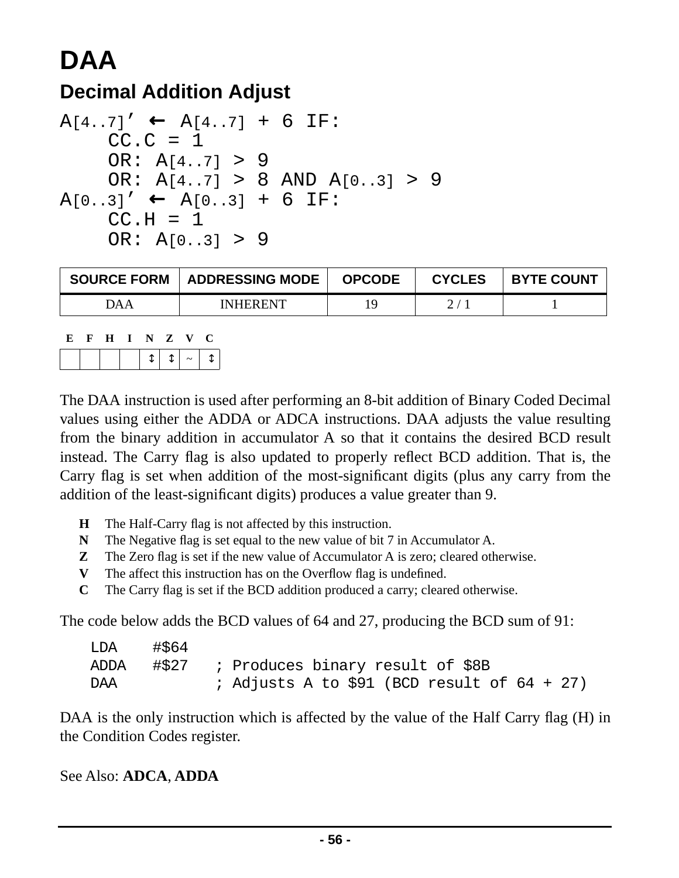# DAA

## Decimal Addition Adjust

```
A[4..7]’ ← A[4..7] + 6 IF:
    CC.C = 1
    OR: A[4..7] > 9
    OR: A[4..7] > 8 AND A[0..3] > 9
A[0..3]’ ← A[0..3] + 6 IF:
    CC.H = 1
    OR: A[0..3] > 9
```

| SOURCE FORM | ADDRESSING MODE | OPCODE | CYCLES | BYTE COUNT |
|---|---|---|---|---|
| DAA | INHERENT | 19 | 2 / 1 | 1 |

| E | F | H | I | N | Z | V | C |
|---|---|---|---|---|---|---|---|
|  |  |  |  | ↕ | ↕ | ~ | ↕ |

The DAA instruction is used after performing an 8-bit addition of Binary Coded Decimal values using either the ADDA or ADCA instructions. DAA adjusts the value resulting from the binary addition in accumulator A so that it contains the desired BCD result instead. The Carry flag is also updated to properly reflect BCD addition. That is, the Carry flag is set when addition of the most-significant digits (plus any carry from the addition of the least-significant digits) produces a value greater than 9.

- **H** The Half-Carry flag is not affected by this instruction.
- **N** The Negative flag is set equal to the new value of bit 7 in Accumulator A.
- **Z** The Zero flag is set if the new value of Accumulator A is zero; cleared otherwise.
- **V** The affect this instruction has on the Overflow flag is undefined.
- **C** The Carry flag is set if the BCD addition produced a carry; cleared otherwise.

The code below adds the BCD values of 64 and 27, producing the BCD sum of 91:

```
LDA    #$64
ADDA   #$27   ; Produces binary result of $8B
DAA           ; Adjusts A to $91 (BCD result of 64 + 27)
```

DAA is the only instruction which is affected by the value of the Half Carry flag (H) in the Condition Codes register.

See Also: **ADCA**, **ADDA**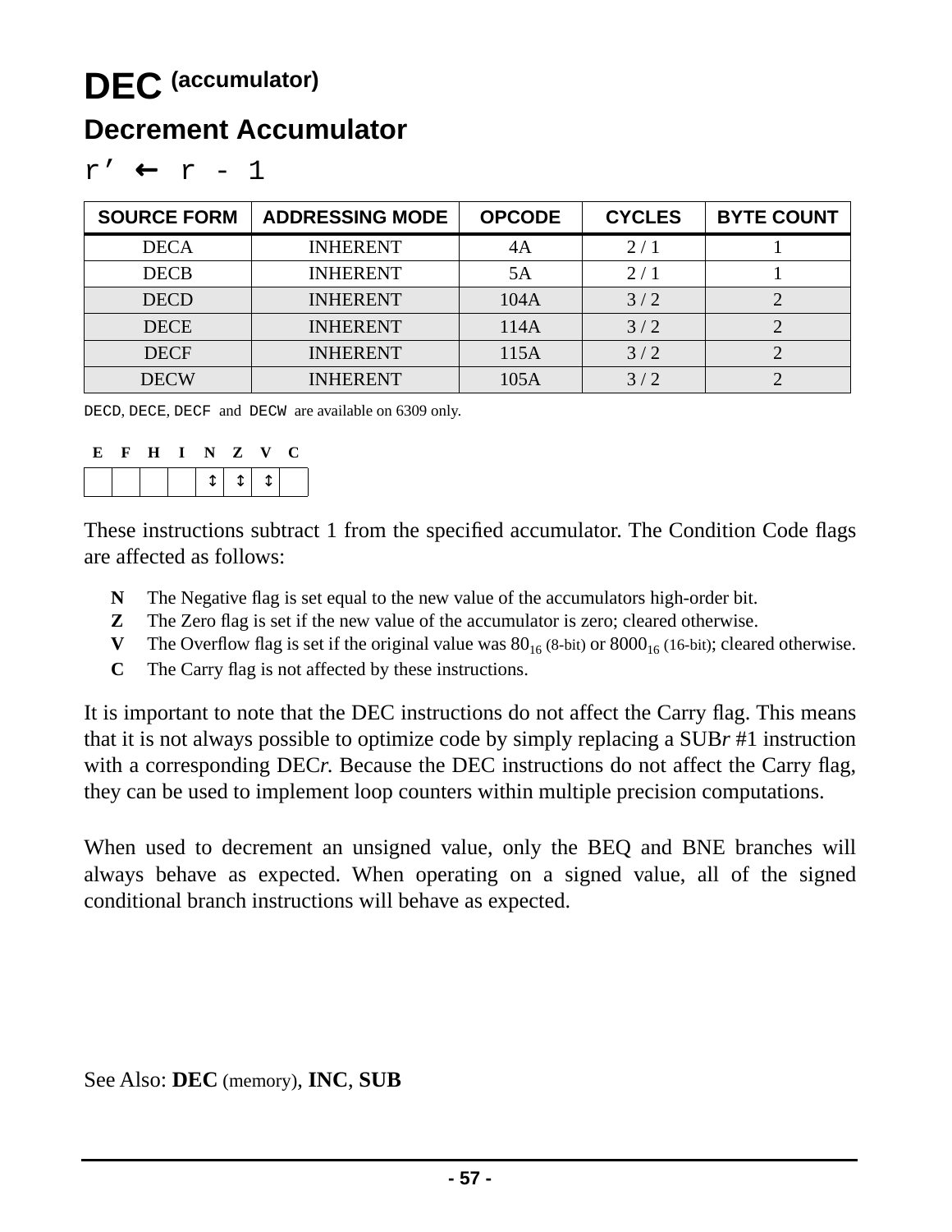# DEC (accumulator)

## Decrement Accumulator

`r’ ← r - 1`

| SOURCE FORM | ADDRESSING MODE | OPCODE | CYCLES | BYTE COUNT |
|---|---|---|---|---|
| DECA | INHERENT | 4A | 2 / 1 | 1 |
| DECB | INHERENT | 5A | 2 / 1 | 1 |
| DECD | INHERENT | 104A | 3 / 2 | 2 |
| DECE | INHERENT | 114A | 3 / 2 | 2 |
| DECF | INHERENT | 115A | 3 / 2 | 2 |
| DECW | INHERENT | 105A | 3 / 2 | 2 |

`DECD`, `DECE`, `DECF` and `DECW` are available on 6309 only.

| E | F | H | I | N | Z | V | C |
|---|---|---|---|---|---|---|---|
| | | | | ↕ | ↕ | ↕ | |

These instructions subtract 1 from the specified accumulator. The Condition Code flags are affected as follows:

- **N** The Negative flag is set equal to the new value of the accumulators high-order bit.
- **Z** The Zero flag is set if the new value of the accumulator is zero; cleared otherwise.
- **V** The Overflow flag is set if the original value was $80_{16}$ (8-bit) or $8000_{16}$ (16-bit); cleared otherwise.
- **C** The Carry flag is not affected by these instructions.

It is important to note that the DEC instructions do not affect the Carry flag. This means that it is not always possible to optimize code by simply replacing a SUB*r* #1 instruction with a corresponding DEC*r.* Because the DEC instructions do not affect the Carry flag, they can be used to implement loop counters within multiple precision computations.

When used to decrement an unsigned value, only the BEQ and BNE branches will always behave as expected. When operating on a signed value, all of the signed conditional branch instructions will behave as expected.

See Also: **DEC** (memory), **INC**, **SUB**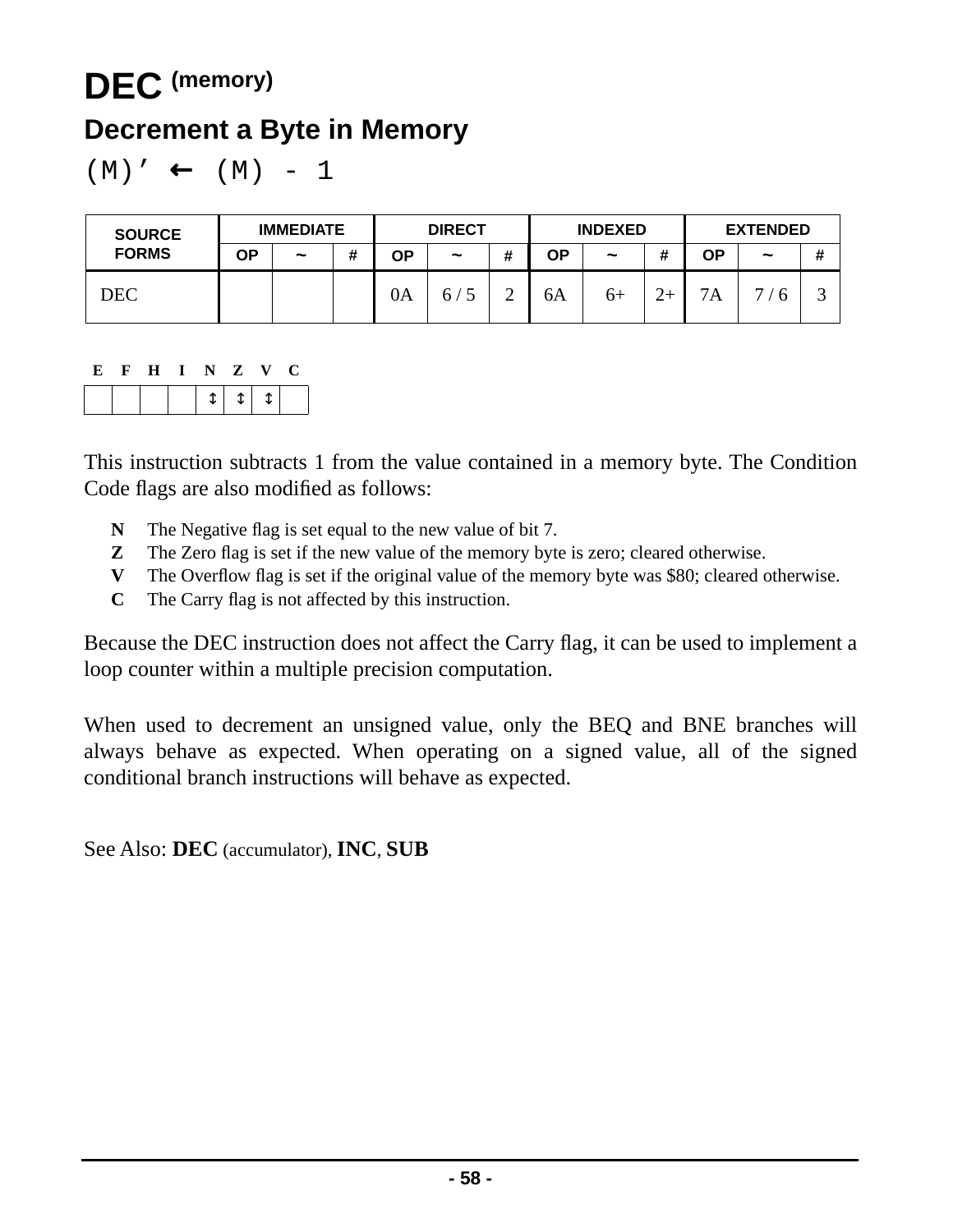# DEC (memory)

## Decrement a Byte in Memory

(M)’ ← (M) - 1

| SOURCE FORMS | IMMEDIATE | | | DIRECT | | | INDEXED | | | EXTENDED | | |
|---|---|---|---|---|---|---|---|---|---|---|---|---|
| | OP | ~ | # | OP | ~ | # | OP | ~ | # | OP | ~ | # |
| DEC | | | | 0A | 6 / 5 | 2 | 6A | 6+ | 2+ | 7A | 7 / 6 | 3 |

| E | F | H | I | N | Z | V | C |
|---|---|---|---|---|---|---|---|
| | | | | ↕ | ↕ | ↕ | |

This instruction subtracts 1 from the value contained in a memory byte. The Condition Code flags are also modified as follows:

- **N** The Negative flag is set equal to the new value of bit 7.
- **Z** The Zero flag is set if the new value of the memory byte is zero; cleared otherwise.
- **V** The Overflow flag is set if the original value of the memory byte was $80; cleared otherwise.
- **C** The Carry flag is not affected by this instruction.

Because the DEC instruction does not affect the Carry flag, it can be used to implement a loop counter within a multiple precision computation.

When used to decrement an unsigned value, only the BEQ and BNE branches will always behave as expected. When operating on a signed value, all of the signed conditional branch instructions will behave as expected.

See Also: **DEC** (accumulator), **INC**, **SUB**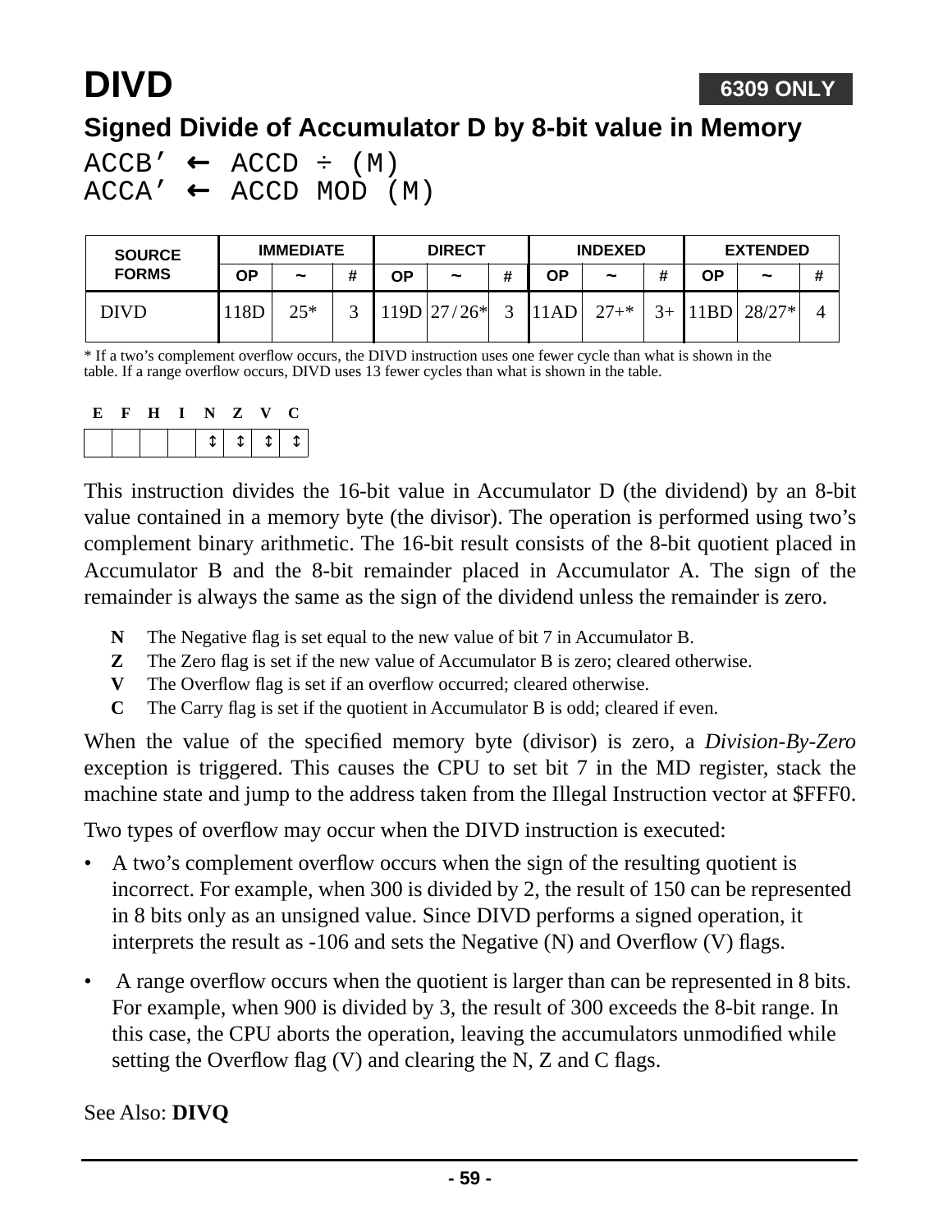# DIVD

**6309 ONLY**

## Signed Divide of Accumulator D by 8-bit value in Memory

```
ACCB’ ← ACCD ÷ (M)
ACCA’ ← ACCD MOD (M)
```

| SOURCE FORMS | IMMEDIATE | | | DIRECT | | | INDEXED | | | EXTENDED | | |
|---|---|---|---|---|---|---|---|---|---|---|---|---|
| | OP | ~ | # | OP | ~ | # | OP | ~ | # | OP | ~ | # |
| DIVD | 118D | 25* | 3 | 119D | 27 / 26* | 3 | 11AD | 27+* | 3+ | 11BD | 28/27* | 4 |

* If a two’s complement overflow occurs, the DIVD instruction uses one fewer cycle than what is shown in the table. If a range overflow occurs, DIVD uses 13 fewer cycles than what is shown in the table.

| E | F | H | I | N | Z | V | C |
|---|---|---|---|---|---|---|---|
| | | | | ↕ | ↕ | ↕ | ↕ |

This instruction divides the 16-bit value in Accumulator D (the dividend) by an 8-bit value contained in a memory byte (the divisor). The operation is performed using two’s complement binary arithmetic. The 16-bit result consists of the 8-bit quotient placed in Accumulator B and the 8-bit remainder placed in Accumulator A. The sign of the remainder is always the same as the sign of the dividend unless the remainder is zero.

- **N** The Negative flag is set equal to the new value of bit 7 in Accumulator B.
- **Z** The Zero flag is set if the new value of Accumulator B is zero; cleared otherwise.
- **V** The Overflow flag is set if an overflow occurred; cleared otherwise.
- **C** The Carry flag is set if the quotient in Accumulator B is odd; cleared if even.

When the value of the specified memory byte (divisor) is zero, a *Division-By-Zero* exception is triggered. This causes the CPU to set bit 7 in the MD register, stack the machine state and jump to the address taken from the Illegal Instruction vector at $FFF0.

Two types of overflow may occur when the DIVD instruction is executed:

- A two’s complement overflow occurs when the sign of the resulting quotient is incorrect. For example, when 300 is divided by 2, the result of 150 can be represented in 8 bits only as an unsigned value. Since DIVD performs a signed operation, it interprets the result as -106 and sets the Negative (N) and Overflow (V) flags.

- A range overflow occurs when the quotient is larger than can be represented in 8 bits. For example, when 900 is divided by 3, the result of 300 exceeds the 8-bit range. In this case, the CPU aborts the operation, leaving the accumulators unmodified while setting the Overflow flag (V) and clearing the N, Z and C flags.

See Also: **DIVQ**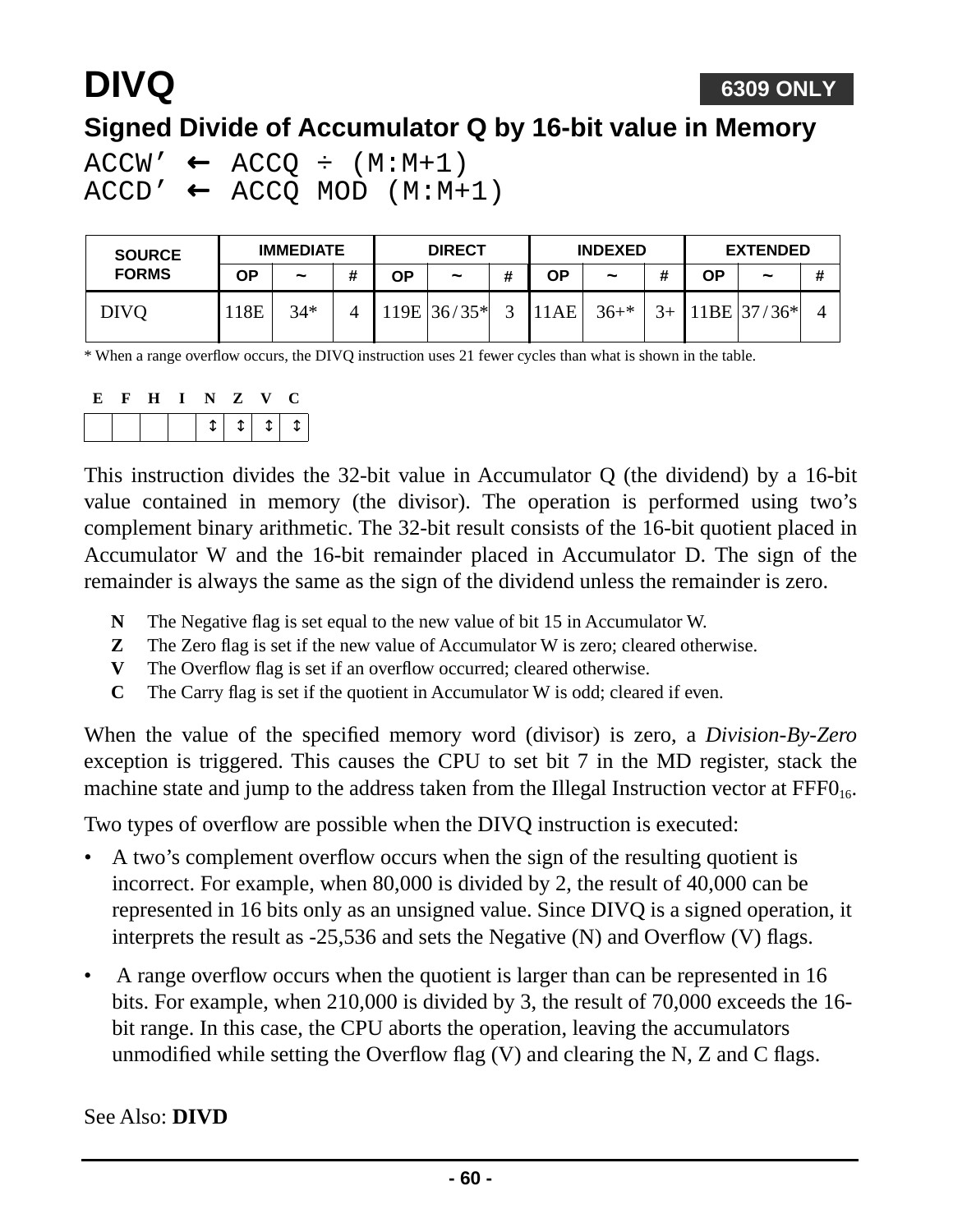# DIVQ

**6309 ONLY**

## Signed Divide of Accumulator Q by 16-bit value in Memory

```
ACCW' ← ACCQ ÷ (M:M+1)
ACCD' ← ACCQ MOD (M:M+1)
```

| SOURCE FORMS | IMMEDIATE | | | DIRECT | | | INDEXED | | | EXTENDED | | |
|---|---|---|---|---|---|---|---|---|---|---|---|---|
| | OP | ~ | # | OP | ~ | # | OP | ~ | # | OP | ~ | # |
| DIVQ | 118E | 34* | 4 | 119E | 36 / 35* | 3 | 11AE | 36+* | 3+ | 11BE | 37 / 36* | 4 |

\* When a range overflow occurs, the DIVQ instruction uses 21 fewer cycles than what is shown in the table.

| E | F | H | I | N | Z | V | C |
|---|---|---|---|---|---|---|---|
| | | | | ↕ | ↕ | ↕ | ↕ |

This instruction divides the 32-bit value in Accumulator Q (the dividend) by a 16-bit value contained in memory (the divisor). The operation is performed using two's complement binary arithmetic. The 32-bit result consists of the 16-bit quotient placed in Accumulator W and the 16-bit remainder placed in Accumulator D. The sign of the remainder is always the same as the sign of the dividend unless the remainder is zero.

- **N** The Negative flag is set equal to the new value of bit 15 in Accumulator W.
- **Z** The Zero flag is set if the new value of Accumulator W is zero; cleared otherwise.
- **V** The Overflow flag is set if an overflow occurred; cleared otherwise.
- **C** The Carry flag is set if the quotient in Accumulator W is odd; cleared if even.

When the value of the specified memory word (divisor) is zero, a *Division-By-Zero* exception is triggered. This causes the CPU to set bit 7 in the MD register, stack the machine state and jump to the address taken from the Illegal Instruction vector at $FFF0_{16}$.

Two types of overflow are possible when the DIVQ instruction is executed:

- A two's complement overflow occurs when the sign of the resulting quotient is incorrect. For example, when 80,000 is divided by 2, the result of 40,000 can be represented in 16 bits only as an unsigned value. Since DIVQ is a signed operation, it interprets the result as -25,536 and sets the Negative (N) and Overflow (V) flags.
- A range overflow occurs when the quotient is larger than can be represented in 16 bits. For example, when 210,000 is divided by 3, the result of 70,000 exceeds the 16-bit range. In this case, the CPU aborts the operation, leaving the accumulators unmodified while setting the Overflow flag (V) and clearing the N, Z and C flags.

See Also: **DIVD**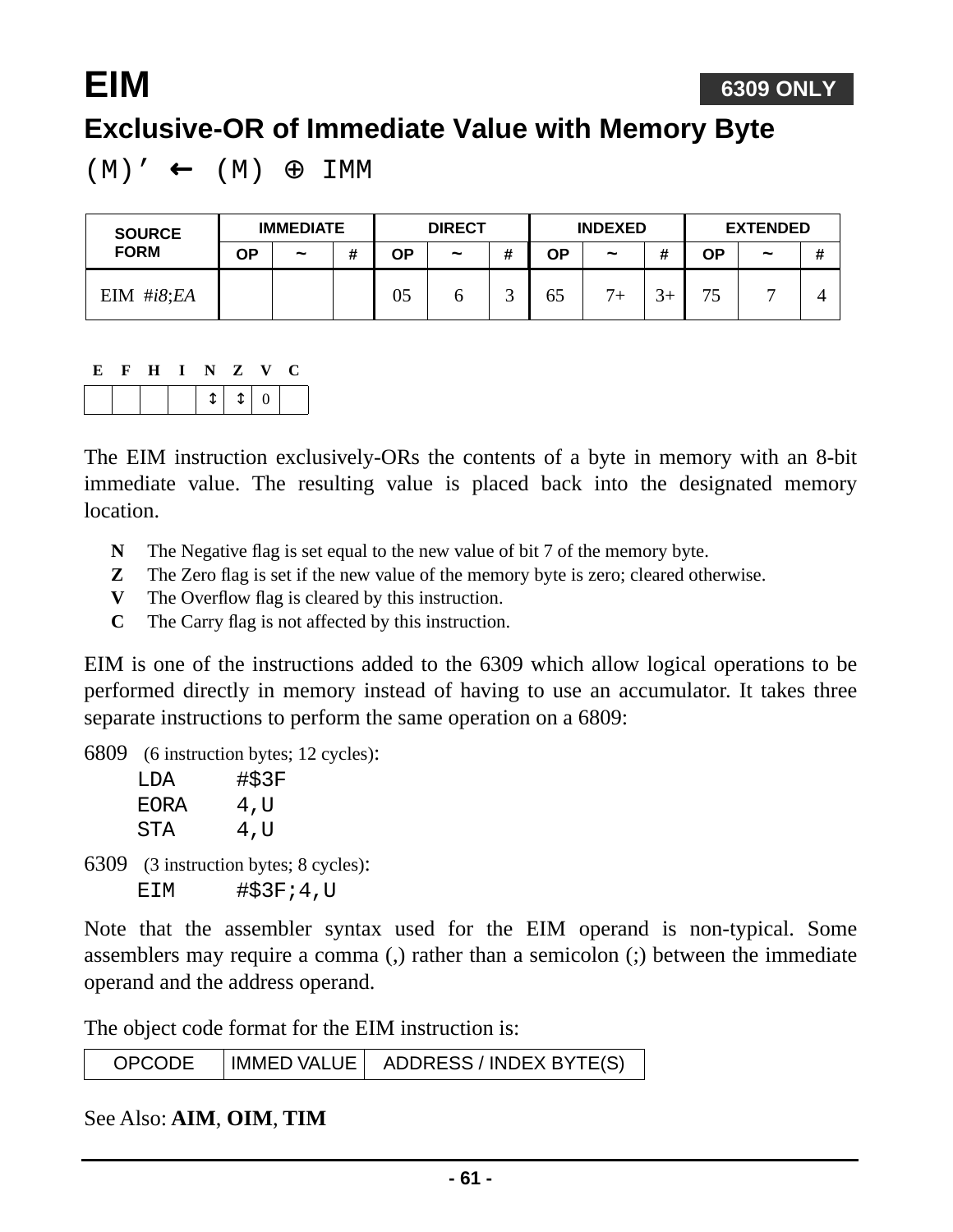# EIM

**6309 ONLY**

## Exclusive-OR of Immediate Value with Memory Byte

(M)’ ← (M) ⊕ IMM

| SOURCE FORM | IMMEDIATE | | | DIRECT | | | INDEXED | | | EXTENDED | | |
|---|---|---|---|---|---|---|---|---|---|---|---|---|
| | OP | ~ | # | OP | ~ | # | OP | ~ | # | OP | ~ | # |
| EIM #*i8*;*EA* | | | | 05 | 6 | 3 | 65 | 7+ | 3+ | 75 | 7 | 4 |

| E | F | H | I | N | Z | V | C |
|---|---|---|---|---|---|---|---|
| | | | | ↕ | ↕ | 0 | |

The EIM instruction exclusively-ORs the contents of a byte in memory with an 8-bit immediate value. The resulting value is placed back into the designated memory location.

- **N** The Negative flag is set equal to the new value of bit 7 of the memory byte.
- **Z** The Zero flag is set if the new value of the memory byte is zero; cleared otherwise.
- **V** The Overflow flag is cleared by this instruction.
- **C** The Carry flag is not affected by this instruction.

EIM is one of the instructions added to the 6309 which allow logical operations to be performed directly in memory instead of having to use an accumulator. It takes three separate instructions to perform the same operation on a 6809:

6809 (6 instruction bytes; 12 cycles):

```
LDA     #$3F
EORA    4,U
STA     4,U
```

6309 (3 instruction bytes; 8 cycles):

```
EIM     #$3F;4,U
```

Note that the assembler syntax used for the EIM operand is non-typical. Some assemblers may require a comma (,) rather than a semicolon (;) between the immediate operand and the address operand.

The object code format for the EIM instruction is:

| OPCODE | IMMED VALUE | ADDRESS / INDEX BYTE(S) |
|---|---|---|

See Also: **AIM**, **OIM**, **TIM**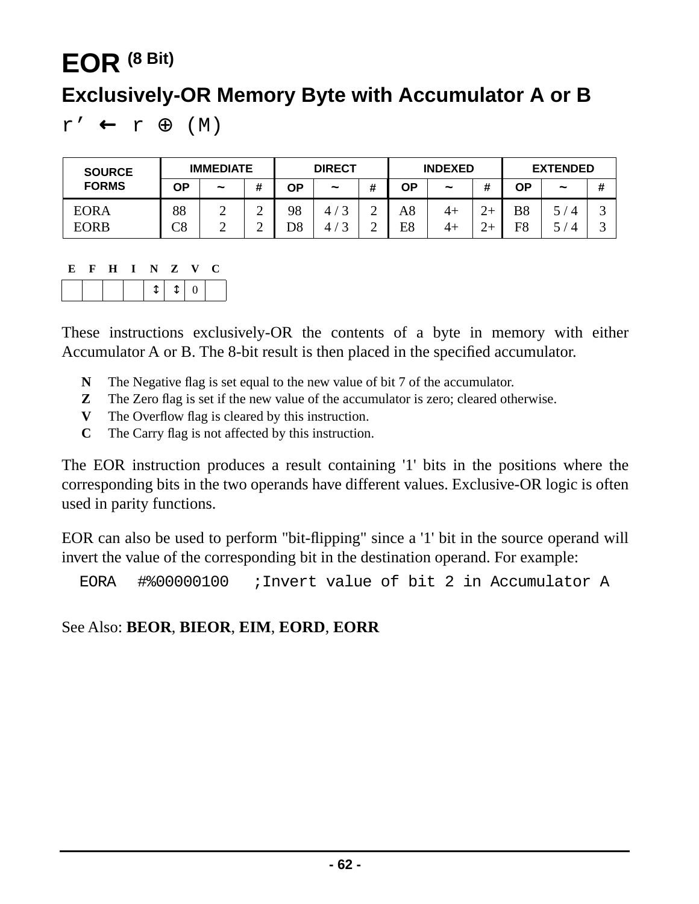# EOR (8 Bit)

## Exclusively-OR Memory Byte with Accumulator A or B

r’ ← r ⊕ (M)

| SOURCE FORMS | IMMEDIATE | | | DIRECT | | | INDEXED | | | EXTENDED | | |
|---|---|---|---|---|---|---|---|---|---|---|---|---|
| | OP | ~ | # | OP | ~ | # | OP | ~ | # | OP | ~ | # |
| EORA | 88 | 2 | 2 | 98 | 4 / 3 | 2 | A8 | 4+ | 2+ | B8 | 5 / 4 | 3 |
| EORB | C8 | 2 | 2 | D8 | 4 / 3 | 2 | E8 | 4+ | 2+ | F8 | 5 / 4 | 3 |

| E | F | H | I | N | Z | V | C |
|---|---|---|---|---|---|---|---|
| | | | | ↕ | ↕ | 0 | |

These instructions exclusively-OR the contents of a byte in memory with either Accumulator A or B. The 8-bit result is then placed in the specified accumulator.

- **N** The Negative flag is set equal to the new value of bit 7 of the accumulator.
- **Z** The Zero flag is set if the new value of the accumulator is zero; cleared otherwise.
- **V** The Overflow flag is cleared by this instruction.
- **C** The Carry flag is not affected by this instruction.

The EOR instruction produces a result containing '1' bits in the positions where the corresponding bits in the two operands have different values. Exclusive-OR logic is often used in parity functions.

EOR can also be used to perform "bit-flipping" since a '1' bit in the source operand will invert the value of the corresponding bit in the destination operand. For example:

```
EORA   #%00000100   ;Invert value of bit 2 in Accumulator A
```

See Also: **BEOR**, **BIEOR**, **EIM**, **EORD**, **EORR**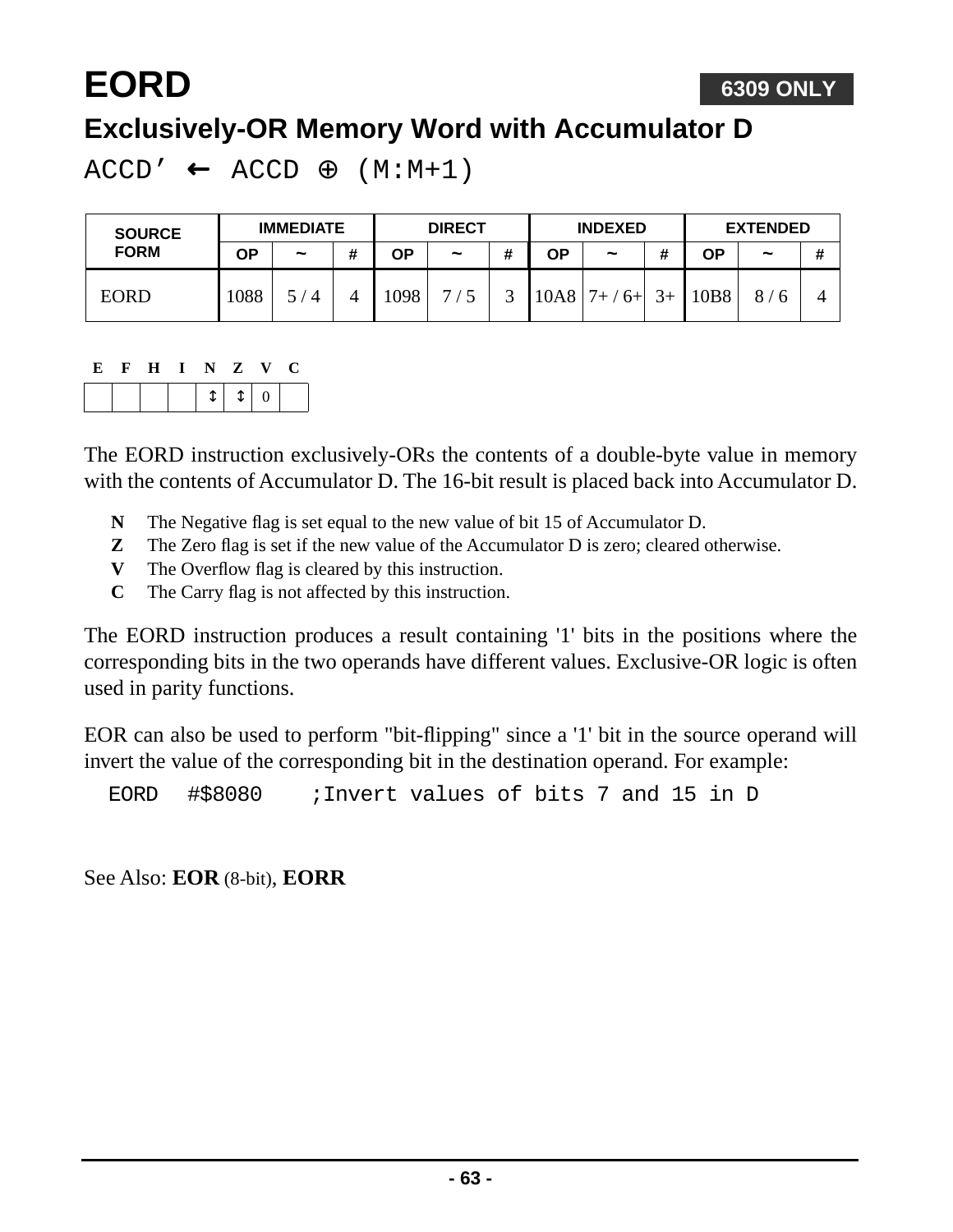# EORD

**6309 ONLY**

## Exclusively-OR Memory Word with Accumulator D

ACCD' ← ACCD ⊕ (M:M+1)

| SOURCE FORM | IMMEDIATE | | | DIRECT | | | INDEXED | | | EXTENDED | | |
|---|---|---|---|---|---|---|---|---|---|---|---|---|
| | OP | ~ | # | OP | ~ | # | OP | ~ | # | OP | ~ | # |
| EORD | 1088 | 5 / 4 | 4 | 1098 | 7 / 5 | 3 | 10A8 | 7+ / 6+ | 3+ | 10B8 | 8 / 6 | 4 |

| E | F | H | I | N | Z | V | C |
|---|---|---|---|---|---|---|---|
| | | | | ↕ | ↕ | 0 | |

The EORD instruction exclusively-ORs the contents of a double-byte value in memory with the contents of Accumulator D. The 16-bit result is placed back into Accumulator D.

- **N** The Negative flag is set equal to the new value of bit 15 of Accumulator D.
- **Z** The Zero flag is set if the new value of the Accumulator D is zero; cleared otherwise.
- **V** The Overflow flag is cleared by this instruction.
- **C** The Carry flag is not affected by this instruction.

The EORD instruction produces a result containing '1' bits in the positions where the corresponding bits in the two operands have different values. Exclusive-OR logic is often used in parity functions.

EOR can also be used to perform "bit-flipping" since a '1' bit in the source operand will invert the value of the corresponding bit in the destination operand. For example:

```
EORD   #$8080    ;Invert values of bits 7 and 15 in D
```

See Also: **EOR** (8-bit), **EORR**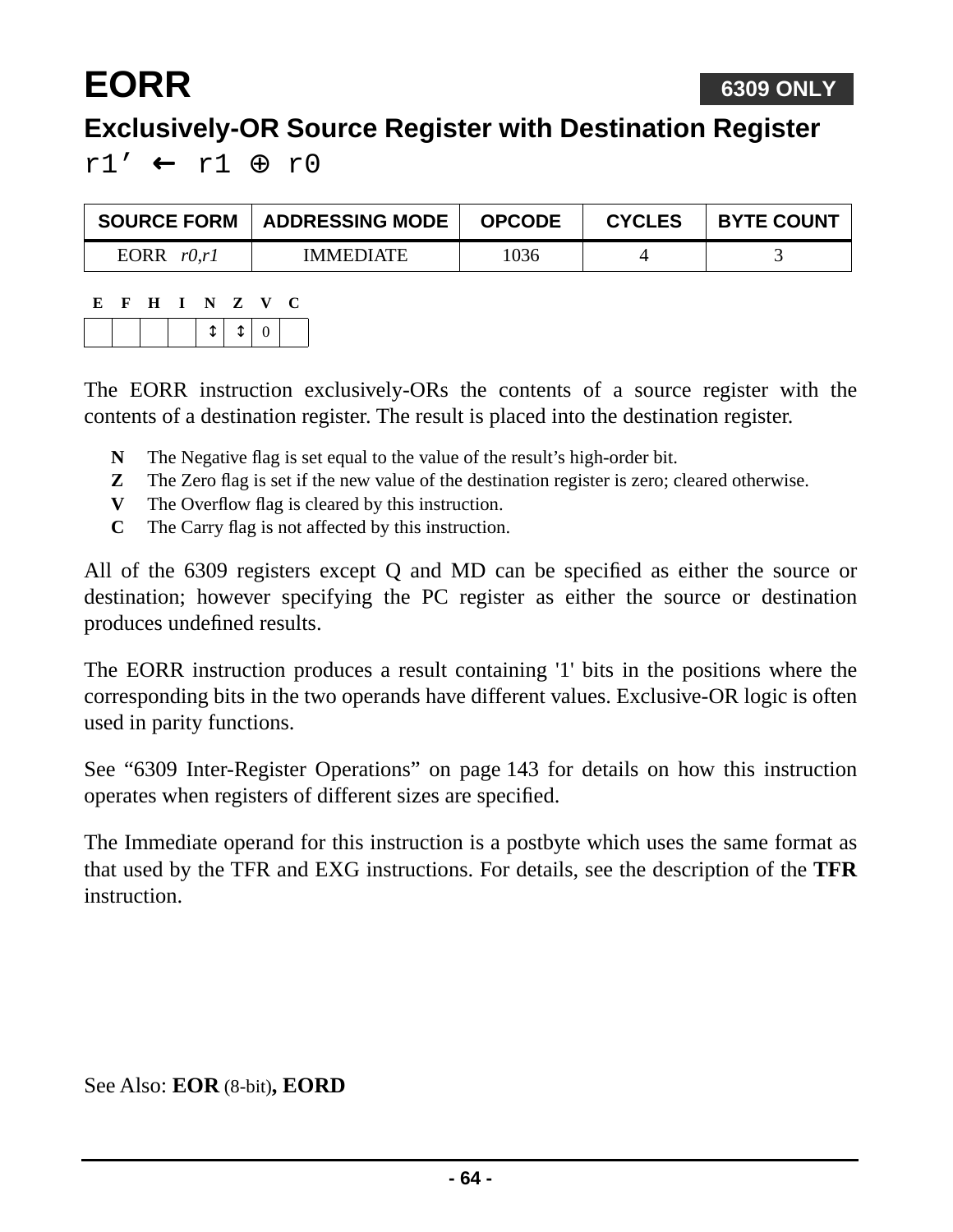# EORR

**6309 ONLY**

## Exclusively-OR Source Register with Destination Register

r1’ ← r1 ⊕ r0

| SOURCE FORM | ADDRESSING MODE | OPCODE | CYCLES | BYTE COUNT |
|---|---|---|---|---|
| EORR *r0,r1* | IMMEDIATE | 1036 | 4 | 3 |

| E | F | H | I | N | Z | V | C |
|---|---|---|---|---|---|---|---|
| | | | | ↕ | ↕ | 0 | |

The EORR instruction exclusively-ORs the contents of a source register with the contents of a destination register. The result is placed into the destination register.

- **N** The Negative flag is set equal to the value of the result’s high-order bit.
- **Z** The Zero flag is set if the new value of the destination register is zero; cleared otherwise.
- **V** The Overflow flag is cleared by this instruction.
- **C** The Carry flag is not affected by this instruction.

All of the 6309 registers except Q and MD can be specified as either the source or destination; however specifying the PC register as either the source or destination produces undefined results.

The EORR instruction produces a result containing '1' bits in the positions where the corresponding bits in the two operands have different values. Exclusive-OR logic is often used in parity functions.

See “6309 Inter-Register Operations” on page 143 for details on how this instruction operates when registers of different sizes are specified.

The Immediate operand for this instruction is a postbyte which uses the same format as that used by the TFR and EXG instructions. For details, see the description of the **TFR** instruction.

See Also: **EOR** (8-bit)**, EORD**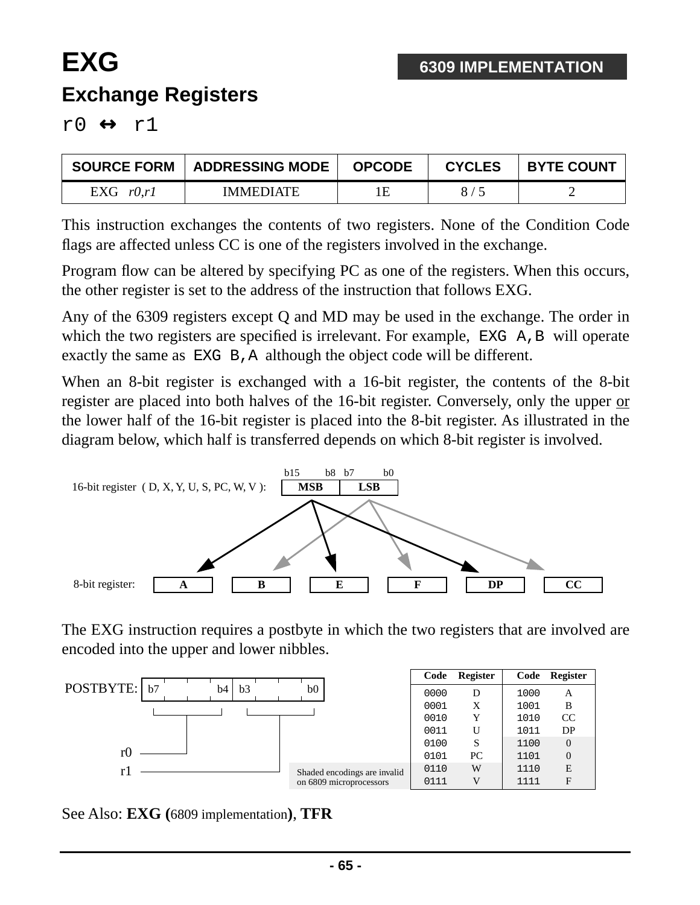# EXG

**6309 IMPLEMENTATION**

## Exchange Registers

r0 ↔ r1

| SOURCE FORM | ADDRESSING MODE | OPCODE | CYCLES | BYTE COUNT |
|---|---|---|---|---|
| EXG *r0,r1* | IMMEDIATE | 1E | 8 / 5 | 2 |

This instruction exchanges the contents of two registers. None of the Condition Code flags are affected unless CC is one of the registers involved in the exchange.

Program flow can be altered by specifying PC as one of the registers. When this occurs, the other register is set to the address of the instruction that follows EXG.

Any of the 6309 registers except Q and MD may be used in the exchange. The order in which the two registers are specified is irrelevant. For example, `EXG A,B` will operate exactly the same as `EXG B,A` although the object code will be different.

When an 8-bit register is exchanged with a 16-bit register, the contents of the 8-bit register are placed into both halves of the 16-bit register. Conversely, only the upper or the lower half of the 16-bit register is placed into the 8-bit register. As illustrated in the diagram below, which half is transferred depends on which 8-bit register is involved.

16-bit register ( D, X, Y, U, S, PC, W, V ): MSB (b15–b8) | LSB (b7–b0)

8-bit register: A, B, E, F, DP, CC

The EXG instruction requires a postbyte in which the two registers that are involved are encoded into the upper and lower nibbles.

POSTBYTE: b7–b4 = r0, b3–b0 = r1

| Code | Register | Code | Register |
|---|---|---|---|
| 0000 | D | 1000 | A |
| 0001 | X | 1001 | B |
| 0010 | Y | 1010 | CC |
| 0011 | U | 1011 | DP |
| 0100 | S | 1100 | 0 |
| 0101 | PC | 1101 | 0 |
| 0110 | W | 1110 | E |
| 0111 | V | 1111 | F |

Shaded encodings are invalid on 6809 microprocessors

See Also: **EXG (**6809 implementation**)**, **TFR**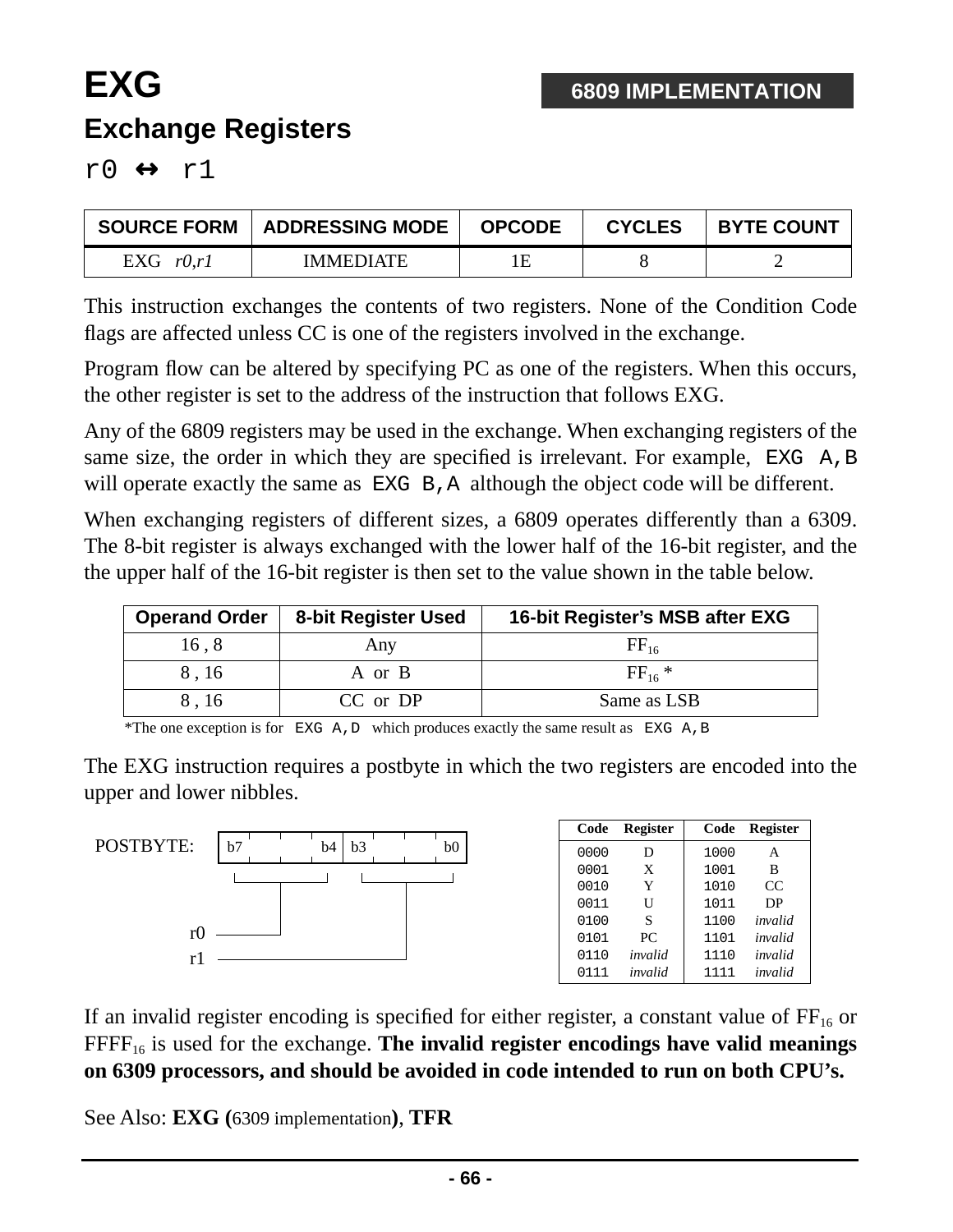# EXG

**6809 IMPLEMENTATION**

## Exchange Registers

`r0 ↔ r1`

| SOURCE FORM | ADDRESSING MODE | OPCODE | CYCLES | BYTE COUNT |
|---|---|---|---|---|
| EXG *r0,r1* | IMMEDIATE | 1E | 8 | 2 |

This instruction exchanges the contents of two registers. None of the Condition Code flags are affected unless CC is one of the registers involved in the exchange.

Program flow can be altered by specifying PC as one of the registers. When this occurs, the other register is set to the address of the instruction that follows EXG.

Any of the 6809 registers may be used in the exchange. When exchanging registers of the same size, the order in which they are specified is irrelevant. For example, `EXG A,B` will operate exactly the same as `EXG B,A` although the object code will be different.

When exchanging registers of different sizes, a 6809 operates differently than a 6309. The 8-bit register is always exchanged with the lower half of the 16-bit register, and the the upper half of the 16-bit register is then set to the value shown in the table below.

| Operand Order | 8-bit Register Used | 16-bit Register's MSB after EXG |
|---|---|---|
| 16 , 8 | Any | $FF_{16}$ |
| 8 , 16 | A or B | $FF_{16}$ * |
| 8 , 16 | CC or DP | Same as LSB |

*The one exception is for `EXG A,D` which produces exactly the same result as `EXG A,B`

The EXG instruction requires a postbyte in which the two registers are encoded into the upper and lower nibbles.

POSTBYTE: b7–b4 = r0, b3–b0 = r1

| Code | Register | Code | Register |
|---|---|---|---|
| 0000 | D | 1000 | A |
| 0001 | X | 1001 | B |
| 0010 | Y | 1010 | CC |
| 0011 | U | 1011 | DP |
| 0100 | S | 1100 | *invalid* |
| 0101 | PC | 1101 | *invalid* |
| 0110 | *invalid* | 1110 | *invalid* |
| 0111 | *invalid* | 1111 | *invalid* |

If an invalid register encoding is specified for either register, a constant value of $FF_{16}$ or $FFFF_{16}$ is used for the exchange. **The invalid register encodings have valid meanings on 6309 processors, and should be avoided in code intended to run on both CPU's.**

See Also: **EXG (**6309 implementation**)**, **TFR**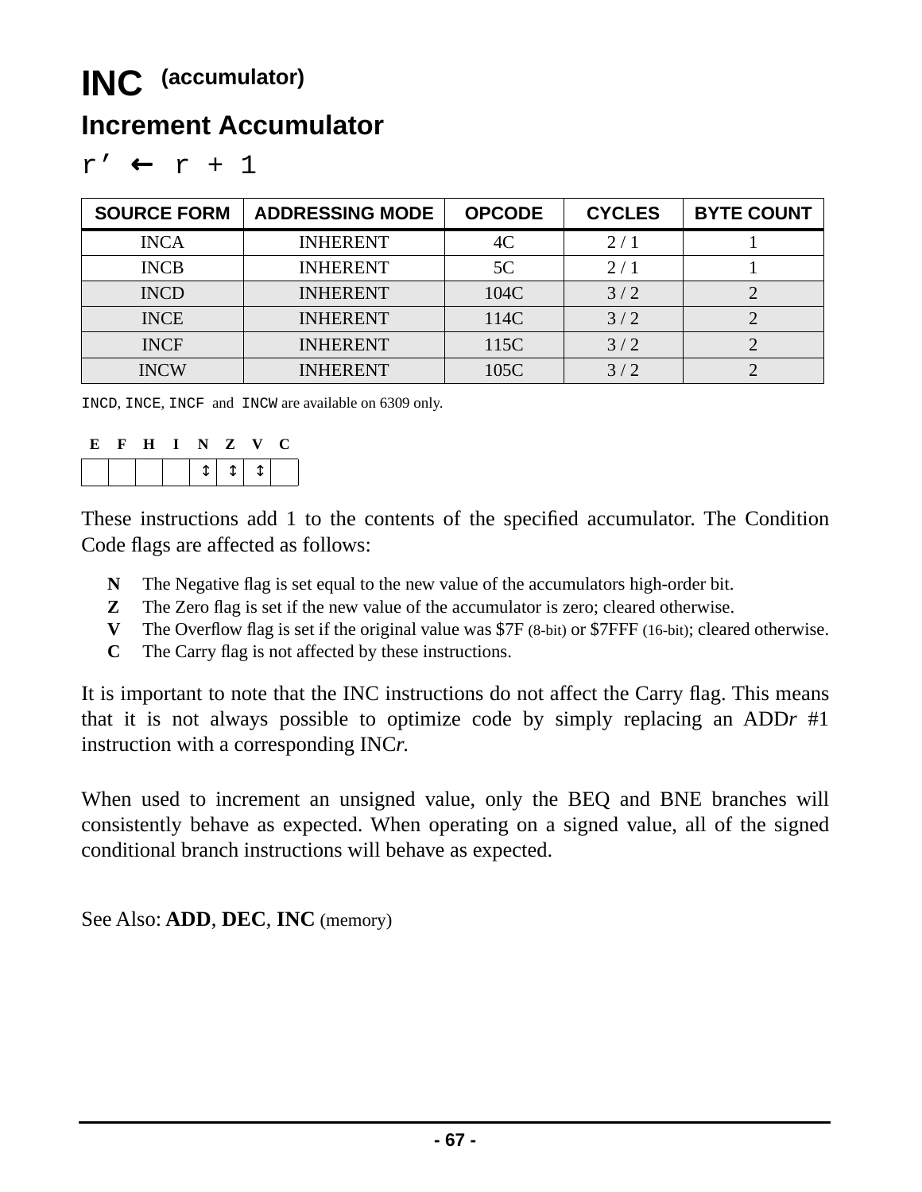# INC (accumulator)

## Increment Accumulator

`r’ ← r + 1`

| SOURCE FORM | ADDRESSING MODE | OPCODE | CYCLES | BYTE COUNT |
|---|---|---|---|---|
| INCA | INHERENT | 4C | 2 / 1 | 1 |
| INCB | INHERENT | 5C | 2 / 1 | 1 |
| INCD | INHERENT | 104C | 3 / 2 | 2 |
| INCE | INHERENT | 114C | 3 / 2 | 2 |
| INCF | INHERENT | 115C | 3 / 2 | 2 |
| INCW | INHERENT | 105C | 3 / 2 | 2 |

`INCD`, `INCE`, `INCF` and `INCW` are available on 6309 only.

| E | F | H | I | N | Z | V | C |
|---|---|---|---|---|---|---|---|
| | | | | ↕ | ↕ | ↕ | |

These instructions add 1 to the contents of the specified accumulator. The Condition Code flags are affected as follows:

- **N** The Negative flag is set equal to the new value of the accumulators high-order bit.
- **Z** The Zero flag is set if the new value of the accumulator is zero; cleared otherwise.
- **V** The Overflow flag is set if the original value was $7F (8-bit) or $7FFF (16-bit); cleared otherwise.
- **C** The Carry flag is not affected by these instructions.

It is important to note that the INC instructions do not affect the Carry flag. This means that it is not always possible to optimize code by simply replacing an ADD*r* #1 instruction with a corresponding INC*r.*

When used to increment an unsigned value, only the BEQ and BNE branches will consistently behave as expected. When operating on a signed value, all of the signed conditional branch instructions will behave as expected.

See Also: **ADD**, **DEC**, **INC** (memory)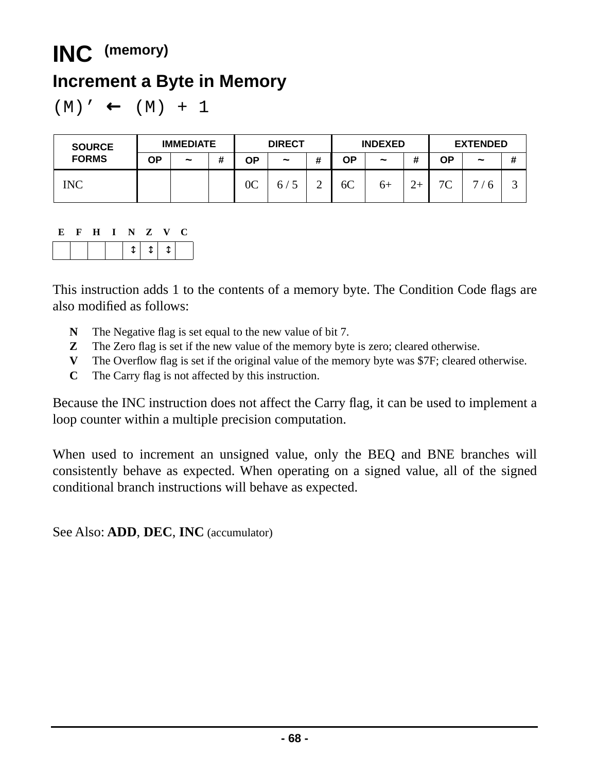# INC (memory)

## Increment a Byte in Memory

```
(M)’ ← (M) + 1
```

| SOURCE FORMS | IMMEDIATE | | | DIRECT | | | INDEXED | | | EXTENDED | | |
|---|---|---|---|---|---|---|---|---|---|---|---|---|
| | OP | ~ | # | OP | ~ | # | OP | ~ | # | OP | ~ | # |
| INC | | | | 0C | 6 / 5 | 2 | 6C | 6+ | 2+ | 7C | 7 / 6 | 3 |

| E | F | H | I | N | Z | V | C |
|---|---|---|---|---|---|---|---|
| | | | | ↕ | ↕ | ↕ | |

This instruction adds 1 to the contents of a memory byte. The Condition Code flags are also modified as follows:

- **N** The Negative flag is set equal to the new value of bit 7.
- **Z** The Zero flag is set if the new value of the memory byte is zero; cleared otherwise.
- **V** The Overflow flag is set if the original value of the memory byte was $7F; cleared otherwise.
- **C** The Carry flag is not affected by this instruction.

Because the INC instruction does not affect the Carry flag, it can be used to implement a loop counter within a multiple precision computation.

When used to increment an unsigned value, only the BEQ and BNE branches will consistently behave as expected. When operating on a signed value, all of the signed conditional branch instructions will behave as expected.

See Also: **ADD**, **DEC**, **INC** (accumulator)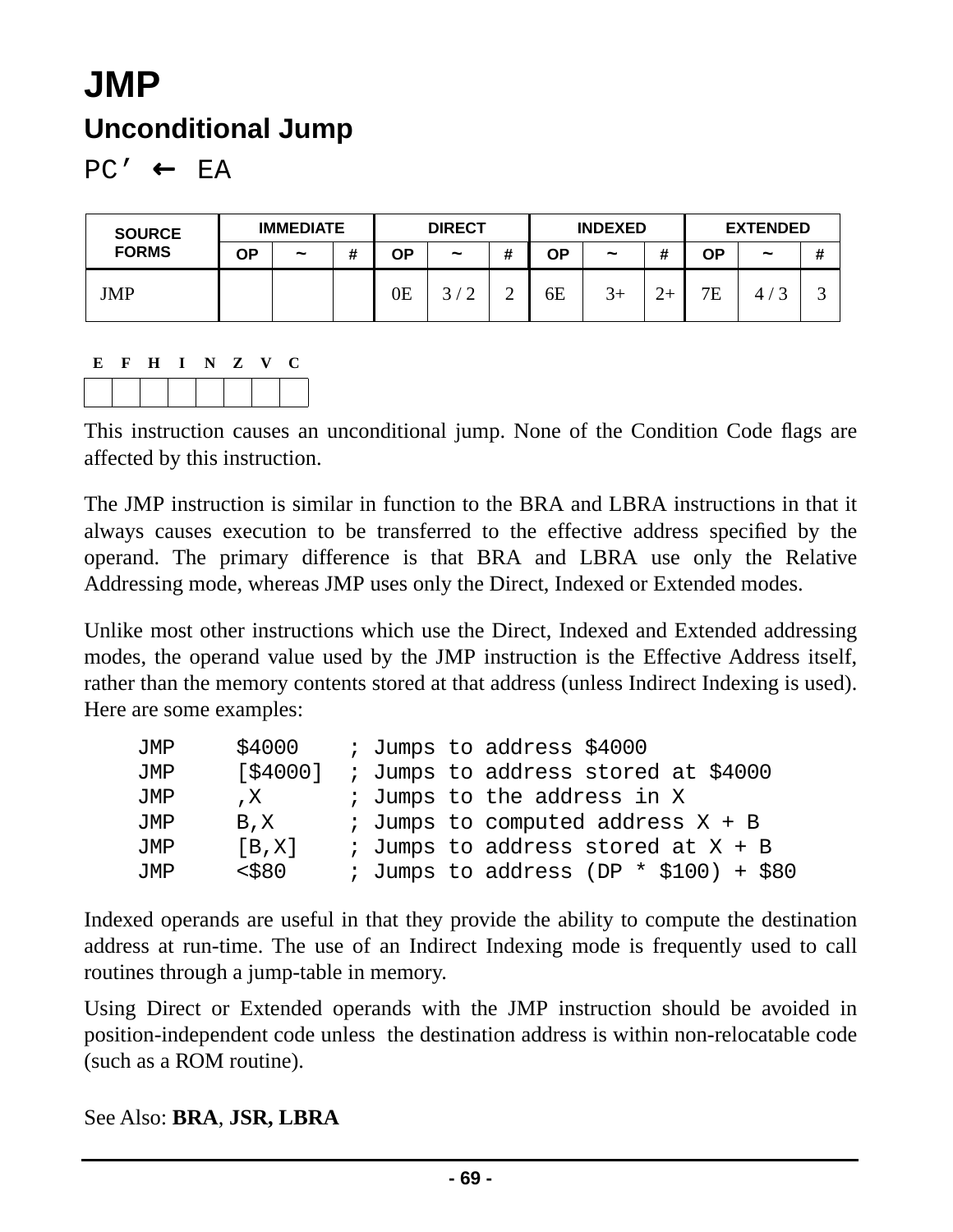# JMP

## Unconditional Jump

PC’ ← EA

| SOURCE FORMS | IMMEDIATE | | | DIRECT | | | INDEXED | | | EXTENDED | | |
|---|---|---|---|---|---|---|---|---|---|---|---|---|
| | OP | ~ | # | OP | ~ | # | OP | ~ | # | OP | ~ | # |
| JMP | | | | 0E | 3 / 2 | 2 | 6E | 3+ | 2+ | 7E | 4 / 3 | 3 |

| E | F | H | I | N | Z | V | C |
|---|---|---|---|---|---|---|---|
| | | | | | | | |

This instruction causes an unconditional jump. None of the Condition Code flags are affected by this instruction.

The JMP instruction is similar in function to the BRA and LBRA instructions in that it always causes execution to be transferred to the effective address specified by the operand. The primary difference is that BRA and LBRA use only the Relative Addressing mode, whereas JMP uses only the Direct, Indexed or Extended modes.

Unlike most other instructions which use the Direct, Indexed and Extended addressing modes, the operand value used by the JMP instruction is the Effective Address itself, rather than the memory contents stored at that address (unless Indirect Indexing is used). Here are some examples:

```
JMP     $4000    ; Jumps to address $4000
JMP     [$4000]  ; Jumps to address stored at $4000
JMP     ,X       ; Jumps to the address in X
JMP     B,X      ; Jumps to computed address X + B
JMP     [B,X]    ; Jumps to address stored at X + B
JMP     <$80     ; Jumps to address (DP * $100) + $80
```

Indexed operands are useful in that they provide the ability to compute the destination address at run-time. The use of an Indirect Indexing mode is frequently used to call routines through a jump-table in memory.

Using Direct or Extended operands with the JMP instruction should be avoided in position-independent code unless the destination address is within non-relocatable code (such as a ROM routine).

See Also: **BRA**, **JSR, LBRA**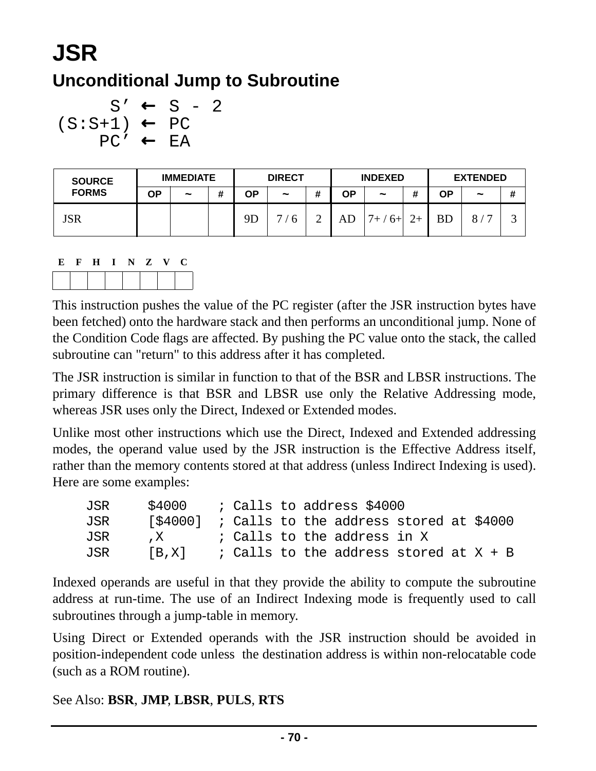# JSR

## Unconditional Jump to Subroutine

```
     S’ ← S - 2
(S:S+1) ← PC
    PC’ ← EA
```

| SOURCE FORMS | IMMEDIATE | | | DIRECT | | | INDEXED | | | EXTENDED | | |
|---|---|---|---|---|---|---|---|---|---|---|---|---|
| | OP | ~ | # | OP | ~ | # | OP | ~ | # | OP | ~ | # |
| JSR | | | | 9D | 7 / 6 | 2 | AD | 7+ / 6+ | 2+ | BD | 8 / 7 | 3 |

| E | F | H | I | N | Z | V | C |
|---|---|---|---|---|---|---|---|
| | | | | | | | |

This instruction pushes the value of the PC register (after the JSR instruction bytes have been fetched) onto the hardware stack and then performs an unconditional jump. None of the Condition Code flags are affected. By pushing the PC value onto the stack, the called subroutine can "return" to this address after it has completed.

The JSR instruction is similar in function to that of the BSR and LBSR instructions. The primary difference is that BSR and LBSR use only the Relative Addressing mode, whereas JSR uses only the Direct, Indexed or Extended modes.

Unlike most other instructions which use the Direct, Indexed and Extended addressing modes, the operand value used by the JSR instruction is the Effective Address itself, rather than the memory contents stored at that address (unless Indirect Indexing is used). Here are some examples:

```
JSR     $4000    ; Calls to address $4000
JSR     [$4000]  ; Calls to the address stored at $4000
JSR     ,X       ; Calls to the address in X
JSR     [B,X]    ; Calls to the address stored at X + B
```

Indexed operands are useful in that they provide the ability to compute the subroutine address at run-time. The use of an Indirect Indexing mode is frequently used to call subroutines through a jump-table in memory.

Using Direct or Extended operands with the JSR instruction should be avoided in position-independent code unless the destination address is within non-relocatable code (such as a ROM routine).

See Also: **BSR**, **JMP**, **LBSR**, **PULS**, **RTS**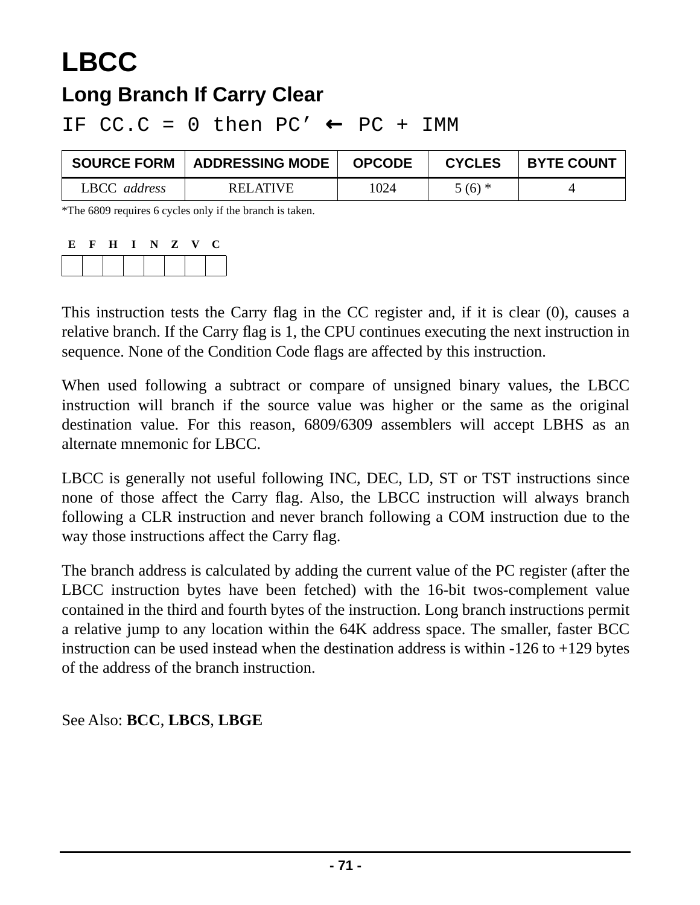# LBCC

## Long Branch If Carry Clear

```
IF CC.C = 0 then PC’ ← PC + IMM
```

| SOURCE FORM | ADDRESSING MODE | OPCODE | CYCLES | BYTE COUNT |
|---|---|---|---|---|
| LBCC *address* | RELATIVE | 1024 | 5 (6) * | 4 |

*The 6809 requires 6 cycles only if the branch is taken.

| E | F | H | I | N | Z | V | C |
|---|---|---|---|---|---|---|---|
| | | | | | | | |

This instruction tests the Carry flag in the CC register and, if it is clear (0), causes a relative branch. If the Carry flag is 1, the CPU continues executing the next instruction in sequence. None of the Condition Code flags are affected by this instruction.

When used following a subtract or compare of unsigned binary values, the LBCC instruction will branch if the source value was higher or the same as the original destination value. For this reason, 6809/6309 assemblers will accept LBHS as an alternate mnemonic for LBCC.

LBCC is generally not useful following INC, DEC, LD, ST or TST instructions since none of those affect the Carry flag. Also, the LBCC instruction will always branch following a CLR instruction and never branch following a COM instruction due to the way those instructions affect the Carry flag.

The branch address is calculated by adding the current value of the PC register (after the LBCC instruction bytes have been fetched) with the 16-bit twos-complement value contained in the third and fourth bytes of the instruction. Long branch instructions permit a relative jump to any location within the 64K address space. The smaller, faster BCC instruction can be used instead when the destination address is within -126 to +129 bytes of the address of the branch instruction.

See Also: **BCC**, **LBCS**, **LBGE**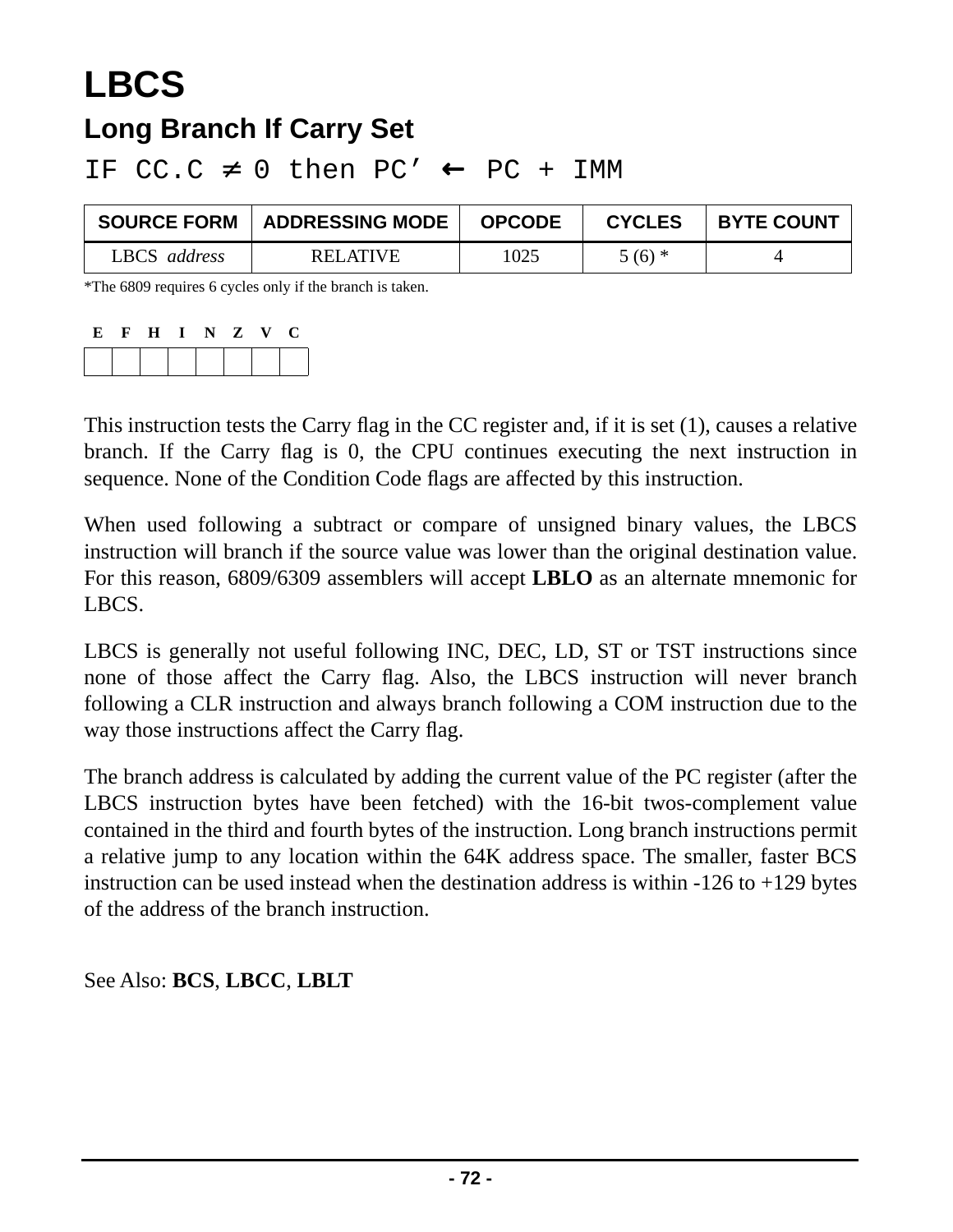# LBCS

## Long Branch If Carry Set

IF CC.C ≠ 0 then PC’ ← PC + IMM

| SOURCE FORM | ADDRESSING MODE | OPCODE | CYCLES | BYTE COUNT |
|---|---|---|---|---|
| LBCS *address* | RELATIVE | 1025 | 5 (6) * | 4 |

*The 6809 requires 6 cycles only if the branch is taken.

| E | F | H | I | N | Z | V | C |
|---|---|---|---|---|---|---|---|
| | | | | | | | |

This instruction tests the Carry flag in the CC register and, if it is set (1), causes a relative branch. If the Carry flag is 0, the CPU continues executing the next instruction in sequence. None of the Condition Code flags are affected by this instruction.

When used following a subtract or compare of unsigned binary values, the LBCS instruction will branch if the source value was lower than the original destination value. For this reason, 6809/6309 assemblers will accept **LBLO** as an alternate mnemonic for LBCS.

LBCS is generally not useful following INC, DEC, LD, ST or TST instructions since none of those affect the Carry flag. Also, the LBCS instruction will never branch following a CLR instruction and always branch following a COM instruction due to the way those instructions affect the Carry flag.

The branch address is calculated by adding the current value of the PC register (after the LBCS instruction bytes have been fetched) with the 16-bit twos-complement value contained in the third and fourth bytes of the instruction. Long branch instructions permit a relative jump to any location within the 64K address space. The smaller, faster BCS instruction can be used instead when the destination address is within -126 to +129 bytes of the address of the branch instruction.

See Also: **BCS**, **LBCC**, **LBLT**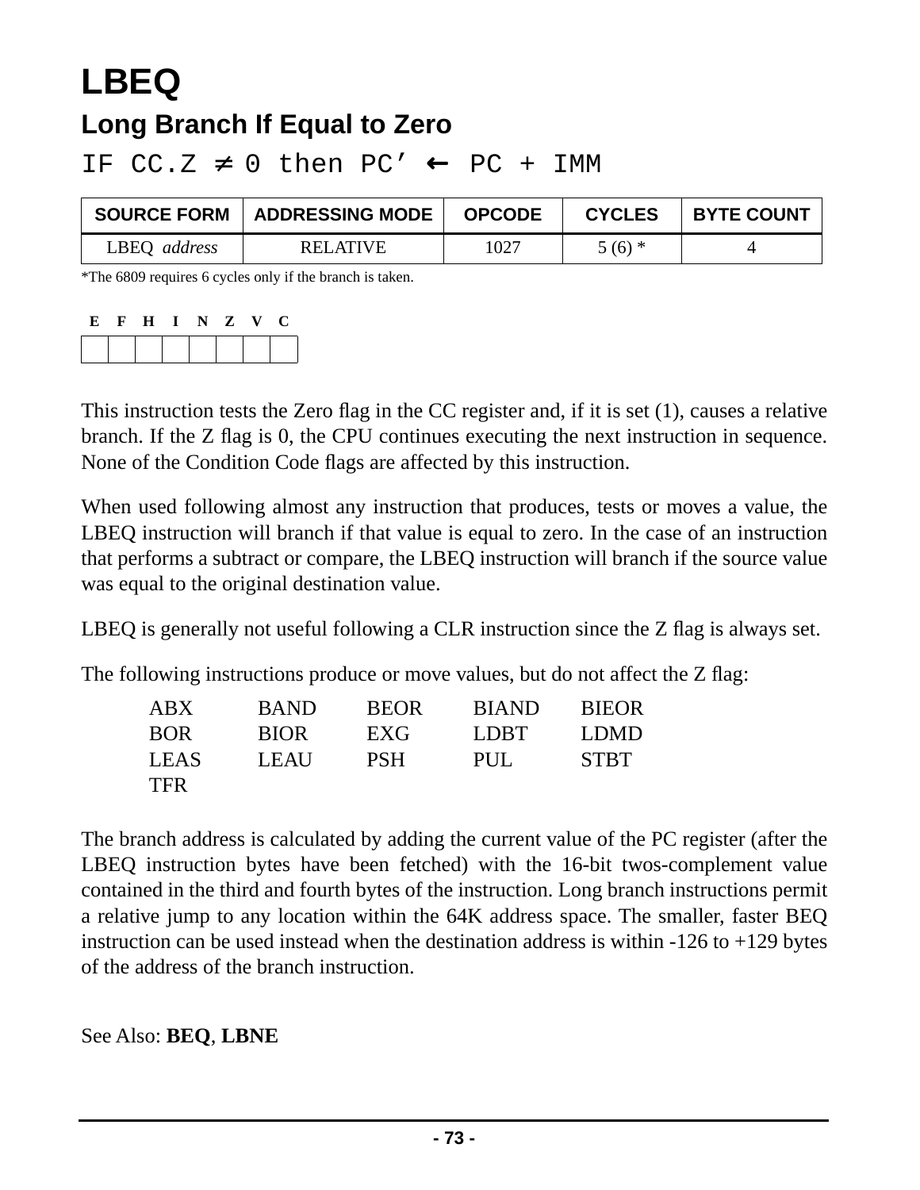# LBEQ

## Long Branch If Equal to Zero

IF CC.Z ≠ 0 then PC’ ← PC + IMM

| SOURCE FORM | ADDRESSING MODE | OPCODE | CYCLES | BYTE COUNT |
|---|---|---|---|---|
| LBEQ *address* | RELATIVE | 1027 | 5 (6) * | 4 |

*The 6809 requires 6 cycles only if the branch is taken.

| E | F | H | I | N | Z | V | C |
|---|---|---|---|---|---|---|---|
| | | | | | | | |

This instruction tests the Zero flag in the CC register and, if it is set (1), causes a relative branch. If the Z flag is 0, the CPU continues executing the next instruction in sequence. None of the Condition Code flags are affected by this instruction.

When used following almost any instruction that produces, tests or moves a value, the LBEQ instruction will branch if that value is equal to zero. In the case of an instruction that performs a subtract or compare, the LBEQ instruction will branch if the source value was equal to the original destination value.

LBEQ is generally not useful following a CLR instruction since the Z flag is always set.

The following instructions produce or move values, but do not affect the Z flag:

| | | | | |
|---|---|---|---|---|
| ABX | BAND | BEOR | BIAND | BIEOR |
| BOR | BIOR | EXG | LDBT | LDMD |
| LEAS | LEAU | PSH | PUL | STBT |
| TFR | | | | |

The branch address is calculated by adding the current value of the PC register (after the LBEQ instruction bytes have been fetched) with the 16-bit twos-complement value contained in the third and fourth bytes of the instruction. Long branch instructions permit a relative jump to any location within the 64K address space. The smaller, faster BEQ instruction can be used instead when the destination address is within -126 to +129 bytes of the address of the branch instruction.

See Also: **BEQ**, **LBNE**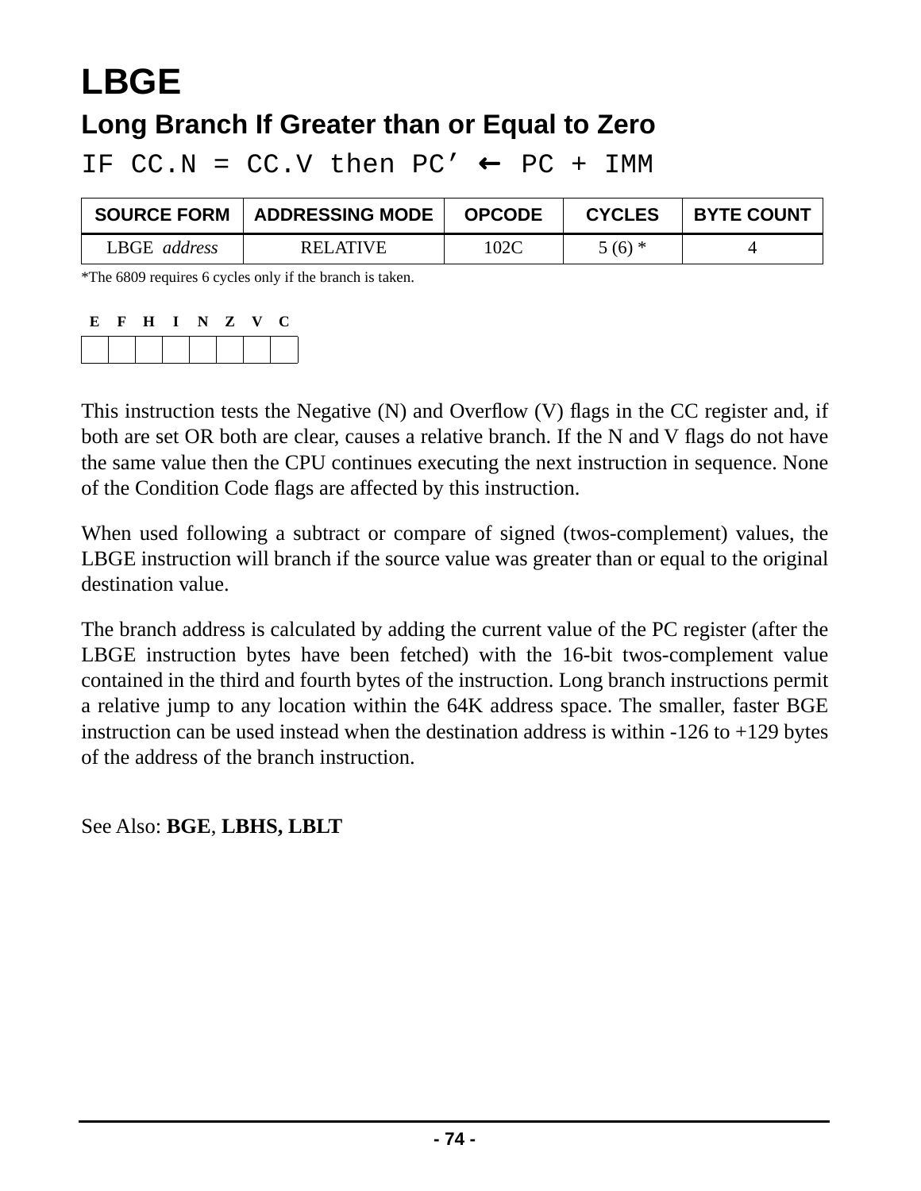# LBGE

## Long Branch If Greater than or Equal to Zero

```
IF CC.N = CC.V then PC’ ← PC + IMM
```

| SOURCE FORM | ADDRESSING MODE | OPCODE | CYCLES | BYTE COUNT |
|---|---|---|---|---|
| LBGE *address* | RELATIVE | 102C | 5 (6) * | 4 |

*The 6809 requires 6 cycles only if the branch is taken.

| E | F | H | I | N | Z | V | C |
|---|---|---|---|---|---|---|---|
| | | | | | | | |

This instruction tests the Negative (N) and Overflow (V) flags in the CC register and, if both are set OR both are clear, causes a relative branch. If the N and V flags do not have the same value then the CPU continues executing the next instruction in sequence. None of the Condition Code flags are affected by this instruction.

When used following a subtract or compare of signed (twos-complement) values, the LBGE instruction will branch if the source value was greater than or equal to the original destination value.

The branch address is calculated by adding the current value of the PC register (after the LBGE instruction bytes have been fetched) with the 16-bit twos-complement value contained in the third and fourth bytes of the instruction. Long branch instructions permit a relative jump to any location within the 64K address space. The smaller, faster BGE instruction can be used instead when the destination address is within -126 to +129 bytes of the address of the branch instruction.

See Also: **BGE**, **LBHS, LBLT**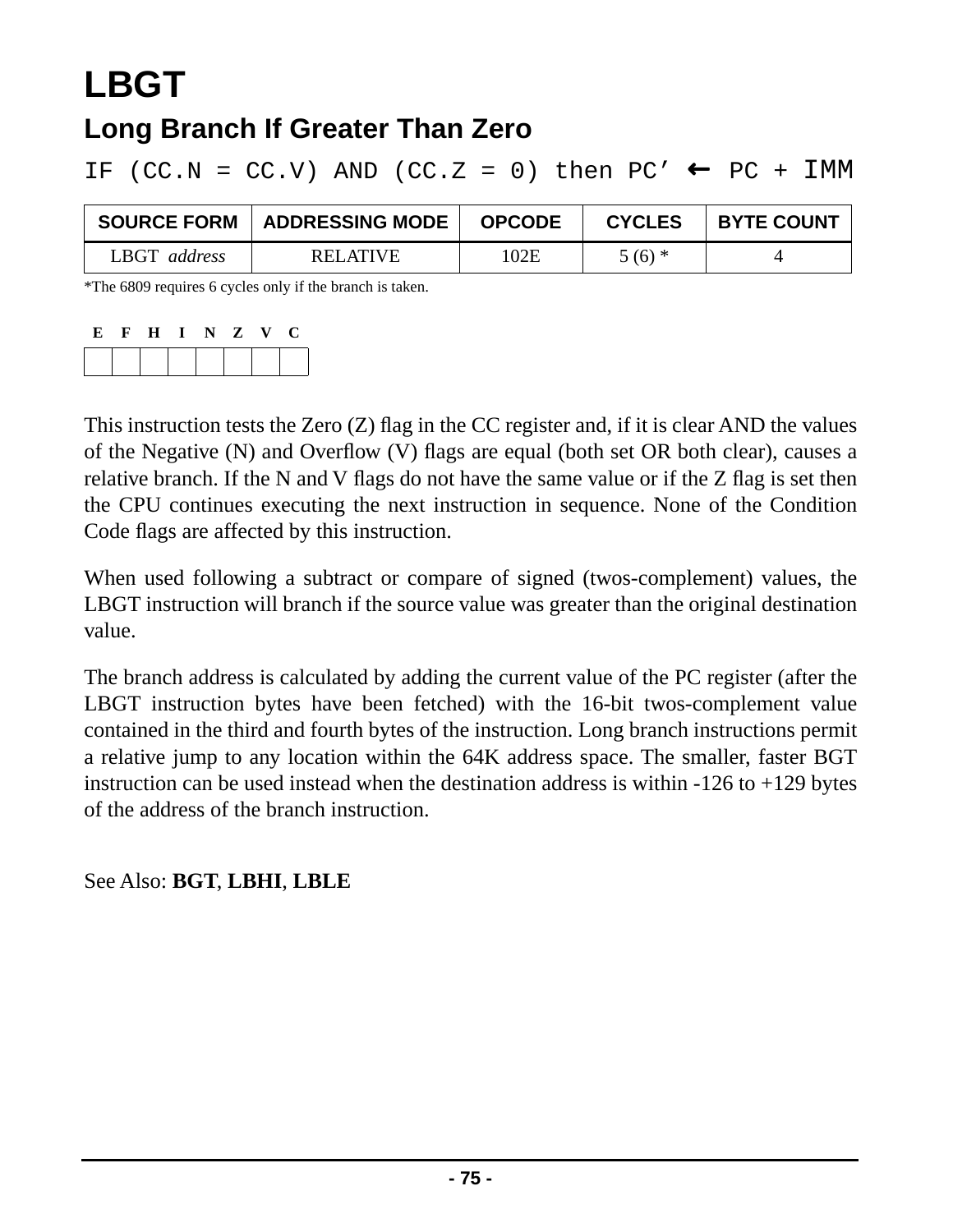# LBGT

## Long Branch If Greater Than Zero

```
IF (CC.N = CC.V) AND (CC.Z = 0) then PC’ ← PC + IMM
```

| SOURCE FORM | ADDRESSING MODE | OPCODE | CYCLES | BYTE COUNT |
|---|---|---|---|---|
| LBGT *address* | RELATIVE | 102E | 5 (6) * | 4 |

*The 6809 requires 6 cycles only if the branch is taken.

| E | F | H | I | N | Z | V | C |
|---|---|---|---|---|---|---|---|
| | | | | | | | |

This instruction tests the Zero (Z) flag in the CC register and, if it is clear AND the values of the Negative (N) and Overflow (V) flags are equal (both set OR both clear), causes a relative branch. If the N and V flags do not have the same value or if the Z flag is set then the CPU continues executing the next instruction in sequence. None of the Condition Code flags are affected by this instruction.

When used following a subtract or compare of signed (twos-complement) values, the LBGT instruction will branch if the source value was greater than the original destination value.

The branch address is calculated by adding the current value of the PC register (after the LBGT instruction bytes have been fetched) with the 16-bit twos-complement value contained in the third and fourth bytes of the instruction. Long branch instructions permit a relative jump to any location within the 64K address space. The smaller, faster BGT instruction can be used instead when the destination address is within -126 to +129 bytes of the address of the branch instruction.

See Also: **BGT**, **LBHI**, **LBLE**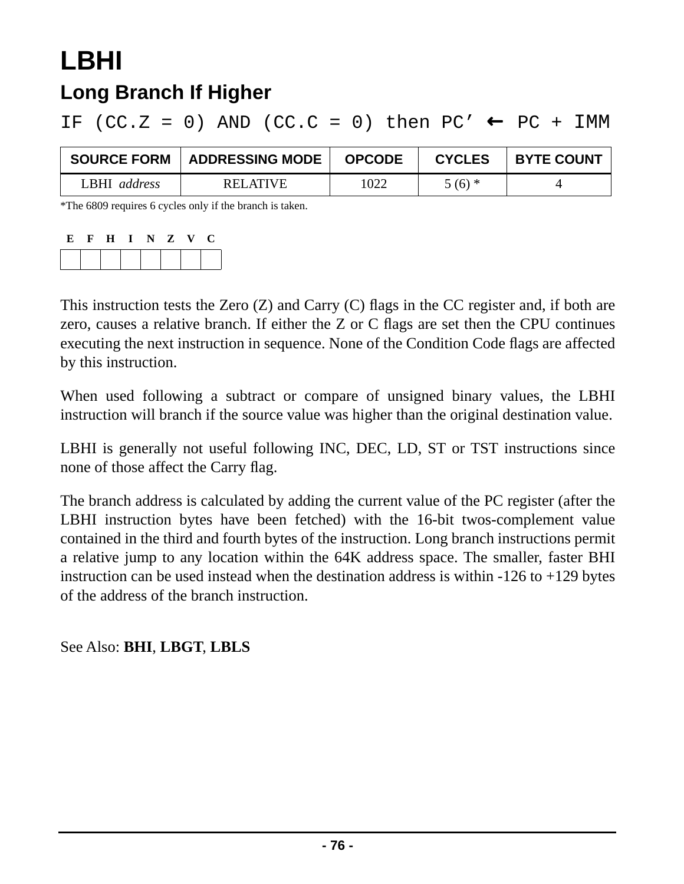# LBHI

## Long Branch If Higher

```
IF (CC.Z = 0) AND (CC.C = 0) then PC' ← PC + IMM
```

| SOURCE FORM | ADDRESSING MODE | OPCODE | CYCLES | BYTE COUNT |
|---|---|---|---|---|
| LBHI *address* | RELATIVE | 1022 | 5 (6) * | 4 |

*The 6809 requires 6 cycles only if the branch is taken.

| E | F | H | I | N | Z | V | C |
|---|---|---|---|---|---|---|---|
| | | | | | | | |

This instruction tests the Zero (Z) and Carry (C) flags in the CC register and, if both are zero, causes a relative branch. If either the Z or C flags are set then the CPU continues executing the next instruction in sequence. None of the Condition Code flags are affected by this instruction.

When used following a subtract or compare of unsigned binary values, the LBHI instruction will branch if the source value was higher than the original destination value.

LBHI is generally not useful following INC, DEC, LD, ST or TST instructions since none of those affect the Carry flag.

The branch address is calculated by adding the current value of the PC register (after the LBHI instruction bytes have been fetched) with the 16-bit twos-complement value contained in the third and fourth bytes of the instruction. Long branch instructions permit a relative jump to any location within the 64K address space. The smaller, faster BHI instruction can be used instead when the destination address is within -126 to +129 bytes of the address of the branch instruction.

See Also: **BHI**, **LBGT**, **LBLS**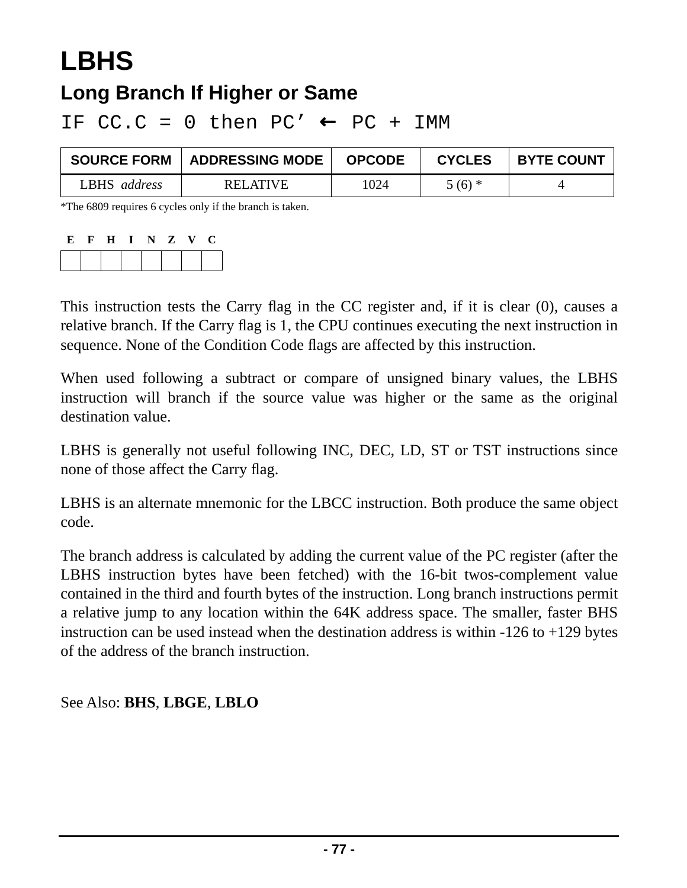# LBHS

## Long Branch If Higher or Same

```
IF CC.C = 0 then PC' ← PC + IMM
```

| SOURCE FORM | ADDRESSING MODE | OPCODE | CYCLES | BYTE COUNT |
|---|---|---|---|---|
| LBHS *address* | RELATIVE | 1024 | 5 (6) * | 4 |

*The 6809 requires 6 cycles only if the branch is taken.

| E | F | H | I | N | Z | V | C |
|---|---|---|---|---|---|---|---|
| | | | | | | | |

This instruction tests the Carry flag in the CC register and, if it is clear (0), causes a relative branch. If the Carry flag is 1, the CPU continues executing the next instruction in sequence. None of the Condition Code flags are affected by this instruction.

When used following a subtract or compare of unsigned binary values, the LBHS instruction will branch if the source value was higher or the same as the original destination value.

LBHS is generally not useful following INC, DEC, LD, ST or TST instructions since none of those affect the Carry flag.

LBHS is an alternate mnemonic for the LBCC instruction. Both produce the same object code.

The branch address is calculated by adding the current value of the PC register (after the LBHS instruction bytes have been fetched) with the 16-bit twos-complement value contained in the third and fourth bytes of the instruction. Long branch instructions permit a relative jump to any location within the 64K address space. The smaller, faster BHS instruction can be used instead when the destination address is within -126 to +129 bytes of the address of the branch instruction.

See Also: **BHS**, **LBGE**, **LBLO**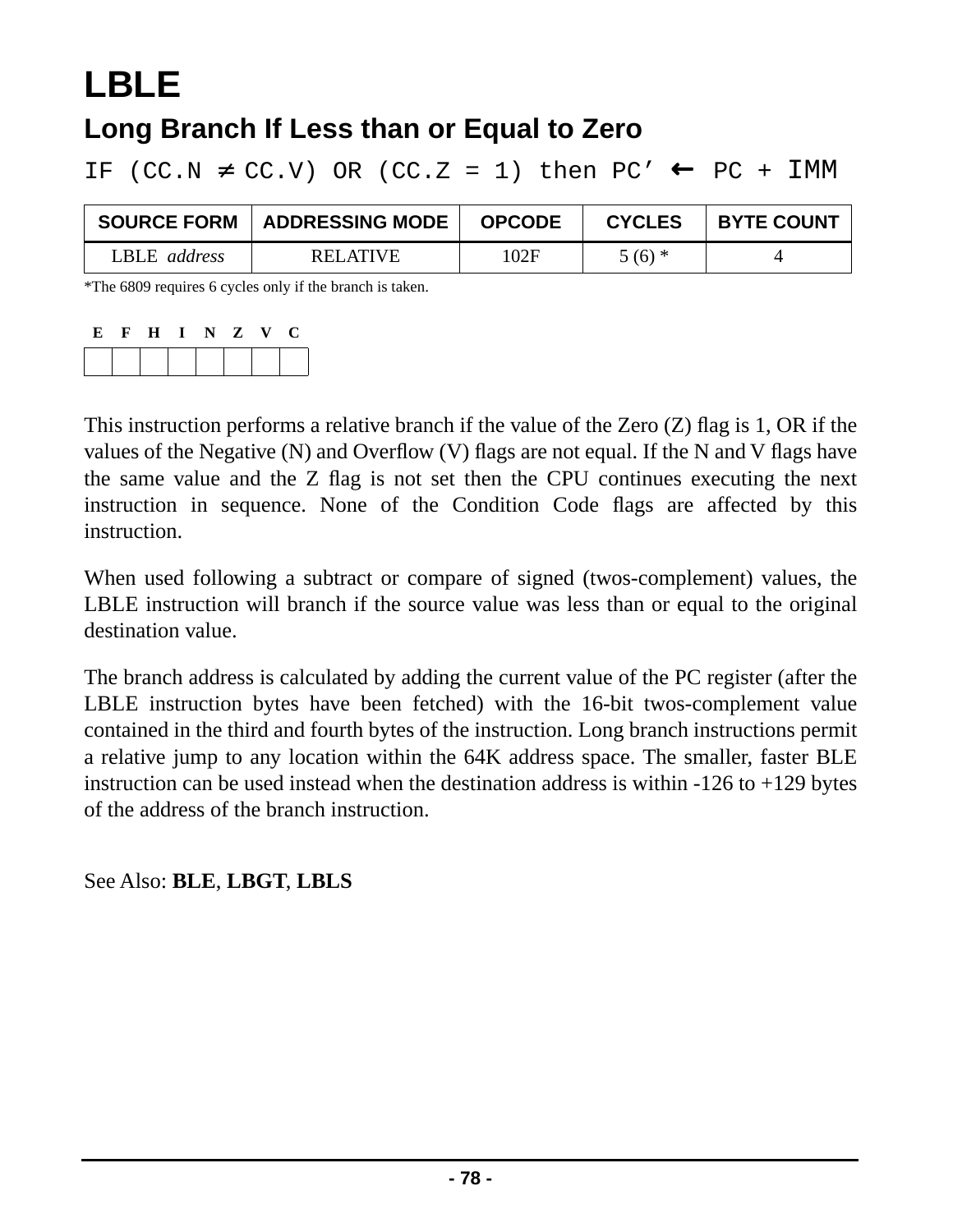# LBLE

## Long Branch If Less than or Equal to Zero

IF (CC.N ≠ CC.V) OR (CC.Z = 1) then PC’ ← PC + IMM

| SOURCE FORM | ADDRESSING MODE | OPCODE | CYCLES | BYTE COUNT |
|---|---|---|---|---|
| LBLE *address* | RELATIVE | 102F | 5 (6) * | 4 |

*The 6809 requires 6 cycles only if the branch is taken.

| E | F | H | I | N | Z | V | C |
|---|---|---|---|---|---|---|---|
| | | | | | | | |

This instruction performs a relative branch if the value of the Zero (Z) flag is 1, OR if the values of the Negative (N) and Overflow (V) flags are not equal. If the N and V flags have the same value and the Z flag is not set then the CPU continues executing the next instruction in sequence. None of the Condition Code flags are affected by this instruction.

When used following a subtract or compare of signed (twos-complement) values, the LBLE instruction will branch if the source value was less than or equal to the original destination value.

The branch address is calculated by adding the current value of the PC register (after the LBLE instruction bytes have been fetched) with the 16-bit twos-complement value contained in the third and fourth bytes of the instruction. Long branch instructions permit a relative jump to any location within the 64K address space. The smaller, faster BLE instruction can be used instead when the destination address is within -126 to +129 bytes of the address of the branch instruction.

See Also: **BLE**, **LBGT**, **LBLS**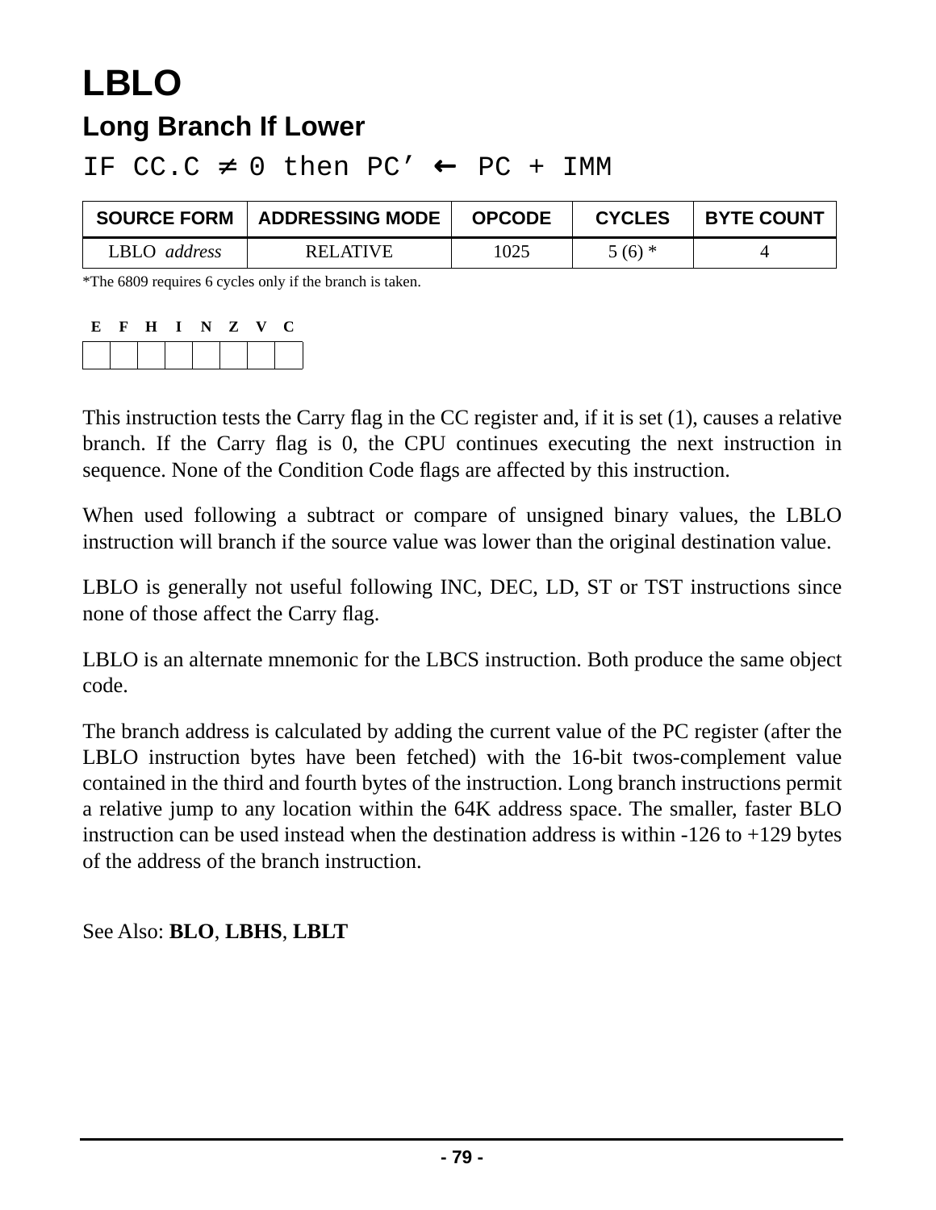# LBLO

## Long Branch If Lower

IF CC.C ≠ 0 then PC’ ← PC + IMM

| SOURCE FORM | ADDRESSING MODE | OPCODE | CYCLES | BYTE COUNT |
|---|---|---|---|---|
| LBLO *address* | RELATIVE | 1025 | 5 (6) * | 4 |

*The 6809 requires 6 cycles only if the branch is taken.

| E | F | H | I | N | Z | V | C |
|---|---|---|---|---|---|---|---|
| | | | | | | | |

This instruction tests the Carry flag in the CC register and, if it is set (1), causes a relative branch. If the Carry flag is 0, the CPU continues executing the next instruction in sequence. None of the Condition Code flags are affected by this instruction.

When used following a subtract or compare of unsigned binary values, the LBLO instruction will branch if the source value was lower than the original destination value.

LBLO is generally not useful following INC, DEC, LD, ST or TST instructions since none of those affect the Carry flag.

LBLO is an alternate mnemonic for the LBCS instruction. Both produce the same object code.

The branch address is calculated by adding the current value of the PC register (after the LBLO instruction bytes have been fetched) with the 16-bit twos-complement value contained in the third and fourth bytes of the instruction. Long branch instructions permit a relative jump to any location within the 64K address space. The smaller, faster BLO instruction can be used instead when the destination address is within -126 to +129 bytes of the address of the branch instruction.

See Also: **BLO**, **LBHS**, **LBLT**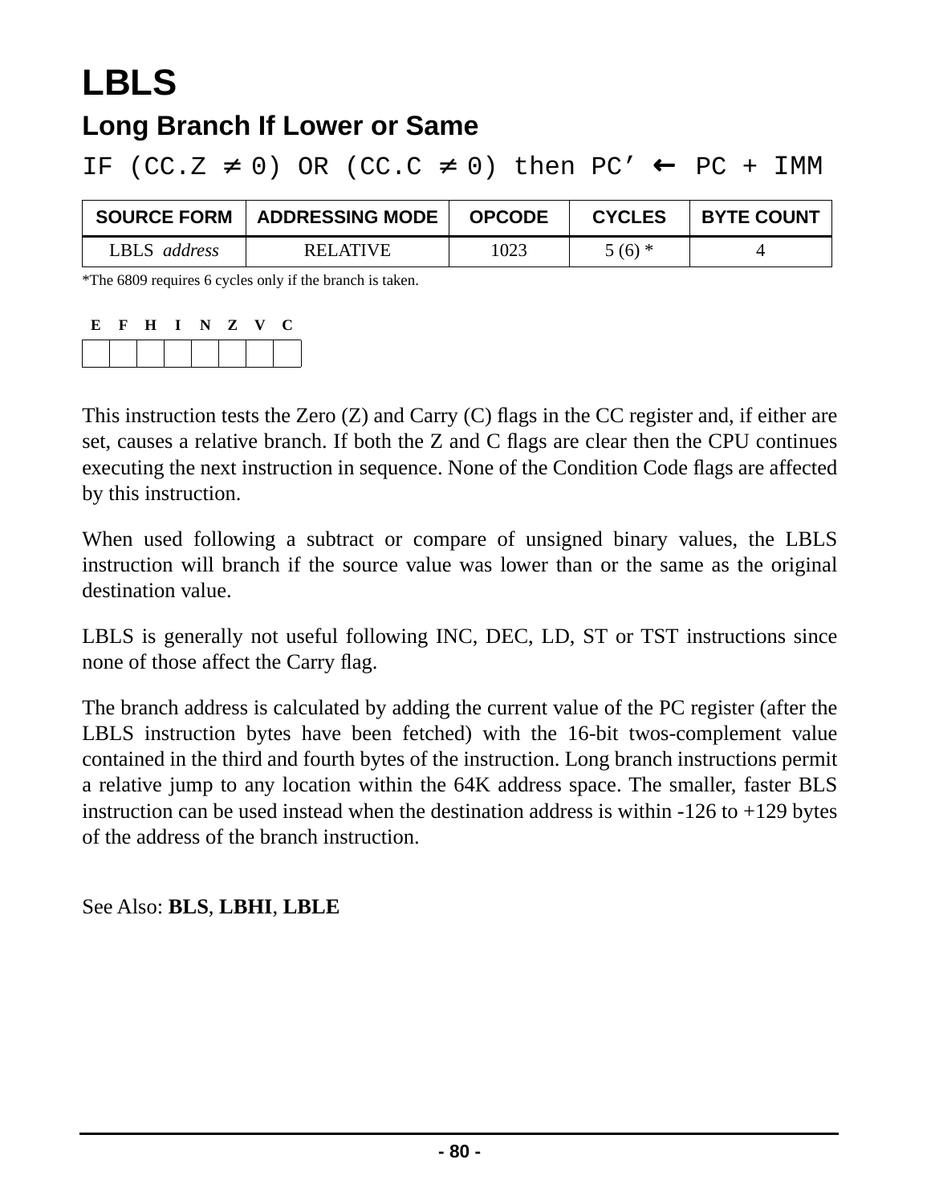# LBLS

## Long Branch If Lower or Same

IF (CC.Z ≠ 0) OR (CC.C ≠ 0) then PC’ ← PC + IMM

| SOURCE FORM | ADDRESSING MODE | OPCODE | CYCLES | BYTE COUNT |
|---|---|---|---|---|
| LBLS *address* | RELATIVE | 1023 | 5 (6) * | 4 |

*The 6809 requires 6 cycles only if the branch is taken.

| E | F | H | I | N | Z | V | C |
|---|---|---|---|---|---|---|---|
| | | | | | | | |

This instruction tests the Zero (Z) and Carry (C) flags in the CC register and, if either are set, causes a relative branch. If both the Z and C flags are clear then the CPU continues executing the next instruction in sequence. None of the Condition Code flags are affected by this instruction.

When used following a subtract or compare of unsigned binary values, the LBLS instruction will branch if the source value was lower than or the same as the original destination value.

LBLS is generally not useful following INC, DEC, LD, ST or TST instructions since none of those affect the Carry flag.

The branch address is calculated by adding the current value of the PC register (after the LBLS instruction bytes have been fetched) with the 16-bit twos-complement value contained in the third and fourth bytes of the instruction. Long branch instructions permit a relative jump to any location within the 64K address space. The smaller, faster BLS instruction can be used instead when the destination address is within -126 to +129 bytes of the address of the branch instruction.

See Also: **BLS**, **LBHI**, **LBLE**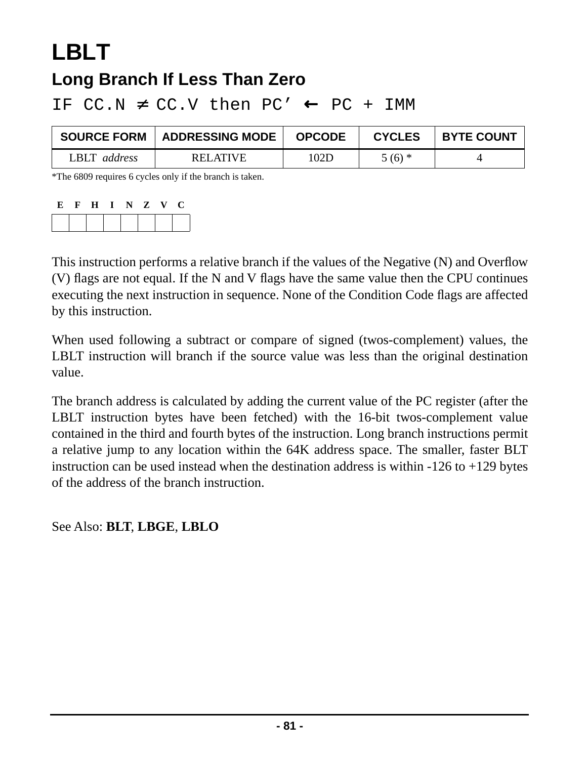# LBLT

## Long Branch If Less Than Zero

IF CC.N ≠ CC.V then PC’ ← PC + IMM

| SOURCE FORM | ADDRESSING MODE | OPCODE | CYCLES | BYTE COUNT |
|---|---|---|---|---|
| LBLT *address* | RELATIVE | 102D | 5 (6) * | 4 |

*The 6809 requires 6 cycles only if the branch is taken.

| E | F | H | I | N | Z | V | C |
|---|---|---|---|---|---|---|---|
| | | | | | | | |

This instruction performs a relative branch if the values of the Negative (N) and Overflow (V) flags are not equal. If the N and V flags have the same value then the CPU continues executing the next instruction in sequence. None of the Condition Code flags are affected by this instruction.

When used following a subtract or compare of signed (twos-complement) values, the LBLT instruction will branch if the source value was less than the original destination value.

The branch address is calculated by adding the current value of the PC register (after the LBLT instruction bytes have been fetched) with the 16-bit twos-complement value contained in the third and fourth bytes of the instruction. Long branch instructions permit a relative jump to any location within the 64K address space. The smaller, faster BLT instruction can be used instead when the destination address is within -126 to +129 bytes of the address of the branch instruction.

See Also: **BLT**, **LBGE**, **LBLO**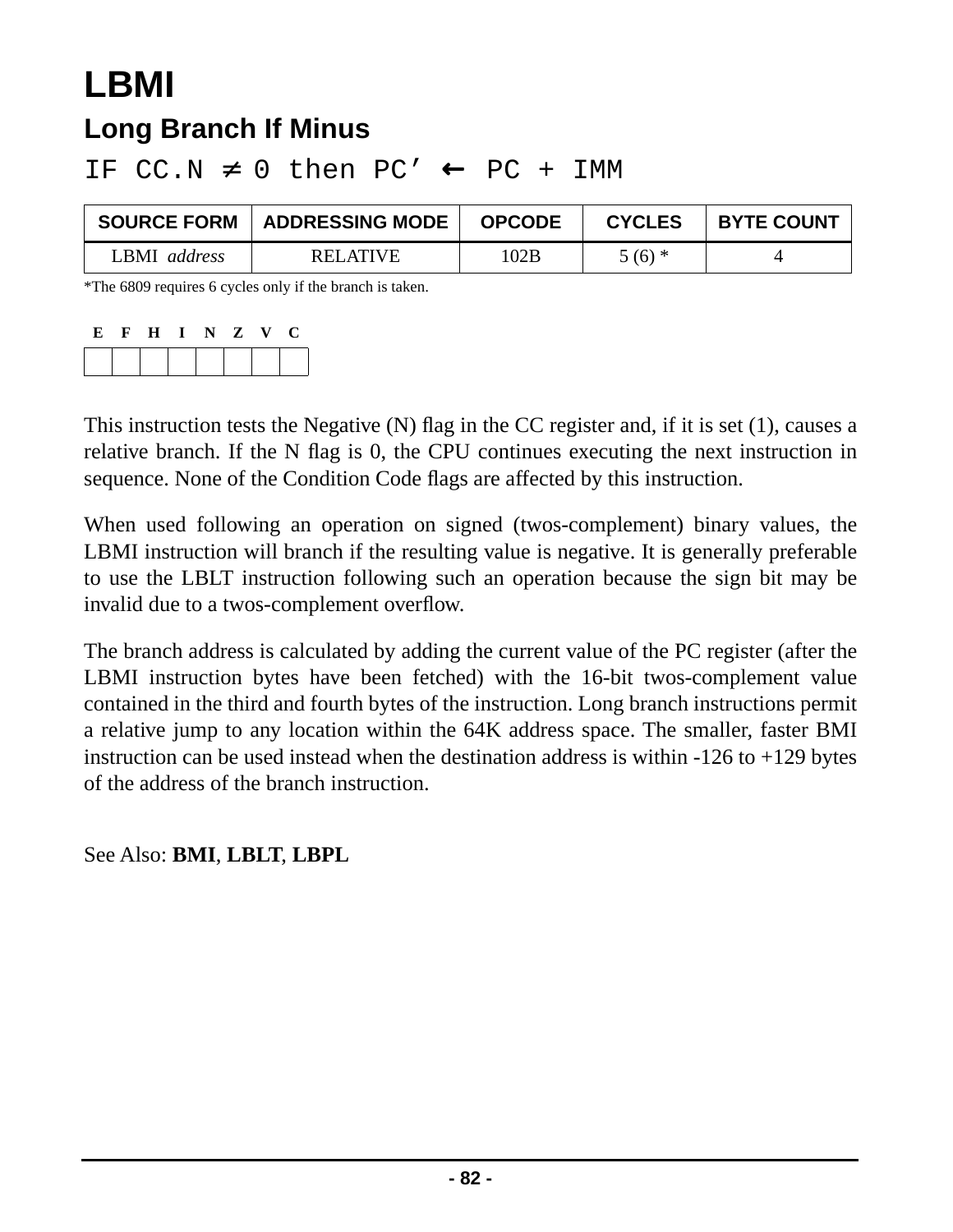# LBMI

## Long Branch If Minus

```
IF CC.N ≠ 0 then PC’ ← PC + IMM
```

| SOURCE FORM | ADDRESSING MODE | OPCODE | CYCLES | BYTE COUNT |
|---|---|---|---|---|
| LBMI *address* | RELATIVE | 102B | 5 (6) * | 4 |

*The 6809 requires 6 cycles only if the branch is taken.

| E | F | H | I | N | Z | V | C |
|---|---|---|---|---|---|---|---|
| | | | | | | | |

This instruction tests the Negative (N) flag in the CC register and, if it is set (1), causes a relative branch. If the N flag is 0, the CPU continues executing the next instruction in sequence. None of the Condition Code flags are affected by this instruction.

When used following an operation on signed (twos-complement) binary values, the LBMI instruction will branch if the resulting value is negative. It is generally preferable to use the LBLT instruction following such an operation because the sign bit may be invalid due to a twos-complement overflow.

The branch address is calculated by adding the current value of the PC register (after the LBMI instruction bytes have been fetched) with the 16-bit twos-complement value contained in the third and fourth bytes of the instruction. Long branch instructions permit a relative jump to any location within the 64K address space. The smaller, faster BMI instruction can be used instead when the destination address is within -126 to +129 bytes of the address of the branch instruction.

See Also: **BMI**, **LBLT**, **LBPL**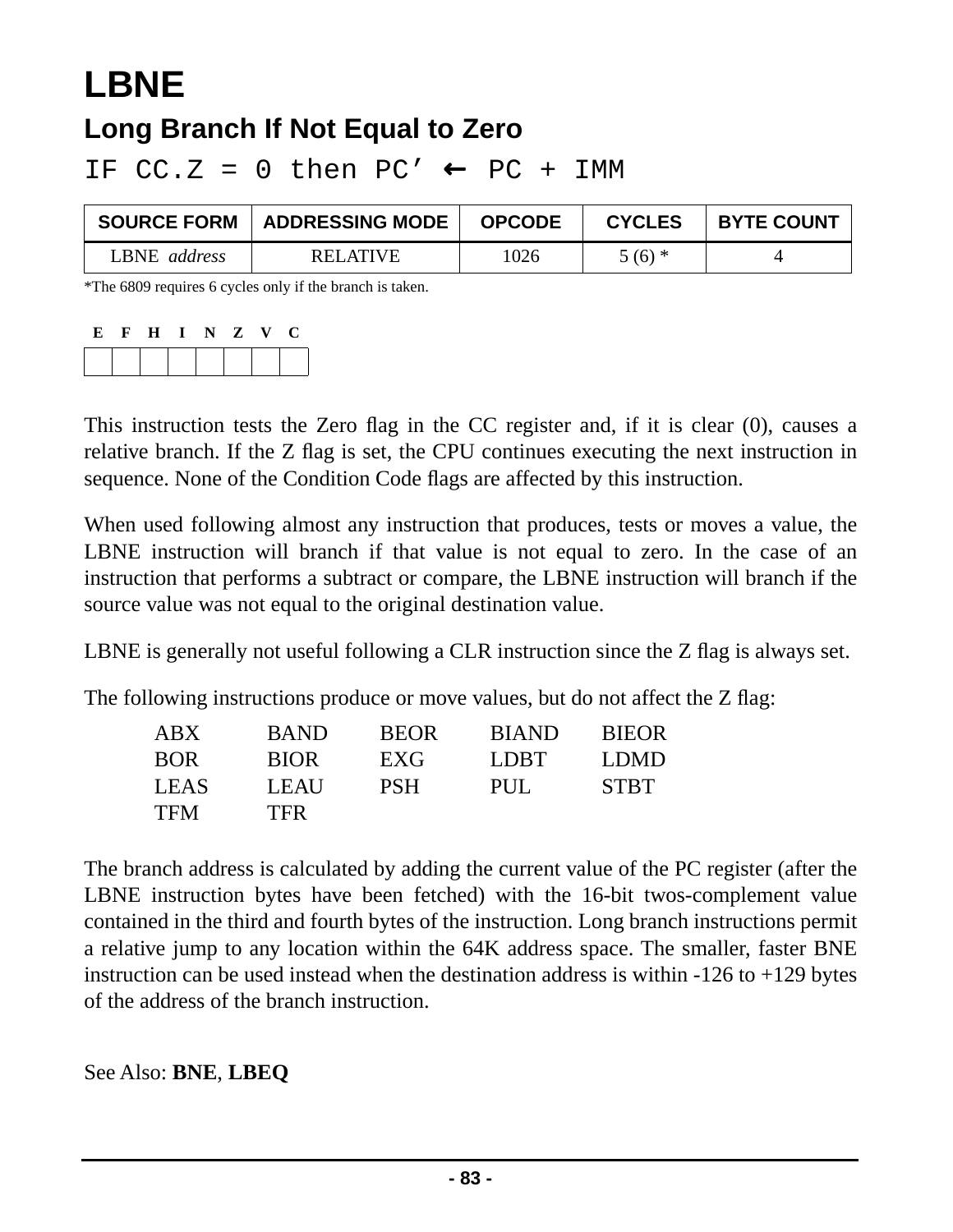# LBNE

## Long Branch If Not Equal to Zero

IF CC.Z = 0 then PC’ ← PC + IMM

| SOURCE FORM | ADDRESSING MODE | OPCODE | CYCLES | BYTE COUNT |
|---|---|---|---|---|
| LBNE *address* | RELATIVE | 1026 | 5 (6) * | 4 |

*The 6809 requires 6 cycles only if the branch is taken.

| E | F | H | I | N | Z | V | C |
|---|---|---|---|---|---|---|---|
| | | | | | | | |

This instruction tests the Zero flag in the CC register and, if it is clear (0), causes a relative branch. If the Z flag is set, the CPU continues executing the next instruction in sequence. None of the Condition Code flags are affected by this instruction.

When used following almost any instruction that produces, tests or moves a value, the LBNE instruction will branch if that value is not equal to zero. In the case of an instruction that performs a subtract or compare, the LBNE instruction will branch if the source value was not equal to the original destination value.

LBNE is generally not useful following a CLR instruction since the Z flag is always set.

The following instructions produce or move values, but do not affect the Z flag:

| | | | | |
|---|---|---|---|---|
| ABX | BAND | BEOR | BIAND | BIEOR |
| BOR | BIOR | EXG | LDBT | LDMD |
| LEAS | LEAU | PSH | PUL | STBT |
| TFM | TFR | | | |

The branch address is calculated by adding the current value of the PC register (after the LBNE instruction bytes have been fetched) with the 16-bit twos-complement value contained in the third and fourth bytes of the instruction. Long branch instructions permit a relative jump to any location within the 64K address space. The smaller, faster BNE instruction can be used instead when the destination address is within -126 to +129 bytes of the address of the branch instruction.

See Also: **BNE**, **LBEQ**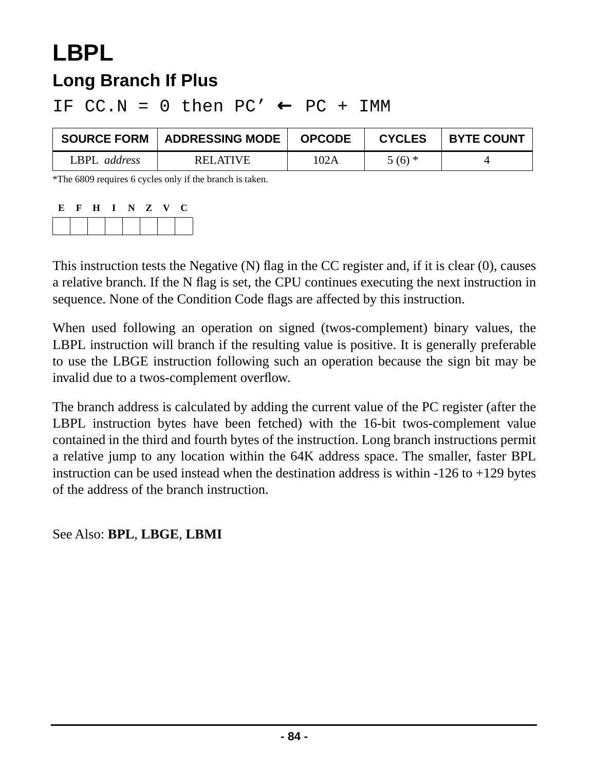# LBPL

## Long Branch If Plus

```
IF CC.N = 0 then PC' ← PC + IMM
```

| SOURCE FORM | ADDRESSING MODE | OPCODE | CYCLES | BYTE COUNT |
|---|---|---|---|---|
| LBPL *address* | RELATIVE | 102A | 5 (6) * | 4 |

*The 6809 requires 6 cycles only if the branch is taken.

| E | F | H | I | N | Z | V | C |
|---|---|---|---|---|---|---|---|
| | | | | | | | |

This instruction tests the Negative (N) flag in the CC register and, if it is clear (0), causes a relative branch. If the N flag is set, the CPU continues executing the next instruction in sequence. None of the Condition Code flags are affected by this instruction.

When used following an operation on signed (twos-complement) binary values, the LBPL instruction will branch if the resulting value is positive. It is generally preferable to use the LBGE instruction following such an operation because the sign bit may be invalid due to a twos-complement overflow.

The branch address is calculated by adding the current value of the PC register (after the LBPL instruction bytes have been fetched) with the 16-bit twos-complement value contained in the third and fourth bytes of the instruction. Long branch instructions permit a relative jump to any location within the 64K address space. The smaller, faster BPL instruction can be used instead when the destination address is within -126 to +129 bytes of the address of the branch instruction.

See Also: **BPL**, **LBGE**, **LBMI**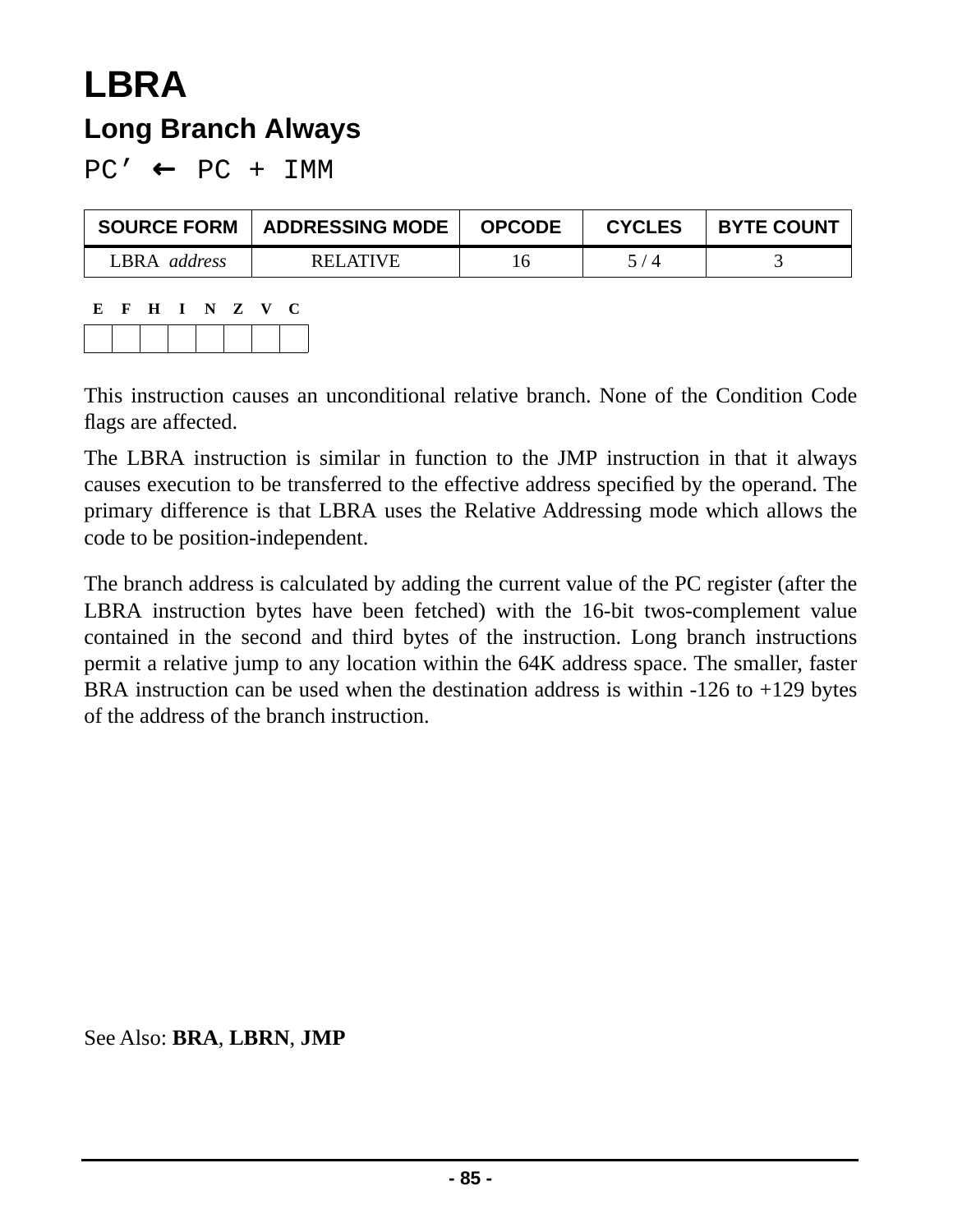# LBRA

## Long Branch Always

PC′ ← PC + IMM

| SOURCE FORM | ADDRESSING MODE | OPCODE | CYCLES | BYTE COUNT |
|---|---|---|---|---|
| LBRA *address* | RELATIVE | 16 | 5 / 4 | 3 |

| E | F | H | I | N | Z | V | C |
|---|---|---|---|---|---|---|---|
| | | | | | | | |

This instruction causes an unconditional relative branch. None of the Condition Code flags are affected.

The LBRA instruction is similar in function to the JMP instruction in that it always causes execution to be transferred to the effective address specified by the operand. The primary difference is that LBRA uses the Relative Addressing mode which allows the code to be position-independent.

The branch address is calculated by adding the current value of the PC register (after the LBRA instruction bytes have been fetched) with the 16-bit twos-complement value contained in the second and third bytes of the instruction. Long branch instructions permit a relative jump to any location within the 64K address space. The smaller, faster BRA instruction can be used when the destination address is within -126 to +129 bytes of the address of the branch instruction.

See Also: **BRA**, **LBRN**, **JMP**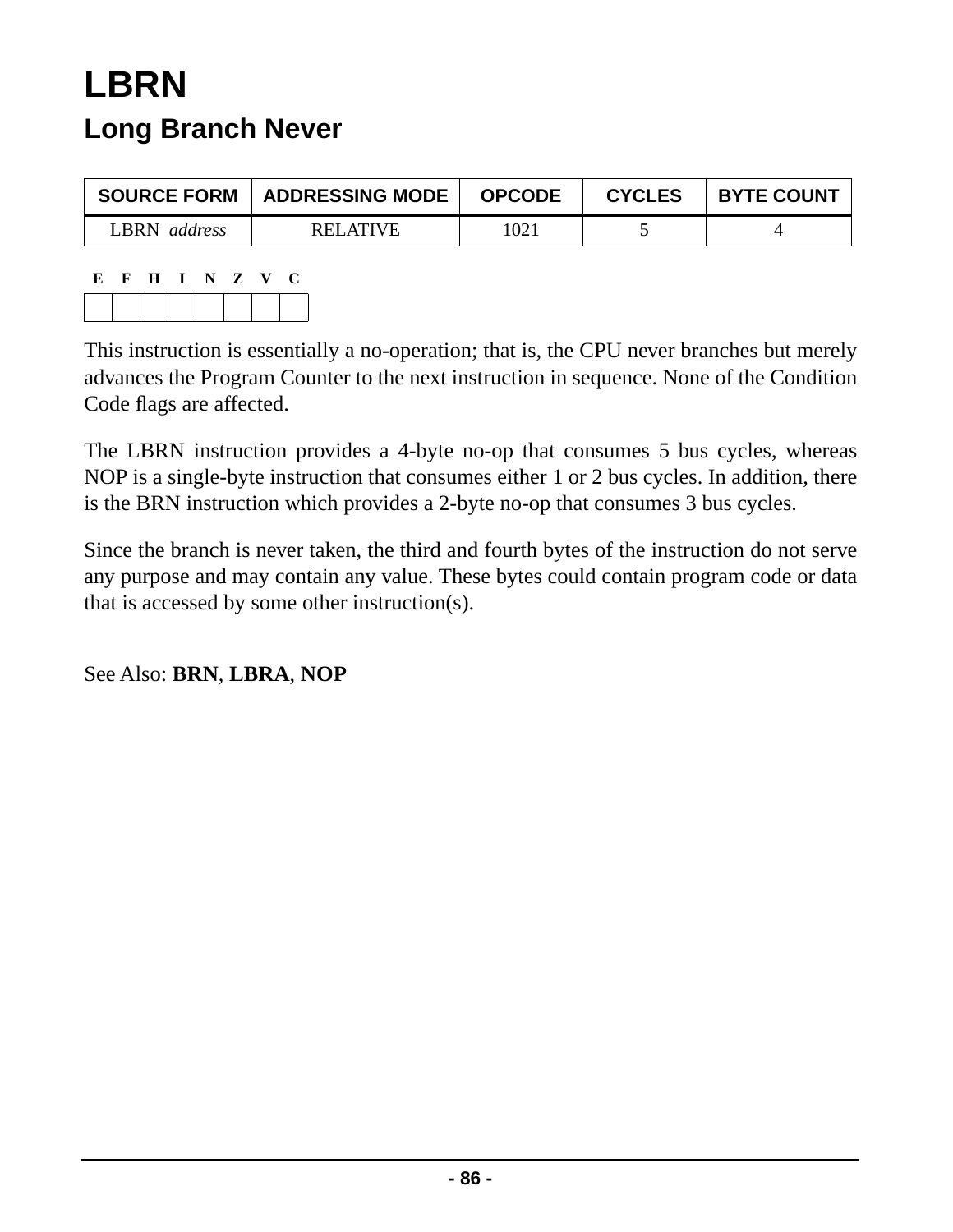# LBRN

## Long Branch Never

| SOURCE FORM | ADDRESSING MODE | OPCODE | CYCLES | BYTE COUNT |
|---|---|---|---|---|
| LBRN *address* | RELATIVE | 1021 | 5 | 4 |

| E | F | H | I | N | Z | V | C |
|---|---|---|---|---|---|---|---|
| | | | | | | | |

This instruction is essentially a no-operation; that is, the CPU never branches but merely advances the Program Counter to the next instruction in sequence. None of the Condition Code flags are affected.

The LBRN instruction provides a 4-byte no-op that consumes 5 bus cycles, whereas NOP is a single-byte instruction that consumes either 1 or 2 bus cycles. In addition, there is the BRN instruction which provides a 2-byte no-op that consumes 3 bus cycles.

Since the branch is never taken, the third and fourth bytes of the instruction do not serve any purpose and may contain any value. These bytes could contain program code or data that is accessed by some other instruction(s).

See Also: **BRN**, **LBRA**, **NOP**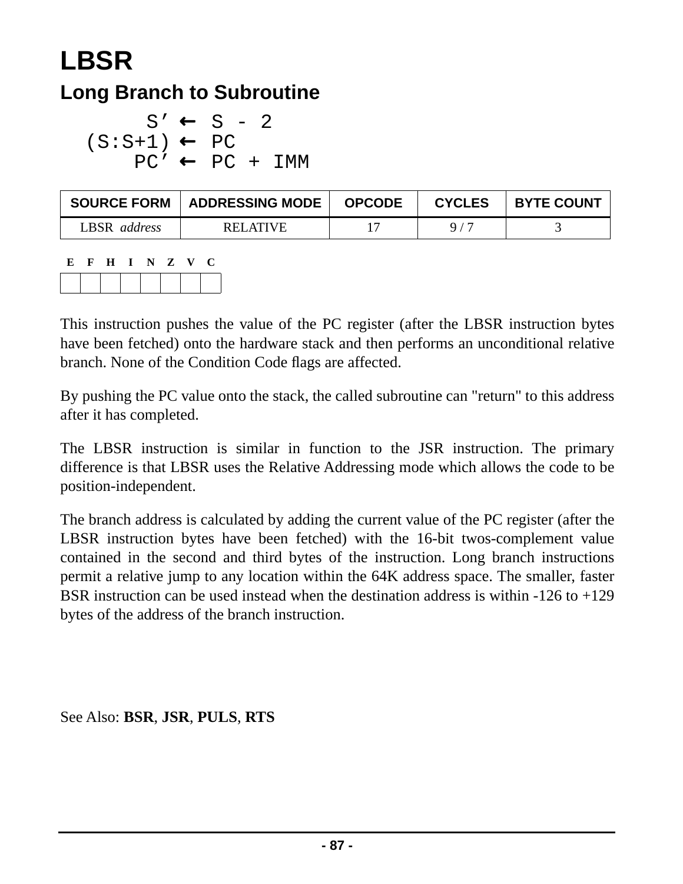# LBSR

## Long Branch to Subroutine

```
      S’ ← S - 2
(S:S+1) ← PC
     PC’ ← PC + IMM
```

| SOURCE FORM | ADDRESSING MODE | OPCODE | CYCLES | BYTE COUNT |
|---|---|---|---|---|
| LBSR *address* | RELATIVE | 17 | 9 / 7 | 3 |

| E | F | H | I | N | Z | V | C |
|---|---|---|---|---|---|---|---|
| | | | | | | | |

This instruction pushes the value of the PC register (after the LBSR instruction bytes have been fetched) onto the hardware stack and then performs an unconditional relative branch. None of the Condition Code flags are affected.

By pushing the PC value onto the stack, the called subroutine can "return" to this address after it has completed.

The LBSR instruction is similar in function to the JSR instruction. The primary difference is that LBSR uses the Relative Addressing mode which allows the code to be position-independent.

The branch address is calculated by adding the current value of the PC register (after the LBSR instruction bytes have been fetched) with the 16-bit twos-complement value contained in the second and third bytes of the instruction. Long branch instructions permit a relative jump to any location within the 64K address space. The smaller, faster BSR instruction can be used instead when the destination address is within -126 to +129 bytes of the address of the branch instruction.

See Also: **BSR**, **JSR**, **PULS**, **RTS**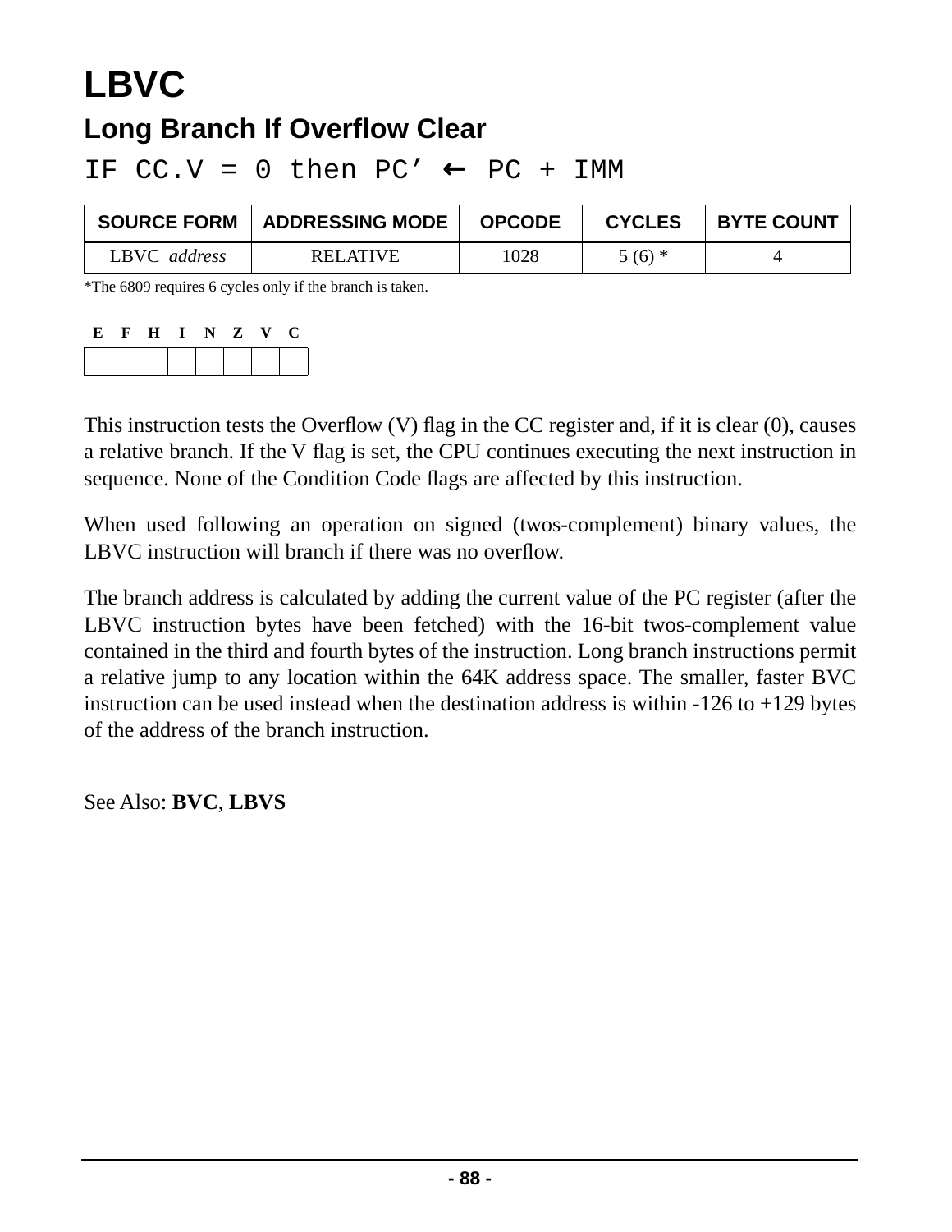# LBVC

## Long Branch If Overflow Clear

```
IF CC.V = 0 then PC’ ← PC + IMM
```

| SOURCE FORM | ADDRESSING MODE | OPCODE | CYCLES | BYTE COUNT |
|---|---|---|---|---|
| LBVC *address* | RELATIVE | 1028 | 5 (6) * | 4 |

*The 6809 requires 6 cycles only if the branch is taken.

| E | F | H | I | N | Z | V | C |
|---|---|---|---|---|---|---|---|
| | | | | | | | |

This instruction tests the Overflow (V) flag in the CC register and, if it is clear (0), causes a relative branch. If the V flag is set, the CPU continues executing the next instruction in sequence. None of the Condition Code flags are affected by this instruction.

When used following an operation on signed (twos-complement) binary values, the LBVC instruction will branch if there was no overflow.

The branch address is calculated by adding the current value of the PC register (after the LBVC instruction bytes have been fetched) with the 16-bit twos-complement value contained in the third and fourth bytes of the instruction. Long branch instructions permit a relative jump to any location within the 64K address space. The smaller, faster BVC instruction can be used instead when the destination address is within -126 to +129 bytes of the address of the branch instruction.

See Also: **BVC**, **LBVS**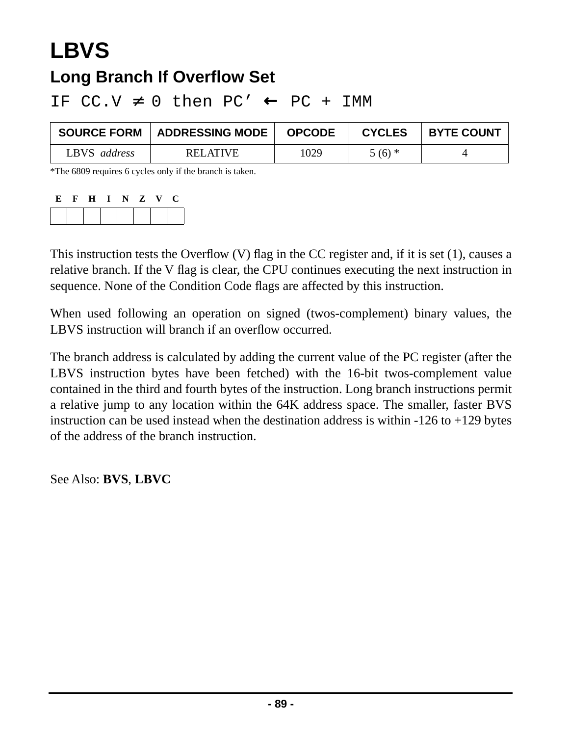# LBVS

## Long Branch If Overflow Set

```
IF CC.V ≠ 0 then PC’ ← PC + IMM
```

| SOURCE FORM | ADDRESSING MODE | OPCODE | CYCLES | BYTE COUNT |
|---|---|---|---|---|
| LBVS *address* | RELATIVE | 1029 | 5 (6) * | 4 |

*The 6809 requires 6 cycles only if the branch is taken.

| E | F | H | I | N | Z | V | C |
|---|---|---|---|---|---|---|---|
| | | | | | | | |

This instruction tests the Overflow (V) flag in the CC register and, if it is set (1), causes a relative branch. If the V flag is clear, the CPU continues executing the next instruction in sequence. None of the Condition Code flags are affected by this instruction.

When used following an operation on signed (twos-complement) binary values, the LBVS instruction will branch if an overflow occurred.

The branch address is calculated by adding the current value of the PC register (after the LBVS instruction bytes have been fetched) with the 16-bit twos-complement value contained in the third and fourth bytes of the instruction. Long branch instructions permit a relative jump to any location within the 64K address space. The smaller, faster BVS instruction can be used instead when the destination address is within -126 to +129 bytes of the address of the branch instruction.

See Also: **BVS**, **LBVC**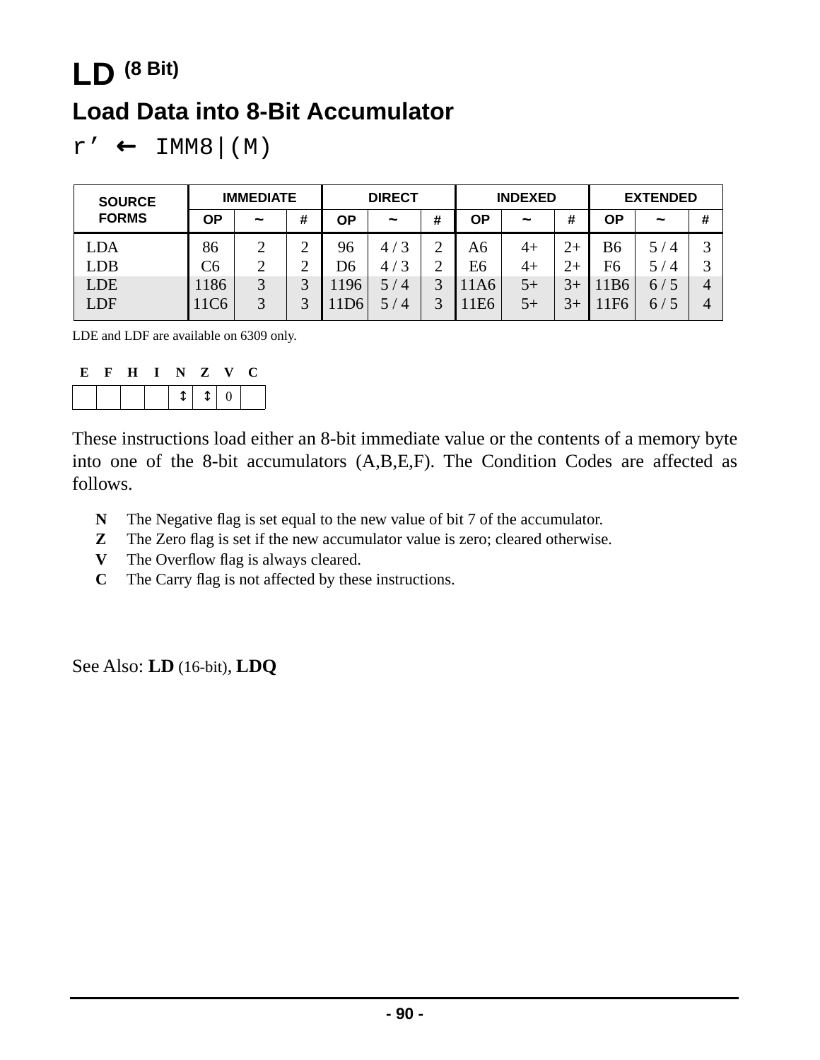# LD (8 Bit)

## Load Data into 8-Bit Accumulator

r’ ← IMM8|(M)

| SOURCE FORMS | IMMEDIATE | | | DIRECT | | | INDEXED | | | EXTENDED | | |
|---|---|---|---|---|---|---|---|---|---|---|---|---|
| | OP | ~ | # | OP | ~ | # | OP | ~ | # | OP | ~ | # |
| LDA | 86 | 2 | 2 | 96 | 4 / 3 | 2 | A6 | 4+ | 2+ | B6 | 5 / 4 | 3 |
| LDB | C6 | 2 | 2 | D6 | 4 / 3 | 2 | E6 | 4+ | 2+ | F6 | 5 / 4 | 3 |
| LDE | 1186 | 3 | 3 | 1196 | 5 / 4 | 3 | 11A6 | 5+ | 3+ | 11B6 | 6 / 5 | 4 |
| LDF | 11C6 | 3 | 3 | 11D6 | 5 / 4 | 3 | 11E6 | 5+ | 3+ | 11F6 | 6 / 5 | 4 |

LDE and LDF are available on 6309 only.

| E | F | H | I | N | Z | V | C |
|---|---|---|---|---|---|---|---|
| | | | | ↕ | ↕ | 0 | |

These instructions load either an 8-bit immediate value or the contents of a memory byte into one of the 8-bit accumulators (A,B,E,F). The Condition Codes are affected as follows.

- **N** The Negative flag is set equal to the new value of bit 7 of the accumulator.
- **Z** The Zero flag is set if the new accumulator value is zero; cleared otherwise.
- **V** The Overflow flag is always cleared.
- **C** The Carry flag is not affected by these instructions.

See Also: **LD** (16-bit), **LDQ**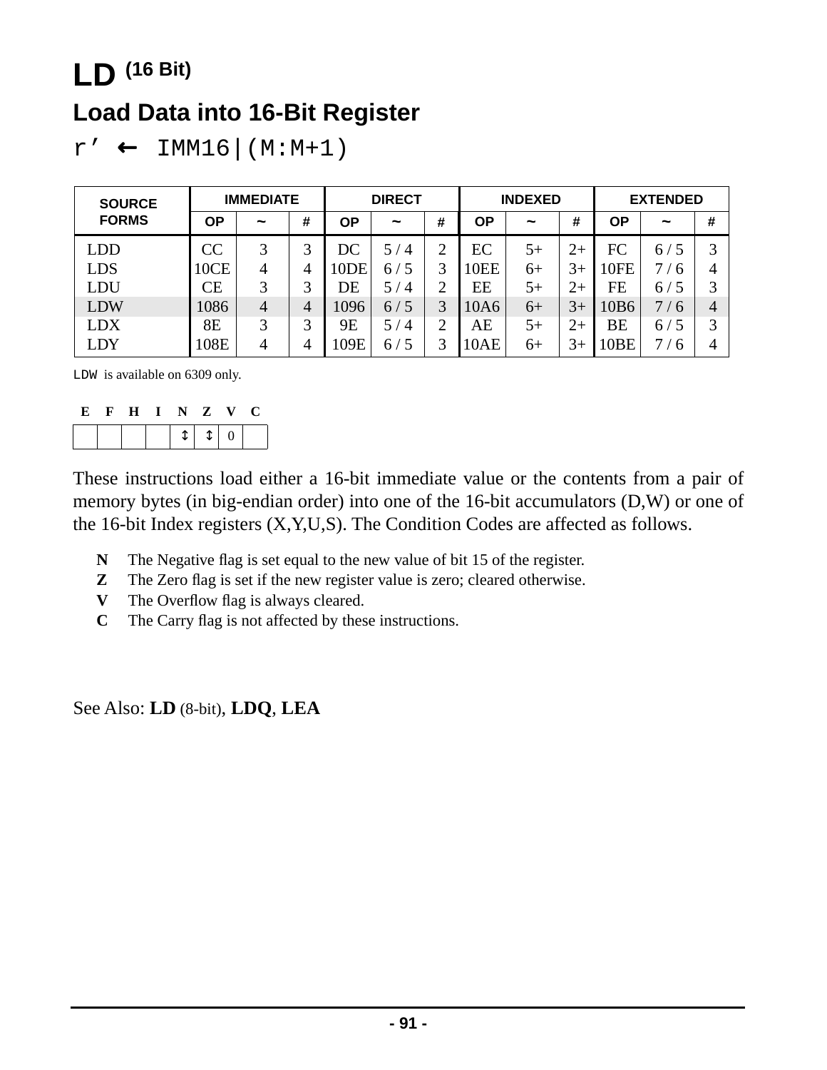# LD (16 Bit)

## Load Data into 16-Bit Register

r’ ← IMM16|(M:M+1)

| SOURCE FORMS | IMMEDIATE | | | DIRECT | | | INDEXED | | | EXTENDED | | |
|---|---|---|---|---|---|---|---|---|---|---|---|---|
| | OP | ~ | # | OP | ~ | # | OP | ~ | # | OP | ~ | # |
| LDD | CC | 3 | 3 | DC | 5 / 4 | 2 | EC | 5+ | 2+ | FC | 6 / 5 | 3 |
| LDS | 10CE | 4 | 4 | 10DE | 6 / 5 | 3 | 10EE | 6+ | 3+ | 10FE | 7 / 6 | 4 |
| LDU | CE | 3 | 3 | DE | 5 / 4 | 2 | EE | 5+ | 2+ | FE | 6 / 5 | 3 |
| LDW | 1086 | 4 | 4 | 1096 | 6 / 5 | 3 | 10A6 | 6+ | 3+ | 10B6 | 7 / 6 | 4 |
| LDX | 8E | 3 | 3 | 9E | 5 / 4 | 2 | AE | 5+ | 2+ | BE | 6 / 5 | 3 |
| LDY | 108E | 4 | 4 | 109E | 6 / 5 | 3 | 10AE | 6+ | 3+ | 10BE | 7 / 6 | 4 |

LDW is available on 6309 only.

| E | F | H | I | N | Z | V | C |
|---|---|---|---|---|---|---|---|
| | | | | ↕ | ↕ | 0 | |

These instructions load either a 16-bit immediate value or the contents from a pair of memory bytes (in big-endian order) into one of the 16-bit accumulators (D,W) or one of the 16-bit Index registers (X,Y,U,S). The Condition Codes are affected as follows.

- **N** The Negative flag is set equal to the new value of bit 15 of the register.
- **Z** The Zero flag is set if the new register value is zero; cleared otherwise.
- **V** The Overflow flag is always cleared.
- **C** The Carry flag is not affected by these instructions.

See Also: **LD** (8-bit), **LDQ**, **LEA**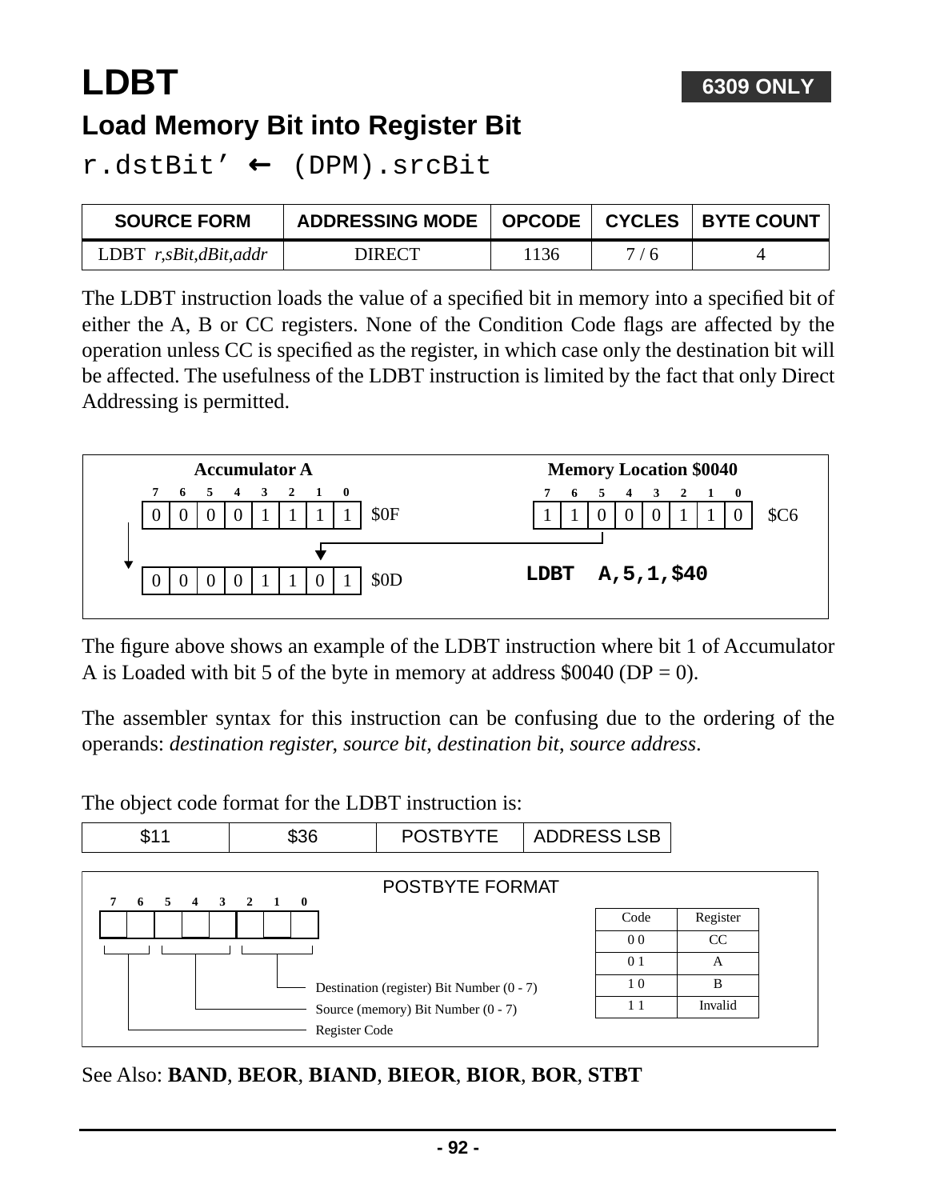# LDBT

**6309 ONLY**

## Load Memory Bit into Register Bit

r.dstBit' ← (DPM).srcBit

| SOURCE FORM | ADDRESSING MODE | OPCODE | CYCLES | BYTE COUNT |
|---|---|---|---|---|
| LDBT *r,sBit,dBit,addr* | DIRECT | 1136 | 7 / 6 | 4 |

The LDBT instruction loads the value of a specified bit in memory into a specified bit of either the A, B or CC registers. None of the Condition Code flags are affected by the operation unless CC is specified as the register, in which case only the destination bit will be affected. The usefulness of the LDBT instruction is limited by the fact that only Direct Addressing is permitted.

**Accumulator A**

| 7 | 6 | 5 | 4 | 3 | 2 | 1 | 0 | |
|---|---|---|---|---|---|---|---|---|
| 0 | 0 | 0 | 0 | 1 | 1 | 1 | 1 | $0F |
| 0 | 0 | 0 | 0 | 1 | 1 | 0 | 1 | $0D |

**Memory Location $0040**

| 7 | 6 | 5 | 4 | 3 | 2 | 1 | 0 | |
|---|---|---|---|---|---|---|---|---|
| 1 | 1 | 0 | 0 | 0 | 1 | 1 | 0 | $C6 |

```
LDBT  A,5,1,$40
```

The figure above shows an example of the LDBT instruction where bit 1 of Accumulator A is Loaded with bit 5 of the byte in memory at address $0040 (DP = 0).

The assembler syntax for this instruction can be confusing due to the ordering of the operands: *destination register, source bit, destination bit, source address*.

The object code format for the LDBT instruction is:

| $11 | $36 | POSTBYTE | ADDRESS LSB |
|---|---|---|---|

**POSTBYTE FORMAT**

- Bits 7-6: Register Code
- Bits 5-3: Source (memory) Bit Number (0 - 7)
- Bits 2-0: Destination (register) Bit Number (0 - 7)

| Code | Register |
|---|---|
| 0 0 | CC |
| 0 1 | A |
| 1 0 | B |
| 1 1 | Invalid |

See Also: **BAND**, **BEOR**, **BIAND**, **BIEOR**, **BIOR**, **BOR**, **STBT**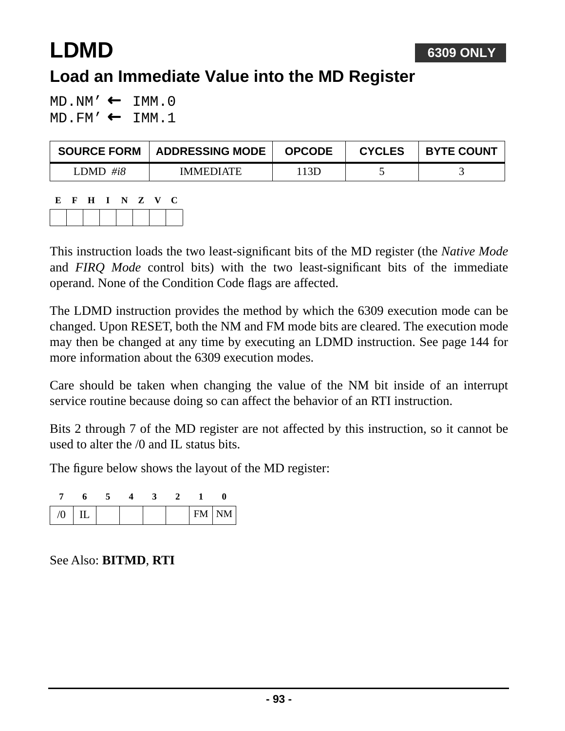# LDMD

**6309 ONLY**

## Load an Immediate Value into the MD Register

```
MD.NM’ ← IMM.0
MD.FM’ ← IMM.1
```

| SOURCE FORM | ADDRESSING MODE | OPCODE | CYCLES | BYTE COUNT |
|---|---|---|---|---|
| LDMD *#i8* | IMMEDIATE | 113D | 5 | 3 |

| E | F | H | I | N | Z | V | C |
|---|---|---|---|---|---|---|---|
| | | | | | | | |

This instruction loads the two least-significant bits of the MD register (the *Native Mode* and *FIRQ Mode* control bits) with the two least-significant bits of the immediate operand. None of the Condition Code flags are affected.

The LDMD instruction provides the method by which the 6309 execution mode can be changed. Upon RESET, both the NM and FM mode bits are cleared. The execution mode may then be changed at any time by executing an LDMD instruction. See page 144 for more information about the 6309 execution modes.

Care should be taken when changing the value of the NM bit inside of an interrupt service routine because doing so can affect the behavior of an RTI instruction.

Bits 2 through 7 of the MD register are not affected by this instruction, so it cannot be used to alter the /0 and IL status bits.

The figure below shows the layout of the MD register:

| 7 | 6 | 5 | 4 | 3 | 2 | 1 | 0 |
|---|---|---|---|---|---|---|---|
| /0 | IL | | | | | FM | NM |

See Also: **BITMD**, **RTI**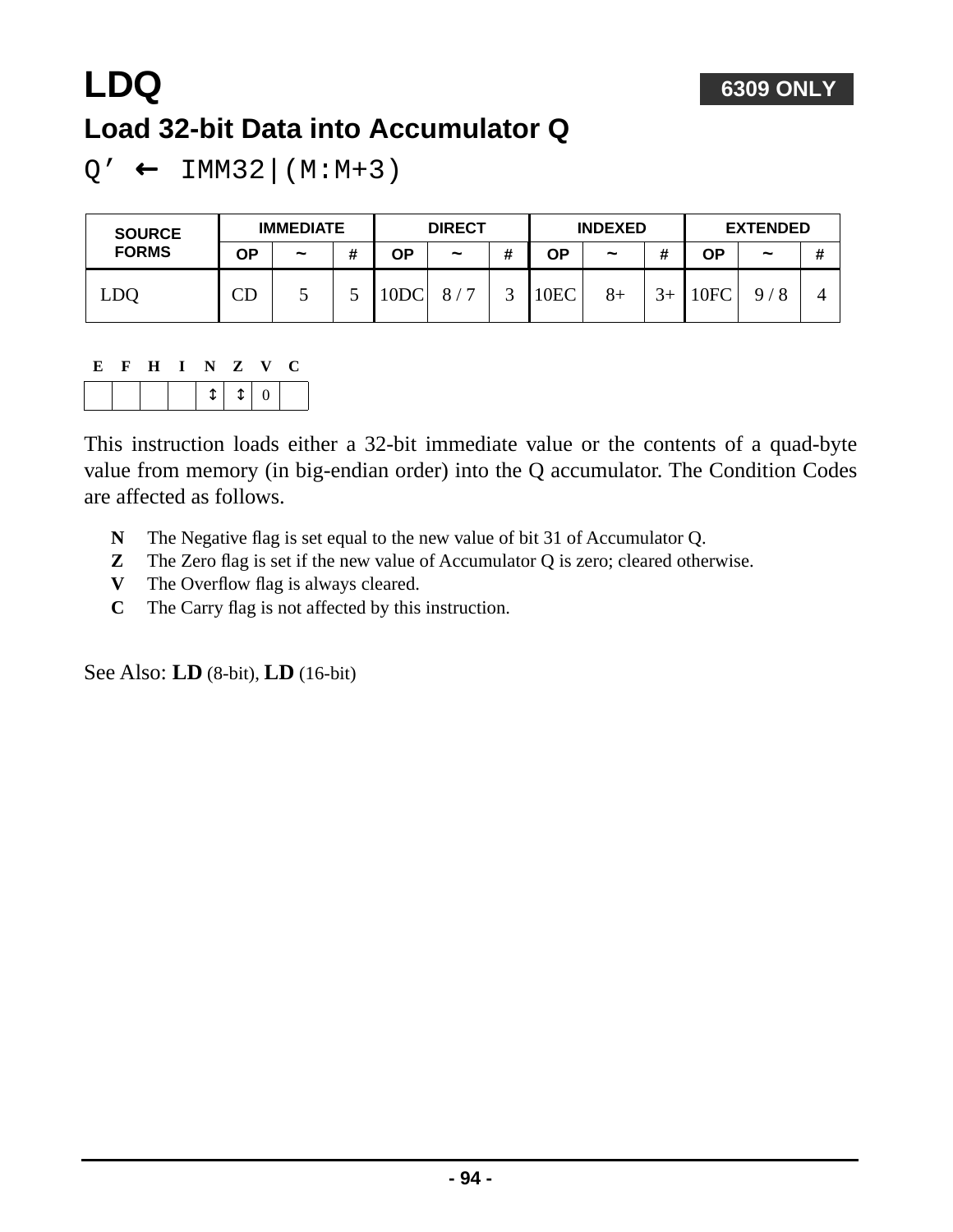# LDQ

**6309 ONLY**

## Load 32-bit Data into Accumulator Q

Q’ ← IMM32|(M:M+3)

| SOURCE FORMS | IMMEDIATE | | | DIRECT | | | INDEXED | | | EXTENDED | | |
|---|---|---|---|---|---|---|---|---|---|---|---|---|
| | OP | ~ | # | OP | ~ | # | OP | ~ | # | OP | ~ | # |
| LDQ | CD | 5 | 5 | 10DC | 8 / 7 | 3 | 10EC | 8+ | 3+ | 10FC | 9 / 8 | 4 |

| E | F | H | I | N | Z | V | C |
|---|---|---|---|---|---|---|---|
| | | | | ↕ | ↕ | 0 | |

This instruction loads either a 32-bit immediate value or the contents of a quad-byte value from memory (in big-endian order) into the Q accumulator. The Condition Codes are affected as follows.

- **N** The Negative flag is set equal to the new value of bit 31 of Accumulator Q.
- **Z** The Zero flag is set if the new value of Accumulator Q is zero; cleared otherwise.
- **V** The Overflow flag is always cleared.
- **C** The Carry flag is not affected by this instruction.

See Also: **LD** (8-bit), **LD** (16-bit)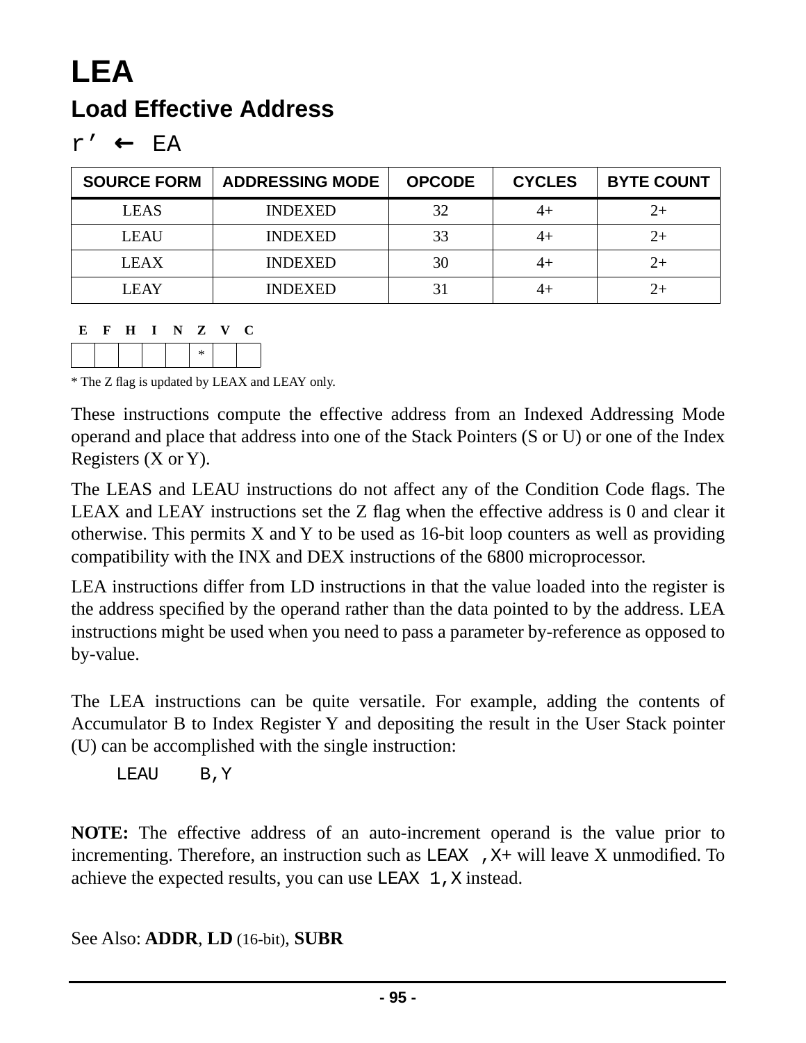# LEA

## Load Effective Address

r’ ← EA

| SOURCE FORM | ADDRESSING MODE | OPCODE | CYCLES | BYTE COUNT |
|---|---|---|---|---|
| LEAS | INDEXED | 32 | 4+ | 2+ |
| LEAU | INDEXED | 33 | 4+ | 2+ |
| LEAX | INDEXED | 30 | 4+ | 2+ |
| LEAY | INDEXED | 31 | 4+ | 2+ |

| E | F | H | I | N | Z | V | C |
|---|---|---|---|---|---|---|---|
| | | | | | * | | |

* The Z flag is updated by LEAX and LEAY only.

These instructions compute the effective address from an Indexed Addressing Mode operand and place that address into one of the Stack Pointers (S or U) or one of the Index Registers (X or Y).

The LEAS and LEAU instructions do not affect any of the Condition Code flags. The LEAX and LEAY instructions set the Z flag when the effective address is 0 and clear it otherwise. This permits X and Y to be used as 16-bit loop counters as well as providing compatibility with the INX and DEX instructions of the 6800 microprocessor.

LEA instructions differ from LD instructions in that the value loaded into the register is the address specified by the operand rather than the data pointed to by the address. LEA instructions might be used when you need to pass a parameter by-reference as opposed to by-value.

The LEA instructions can be quite versatile. For example, adding the contents of Accumulator B to Index Register Y and depositing the result in the User Stack pointer (U) can be accomplished with the single instruction:

```
LEAU    B,Y
```

**NOTE:** The effective address of an auto-increment operand is the value prior to incrementing. Therefore, an instruction such as `LEAX ,X+` will leave X unmodified. To achieve the expected results, you can use `LEAX 1,X` instead.

See Also: **ADDR**, **LD** (16-bit), **SUBR**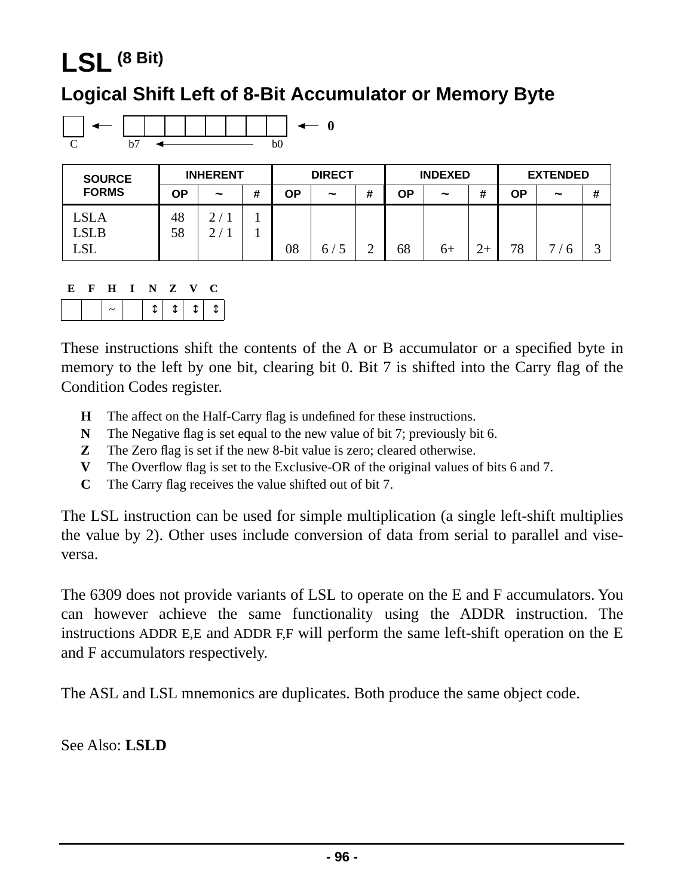# LSL (8 Bit)

## Logical Shift Left of 8-Bit Accumulator or Memory Byte

```
[ ] ←— [ | | | | | | | ] ←— 0
 C     b7  ◄————————  b0
```

| SOURCE FORMS | INHERENT | | | DIRECT | | | INDEXED | | | EXTENDED | | |
|---|---|---|---|---|---|---|---|---|---|---|---|---|
| | OP | ~ | # | OP | ~ | # | OP | ~ | # | OP | ~ | # |
| LSLA | 48 | 2 / 1 | 1 | | | | | | | | | |
| LSLB | 58 | 2 / 1 | 1 | | | | | | | | | |
| LSL | | | | 08 | 6 / 5 | 2 | 68 | 6+ | 2+ | 78 | 7 / 6 | 3 |

| E | F | H | I | N | Z | V | C |
|---|---|---|---|---|---|---|---|
| | | ~ | | ↕ | ↕ | ↕ | ↕ |

These instructions shift the contents of the A or B accumulator or a specified byte in memory to the left by one bit, clearing bit 0. Bit 7 is shifted into the Carry flag of the Condition Codes register.

- **H** The affect on the Half-Carry flag is undefined for these instructions.
- **N** The Negative flag is set equal to the new value of bit 7; previously bit 6.
- **Z** The Zero flag is set if the new 8-bit value is zero; cleared otherwise.
- **V** The Overflow flag is set to the Exclusive-OR of the original values of bits 6 and 7.
- **C** The Carry flag receives the value shifted out of bit 7.

The LSL instruction can be used for simple multiplication (a single left-shift multiplies the value by 2). Other uses include conversion of data from serial to parallel and vise-versa.

The 6309 does not provide variants of LSL to operate on the E and F accumulators. You can however achieve the same functionality using the ADDR instruction. The instructions ADDR E,E and ADDR F,F will perform the same left-shift operation on the E and F accumulators respectively.

The ASL and LSL mnemonics are duplicates. Both produce the same object code.

See Also: **LSLD**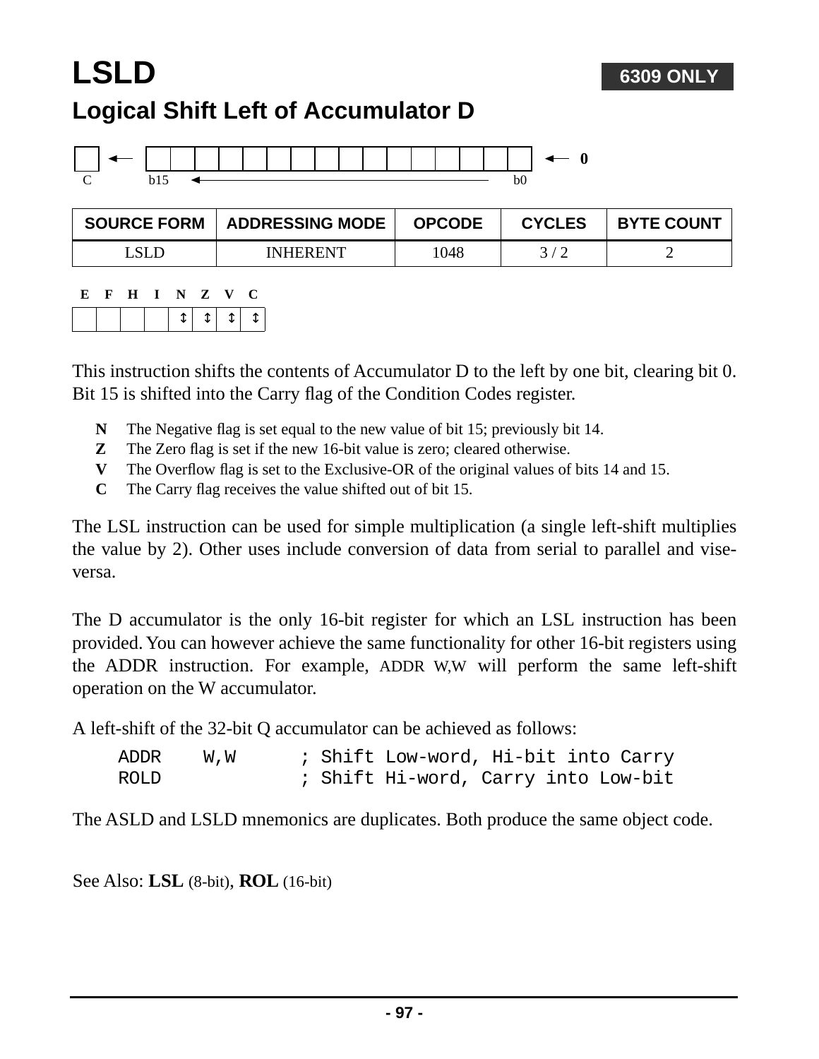# LSLD

**6309 ONLY**

## Logical Shift Left of Accumulator D

C ← [b15 ... b0] ← 0

| SOURCE FORM | ADDRESSING MODE | OPCODE | CYCLES | BYTE COUNT |
|---|---|---|---|---|
| LSLD | INHERENT | 1048 | 3 / 2 | 2 |

| E | F | H | I | N | Z | V | C |
|---|---|---|---|---|---|---|---|
| | | | | ↕ | ↕ | ↕ | ↕ |

This instruction shifts the contents of Accumulator D to the left by one bit, clearing bit 0. Bit 15 is shifted into the Carry flag of the Condition Codes register.

- **N** The Negative flag is set equal to the new value of bit 15; previously bit 14.
- **Z** The Zero flag is set if the new 16-bit value is zero; cleared otherwise.
- **V** The Overflow flag is set to the Exclusive-OR of the original values of bits 14 and 15.
- **C** The Carry flag receives the value shifted out of bit 15.

The LSL instruction can be used for simple multiplication (a single left-shift multiplies the value by 2). Other uses include conversion of data from serial to parallel and vise-versa.

The D accumulator is the only 16-bit register for which an LSL instruction has been provided. You can however achieve the same functionality for other 16-bit registers using the ADDR instruction. For example, ADDR W,W will perform the same left-shift operation on the W accumulator.

A left-shift of the 32-bit Q accumulator can be achieved as follows:

```
ADDR    W,W       ; Shift Low-word, Hi-bit into Carry
ROLD              ; Shift Hi-word, Carry into Low-bit
```

The ASLD and LSLD mnemonics are duplicates. Both produce the same object code.

See Also: **LSL** (8-bit), **ROL** (16-bit)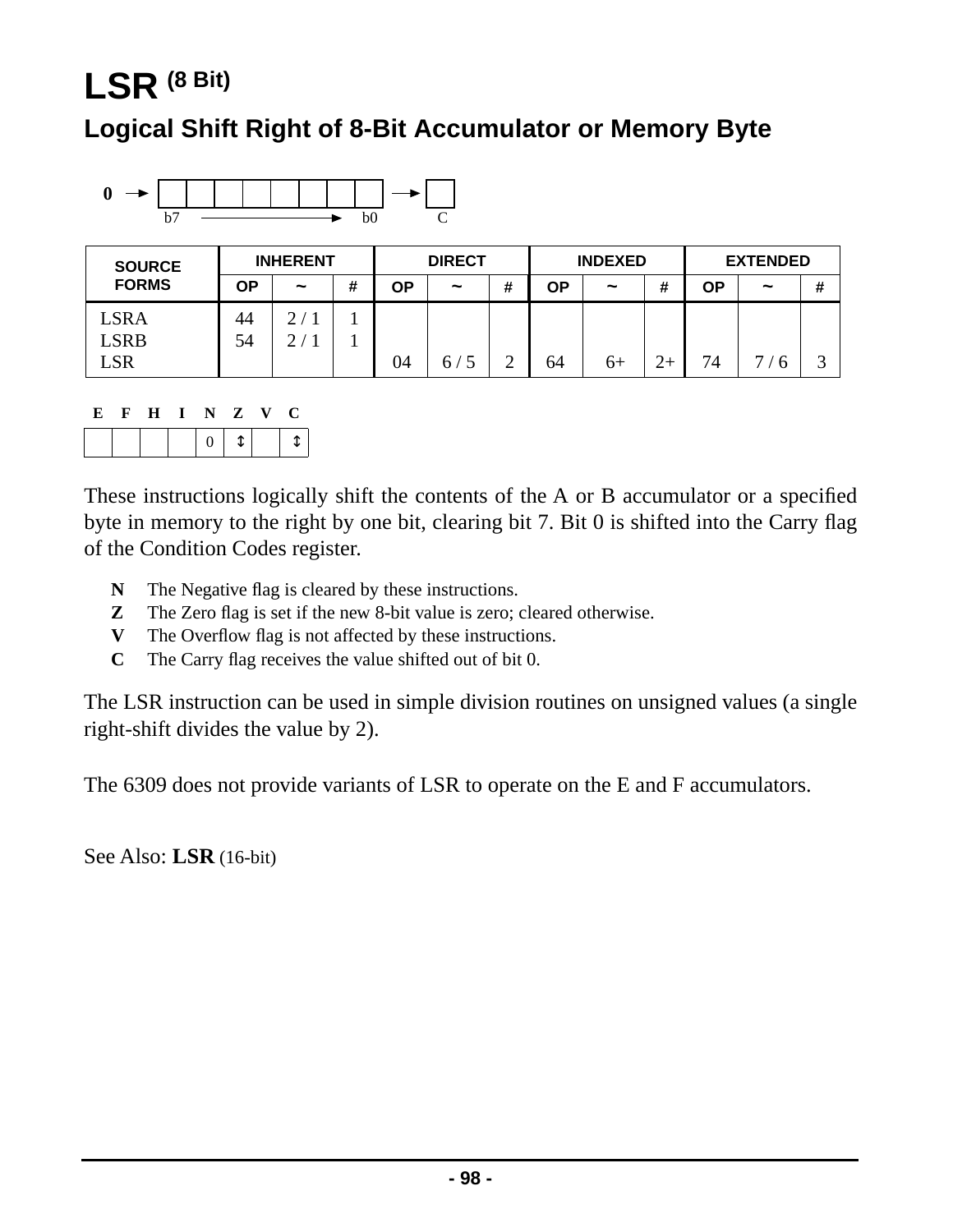# LSR (8 Bit)

## Logical Shift Right of 8-Bit Accumulator or Memory Byte

0 → [ b7 → b0 ] → C

| SOURCE FORMS | INHERENT | | | DIRECT | | | INDEXED | | | EXTENDED | | |
|---|---|---|---|---|---|---|---|---|---|---|---|---|
| | OP | ~ | # | OP | ~ | # | OP | ~ | # | OP | ~ | # |
| LSRA | 44 | 2 / 1 | 1 | | | | | | | | | |
| LSRB | 54 | 2 / 1 | 1 | | | | | | | | | |
| LSR | | | | 04 | 6 / 5 | 2 | 64 | 6+ | 2+ | 74 | 7 / 6 | 3 |

| E | F | H | I | N | Z | V | C |
|---|---|---|---|---|---|---|---|
| | | | | 0 | ↕ | | ↕ |

These instructions logically shift the contents of the A or B accumulator or a specified byte in memory to the right by one bit, clearing bit 7. Bit 0 is shifted into the Carry flag of the Condition Codes register.

- **N** The Negative flag is cleared by these instructions.
- **Z** The Zero flag is set if the new 8-bit value is zero; cleared otherwise.
- **V** The Overflow flag is not affected by these instructions.
- **C** The Carry flag receives the value shifted out of bit 0.

The LSR instruction can be used in simple division routines on unsigned values (a single right-shift divides the value by 2).

The 6309 does not provide variants of LSR to operate on the E and F accumulators.

See Also: **LSR** (16-bit)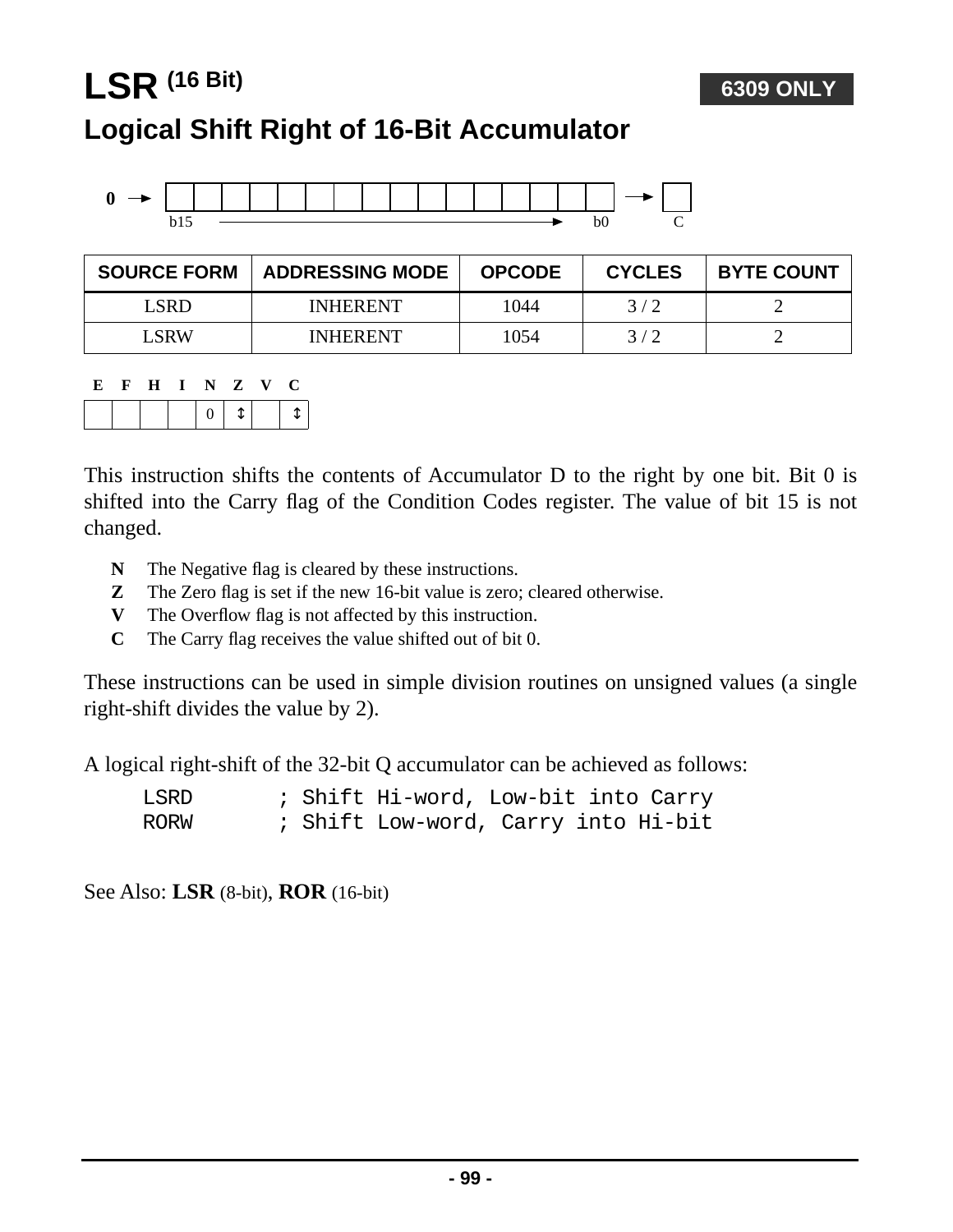# LSR (16 Bit)

**6309 ONLY**

## Logical Shift Right of 16-Bit Accumulator

0 → [b15 ... b0] → C

| SOURCE FORM | ADDRESSING MODE | OPCODE | CYCLES | BYTE COUNT |
|---|---|---|---|---|
| LSRD | INHERENT | 1044 | 3 / 2 | 2 |
| LSRW | INHERENT | 1054 | 3 / 2 | 2 |

| E | F | H | I | N | Z | V | C |
|---|---|---|---|---|---|---|---|
| | | | | 0 | ↕ | | ↕ |

This instruction shifts the contents of Accumulator D to the right by one bit. Bit 0 is shifted into the Carry flag of the Condition Codes register. The value of bit 15 is not changed.

- **N** The Negative flag is cleared by these instructions.
- **Z** The Zero flag is set if the new 16-bit value is zero; cleared otherwise.
- **V** The Overflow flag is not affected by this instruction.
- **C** The Carry flag receives the value shifted out of bit 0.

These instructions can be used in simple division routines on unsigned values (a single right-shift divides the value by 2).

A logical right-shift of the 32-bit Q accumulator can be achieved as follows:

```
LSRD       ; Shift Hi-word, Low-bit into Carry
RORW       ; Shift Low-word, Carry into Hi-bit
```

See Also: **LSR** (8-bit), **ROR** (16-bit)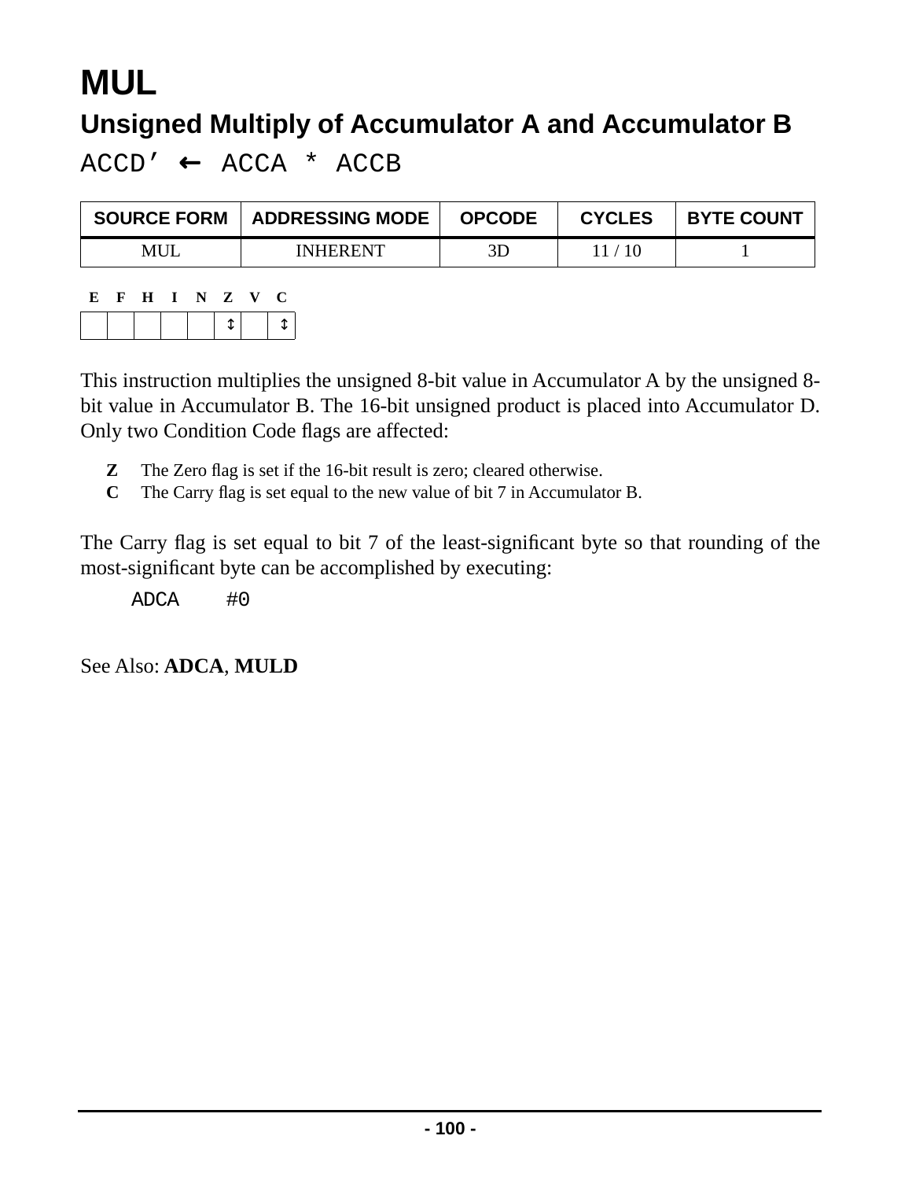# MUL

## Unsigned Multiply of Accumulator A and Accumulator B

`ACCD' ← ACCA * ACCB`

| SOURCE FORM | ADDRESSING MODE | OPCODE | CYCLES | BYTE COUNT |
|---|---|---|---|---|
| MUL | INHERENT | 3D | 11 / 10 | 1 |

| E | F | H | I | N | Z | V | C |
|---|---|---|---|---|---|---|---|
| | | | | | ↕ | | ↕ |

This instruction multiplies the unsigned 8-bit value in Accumulator A by the unsigned 8-bit value in Accumulator B. The 16-bit unsigned product is placed into Accumulator D. Only two Condition Code flags are affected:

- **Z** The Zero flag is set if the 16-bit result is zero; cleared otherwise.
- **C** The Carry flag is set equal to the new value of bit 7 in Accumulator B.

The Carry flag is set equal to bit 7 of the least-significant byte so that rounding of the most-significant byte can be accomplished by executing:

```
ADCA    #0
```

See Also: **ADCA**, **MULD**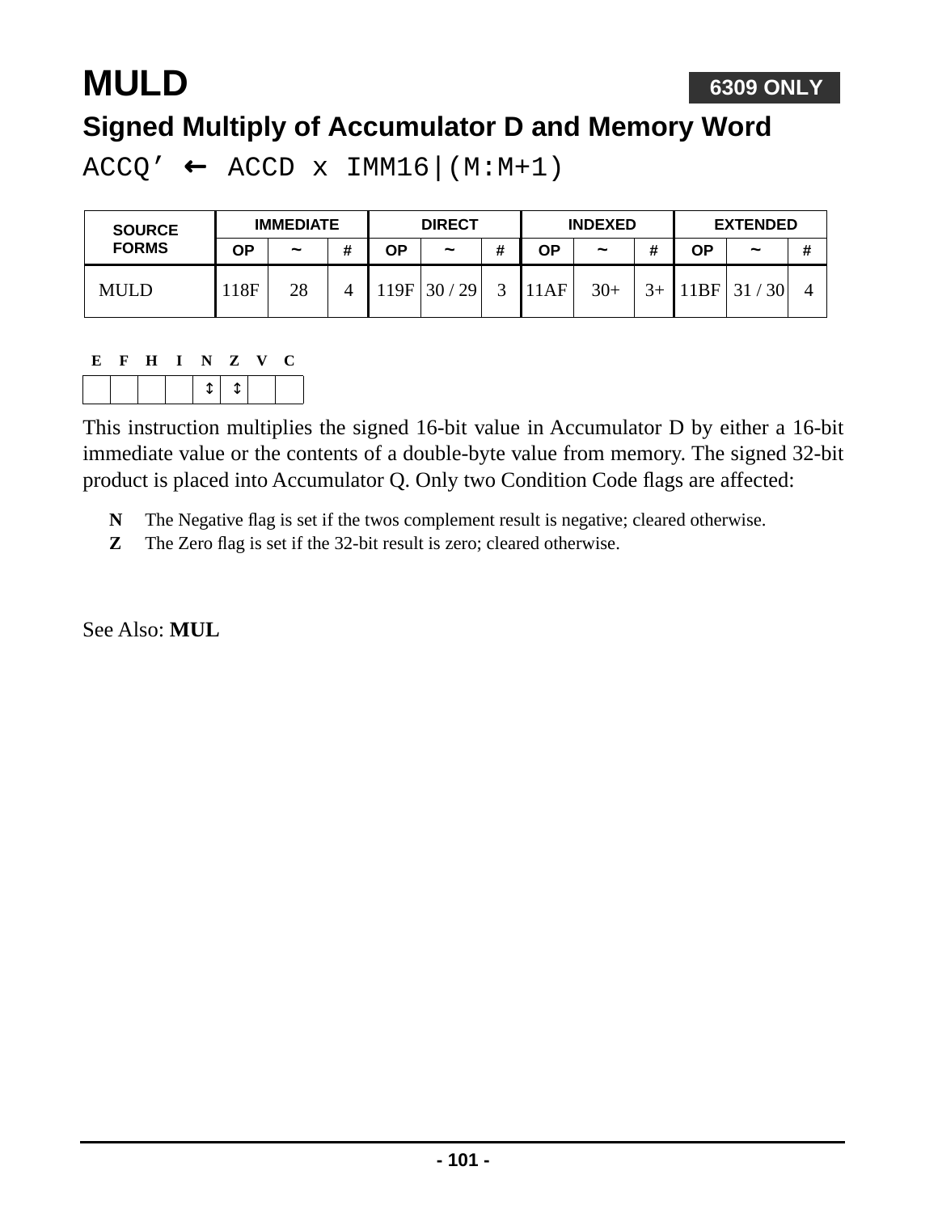# MULD

**6309 ONLY**

## Signed Multiply of Accumulator D and Memory Word

```
ACCQ’ ← ACCD x IMM16|(M:M+1)
```

| SOURCE FORMS | IMMEDIATE | | | DIRECT | | | INDEXED | | | EXTENDED | | |
|---|---|---|---|---|---|---|---|---|---|---|---|---|
| | OP | ~ | # | OP | ~ | # | OP | ~ | # | OP | ~ | # |
| MULD | 118F | 28 | 4 | 119F | 30 / 29 | 3 | 11AF | 30+ | 3+ | 11BF | 31 / 30 | 4 |

| E | F | H | I | N | Z | V | C |
|---|---|---|---|---|---|---|---|
| | | | | ↕ | ↕ | | |

This instruction multiplies the signed 16-bit value in Accumulator D by either a 16-bit immediate value or the contents of a double-byte value from memory. The signed 32-bit product is placed into Accumulator Q. Only two Condition Code flags are affected:

**N** The Negative flag is set if the twos complement result is negative; cleared otherwise.
**Z** The Zero flag is set if the 32-bit result is zero; cleared otherwise.

See Also: **MUL**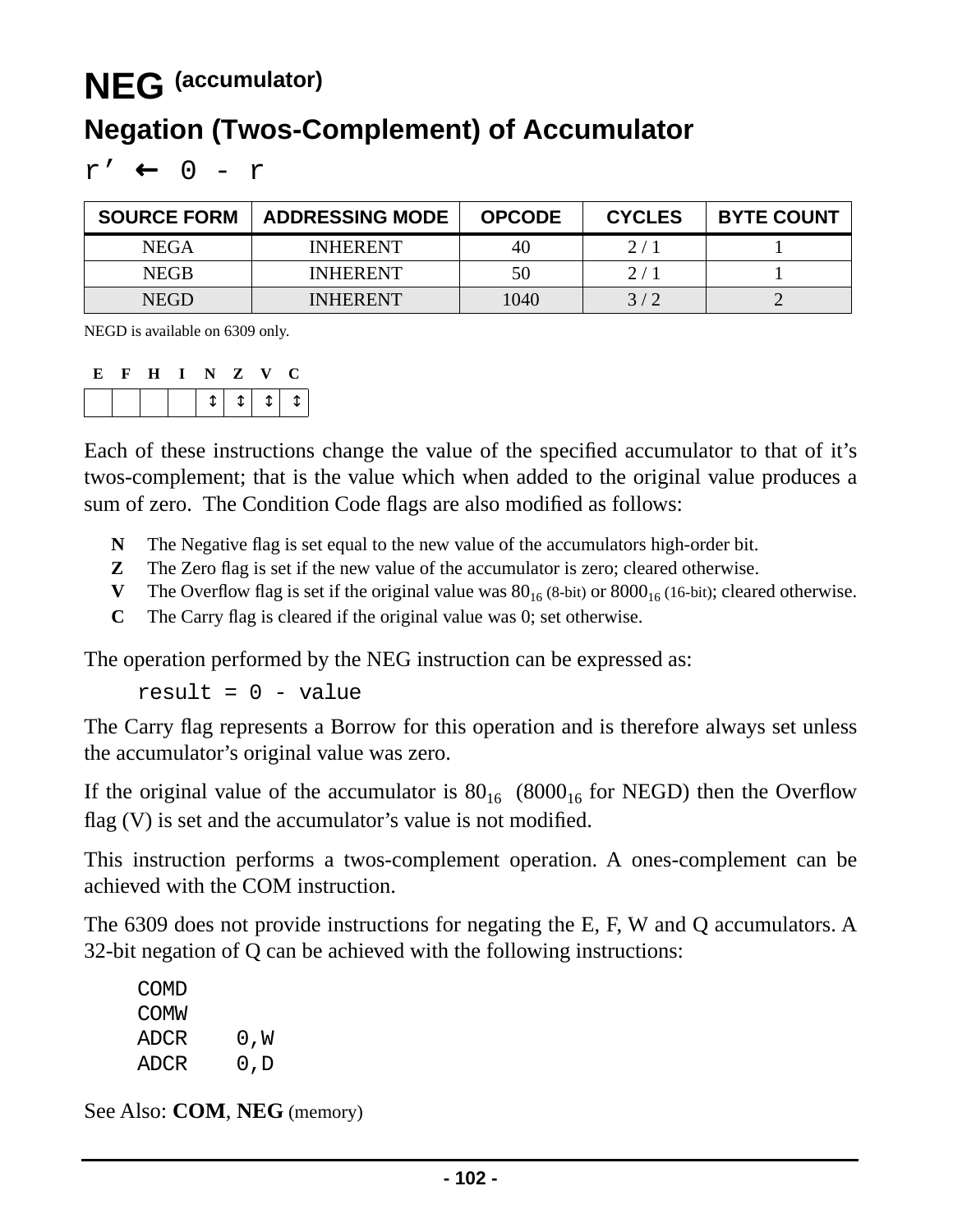# NEG (accumulator)

## Negation (Twos-Complement) of Accumulator

```
r’ ← 0 - r
```

| SOURCE FORM | ADDRESSING MODE | OPCODE | CYCLES | BYTE COUNT |
|---|---|---|---|---|
| NEGA | INHERENT | 40 | 2 / 1 | 1 |
| NEGB | INHERENT | 50 | 2 / 1 | 1 |
| NEGD | INHERENT | 1040 | 3 / 2 | 2 |

NEGD is available on 6309 only.

| E | F | H | I | N | Z | V | C |
|---|---|---|---|---|---|---|---|
| | | | | ↕ | ↕ | ↕ | ↕ |

Each of these instructions change the value of the specified accumulator to that of it’s twos-complement; that is the value which when added to the original value produces a sum of zero. The Condition Code flags are also modified as follows:

- **N** The Negative flag is set equal to the new value of the accumulators high-order bit.
- **Z** The Zero flag is set if the new value of the accumulator is zero; cleared otherwise.
- **V** The Overflow flag is set if the original value was $80_{16}$ (8-bit) or $8000_{16}$ (16-bit); cleared otherwise.
- **C** The Carry flag is cleared if the original value was 0; set otherwise.

The operation performed by the NEG instruction can be expressed as:

```
result = 0 - value
```

The Carry flag represents a Borrow for this operation and is therefore always set unless the accumulator’s original value was zero.

If the original value of the accumulator is $80_{16}$ ($8000_{16}$ for NEGD) then the Overflow flag (V) is set and the accumulator’s value is not modified.

This instruction performs a twos-complement operation. A ones-complement can be achieved with the COM instruction.

The 6309 does not provide instructions for negating the E, F, W and Q accumulators. A 32-bit negation of Q can be achieved with the following instructions:

```
COMD
COMW
ADCR    0,W
ADCR    0,D
```

See Also: **COM**, **NEG** (memory)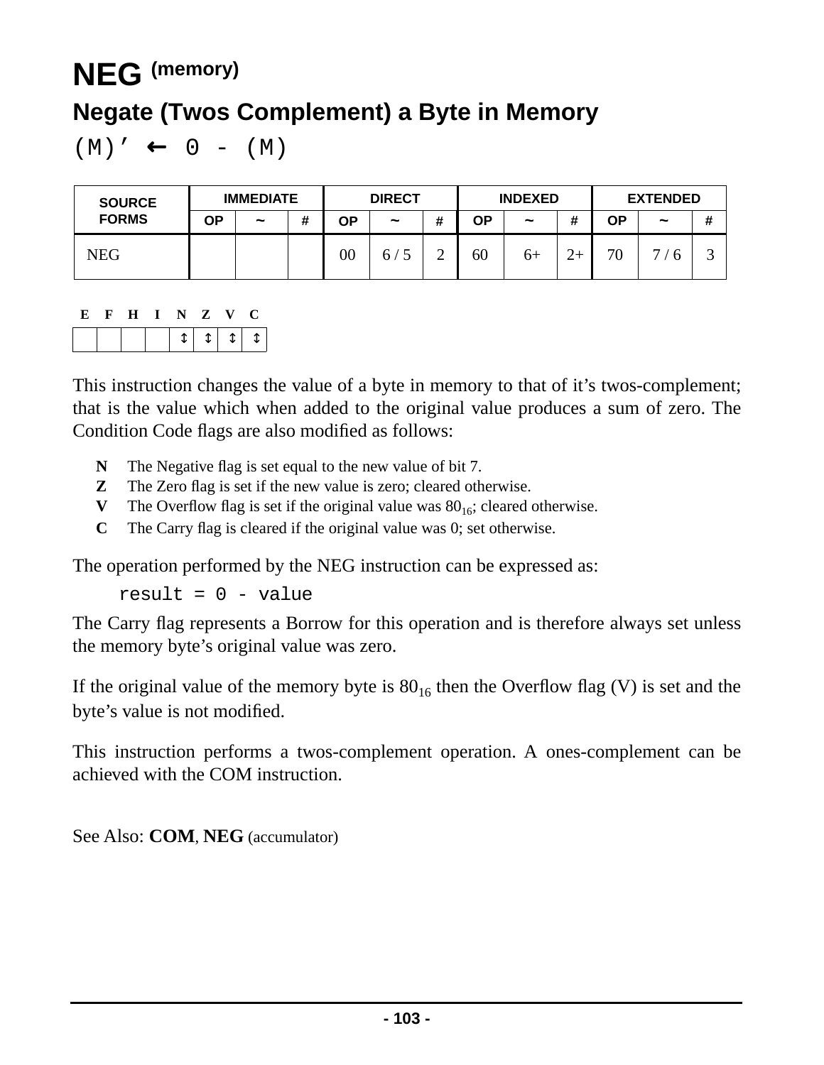# NEG (memory)

## Negate (Twos Complement) a Byte in Memory

(M)’ ← 0 - (M)

| SOURCE FORMS | IMMEDIATE | | | DIRECT | | | INDEXED | | | EXTENDED | | |
|---|---|---|---|---|---|---|---|---|---|---|---|---|
| | OP | ~ | # | OP | ~ | # | OP | ~ | # | OP | ~ | # |
| NEG | | | | 00 | 6 / 5 | 2 | 60 | 6+ | 2+ | 70 | 7 / 6 | 3 |

| E | F | H | I | N | Z | V | C |
|---|---|---|---|---|---|---|---|
| | | | | ↕ | ↕ | ↕ | ↕ |

This instruction changes the value of a byte in memory to that of it’s twos-complement; that is the value which when added to the original value produces a sum of zero. The Condition Code flags are also modified as follows:

- **N** The Negative flag is set equal to the new value of bit 7.
- **Z** The Zero flag is set if the new value is zero; cleared otherwise.
- **V** The Overflow flag is set if the original value was $80_{16}$; cleared otherwise.
- **C** The Carry flag is cleared if the original value was 0; set otherwise.

The operation performed by the NEG instruction can be expressed as:

```
result = 0 - value
```

The Carry flag represents a Borrow for this operation and is therefore always set unless the memory byte’s original value was zero.

If the original value of the memory byte is $80_{16}$ then the Overflow flag (V) is set and the byte’s value is not modified.

This instruction performs a twos-complement operation. A ones-complement can be achieved with the COM instruction.

See Also: **COM**, **NEG** (accumulator)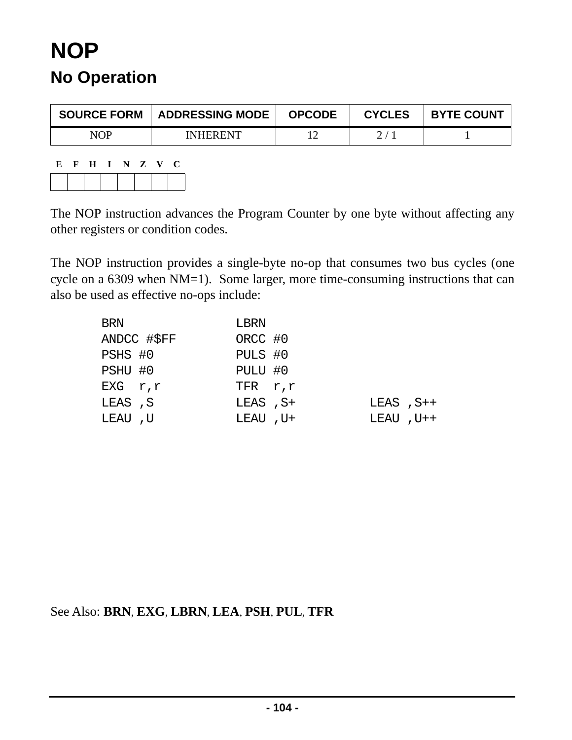# NOP

## No Operation

| SOURCE FORM | ADDRESSING MODE | OPCODE | CYCLES | BYTE COUNT |
|---|---|---|---|---|
| NOP | INHERENT | 12 | 2 / 1 | 1 |

| E | F | H | I | N | Z | V | C |
|---|---|---|---|---|---|---|---|
| | | | | | | | |

The NOP instruction advances the Program Counter by one byte without affecting any other registers or condition codes.

The NOP instruction provides a single-byte no-op that consumes two bus cycles (one cycle on a 6309 when NM=1). Some larger, more time-consuming instructions that can also be used as effective no-ops include:

```
BRN             LBRN
ANDCC #$FF      ORCC #0
PSHS #0         PULS #0
PSHU #0         PULU #0
EXG  r,r        TFR  r,r
LEAS ,S         LEAS ,S+        LEAS ,S++
LEAU ,U         LEAU ,U+        LEAU ,U++
```

See Also: **BRN**, **EXG**, **LBRN**, **LEA**, **PSH**, **PUL**, **TFR**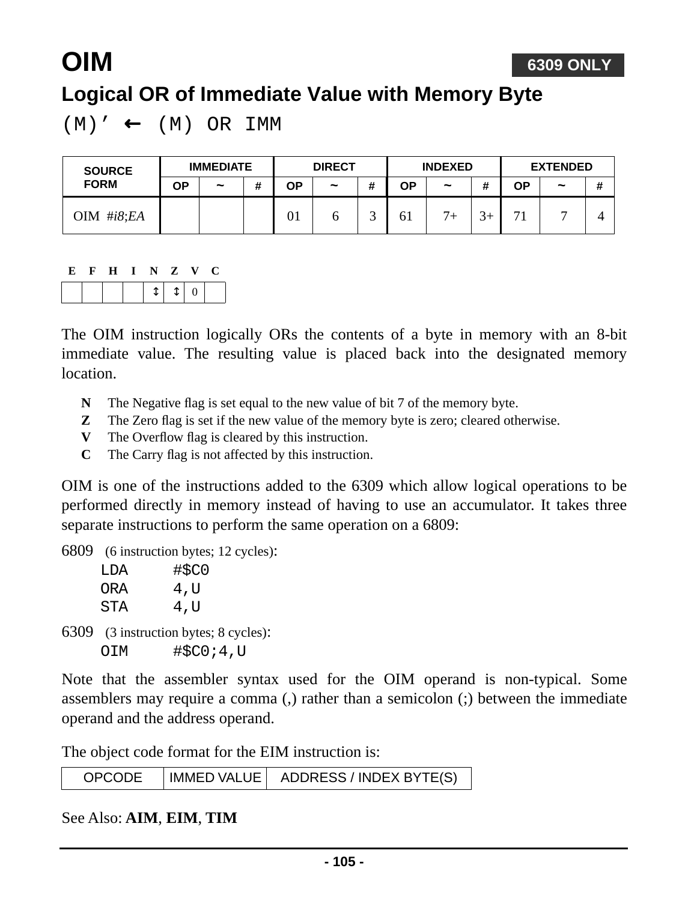# OIM

**6309 ONLY**

## Logical OR of Immediate Value with Memory Byte

`(M)’ ← (M) OR IMM`

| SOURCE FORM | IMMEDIATE | | | DIRECT | | | INDEXED | | | EXTENDED | | |
|---|---|---|---|---|---|---|---|---|---|---|---|---|
| | OP | ~ | # | OP | ~ | # | OP | ~ | # | OP | ~ | # |
| OIM *#i8*;*EA* | | | | 01 | 6 | 3 | 61 | 7+ | 3+ | 71 | 7 | 4 |

| E | F | H | I | N | Z | V | C |
|---|---|---|---|---|---|---|---|
| | | | | ↕ | ↕ | 0 | |

The OIM instruction logically ORs the contents of a byte in memory with an 8-bit immediate value. The resulting value is placed back into the designated memory location.

- **N** The Negative flag is set equal to the new value of bit 7 of the memory byte.
- **Z** The Zero flag is set if the new value of the memory byte is zero; cleared otherwise.
- **V** The Overflow flag is cleared by this instruction.
- **C** The Carry flag is not affected by this instruction.

OIM is one of the instructions added to the 6309 which allow logical operations to be performed directly in memory instead of having to use an accumulator. It takes three separate instructions to perform the same operation on a 6809:

6809 (6 instruction bytes; 12 cycles):

```
LDA     #$C0
ORA     4,U
STA     4,U
```

6309 (3 instruction bytes; 8 cycles):

```
OIM     #$C0;4,U
```

Note that the assembler syntax used for the OIM operand is non-typical. Some assemblers may require a comma (,) rather than a semicolon (;) between the immediate operand and the address operand.

The object code format for the EIM instruction is:

| OPCODE | IMMED VALUE | ADDRESS / INDEX BYTE(S) |
|---|---|---|

See Also: **AIM**, **EIM**, **TIM**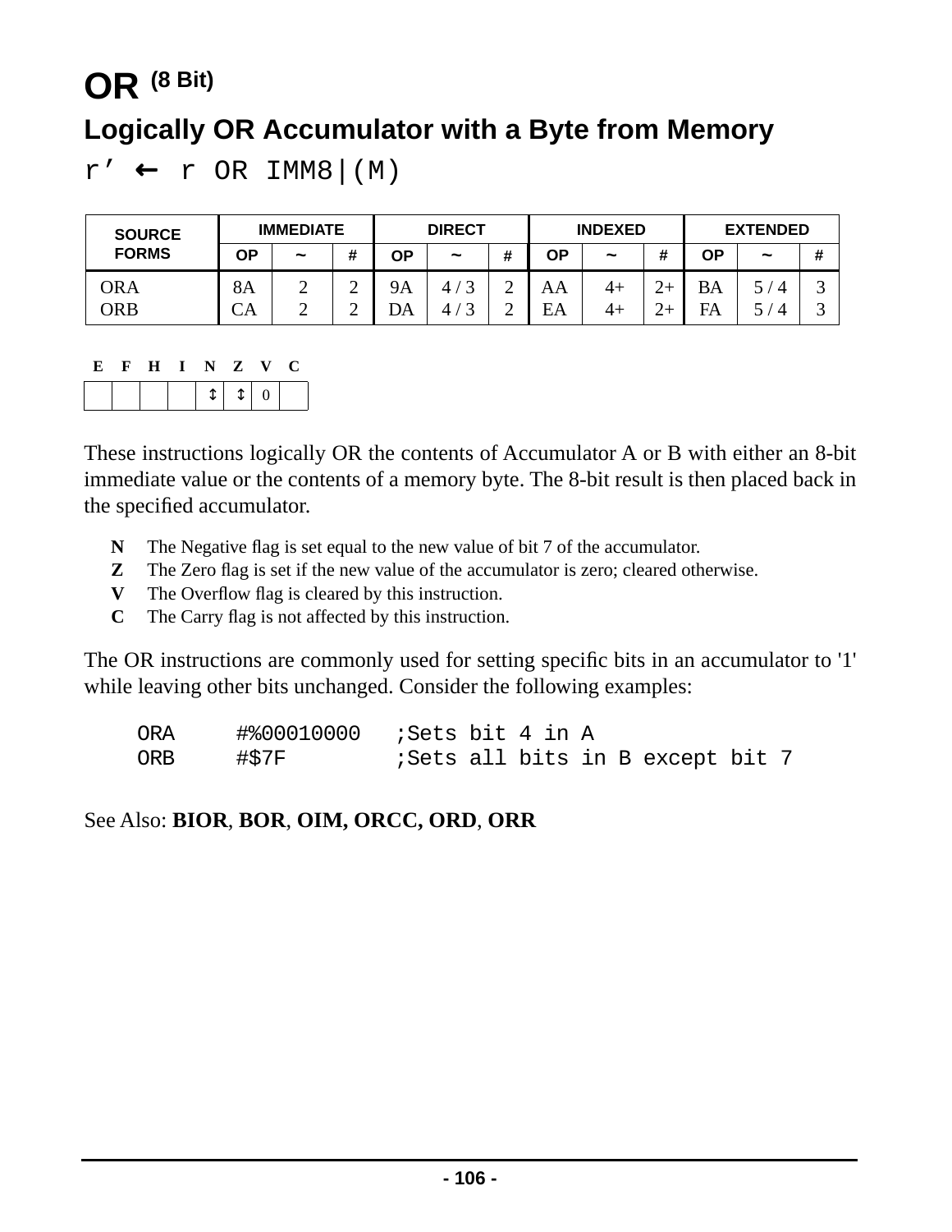# OR (8 Bit)

## Logically OR Accumulator with a Byte from Memory

`r’ ← r OR IMM8|(M)`

| SOURCE FORMS | IMMEDIATE | | | DIRECT | | | INDEXED | | | EXTENDED | | |
|---|---|---|---|---|---|---|---|---|---|---|---|---|
| | OP | ~ | # | OP | ~ | # | OP | ~ | # | OP | ~ | # |
| ORA | 8A | 2 | 2 | 9A | 4 / 3 | 2 | AA | 4+ | 2+ | BA | 5 / 4 | 3 |
| ORB | CA | 2 | 2 | DA | 4 / 3 | 2 | EA | 4+ | 2+ | FA | 5 / 4 | 3 |

| E | F | H | I | N | Z | V | C |
|---|---|---|---|---|---|---|---|
| | | | | ↕ | ↕ | 0 | |

These instructions logically OR the contents of Accumulator A or B with either an 8-bit immediate value or the contents of a memory byte. The 8-bit result is then placed back in the specified accumulator.

- **N** The Negative flag is set equal to the new value of bit 7 of the accumulator.
- **Z** The Zero flag is set if the new value of the accumulator is zero; cleared otherwise.
- **V** The Overflow flag is cleared by this instruction.
- **C** The Carry flag is not affected by this instruction.

The OR instructions are commonly used for setting specific bits in an accumulator to '1' while leaving other bits unchanged. Consider the following examples:

```
ORA     #%00010000   ;Sets bit 4 in A
ORB     #$7F         ;Sets all bits in B except bit 7
```

See Also: **BIOR**, **BOR**, **OIM, ORCC, ORD**, **ORR**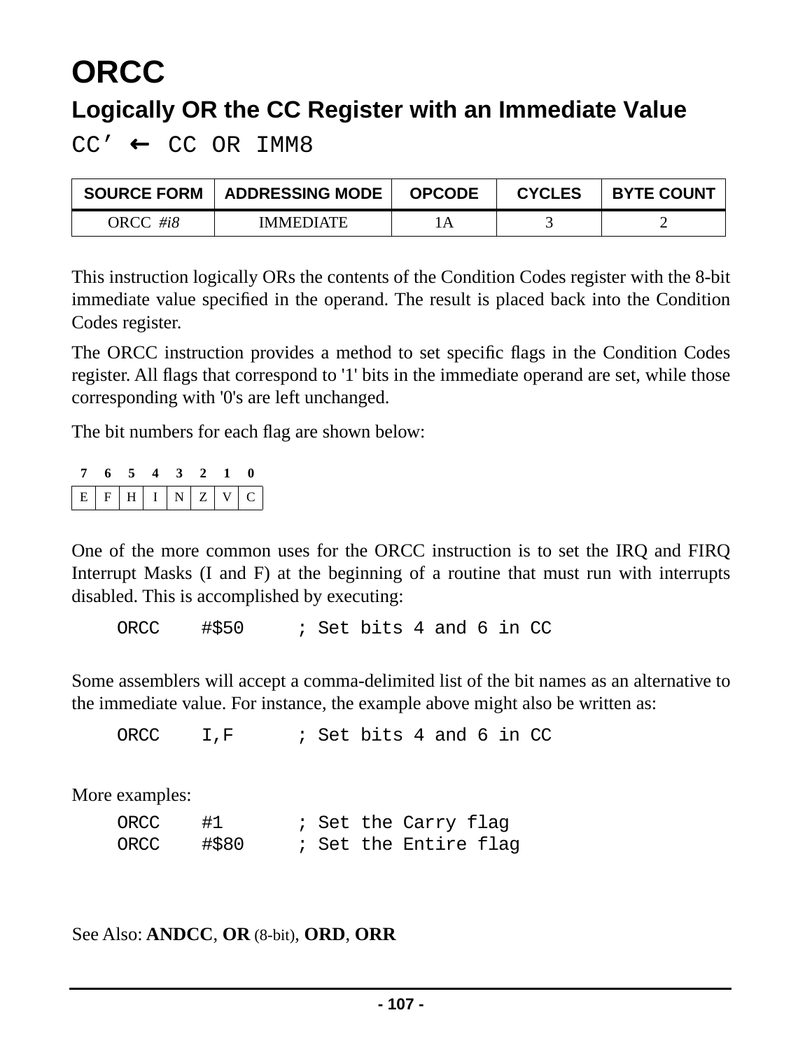# ORCC

## Logically OR the CC Register with an Immediate Value

CC’ ← CC OR IMM8

| SOURCE FORM | ADDRESSING MODE | OPCODE | CYCLES | BYTE COUNT |
|---|---|---|---|---|
| ORCC *#i8* | IMMEDIATE | 1A | 3 | 2 |

This instruction logically ORs the contents of the Condition Codes register with the 8-bit immediate value specified in the operand. The result is placed back into the Condition Codes register.

The ORCC instruction provides a method to set specific flags in the Condition Codes register. All flags that correspond to '1' bits in the immediate operand are set, while those corresponding with '0's are left unchanged.

The bit numbers for each flag are shown below:

| 7 | 6 | 5 | 4 | 3 | 2 | 1 | 0 |
|---|---|---|---|---|---|---|---|
| E | F | H | I | N | Z | V | C |

One of the more common uses for the ORCC instruction is to set the IRQ and FIRQ Interrupt Masks (I and F) at the beginning of a routine that must run with interrupts disabled. This is accomplished by executing:

```
ORCC    #$50     ; Set bits 4 and 6 in CC
```

Some assemblers will accept a comma-delimited list of the bit names as an alternative to the immediate value. For instance, the example above might also be written as:

```
ORCC    I,F      ; Set bits 4 and 6 in CC
```

More examples:

```
ORCC    #1       ; Set the Carry flag
ORCC    #$80     ; Set the Entire flag
```

See Also: **ANDCC**, **OR** (8-bit), **ORD**, **ORR**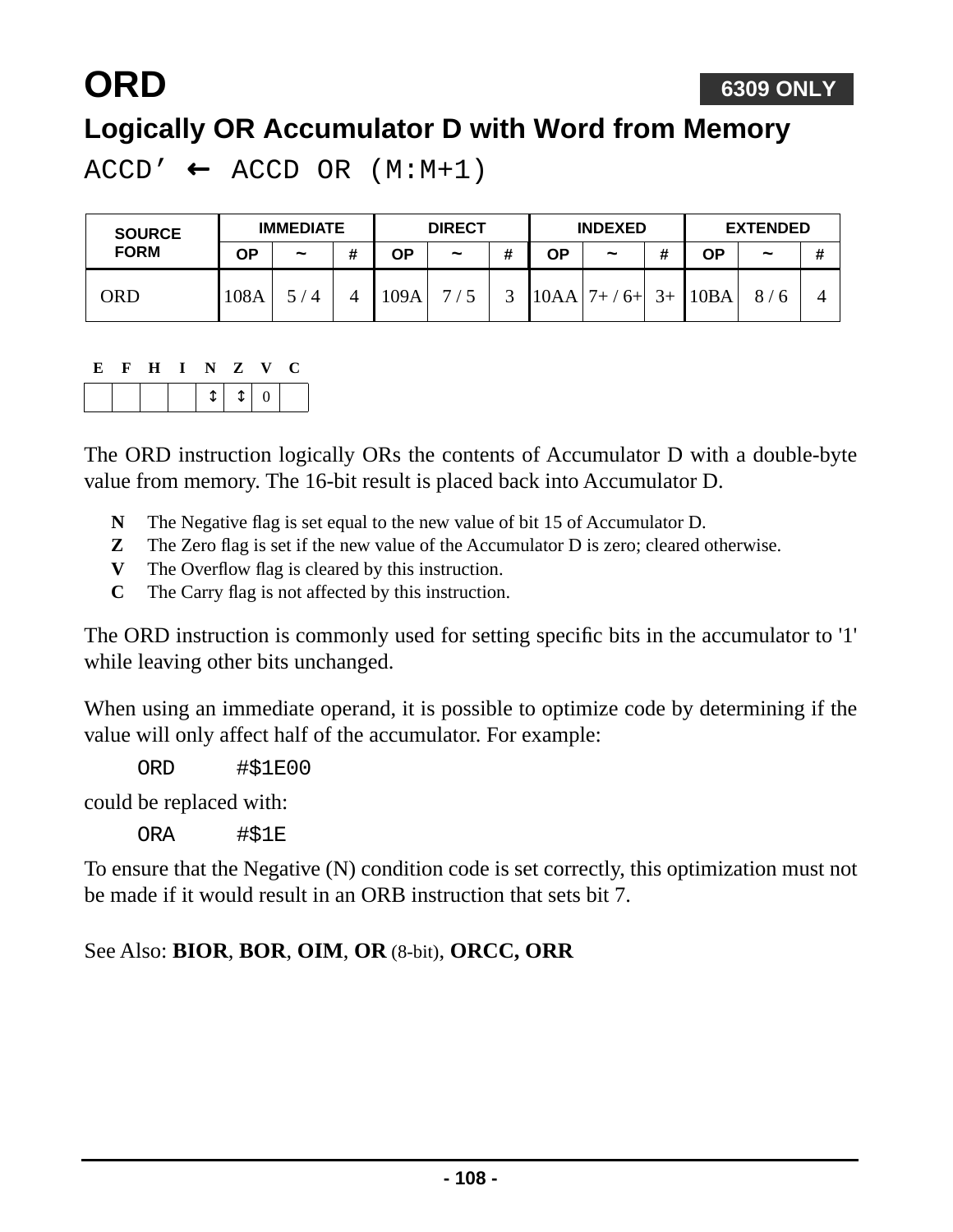# ORD

**6309 ONLY**

## Logically OR Accumulator D with Word from Memory

ACCD’ ← ACCD OR (M:M+1)

| SOURCE FORM | IMMEDIATE | | | DIRECT | | | INDEXED | | | EXTENDED | | |
|---|---|---|---|---|---|---|---|---|---|---|---|---|
| | OP | ~ | # | OP | ~ | # | OP | ~ | # | OP | ~ | # |
| ORD | 108A | 5 / 4 | 4 | 109A | 7 / 5 | 3 | 10AA | 7+ / 6+ | 3+ | 10BA | 8 / 6 | 4 |

| E | F | H | I | N | Z | V | C |
|---|---|---|---|---|---|---|---|
| | | | | ↕ | ↕ | 0 | |

The ORD instruction logically ORs the contents of Accumulator D with a double-byte value from memory. The 16-bit result is placed back into Accumulator D.

- **N** The Negative flag is set equal to the new value of bit 15 of Accumulator D.
- **Z** The Zero flag is set if the new value of the Accumulator D is zero; cleared otherwise.
- **V** The Overflow flag is cleared by this instruction.
- **C** The Carry flag is not affected by this instruction.

The ORD instruction is commonly used for setting specific bits in the accumulator to '1' while leaving other bits unchanged.

When using an immediate operand, it is possible to optimize code by determining if the value will only affect half of the accumulator. For example:

```
ORD     #$1E00
```

could be replaced with:

```
ORA     #$1E
```

To ensure that the Negative (N) condition code is set correctly, this optimization must not be made if it would result in an ORB instruction that sets bit 7.

See Also: **BIOR**, **BOR**, **OIM**, **OR** (8-bit), **ORCC, ORR**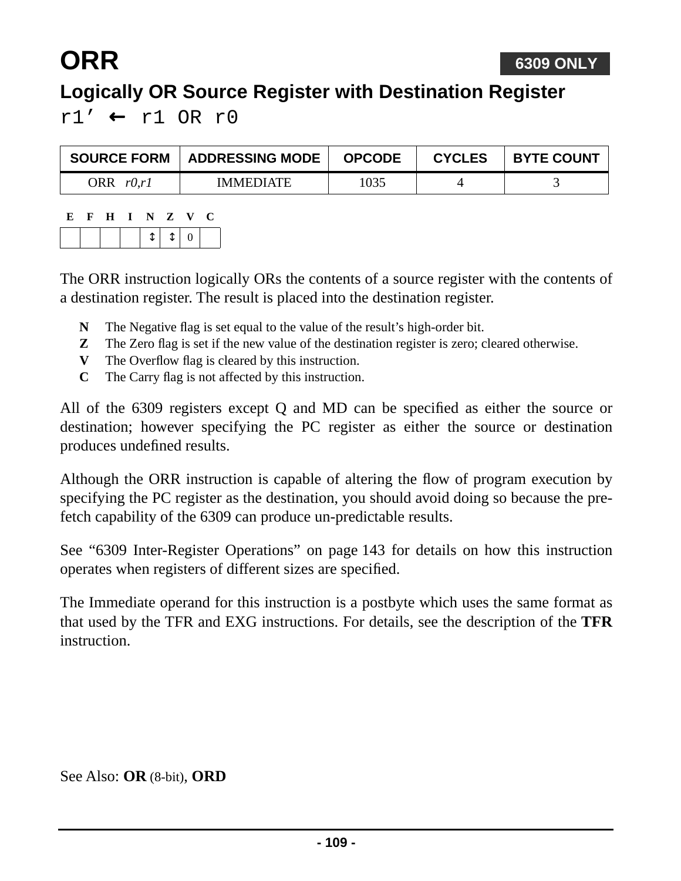# ORR

**6309 ONLY**

## Logically OR Source Register with Destination Register

`r1’ ← r1 OR r0`

| SOURCE FORM | ADDRESSING MODE | OPCODE | CYCLES | BYTE COUNT |
|---|---|---|---|---|
| ORR *r0,r1* | IMMEDIATE | 1035 | 4 | 3 |

| E | F | H | I | N | Z | V | C |
|---|---|---|---|---|---|---|---|
| | | | | ↕ | ↕ | 0 | |

The ORR instruction logically ORs the contents of a source register with the contents of a destination register. The result is placed into the destination register.

- **N** The Negative flag is set equal to the value of the result’s high-order bit.
- **Z** The Zero flag is set if the new value of the destination register is zero; cleared otherwise.
- **V** The Overflow flag is cleared by this instruction.
- **C** The Carry flag is not affected by this instruction.

All of the 6309 registers except Q and MD can be specified as either the source or destination; however specifying the PC register as either the source or destination produces undefined results.

Although the ORR instruction is capable of altering the flow of program execution by specifying the PC register as the destination, you should avoid doing so because the pre-fetch capability of the 6309 can produce un-predictable results.

See “6309 Inter-Register Operations” on page 143 for details on how this instruction operates when registers of different sizes are specified.

The Immediate operand for this instruction is a postbyte which uses the same format as that used by the TFR and EXG instructions. For details, see the description of the **TFR** instruction.

See Also: **OR** (8-bit), **ORD**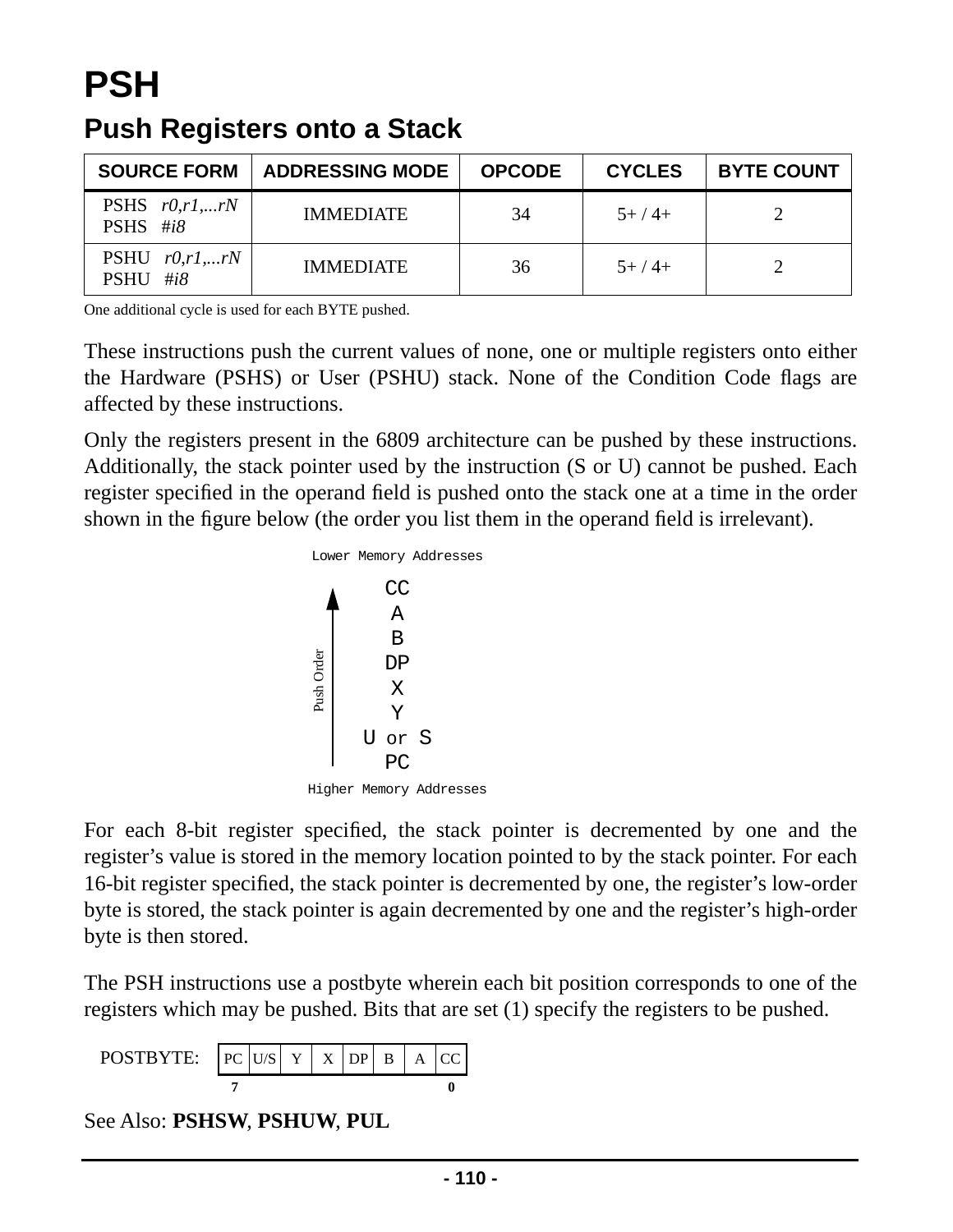# PSH

## Push Registers onto a Stack

| SOURCE FORM | ADDRESSING MODE | OPCODE | CYCLES | BYTE COUNT |
|---|---|---|---|---|
| PSHS *r0,r1,...rN*<br>PSHS *#i8* | IMMEDIATE | 34 | 5+ / 4+ | 2 |
| PSHU *r0,r1,...rN*<br>PSHU *#i8* | IMMEDIATE | 36 | 5+ / 4+ | 2 |

One additional cycle is used for each BYTE pushed.

These instructions push the current values of none, one or multiple registers onto either the Hardware (PSHS) or User (PSHU) stack. None of the Condition Code flags are affected by these instructions.

Only the registers present in the 6809 architecture can be pushed by these instructions. Additionally, the stack pointer used by the instruction (S or U) cannot be pushed. Each register specified in the operand field is pushed onto the stack one at a time in the order shown in the figure below (the order you list them in the operand field is irrelevant).

```
       Lower Memory Addresses
   ^         CC
   |          A
   |          B
 Push        DP
 Order        X
   |          Y
   |       U or S
   |         PC
       Higher Memory Addresses
```

For each 8-bit register specified, the stack pointer is decremented by one and the register's value is stored in the memory location pointed to by the stack pointer. For each 16-bit register specified, the stack pointer is decremented by one, the register's low-order byte is stored, the stack pointer is again decremented by one and the register's high-order byte is then stored.

The PSH instructions use a postbyte wherein each bit position corresponds to one of the registers which may be pushed. Bits that are set (1) specify the registers to be pushed.

POSTBYTE:

| PC | U/S | Y | X | DP | B | A | CC |
|---|---|---|---|---|---|---|---|
| **7** | | | | | | | **0** |

See Also: **PSHSW**, **PSHUW**, **PUL**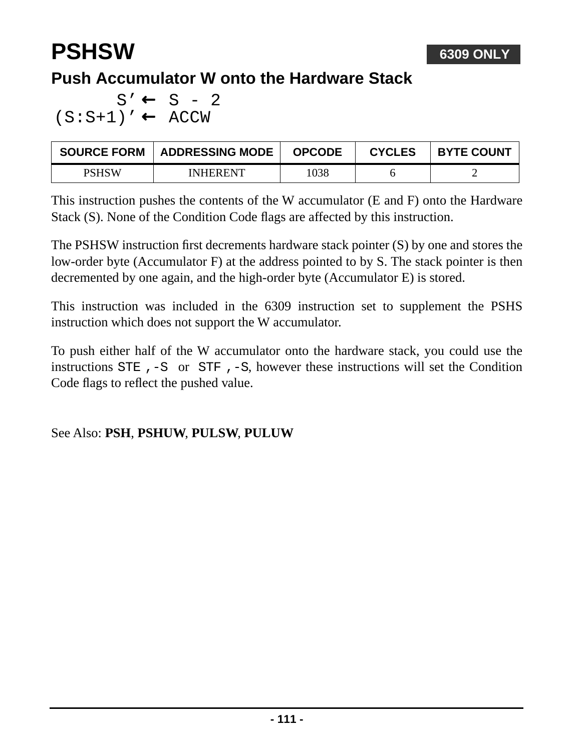# PSHSW

**6309 ONLY**

## Push Accumulator W onto the Hardware Stack

```
      S’← S - 2
(S:S+1)’← ACCW
```

| SOURCE FORM | ADDRESSING MODE | OPCODE | CYCLES | BYTE COUNT |
|---|---|---|---|---|
| PSHSW | INHERENT | 1038 | 6 | 2 |

This instruction pushes the contents of the W accumulator (E and F) onto the Hardware Stack (S). None of the Condition Code flags are affected by this instruction.

The PSHSW instruction first decrements hardware stack pointer (S) by one and stores the low-order byte (Accumulator F) at the address pointed to by S. The stack pointer is then decremented by one again, and the high-order byte (Accumulator E) is stored.

This instruction was included in the 6309 instruction set to supplement the PSHS instruction which does not support the W accumulator.

To push either half of the W accumulator onto the hardware stack, you could use the instructions `STE ,-S` or `STF ,-S`, however these instructions will set the Condition Code flags to reflect the pushed value.

See Also: **PSH**, **PSHUW**, **PULSW**, **PULUW**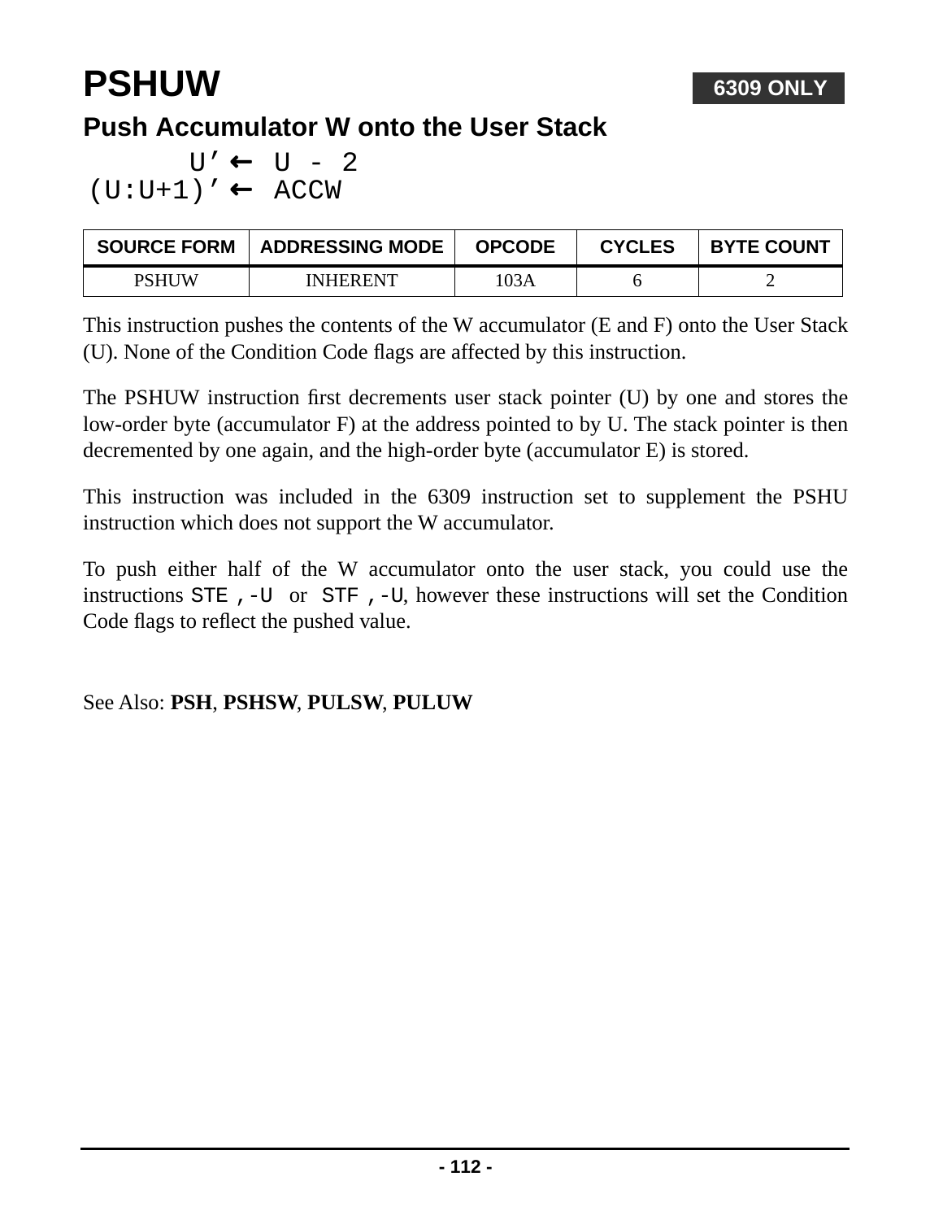# PSHUW

**6309 ONLY**

## Push Accumulator W onto the User Stack

```
      U’← U - 2
(U:U+1)’← ACCW
```

| SOURCE FORM | ADDRESSING MODE | OPCODE | CYCLES | BYTE COUNT |
| --- | --- | --- | --- | --- |
| PSHUW | INHERENT | 103A | 6 | 2 |

This instruction pushes the contents of the W accumulator (E and F) onto the User Stack (U). None of the Condition Code flags are affected by this instruction.

The PSHUW instruction first decrements user stack pointer (U) by one and stores the low-order byte (accumulator F) at the address pointed to by U. The stack pointer is then decremented by one again, and the high-order byte (accumulator E) is stored.

This instruction was included in the 6309 instruction set to supplement the PSHU instruction which does not support the W accumulator.

To push either half of the W accumulator onto the user stack, you could use the instructions `STE ,-U` or `STF ,-U`, however these instructions will set the Condition Code flags to reflect the pushed value.

See Also: **PSH**, **PSHSW**, **PULSW**, **PULUW**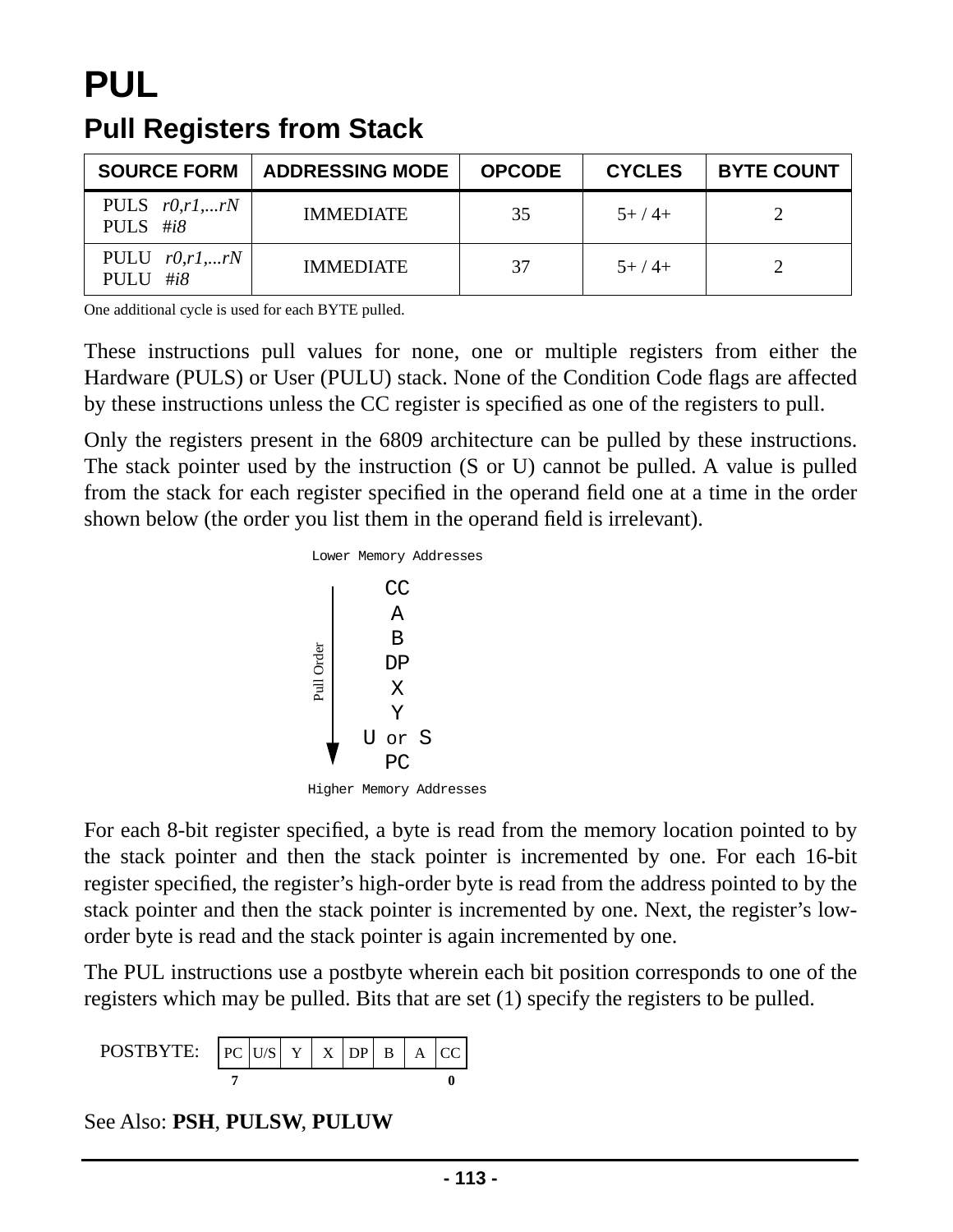# PUL

## Pull Registers from Stack

| SOURCE FORM | ADDRESSING MODE | OPCODE | CYCLES | BYTE COUNT |
|---|---|---|---|---|
| PULS *r0,r1,...rN*<br>PULS *#i8* | IMMEDIATE | 35 | 5+ / 4+ | 2 |
| PULU *r0,r1,...rN*<br>PULU *#i8* | IMMEDIATE | 37 | 5+ / 4+ | 2 |

One additional cycle is used for each BYTE pulled.

These instructions pull values for none, one or multiple registers from either the Hardware (PULS) or User (PULU) stack. None of the Condition Code flags are affected by these instructions unless the CC register is specified as one of the registers to pull.

Only the registers present in the 6809 architecture can be pulled by these instructions. The stack pointer used by the instruction (S or U) cannot be pulled. A value is pulled from the stack for each register specified in the operand field one at a time in the order shown below (the order you list them in the operand field is irrelevant).

```
Lower Memory Addresses
         CC
         A
         B
Pull     DP
Order    X
  |      Y
  v   U or S
         PC
Higher Memory Addresses
```

For each 8-bit register specified, a byte is read from the memory location pointed to by the stack pointer and then the stack pointer is incremented by one. For each 16-bit register specified, the register's high-order byte is read from the address pointed to by the stack pointer and then the stack pointer is incremented by one. Next, the register's low-order byte is read and the stack pointer is again incremented by one.

The PUL instructions use a postbyte wherein each bit position corresponds to one of the registers which may be pulled. Bits that are set (1) specify the registers to be pulled.

POSTBYTE:

| PC | U/S | Y | X | DP | B | A | CC |
|---|---|---|---|---|---|---|---|
| **7** | | | | | | | **0** |

See Also: **PSH**, **PULSW**, **PULUW**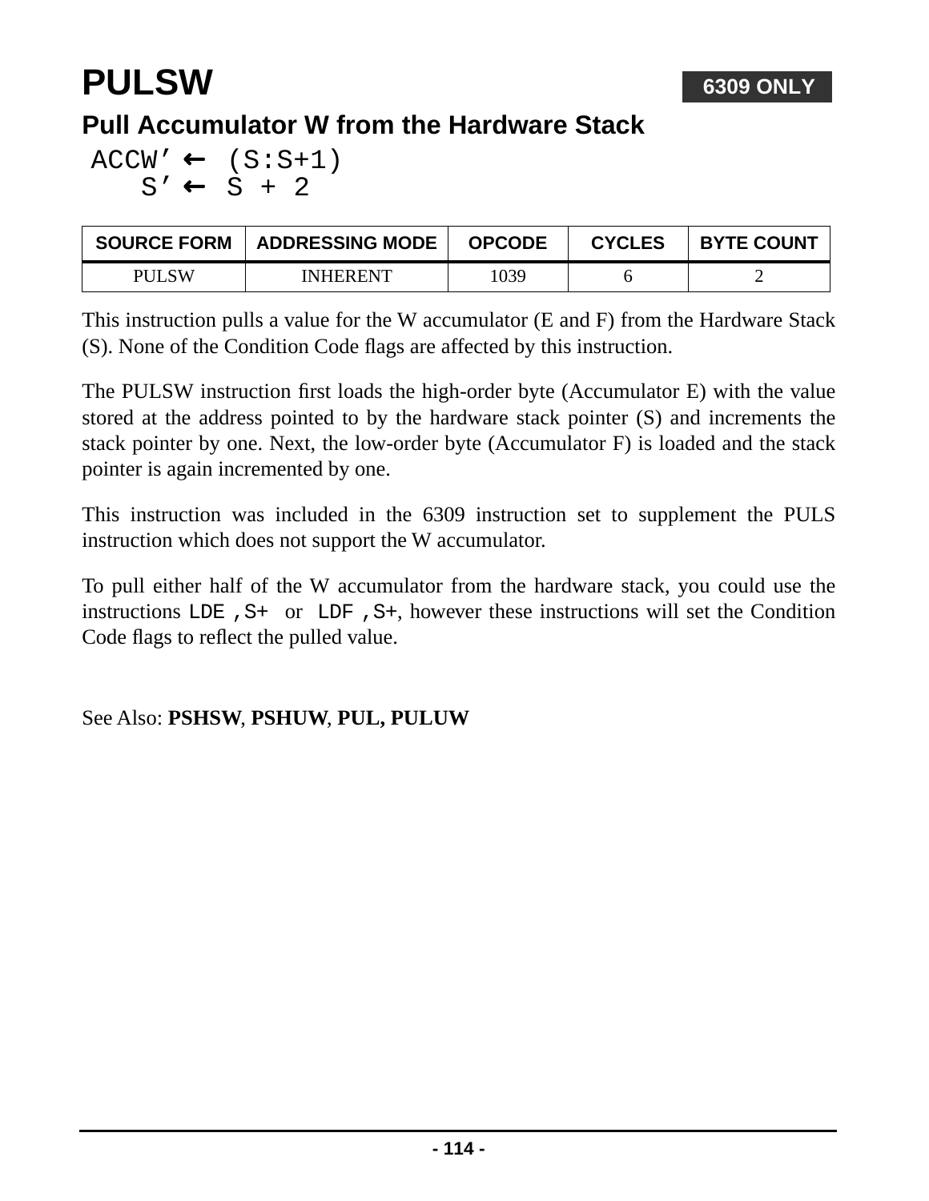# PULSW

**6309 ONLY**

## Pull Accumulator W from the Hardware Stack

```
ACCW’ ← (S:S+1)
   S’ ← S + 2
```

| SOURCE FORM | ADDRESSING MODE | OPCODE | CYCLES | BYTE COUNT |
|---|---|---|---|---|
| PULSW | INHERENT | 1039 | 6 | 2 |

This instruction pulls a value for the W accumulator (E and F) from the Hardware Stack (S). None of the Condition Code flags are affected by this instruction.

The PULSW instruction first loads the high-order byte (Accumulator E) with the value stored at the address pointed to by the hardware stack pointer (S) and increments the stack pointer by one. Next, the low-order byte (Accumulator F) is loaded and the stack pointer is again incremented by one.

This instruction was included in the 6309 instruction set to supplement the PULS instruction which does not support the W accumulator.

To pull either half of the W accumulator from the hardware stack, you could use the instructions `LDE ,S+` or `LDF ,S+`, however these instructions will set the Condition Code flags to reflect the pulled value.

See Also: **PSHSW**, **PSHUW**, **PUL, PULUW**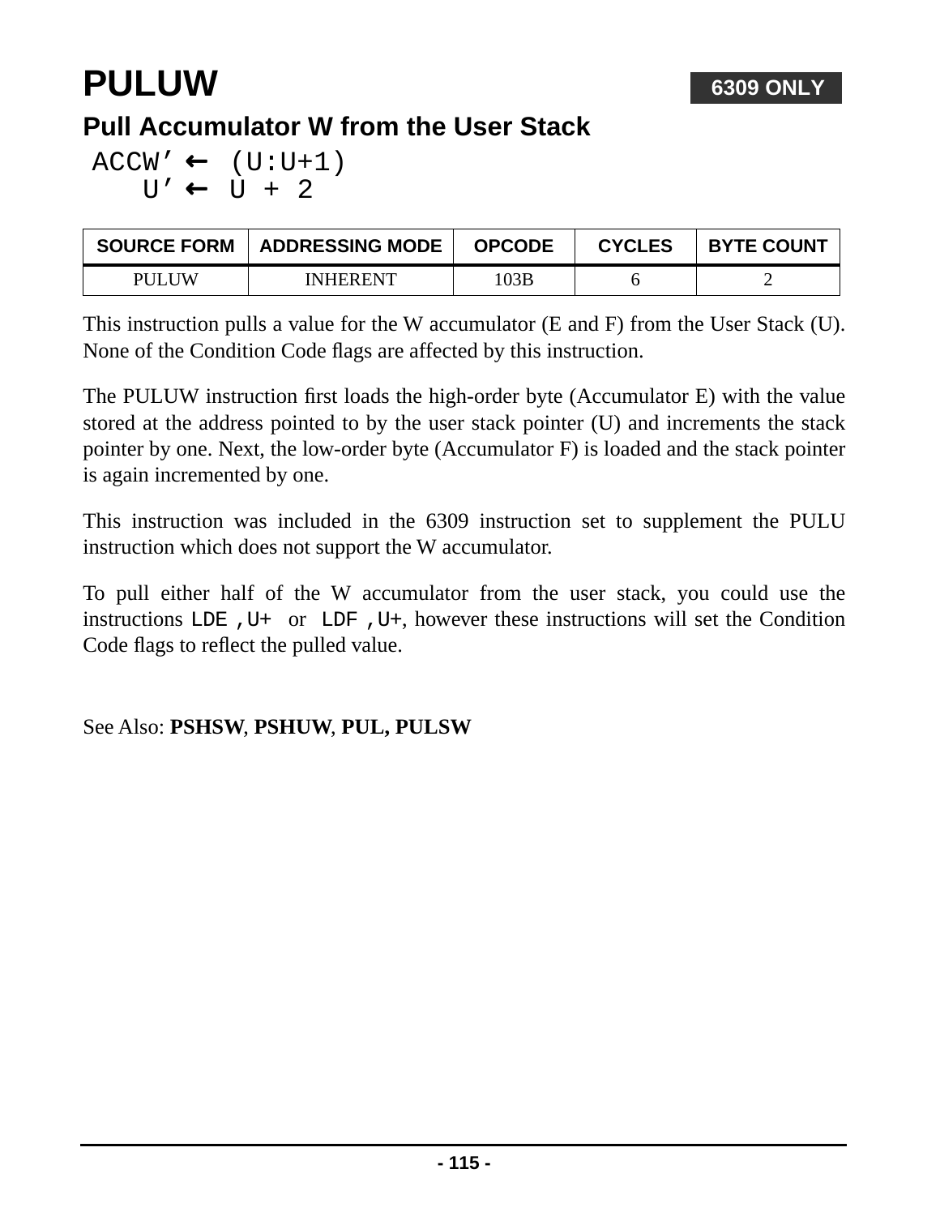# PULUW

**6309 ONLY**

## Pull Accumulator W from the User Stack

```
ACCW’← (U:U+1)
   U’← U + 2
```

| SOURCE FORM | ADDRESSING MODE | OPCODE | CYCLES | BYTE COUNT |
|---|---|---|---|---|
| PULUW | INHERENT | 103B | 6 | 2 |

This instruction pulls a value for the W accumulator (E and F) from the User Stack (U). None of the Condition Code flags are affected by this instruction.

The PULUW instruction first loads the high-order byte (Accumulator E) with the value stored at the address pointed to by the user stack pointer (U) and increments the stack pointer by one. Next, the low-order byte (Accumulator F) is loaded and the stack pointer is again incremented by one.

This instruction was included in the 6309 instruction set to supplement the PULU instruction which does not support the W accumulator.

To pull either half of the W accumulator from the user stack, you could use the instructions `LDE ,U+` or `LDF ,U+`, however these instructions will set the Condition Code flags to reflect the pulled value.

See Also: **PSHSW**, **PSHUW**, **PUL, PULSW**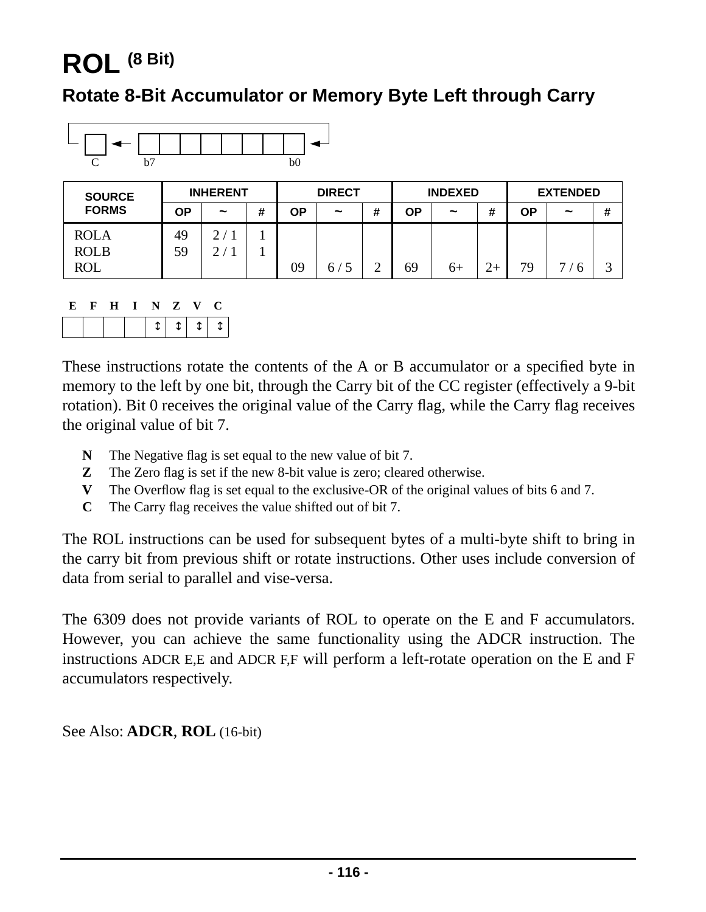# ROL (8 Bit)

## Rotate 8-Bit Accumulator or Memory Byte Left through Carry

C ← b7 ... b0 ← (C)

| SOURCE FORMS | INHERENT | | | DIRECT | | | INDEXED | | | EXTENDED | | |
|---|---|---|---|---|---|---|---|---|---|---|---|---|
| | OP | ~ | # | OP | ~ | # | OP | ~ | # | OP | ~ | # |
| ROLA | 49 | 2 / 1 | 1 | | | | | | | | | |
| ROLB | 59 | 2 / 1 | 1 | | | | | | | | | |
| ROL | | | | 09 | 6 / 5 | 2 | 69 | 6+ | 2+ | 79 | 7 / 6 | 3 |

| E | F | H | I | N | Z | V | C |
|---|---|---|---|---|---|---|---|
| | | | | ↕ | ↕ | ↕ | ↕ |

These instructions rotate the contents of the A or B accumulator or a specified byte in memory to the left by one bit, through the Carry bit of the CC register (effectively a 9-bit rotation). Bit 0 receives the original value of the Carry flag, while the Carry flag receives the original value of bit 7.

- **N** The Negative flag is set equal to the new value of bit 7.
- **Z** The Zero flag is set if the new 8-bit value is zero; cleared otherwise.
- **V** The Overflow flag is set equal to the exclusive-OR of the original values of bits 6 and 7.
- **C** The Carry flag receives the value shifted out of bit 7.

The ROL instructions can be used for subsequent bytes of a multi-byte shift to bring in the carry bit from previous shift or rotate instructions. Other uses include conversion of data from serial to parallel and vise-versa.

The 6309 does not provide variants of ROL to operate on the E and F accumulators. However, you can achieve the same functionality using the ADCR instruction. The instructions ADCR E,E and ADCR F,F will perform a left-rotate operation on the E and F accumulators respectively.

See Also: **ADCR**, **ROL** (16-bit)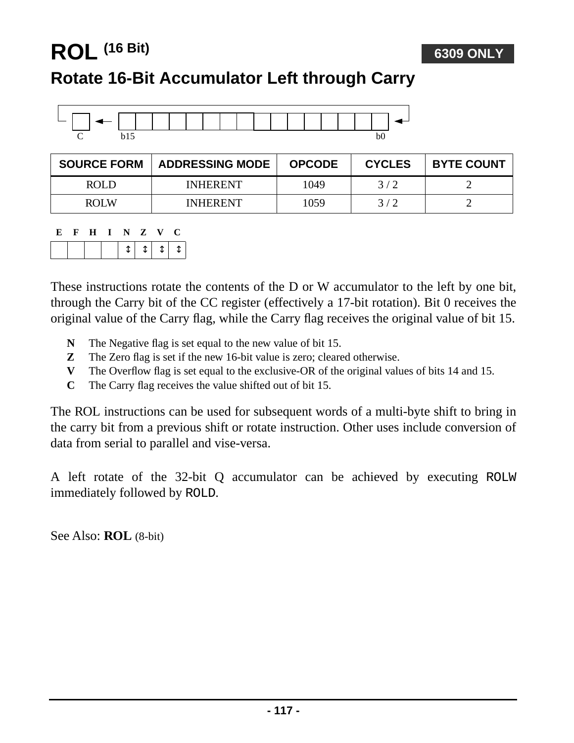# ROL (16 Bit)

**6309 ONLY**

## Rotate 16-Bit Accumulator Left through Carry

C ← b15 ... b0 ←

| SOURCE FORM | ADDRESSING MODE | OPCODE | CYCLES | BYTE COUNT |
|---|---|---|---|---|
| ROLD | INHERENT | 1049 | 3 / 2 | 2 |
| ROLW | INHERENT | 1059 | 3 / 2 | 2 |

| E | F | H | I | N | Z | V | C |
|---|---|---|---|---|---|---|---|
| | | | | ↕ | ↕ | ↕ | ↕ |

These instructions rotate the contents of the D or W accumulator to the left by one bit, through the Carry bit of the CC register (effectively a 17-bit rotation). Bit 0 receives the original value of the Carry flag, while the Carry flag receives the original value of bit 15.

- **N** The Negative flag is set equal to the new value of bit 15.
- **Z** The Zero flag is set if the new 16-bit value is zero; cleared otherwise.
- **V** The Overflow flag is set equal to the exclusive-OR of the original values of bits 14 and 15.
- **C** The Carry flag receives the value shifted out of bit 15.

The ROL instructions can be used for subsequent words of a multi-byte shift to bring in the carry bit from a previous shift or rotate instruction. Other uses include conversion of data from serial to parallel and vise-versa.

A left rotate of the 32-bit Q accumulator can be achieved by executing `ROLW` immediately followed by `ROLD`.

See Also: **ROL** (8-bit)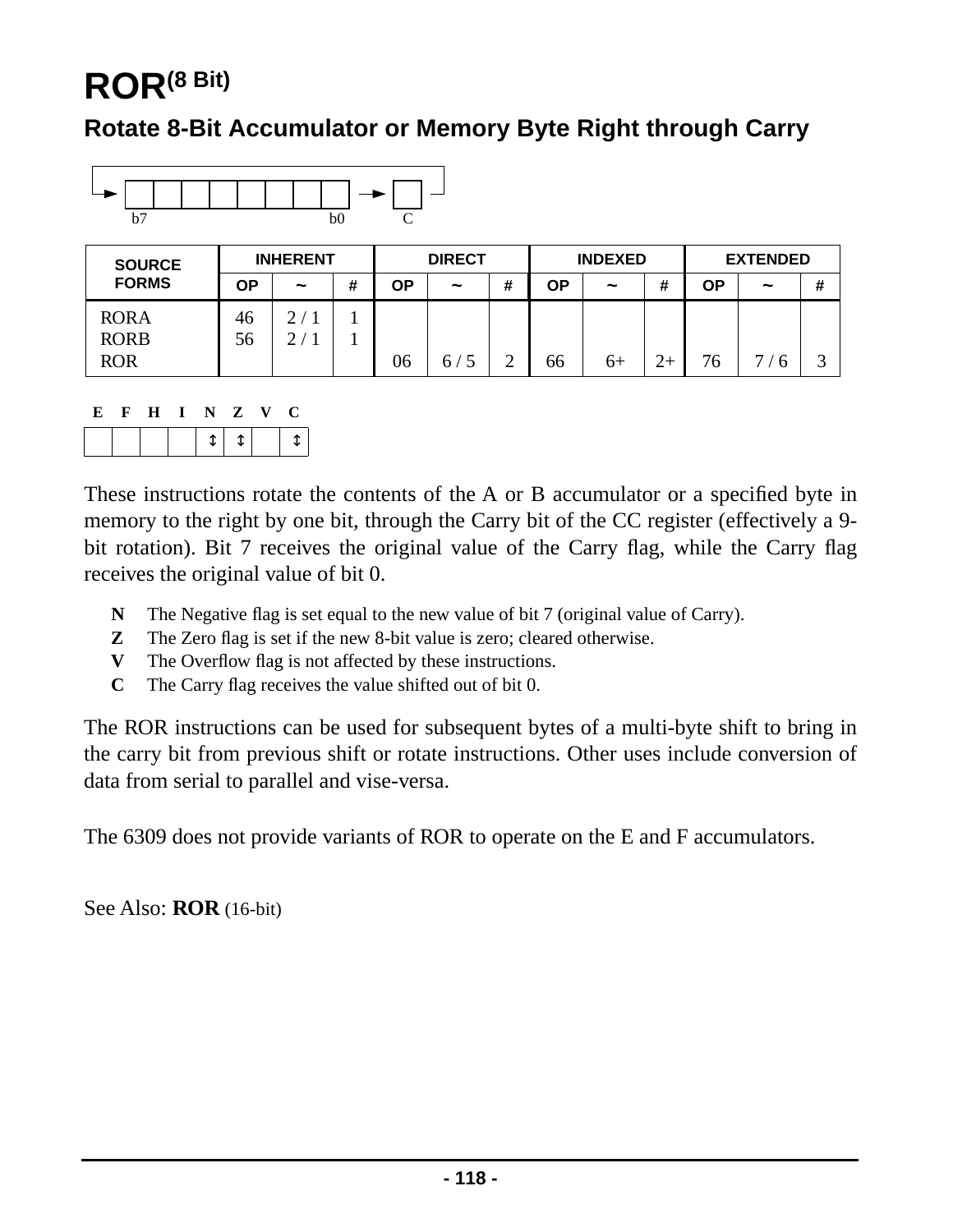# ROR$^{(8\ Bit)}$

## Rotate 8-Bit Accumulator or Memory Byte Right through Carry

b7 b0 C

| SOURCE FORMS | INHERENT | | | DIRECT | | | INDEXED | | | EXTENDED | | |
|---|---|---|---|---|---|---|---|---|---|---|---|---|
| | OP | ~ | # | OP | ~ | # | OP | ~ | # | OP | ~ | # |
| RORA | 46 | 2 / 1 | 1 | | | | | | | | | |
| RORB | 56 | 2 / 1 | 1 | | | | | | | | | |
| ROR | | | | 06 | 6 / 5 | 2 | 66 | 6+ | 2+ | 76 | 7 / 6 | 3 |

| E | F | H | I | N | Z | V | C |
|---|---|---|---|---|---|---|---|
| | | | | ↕ | ↕ | | ↕ |

These instructions rotate the contents of the A or B accumulator or a specified byte in memory to the right by one bit, through the Carry bit of the CC register (effectively a 9-bit rotation). Bit 7 receives the original value of the Carry flag, while the Carry flag receives the original value of bit 0.

- **N** The Negative flag is set equal to the new value of bit 7 (original value of Carry).
- **Z** The Zero flag is set if the new 8-bit value is zero; cleared otherwise.
- **V** The Overflow flag is not affected by these instructions.
- **C** The Carry flag receives the value shifted out of bit 0.

The ROR instructions can be used for subsequent bytes of a multi-byte shift to bring in the carry bit from previous shift or rotate instructions. Other uses include conversion of data from serial to parallel and vise-versa.

The 6309 does not provide variants of ROR to operate on the E and F accumulators.

See Also: **ROR** (16-bit)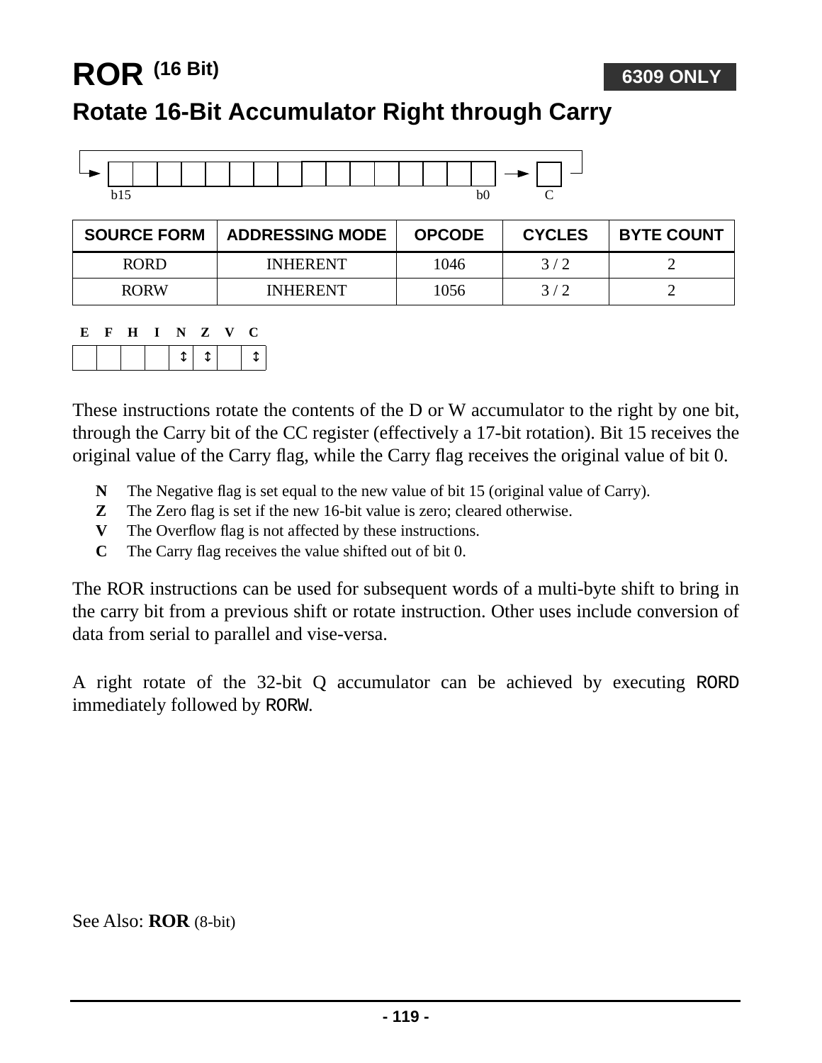# ROR (16 Bit)

**6309 ONLY**

## Rotate 16-Bit Accumulator Right through Carry

b15 b0 C

| SOURCE FORM | ADDRESSING MODE | OPCODE | CYCLES | BYTE COUNT |
|---|---|---|---|---|
| RORD | INHERENT | 1046 | 3 / 2 | 2 |
| RORW | INHERENT | 1056 | 3 / 2 | 2 |

| E | F | H | I | N | Z | V | C |
|---|---|---|---|---|---|---|---|
| | | | | ↕ | ↕ | | ↕ |

These instructions rotate the contents of the D or W accumulator to the right by one bit, through the Carry bit of the CC register (effectively a 17-bit rotation). Bit 15 receives the original value of the Carry flag, while the Carry flag receives the original value of bit 0.

- **N** The Negative flag is set equal to the new value of bit 15 (original value of Carry).
- **Z** The Zero flag is set if the new 16-bit value is zero; cleared otherwise.
- **V** The Overflow flag is not affected by these instructions.
- **C** The Carry flag receives the value shifted out of bit 0.

The ROR instructions can be used for subsequent words of a multi-byte shift to bring in the carry bit from a previous shift or rotate instruction. Other uses include conversion of data from serial to parallel and vise-versa.

A right rotate of the 32-bit Q accumulator can be achieved by executing `RORD` immediately followed by `RORW`.

See Also: **ROR** (8-bit)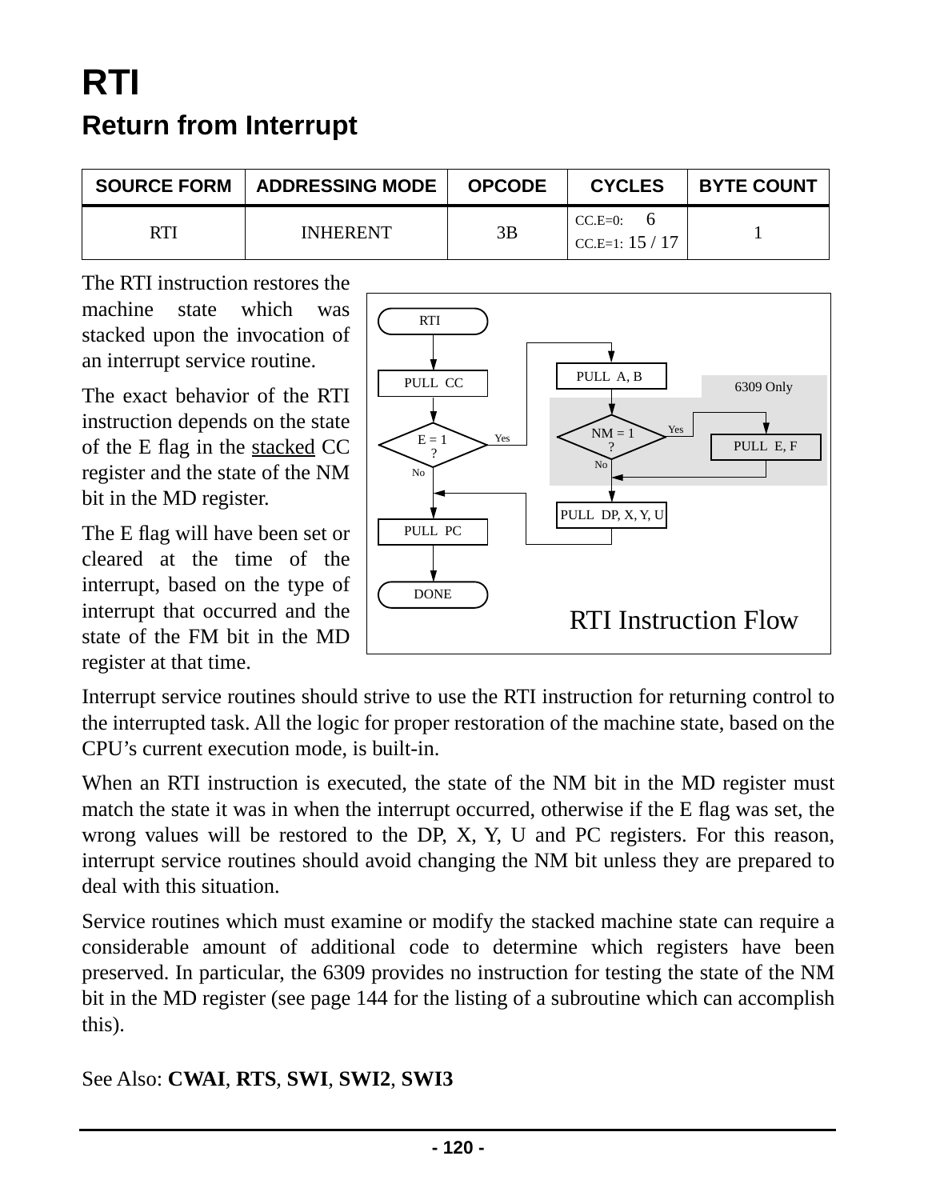# RTI

## Return from Interrupt

| SOURCE FORM | ADDRESSING MODE | OPCODE | CYCLES | BYTE COUNT |
|---|---|---|---|---|
| RTI | INHERENT | 3B | CC.E=0: 6<br>CC.E=1: 15 / 17 | 1 |

The RTI instruction restores the machine state which was stacked upon the invocation of an interrupt service routine.

The exact behavior of the RTI instruction depends on the state of the E flag in the stacked CC register and the state of the NM bit in the MD register.

The E flag will have been set or cleared at the time of the interrupt, based on the type of interrupt that occurred and the state of the FM bit in the MD register at that time.

RTI Instruction Flow

Interrupt service routines should strive to use the RTI instruction for returning control to the interrupted task. All the logic for proper restoration of the machine state, based on the CPU's current execution mode, is built-in.

When an RTI instruction is executed, the state of the NM bit in the MD register must match the state it was in when the interrupt occurred, otherwise if the E flag was set, the wrong values will be restored to the DP, X, Y, U and PC registers. For this reason, interrupt service routines should avoid changing the NM bit unless they are prepared to deal with this situation.

Service routines which must examine or modify the stacked machine state can require a considerable amount of additional code to determine which registers have been preserved. In particular, the 6309 provides no instruction for testing the state of the NM bit in the MD register (see page 144 for the listing of a subroutine which can accomplish this).

See Also: **CWAI**, **RTS**, **SWI**, **SWI2**, **SWI3**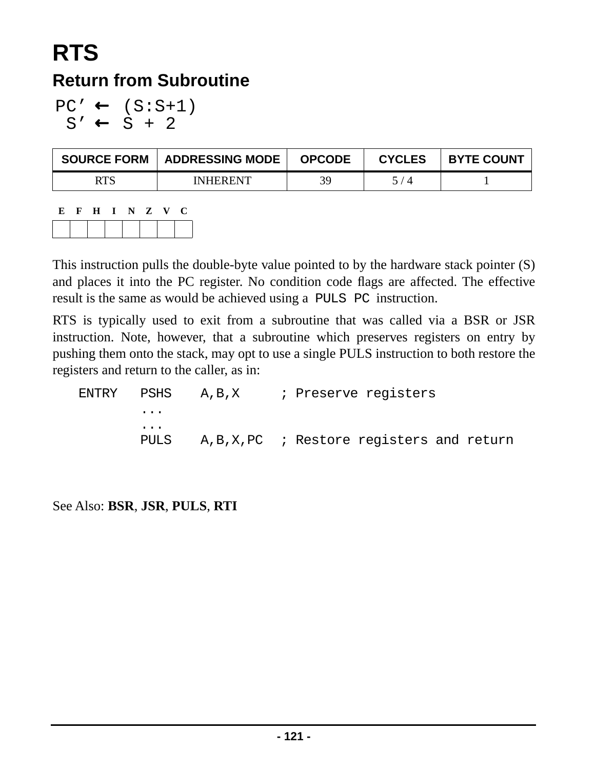# RTS

## Return from Subroutine

```
PC’ ← (S:S+1)
 S’ ← S + 2
```

| SOURCE FORM | ADDRESSING MODE | OPCODE | CYCLES | BYTE COUNT |
|---|---|---|---|---|
| RTS | INHERENT | 39 | 5 / 4 | 1 |

| E | F | H | I | N | Z | V | C |
|---|---|---|---|---|---|---|---|
| | | | | | | | |

This instruction pulls the double-byte value pointed to by the hardware stack pointer (S) and places it into the PC register. No condition code flags are affected. The effective result is the same as would be achieved using a `PULS PC` instruction.

RTS is typically used to exit from a subroutine that was called via a BSR or JSR instruction. Note, however, that a subroutine which preserves registers on entry by pushing them onto the stack, may opt to use a single PULS instruction to both restore the registers and return to the caller, as in:

```
ENTRY   PSHS    A,B,X      ; Preserve registers
        ...
        ...
        PULS    A,B,X,PC   ; Restore registers and return
```

See Also: **BSR**, **JSR**, **PULS**, **RTI**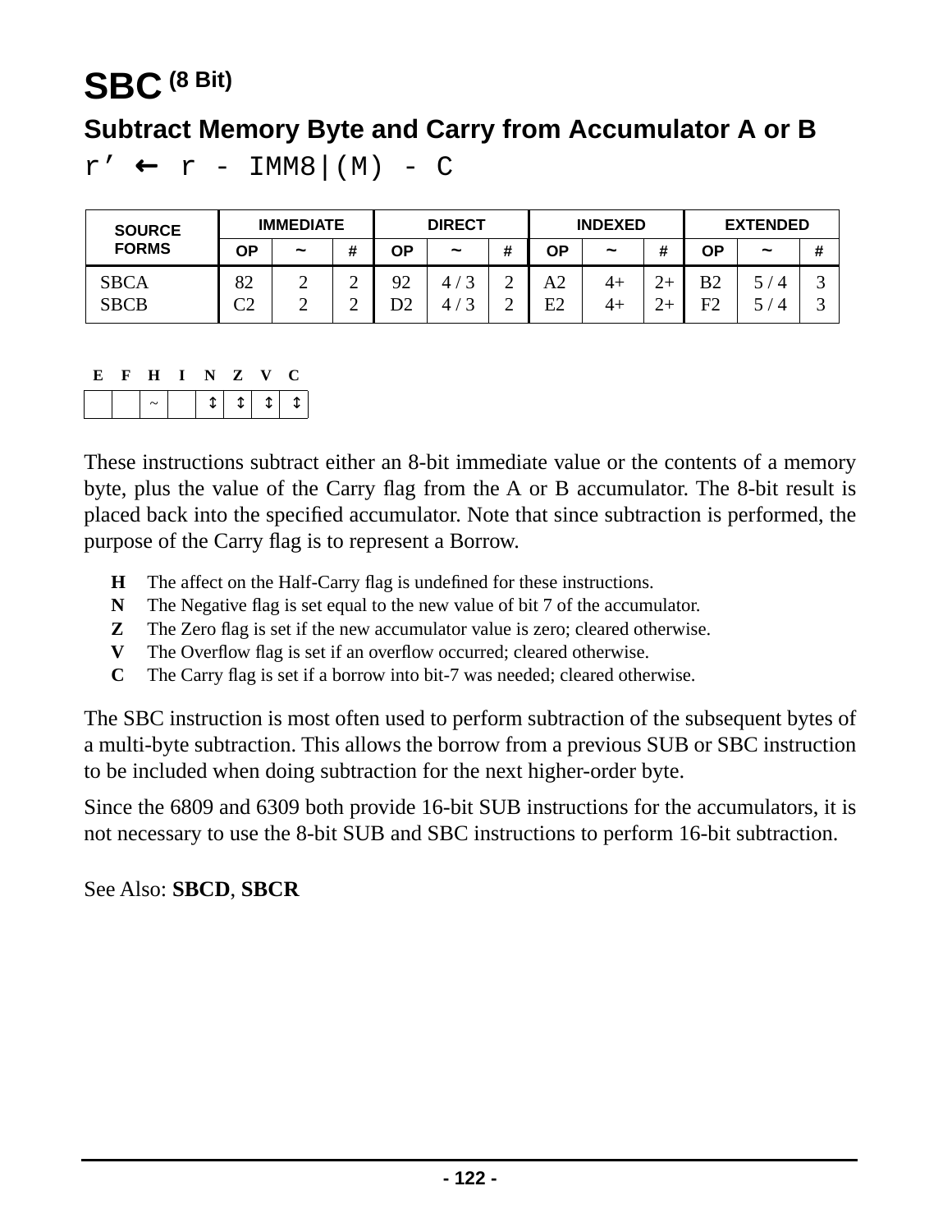# SBC (8 Bit)

## Subtract Memory Byte and Carry from Accumulator A or B

```
r’ ← r - IMM8|(M) - C
```

| SOURCE FORMS | IMMEDIATE | | | DIRECT | | | INDEXED | | | EXTENDED | | |
|---|---|---|---|---|---|---|---|---|---|---|---|---|
| | OP | ~ | # | OP | ~ | # | OP | ~ | # | OP | ~ | # |
| SBCA | 82 | 2 | 2 | 92 | 4 / 3 | 2 | A2 | 4+ | 2+ | B2 | 5 / 4 | 3 |
| SBCB | C2 | 2 | 2 | D2 | 4 / 3 | 2 | E2 | 4+ | 2+ | F2 | 5 / 4 | 3 |

| E | F | H | I | N | Z | V | C |
|---|---|---|---|---|---|---|---|
| | | ~ | | ↕ | ↕ | ↕ | ↕ |

These instructions subtract either an 8-bit immediate value or the contents of a memory byte, plus the value of the Carry flag from the A or B accumulator. The 8-bit result is placed back into the specified accumulator. Note that since subtraction is performed, the purpose of the Carry flag is to represent a Borrow.

- **H** The affect on the Half-Carry flag is undefined for these instructions.
- **N** The Negative flag is set equal to the new value of bit 7 of the accumulator.
- **Z** The Zero flag is set if the new accumulator value is zero; cleared otherwise.
- **V** The Overflow flag is set if an overflow occurred; cleared otherwise.
- **C** The Carry flag is set if a borrow into bit-7 was needed; cleared otherwise.

The SBC instruction is most often used to perform subtraction of the subsequent bytes of a multi-byte subtraction. This allows the borrow from a previous SUB or SBC instruction to be included when doing subtraction for the next higher-order byte.

Since the 6809 and 6309 both provide 16-bit SUB instructions for the accumulators, it is not necessary to use the 8-bit SUB and SBC instructions to perform 16-bit subtraction.

See Also: **SBCD**, **SBCR**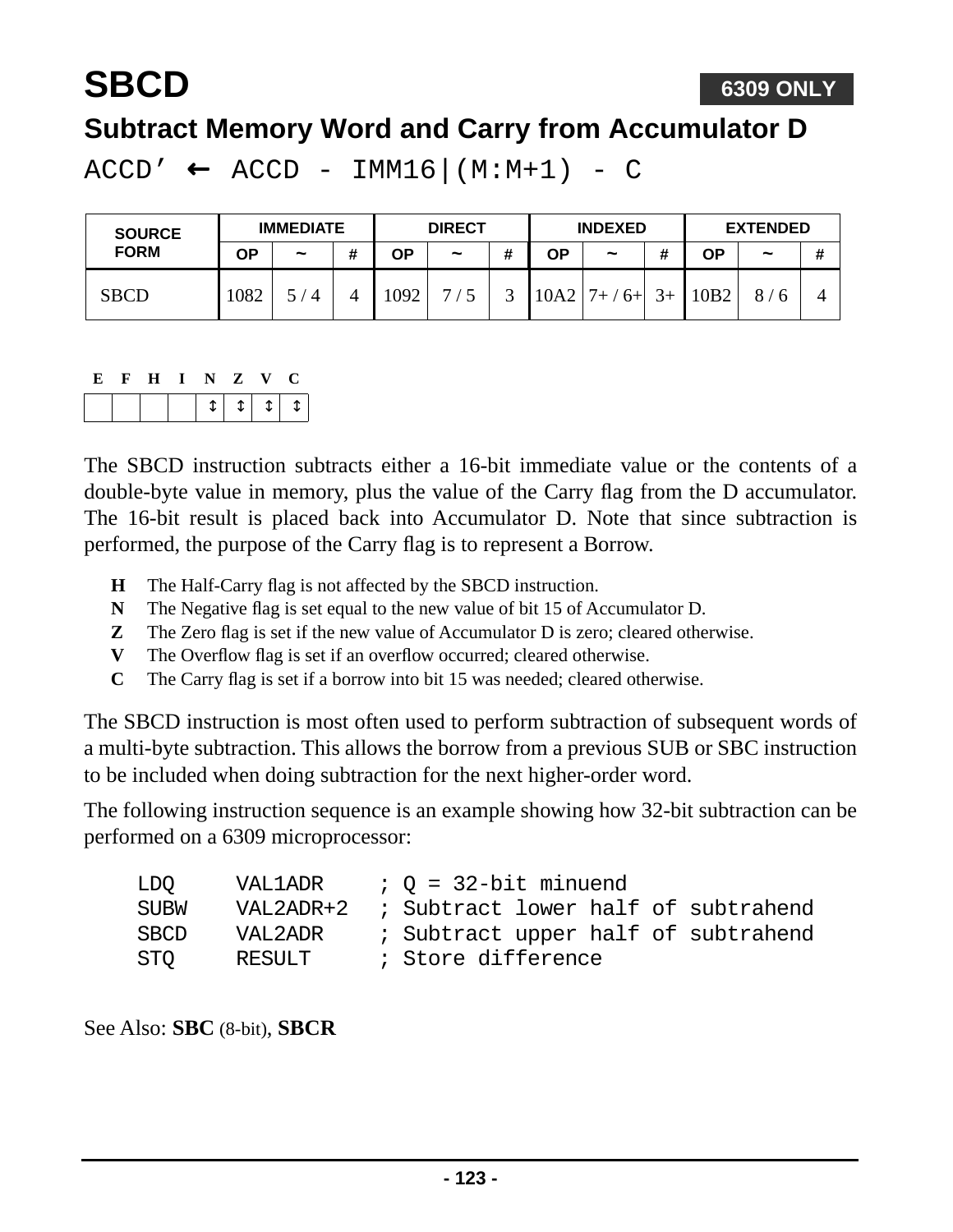# SBCD

**6309 ONLY**

## Subtract Memory Word and Carry from Accumulator D

ACCD’ ← ACCD - IMM16|(M:M+1) - C

| SOURCE FORM | IMMEDIATE | | | DIRECT | | | INDEXED | | | EXTENDED | | |
|---|---|---|---|---|---|---|---|---|---|---|---|---|
| | OP | ~ | # | OP | ~ | # | OP | ~ | # | OP | ~ | # |
| SBCD | 1082 | 5 / 4 | 4 | 1092 | 7 / 5 | 3 | 10A2 | 7+ / 6+ | 3+ | 10B2 | 8 / 6 | 4 |

| E | F | H | I | N | Z | V | C |
|---|---|---|---|---|---|---|---|
| | | | | ↕ | ↕ | ↕ | ↕ |

The SBCD instruction subtracts either a 16-bit immediate value or the contents of a double-byte value in memory, plus the value of the Carry flag from the D accumulator. The 16-bit result is placed back into Accumulator D. Note that since subtraction is performed, the purpose of the Carry flag is to represent a Borrow.

- **H** The Half-Carry flag is not affected by the SBCD instruction.
- **N** The Negative flag is set equal to the new value of bit 15 of Accumulator D.
- **Z** The Zero flag is set if the new value of Accumulator D is zero; cleared otherwise.
- **V** The Overflow flag is set if an overflow occurred; cleared otherwise.
- **C** The Carry flag is set if a borrow into bit 15 was needed; cleared otherwise.

The SBCD instruction is most often used to perform subtraction of subsequent words of a multi-byte subtraction. This allows the borrow from a previous SUB or SBC instruction to be included when doing subtraction for the next higher-order word.

The following instruction sequence is an example showing how 32-bit subtraction can be performed on a 6309 microprocessor:

```
LDQ     VAL1ADR    ; Q = 32-bit minuend
SUBW    VAL2ADR+2  ; Subtract lower half of subtrahend
SBCD    VAL2ADR    ; Subtract upper half of subtrahend
STQ     RESULT     ; Store difference
```

See Also: **SBC** (8-bit), **SBCR**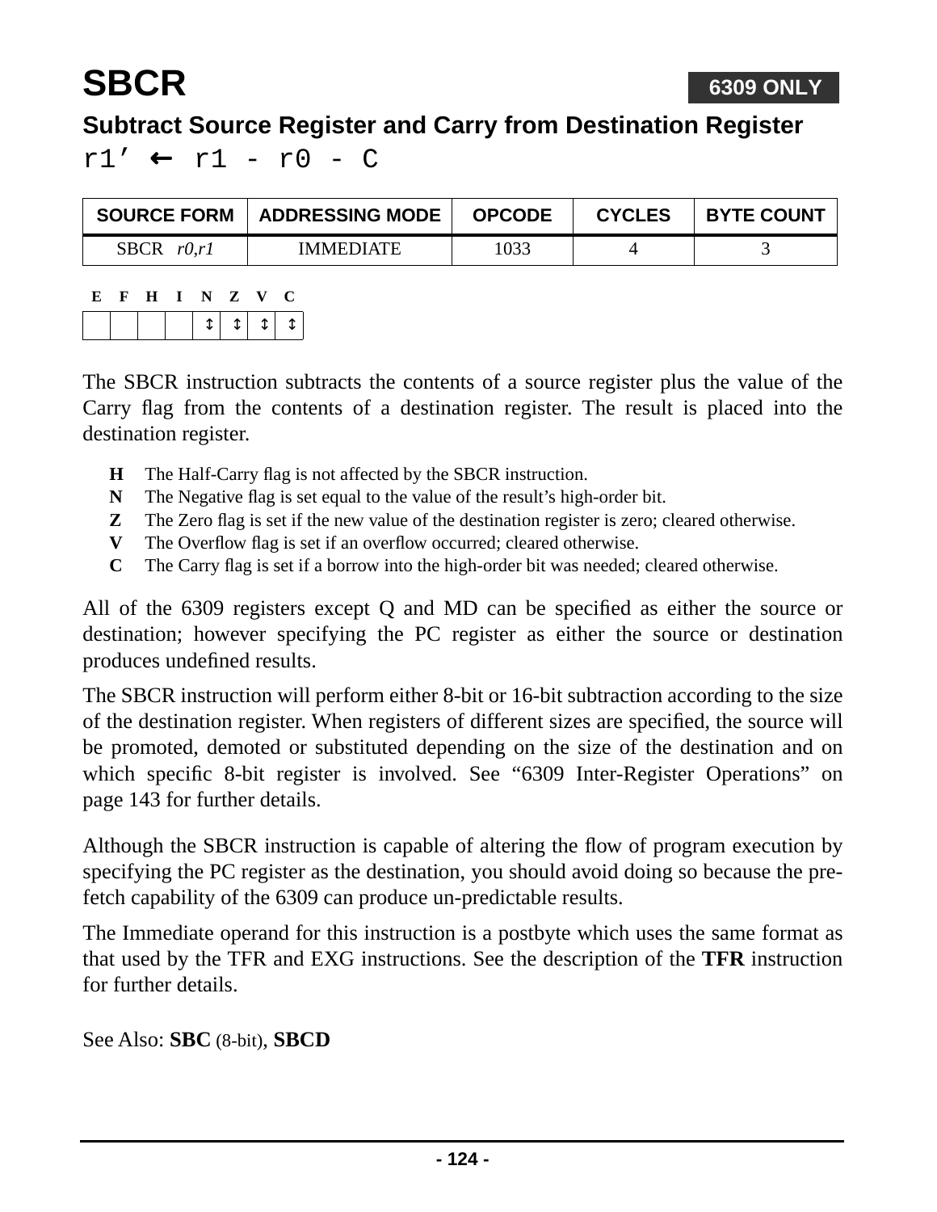# SBCR

**6309 ONLY**

## Subtract Source Register and Carry from Destination Register

`r1’ ← r1 - r0 - C`

| SOURCE FORM | ADDRESSING MODE | OPCODE | CYCLES | BYTE COUNT |
|---|---|---|---|---|
| SBCR *r0,r1* | IMMEDIATE | 1033 | 4 | 3 |

| E | F | H | I | N | Z | V | C |
|---|---|---|---|---|---|---|---|
| | | | | ↕ | ↕ | ↕ | ↕ |

The SBCR instruction subtracts the contents of a source register plus the value of the Carry flag from the contents of a destination register. The result is placed into the destination register.

- **H** The Half-Carry flag is not affected by the SBCR instruction.
- **N** The Negative flag is set equal to the value of the result’s high-order bit.
- **Z** The Zero flag is set if the new value of the destination register is zero; cleared otherwise.
- **V** The Overflow flag is set if an overflow occurred; cleared otherwise.
- **C** The Carry flag is set if a borrow into the high-order bit was needed; cleared otherwise.

All of the 6309 registers except Q and MD can be specified as either the source or destination; however specifying the PC register as either the source or destination produces undefined results.

The SBCR instruction will perform either 8-bit or 16-bit subtraction according to the size of the destination register. When registers of different sizes are specified, the source will be promoted, demoted or substituted depending on the size of the destination and on which specific 8-bit register is involved. See “6309 Inter-Register Operations” on page 143 for further details.

Although the SBCR instruction is capable of altering the flow of program execution by specifying the PC register as the destination, you should avoid doing so because the pre-fetch capability of the 6309 can produce un-predictable results.

The Immediate operand for this instruction is a postbyte which uses the same format as that used by the TFR and EXG instructions. See the description of the **TFR** instruction for further details.

See Also: **SBC** (8-bit), **SBCD**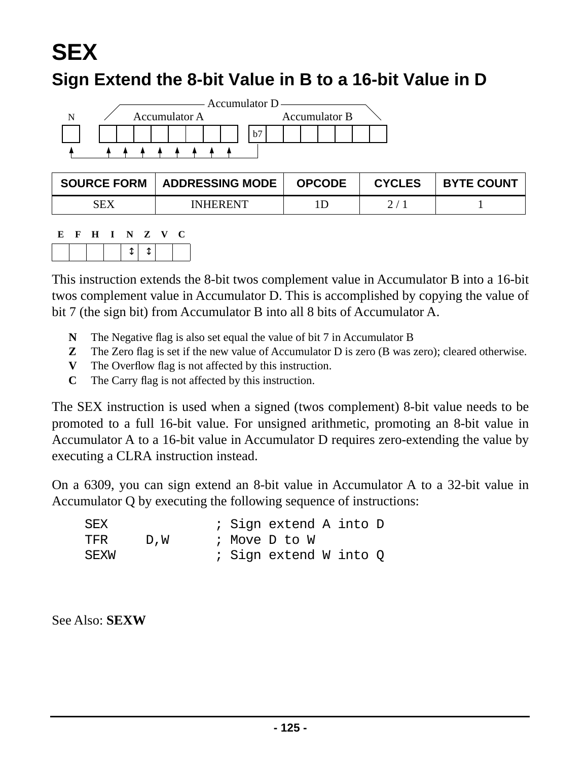# SEX

## Sign Extend the 8-bit Value in B to a 16-bit Value in D

Accumulator D

N | Accumulator A | Accumulator B (b7)

| SOURCE FORM | ADDRESSING MODE | OPCODE | CYCLES | BYTE COUNT |
|---|---|---|---|---|
| SEX | INHERENT | 1D | 2 / 1 | 1 |

| E | F | H | I | N | Z | V | C |
|---|---|---|---|---|---|---|---|
| | | | | ↕ | ↕ | | |

This instruction extends the 8-bit twos complement value in Accumulator B into a 16-bit twos complement value in Accumulator D. This is accomplished by copying the value of bit 7 (the sign bit) from Accumulator B into all 8 bits of Accumulator A.

- **N** The Negative flag is also set equal the value of bit 7 in Accumulator B
- **Z** The Zero flag is set if the new value of Accumulator D is zero (B was zero); cleared otherwise.
- **V** The Overflow flag is not affected by this instruction.
- **C** The Carry flag is not affected by this instruction.

The SEX instruction is used when a signed (twos complement) 8-bit value needs to be promoted to a full 16-bit value. For unsigned arithmetic, promoting an 8-bit value in Accumulator A to a 16-bit value in Accumulator D requires zero-extending the value by executing a CLRA instruction instead.

On a 6309, you can sign extend an 8-bit value in Accumulator A to a 32-bit value in Accumulator Q by executing the following sequence of instructions:

```
SEX              ; Sign extend A into D
TFR    D,W       ; Move D to W
SEXW             ; Sign extend W into Q
```

See Also: **SEXW**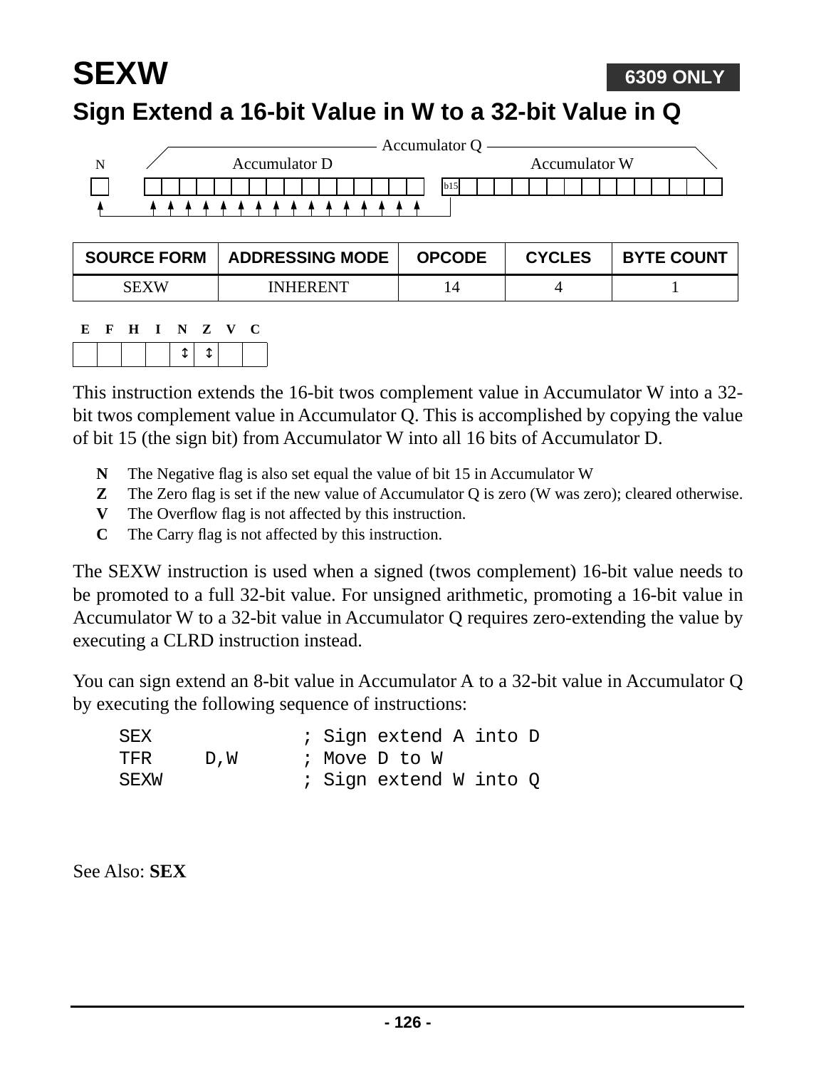# SEXW

**6309 ONLY**

## Sign Extend a 16-bit Value in W to a 32-bit Value in Q

Accumulator Q

N — Accumulator D — Accumulator W (b15)

| SOURCE FORM | ADDRESSING MODE | OPCODE | CYCLES | BYTE COUNT |
|---|---|---|---|---|
| SEXW | INHERENT | 14 | 4 | 1 |

| E | F | H | I | N | Z | V | C |
|---|---|---|---|---|---|---|---|
| | | | | ↕ | ↕ | | |

This instruction extends the 16-bit twos complement value in Accumulator W into a 32-bit twos complement value in Accumulator Q. This is accomplished by copying the value of bit 15 (the sign bit) from Accumulator W into all 16 bits of Accumulator D.

- **N** The Negative flag is also set equal the value of bit 15 in Accumulator W
- **Z** The Zero flag is set if the new value of Accumulator Q is zero (W was zero); cleared otherwise.
- **V** The Overflow flag is not affected by this instruction.
- **C** The Carry flag is not affected by this instruction.

The SEXW instruction is used when a signed (twos complement) 16-bit value needs to be promoted to a full 32-bit value. For unsigned arithmetic, promoting a 16-bit value in Accumulator W to a 32-bit value in Accumulator Q requires zero-extending the value by executing a CLRD instruction instead.

You can sign extend an 8-bit value in Accumulator A to a 32-bit value in Accumulator Q by executing the following sequence of instructions:

```
SEX              ; Sign extend A into D
TFR     D,W      ; Move D to W
SEXW             ; Sign extend W into Q
```

See Also: **SEX**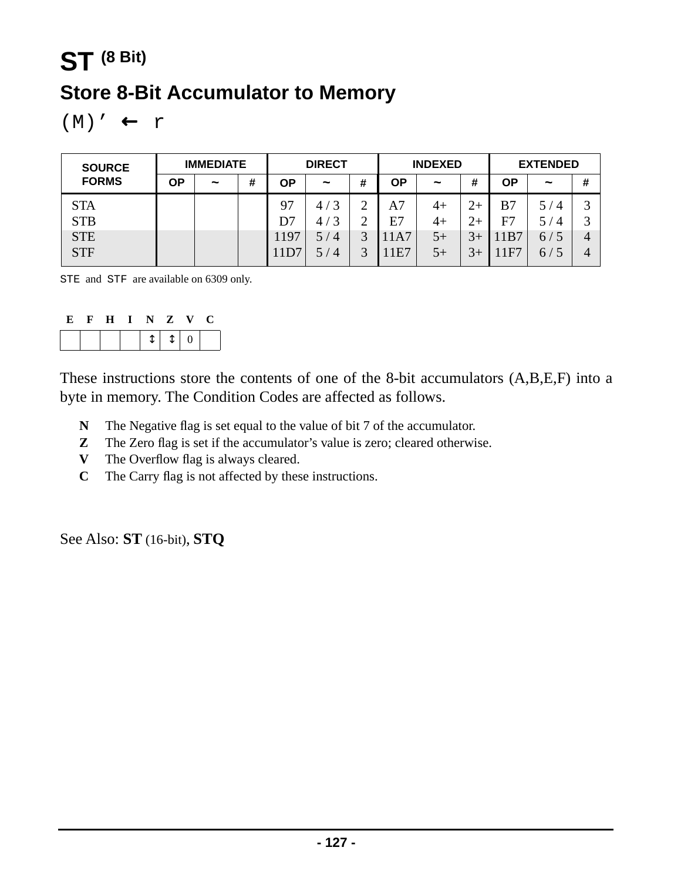# ST (8 Bit)

## Store 8-Bit Accumulator to Memory

(M)’ ← r

| SOURCE FORMS | IMMEDIATE | | | DIRECT | | | INDEXED | | | EXTENDED | | |
|---|---|---|---|---|---|---|---|---|---|---|---|---|
| | OP | ~ | # | OP | ~ | # | OP | ~ | # | OP | ~ | # |
| STA | | | | 97 | 4 / 3 | 2 | A7 | 4+ | 2+ | B7 | 5 / 4 | 3 |
| STB | | | | D7 | 4 / 3 | 2 | E7 | 4+ | 2+ | F7 | 5 / 4 | 3 |
| STE | | | | 1197 | 5 / 4 | 3 | 11A7 | 5+ | 3+ | 11B7 | 6 / 5 | 4 |
| STF | | | | 11D7 | 5 / 4 | 3 | 11E7 | 5+ | 3+ | 11F7 | 6 / 5 | 4 |

STE and STF are available on 6309 only.

| E | F | H | I | N | Z | V | C |
|---|---|---|---|---|---|---|---|
| | | | | ↕ | ↕ | 0 | |

These instructions store the contents of one of the 8-bit accumulators (A,B,E,F) into a byte in memory. The Condition Codes are affected as follows.

- **N** The Negative flag is set equal to the value of bit 7 of the accumulator.
- **Z** The Zero flag is set if the accumulator’s value is zero; cleared otherwise.
- **V** The Overflow flag is always cleared.
- **C** The Carry flag is not affected by these instructions.

See Also: **ST** (16-bit), **STQ**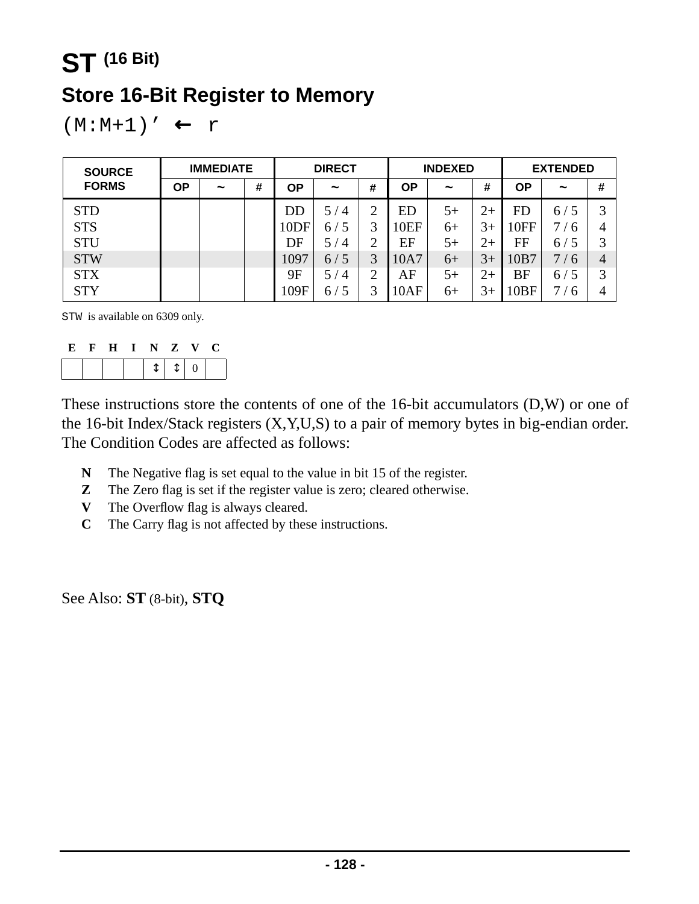# ST (16 Bit)

## Store 16-Bit Register to Memory

(M:M+1)’ ← r

| SOURCE FORMS | IMMEDIATE | | | DIRECT | | | INDEXED | | | EXTENDED | | |
|---|---|---|---|---|---|---|---|---|---|---|---|---|
| | OP | ~ | # | OP | ~ | # | OP | ~ | # | OP | ~ | # |
| STD | | | | DD | 5 / 4 | 2 | ED | 5+ | 2+ | FD | 6 / 5 | 3 |
| STS | | | | 10DF | 6 / 5 | 3 | 10EF | 6+ | 3+ | 10FF | 7 / 6 | 4 |
| STU | | | | DF | 5 / 4 | 2 | EF | 5+ | 2+ | FF | 6 / 5 | 3 |
| STW | | | | 1097 | 6 / 5 | 3 | 10A7 | 6+ | 3+ | 10B7 | 7 / 6 | 4 |
| STX | | | | 9F | 5 / 4 | 2 | AF | 5+ | 2+ | BF | 6 / 5 | 3 |
| STY | | | | 109F | 6 / 5 | 3 | 10AF | 6+ | 3+ | 10BF | 7 / 6 | 4 |

STW is available on 6309 only.

| E | F | H | I | N | Z | V | C |
|---|---|---|---|---|---|---|---|
| | | | | ↕ | ↕ | 0 | |

These instructions store the contents of one of the 16-bit accumulators (D,W) or one of the 16-bit Index/Stack registers (X,Y,U,S) to a pair of memory bytes in big-endian order. The Condition Codes are affected as follows:

- **N** The Negative flag is set equal to the value in bit 15 of the register.
- **Z** The Zero flag is set if the register value is zero; cleared otherwise.
- **V** The Overflow flag is always cleared.
- **C** The Carry flag is not affected by these instructions.

See Also: **ST** (8-bit), **STQ**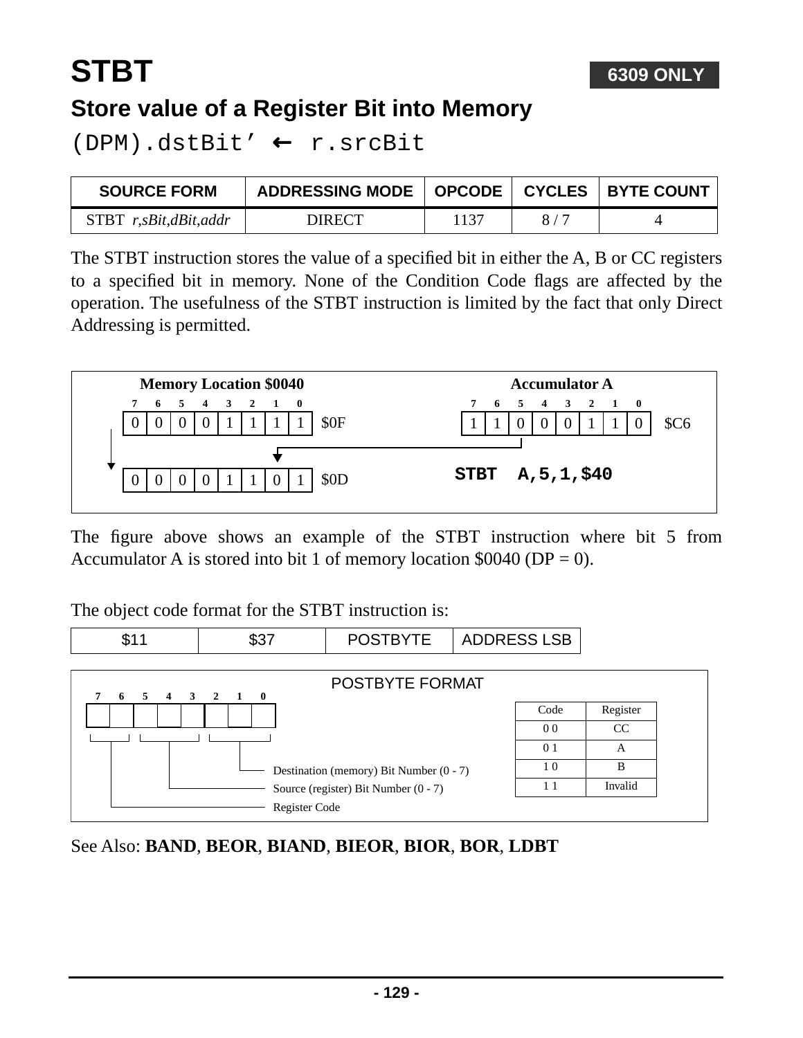# STBT

**6309 ONLY**

## Store value of a Register Bit into Memory

`(DPM).dstBit’ ← r.srcBit`

| SOURCE FORM | ADDRESSING MODE | OPCODE | CYCLES | BYTE COUNT |
|---|---|---|---|---|
| STBT *r,sBit,dBit,addr* | DIRECT | 1137 | 8 / 7 | 4 |

The STBT instruction stores the value of a specified bit in either the A, B or CC registers to a specified bit in memory. None of the Condition Code flags are affected by the operation. The usefulness of the STBT instruction is limited by the fact that only Direct Addressing is permitted.

**Memory Location $0040**

| 7 | 6 | 5 | 4 | 3 | 2 | 1 | 0 | |
|---|---|---|---|---|---|---|---|---|
| 0 | 0 | 0 | 0 | 1 | 1 | 1 | 1 | $0F |
| 0 | 0 | 0 | 0 | 1 | 1 | 0 | 1 | $0D |

**Accumulator A**

| 7 | 6 | 5 | 4 | 3 | 2 | 1 | 0 | |
|---|---|---|---|---|---|---|---|---|
| 1 | 1 | 0 | 0 | 0 | 1 | 1 | 0 | $C6 |

```
STBT  A,5,1,$40
```

The figure above shows an example of the STBT instruction where bit 5 from Accumulator A is stored into bit 1 of memory location $0040 (DP = 0).

The object code format for the STBT instruction is:

| $11 | $37 | POSTBYTE | ADDRESS LSB |
|---|---|---|---|

**POSTBYTE FORMAT**

- Bits 7–6: Register Code
- Bits 5–3: Source (register) Bit Number (0 - 7)
- Bits 2–0: Destination (memory) Bit Number (0 - 7)

| Code | Register |
|---|---|
| 0 0 | CC |
| 0 1 | A |
| 1 0 | B |
| 1 1 | Invalid |

See Also: **BAND**, **BEOR**, **BIAND**, **BIEOR**, **BIOR**, **BOR**, **LDBT**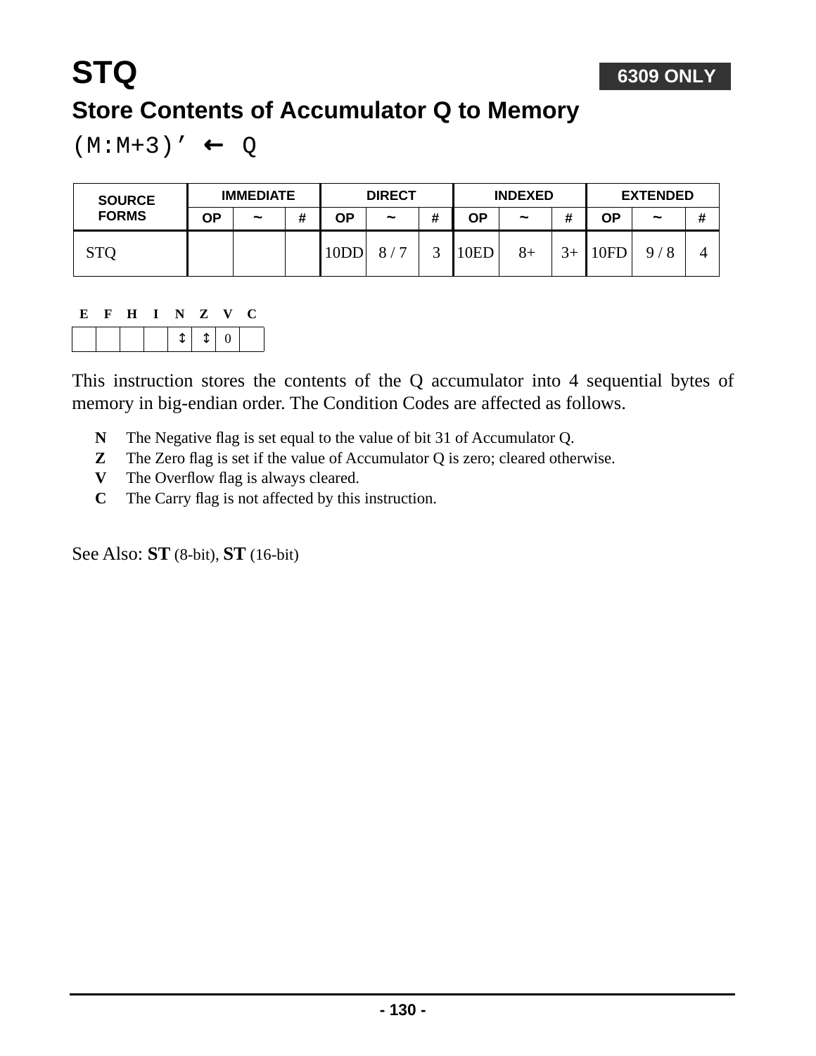# STQ

**6309 ONLY**

## Store Contents of Accumulator Q to Memory

(M:M+3)’ ← Q

| SOURCE FORMS | IMMEDIATE | | | DIRECT | | | INDEXED | | | EXTENDED | | |
|---|---|---|---|---|---|---|---|---|---|---|---|---|
| | OP | ~ | # | OP | ~ | # | OP | ~ | # | OP | ~ | # |
| STQ | | | | 10DD | 8 / 7 | 3 | 10ED | 8+ | 3+ | 10FD | 9 / 8 | 4 |

| E | F | H | I | N | Z | V | C |
|---|---|---|---|---|---|---|---|
| | | | | ↕ | ↕ | 0 | |

This instruction stores the contents of the Q accumulator into 4 sequential bytes of memory in big-endian order. The Condition Codes are affected as follows.

- **N** The Negative flag is set equal to the value of bit 31 of Accumulator Q.
- **Z** The Zero flag is set if the value of Accumulator Q is zero; cleared otherwise.
- **V** The Overflow flag is always cleared.
- **C** The Carry flag is not affected by this instruction.

See Also: **ST** (8-bit), **ST** (16-bit)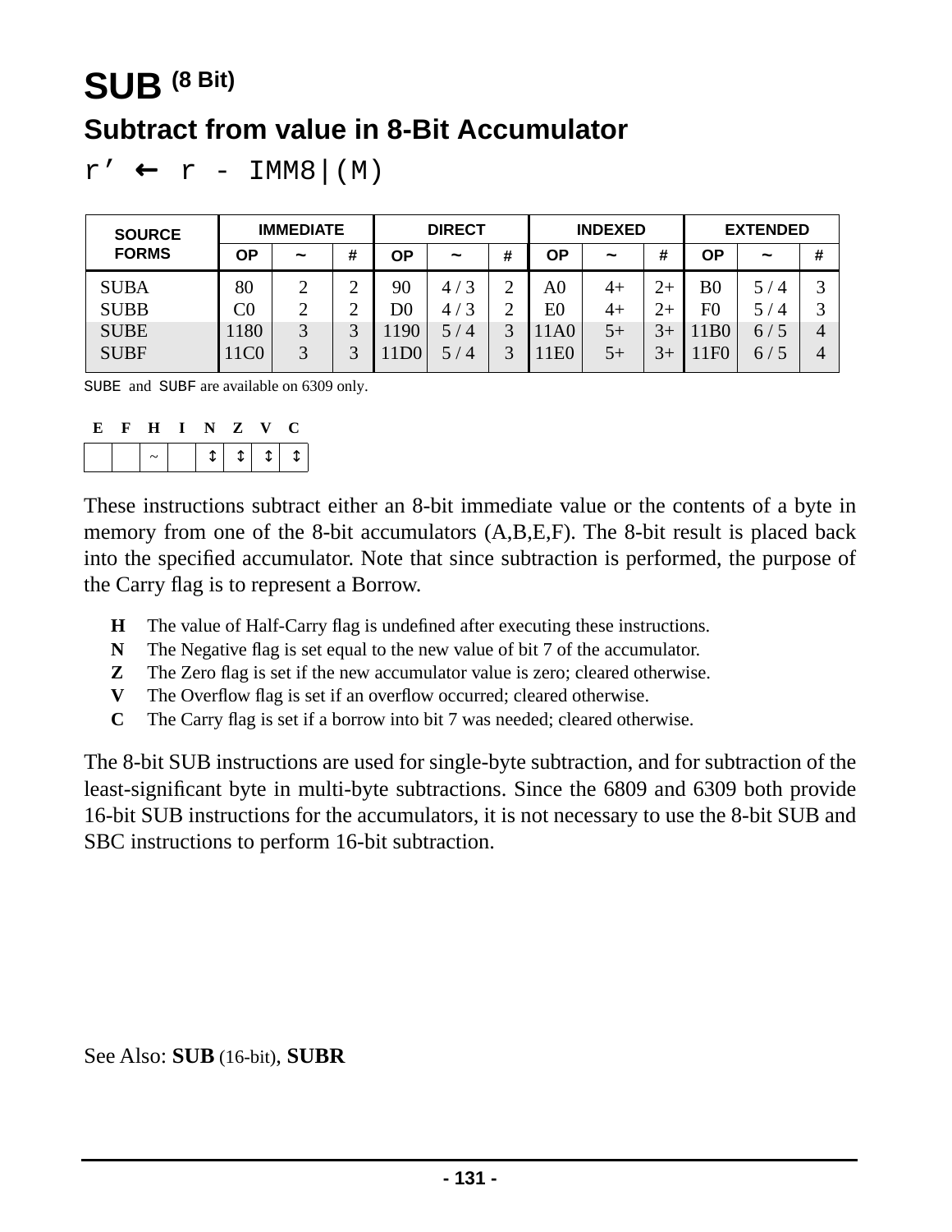# SUB (8 Bit)

## Subtract from value in 8-Bit Accumulator

`r’ ← r - IMM8|(M)`

| SOURCE FORMS | IMMEDIATE | | | DIRECT | | | INDEXED | | | EXTENDED | | |
|---|---|---|---|---|---|---|---|---|---|---|---|---|
| | OP | ~ | # | OP | ~ | # | OP | ~ | # | OP | ~ | # |
| SUBA | 80 | 2 | 2 | 90 | 4 / 3 | 2 | A0 | 4+ | 2+ | B0 | 5 / 4 | 3 |
| SUBB | C0 | 2 | 2 | D0 | 4 / 3 | 2 | E0 | 4+ | 2+ | F0 | 5 / 4 | 3 |
| SUBE | 1180 | 3 | 3 | 1190 | 5 / 4 | 3 | 11A0 | 5+ | 3+ | 11B0 | 6 / 5 | 4 |
| SUBF | 11C0 | 3 | 3 | 11D0 | 5 / 4 | 3 | 11E0 | 5+ | 3+ | 11F0 | 6 / 5 | 4 |

SUBE and SUBF are available on 6309 only.

| E | F | H | I | N | Z | V | C |
|---|---|---|---|---|---|---|---|
| | | ~ | | ↕ | ↕ | ↕ | ↕ |

These instructions subtract either an 8-bit immediate value or the contents of a byte in memory from one of the 8-bit accumulators (A,B,E,F). The 8-bit result is placed back into the specified accumulator. Note that since subtraction is performed, the purpose of the Carry flag is to represent a Borrow.

- **H** The value of Half-Carry flag is undefined after executing these instructions.
- **N** The Negative flag is set equal to the new value of bit 7 of the accumulator.
- **Z** The Zero flag is set if the new accumulator value is zero; cleared otherwise.
- **V** The Overflow flag is set if an overflow occurred; cleared otherwise.
- **C** The Carry flag is set if a borrow into bit 7 was needed; cleared otherwise.

The 8-bit SUB instructions are used for single-byte subtraction, and for subtraction of the least-significant byte in multi-byte subtractions. Since the 6809 and 6309 both provide 16-bit SUB instructions for the accumulators, it is not necessary to use the 8-bit SUB and SBC instructions to perform 16-bit subtraction.

See Also: **SUB** (16-bit), **SUBR**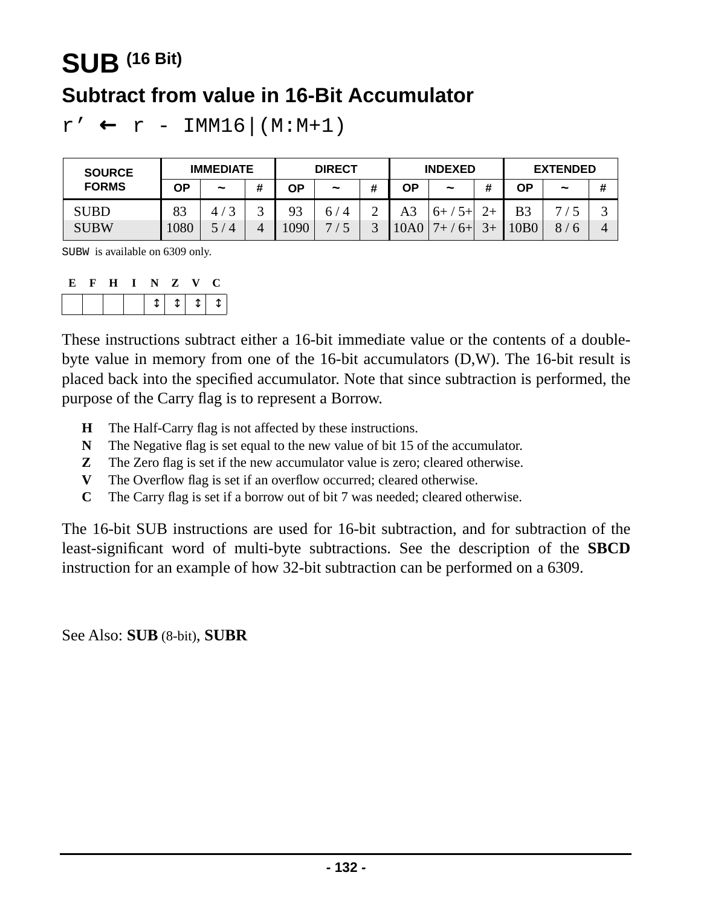# SUB (16 Bit)

## Subtract from value in 16-Bit Accumulator

`r’ ← r - IMM16|(M:M+1)`

| SOURCE FORMS | IMMEDIATE | | | DIRECT | | | INDEXED | | | EXTENDED | | |
|---|---|---|---|---|---|---|---|---|---|---|---|---|
| | OP | ~ | # | OP | ~ | # | OP | ~ | # | OP | ~ | # |
| SUBD | 83 | 4 / 3 | 3 | 93 | 6 / 4 | 2 | A3 | 6+ / 5+ | 2+ | B3 | 7 / 5 | 3 |
| SUBW | 1080 | 5 / 4 | 4 | 1090 | 7 / 5 | 3 | 10A0 | 7+ / 6+ | 3+ | 10B0 | 8 / 6 | 4 |

SUBW is available on 6309 only.

| E | F | H | I | N | Z | V | C |
|---|---|---|---|---|---|---|---|
| | | | | ↕ | ↕ | ↕ | ↕ |

These instructions subtract either a 16-bit immediate value or the contents of a double-byte value in memory from one of the 16-bit accumulators (D,W). The 16-bit result is placed back into the specified accumulator. Note that since subtraction is performed, the purpose of the Carry flag is to represent a Borrow.

- **H** The Half-Carry flag is not affected by these instructions.
- **N** The Negative flag is set equal to the new value of bit 15 of the accumulator.
- **Z** The Zero flag is set if the new accumulator value is zero; cleared otherwise.
- **V** The Overflow flag is set if an overflow occurred; cleared otherwise.
- **C** The Carry flag is set if a borrow out of bit 7 was needed; cleared otherwise.

The 16-bit SUB instructions are used for 16-bit subtraction, and for subtraction of the least-significant word of multi-byte subtractions. See the description of the **SBCD** instruction for an example of how 32-bit subtraction can be performed on a 6309.

See Also: **SUB** (8-bit), **SUBR**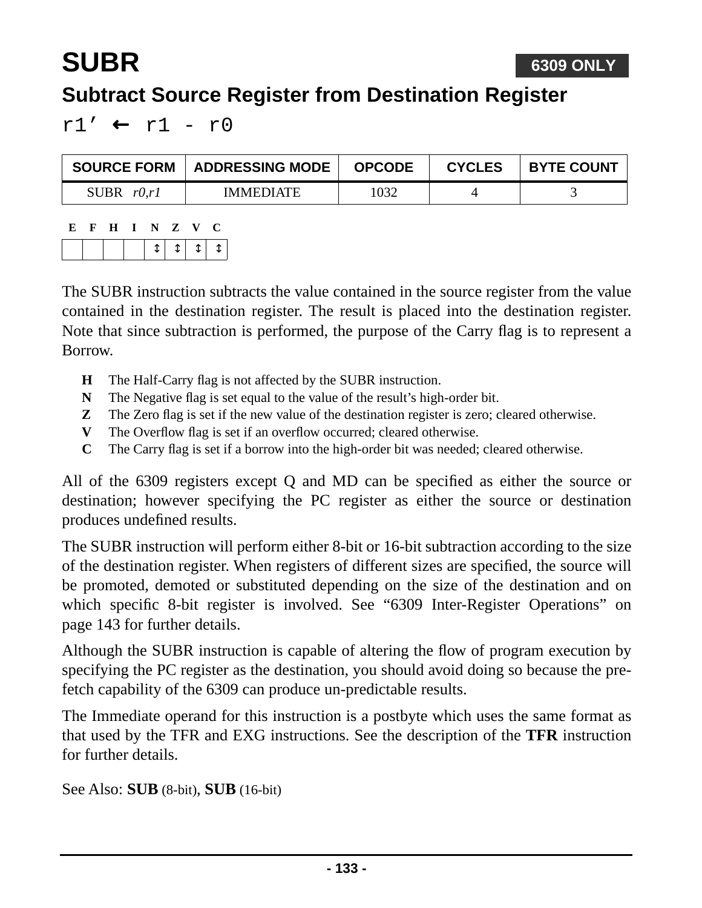# SUBR

**6309 ONLY**

## Subtract Source Register from Destination Register

r1’ ← r1 - r0

| SOURCE FORM | ADDRESSING MODE | OPCODE | CYCLES | BYTE COUNT |
|---|---|---|---|---|
| SUBR *r0,r1* | IMMEDIATE | 1032 | 4 | 3 |

| E | F | H | I | N | Z | V | C |
|---|---|---|---|---|---|---|---|
| | | | | ↕ | ↕ | ↕ | ↕ |

The SUBR instruction subtracts the value contained in the source register from the value contained in the destination register. The result is placed into the destination register. Note that since subtraction is performed, the purpose of the Carry flag is to represent a Borrow.

- **H** The Half-Carry flag is not affected by the SUBR instruction.
- **N** The Negative flag is set equal to the value of the result’s high-order bit.
- **Z** The Zero flag is set if the new value of the destination register is zero; cleared otherwise.
- **V** The Overflow flag is set if an overflow occurred; cleared otherwise.
- **C** The Carry flag is set if a borrow into the high-order bit was needed; cleared otherwise.

All of the 6309 registers except Q and MD can be specified as either the source or destination; however specifying the PC register as either the source or destination produces undefined results.

The SUBR instruction will perform either 8-bit or 16-bit subtraction according to the size of the destination register. When registers of different sizes are specified, the source will be promoted, demoted or substituted depending on the size of the destination and on which specific 8-bit register is involved. See “6309 Inter-Register Operations” on page 143 for further details.

Although the SUBR instruction is capable of altering the flow of program execution by specifying the PC register as the destination, you should avoid doing so because the pre-fetch capability of the 6309 can produce un-predictable results.

The Immediate operand for this instruction is a postbyte which uses the same format as that used by the TFR and EXG instructions. See the description of the **TFR** instruction for further details.

See Also: **SUB** (8-bit), **SUB** (16-bit)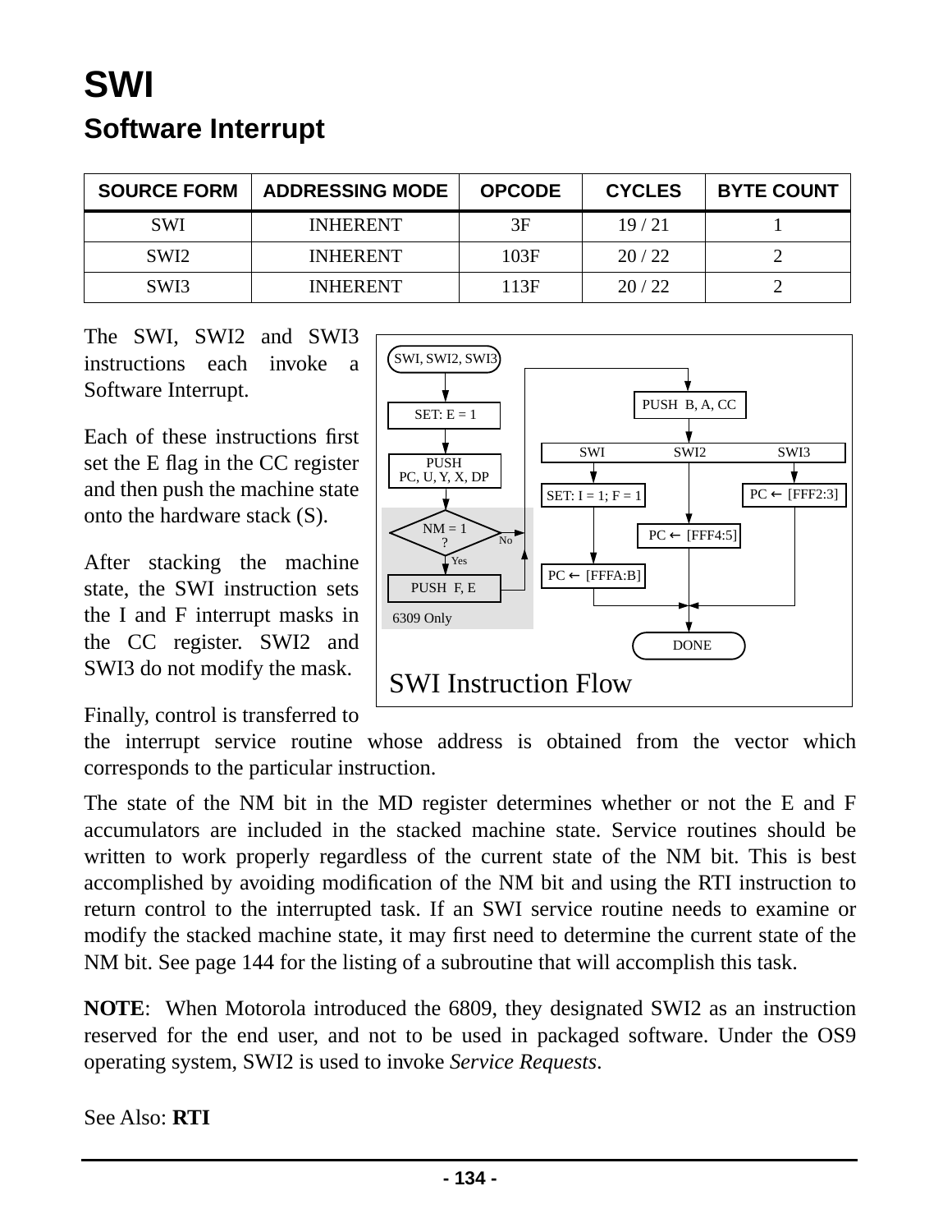# SWI

## Software Interrupt

| SOURCE FORM | ADDRESSING MODE | OPCODE | CYCLES | BYTE COUNT |
|---|---|---|---|---|
| SWI | INHERENT | 3F | 19 / 21 | 1 |
| SWI2 | INHERENT | 103F | 20 / 22 | 2 |
| SWI3 | INHERENT | 113F | 20 / 22 | 2 |

The SWI, SWI2 and SWI3 instructions each invoke a Software Interrupt.

Each of these instructions first set the E flag in the CC register and then push the machine state onto the hardware stack (S).

After stacking the machine state, the SWI instruction sets the I and F interrupt masks in the CC register. SWI2 and SWI3 do not modify the mask.

Finally, control is transferred to the interrupt service routine whose address is obtained from the vector which corresponds to the particular instruction.

The state of the NM bit in the MD register determines whether or not the E and F accumulators are included in the stacked machine state. Service routines should be written to work properly regardless of the current state of the NM bit. This is best accomplished by avoiding modification of the NM bit and using the RTI instruction to return control to the interrupted task. If an SWI service routine needs to examine or modify the stacked machine state, it may first need to determine the current state of the NM bit. See page 144 for the listing of a subroutine that will accomplish this task.

**NOTE**: When Motorola introduced the 6809, they designated SWI2 as an instruction reserved for the end user, and not to be used in packaged software. Under the OS9 operating system, SWI2 is used to invoke *Service Requests*.

See Also: **RTI**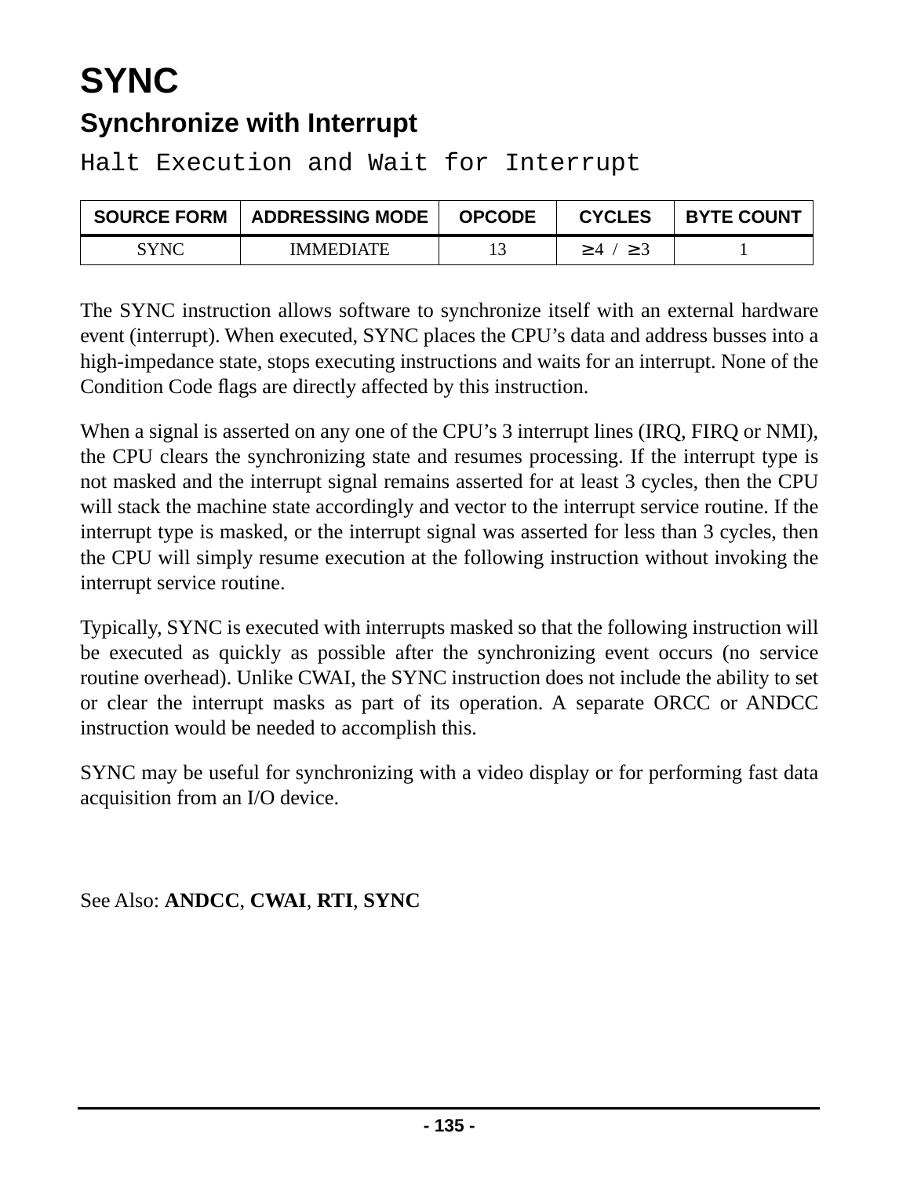# SYNC

## Synchronize with Interrupt

```
Halt Execution and Wait for Interrupt
```

| SOURCE FORM | ADDRESSING MODE | OPCODE | CYCLES | BYTE COUNT |
|---|---|---|---|---|
| SYNC | IMMEDIATE | 13 | ≥4 / ≥3 | 1 |

The SYNC instruction allows software to synchronize itself with an external hardware event (interrupt). When executed, SYNC places the CPU's data and address busses into a high-impedance state, stops executing instructions and waits for an interrupt. None of the Condition Code flags are directly affected by this instruction.

When a signal is asserted on any one of the CPU's 3 interrupt lines (IRQ, FIRQ or NMI), the CPU clears the synchronizing state and resumes processing. If the interrupt type is not masked and the interrupt signal remains asserted for at least 3 cycles, then the CPU will stack the machine state accordingly and vector to the interrupt service routine. If the interrupt type is masked, or the interrupt signal was asserted for less than 3 cycles, then the CPU will simply resume execution at the following instruction without invoking the interrupt service routine.

Typically, SYNC is executed with interrupts masked so that the following instruction will be executed as quickly as possible after the synchronizing event occurs (no service routine overhead). Unlike CWAI, the SYNC instruction does not include the ability to set or clear the interrupt masks as part of its operation. A separate ORCC or ANDCC instruction would be needed to accomplish this.

SYNC may be useful for synchronizing with a video display or for performing fast data acquisition from an I/O device.

See Also: **ANDCC**, **CWAI**, **RTI**, **SYNC**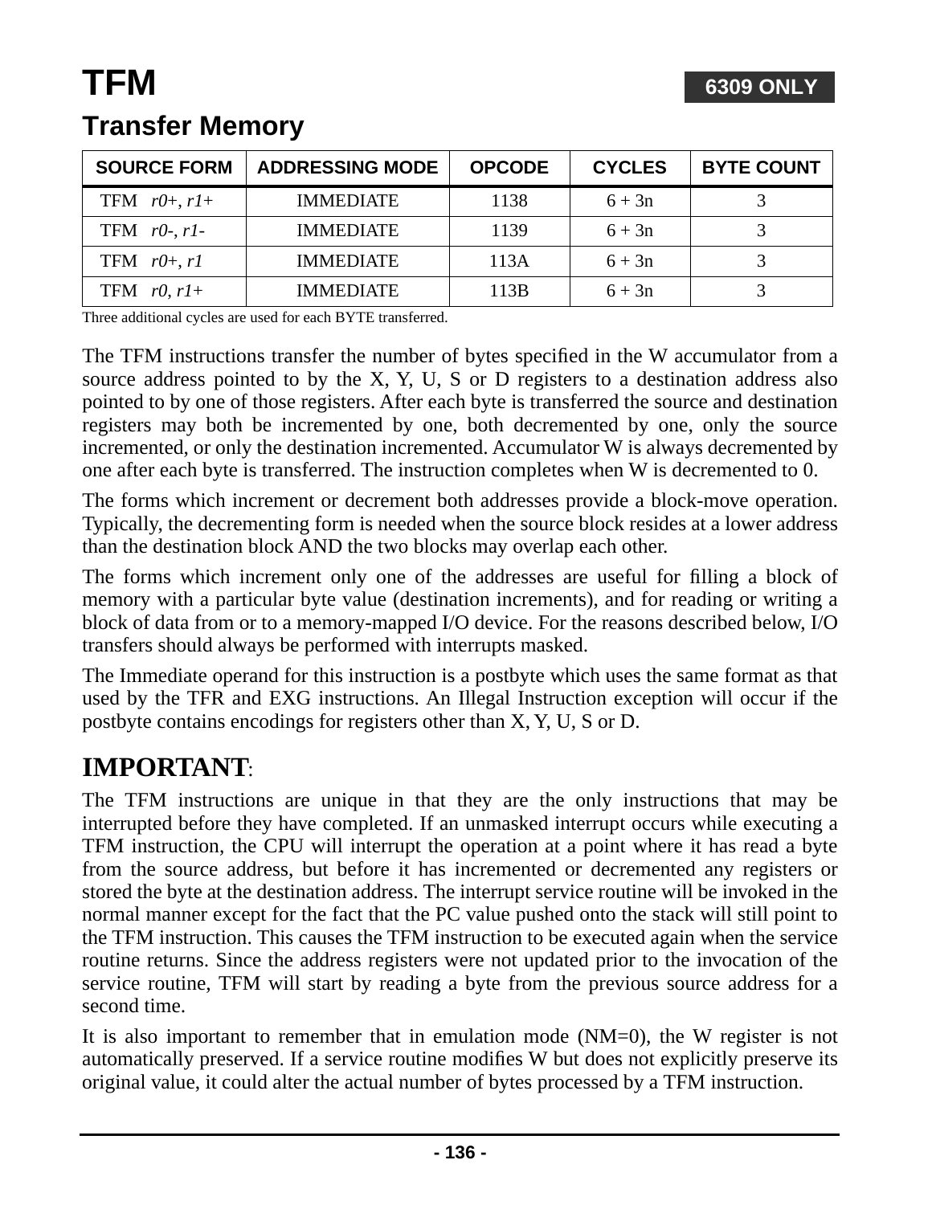# TFM

**6309 ONLY**

## Transfer Memory

| SOURCE FORM | ADDRESSING MODE | OPCODE | CYCLES | BYTE COUNT |
|---|---|---|---|---|
| TFM *r0+*, *r1+* | IMMEDIATE | 1138 | 6 + 3n | 3 |
| TFM *r0-*, *r1-* | IMMEDIATE | 1139 | 6 + 3n | 3 |
| TFM *r0+*, *r1* | IMMEDIATE | 113A | 6 + 3n | 3 |
| TFM *r0*, *r1+* | IMMEDIATE | 113B | 6 + 3n | 3 |

Three additional cycles are used for each BYTE transferred.

The TFM instructions transfer the number of bytes specified in the W accumulator from a source address pointed to by the X, Y, U, S or D registers to a destination address also pointed to by one of those registers. After each byte is transferred the source and destination registers may both be incremented by one, both decremented by one, only the source incremented, or only the destination incremented. Accumulator W is always decremented by one after each byte is transferred. The instruction completes when W is decremented to 0.

The forms which increment or decrement both addresses provide a block-move operation. Typically, the decrementing form is needed when the source block resides at a lower address than the destination block AND the two blocks may overlap each other.

The forms which increment only one of the addresses are useful for filling a block of memory with a particular byte value (destination increments), and for reading or writing a block of data from or to a memory-mapped I/O device. For the reasons described below, I/O transfers should always be performed with interrupts masked.

The Immediate operand for this instruction is a postbyte which uses the same format as that used by the TFR and EXG instructions. An Illegal Instruction exception will occur if the postbyte contains encodings for registers other than X, Y, U, S or D.

## IMPORTANT:

The TFM instructions are unique in that they are the only instructions that may be interrupted before they have completed. If an unmasked interrupt occurs while executing a TFM instruction, the CPU will interrupt the operation at a point where it has read a byte from the source address, but before it has incremented or decremented any registers or stored the byte at the destination address. The interrupt service routine will be invoked in the normal manner except for the fact that the PC value pushed onto the stack will still point to the TFM instruction. This causes the TFM instruction to be executed again when the service routine returns. Since the address registers were not updated prior to the invocation of the service routine, TFM will start by reading a byte from the previous source address for a second time.

It is also important to remember that in emulation mode (NM=0), the W register is not automatically preserved. If a service routine modifies W but does not explicitly preserve its original value, it could alter the actual number of bytes processed by a TFM instruction.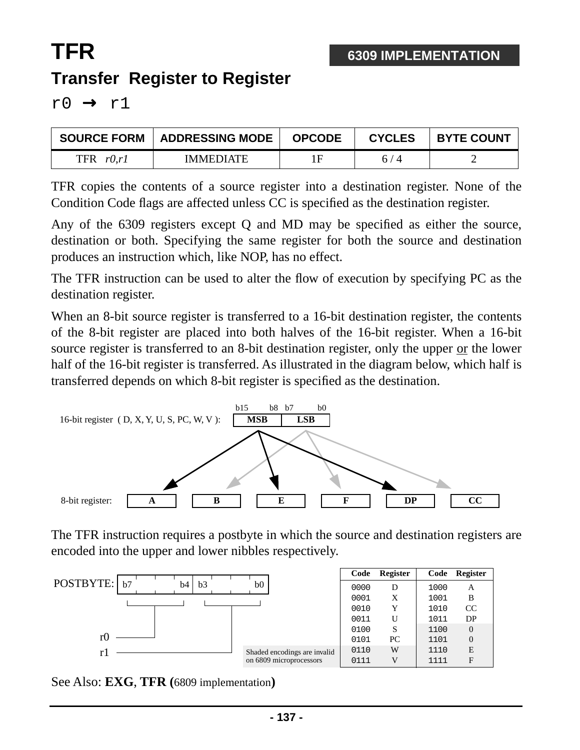# TFR

**6309 IMPLEMENTATION**

## Transfer Register to Register

`r0 → r1`

| SOURCE FORM | ADDRESSING MODE | OPCODE | CYCLES | BYTE COUNT |
|---|---|---|---|---|
| TFR *r0,r1* | IMMEDIATE | 1F | 6 / 4 | 2 |

TFR copies the contents of a source register into a destination register. None of the Condition Code flags are affected unless CC is specified as the destination register.

Any of the 6309 registers except Q and MD may be specified as either the source, destination or both. Specifying the same register for both the source and destination produces an instruction which, like NOP, has no effect.

The TFR instruction can be used to alter the flow of execution by specifying PC as the destination register.

When an 8-bit source register is transferred to a 16-bit destination register, the contents of the 8-bit register are placed into both halves of the 16-bit register. When a 16-bit source register is transferred to an 8-bit destination register, only the upper or the lower half of the 16-bit register is transferred. As illustrated in the diagram below, which half is transferred depends on which 8-bit register is specified as the destination.

16-bit register ( D, X, Y, U, S, PC, W, V ): MSB (b15–b8) | LSB (b7–b0)

8-bit register: A, B, E, F, DP, CC

(MSB → A, E, DP; LSB → B, F, CC)

The TFR instruction requires a postbyte in which the source and destination registers are encoded into the upper and lower nibbles respectively.

POSTBYTE: b7–b4 = r0, b3–b0 = r1

| Code | Register | Code | Register |
|---|---|---|---|
| 0000 | D | 1000 | A |
| 0001 | X | 1001 | B |
| 0010 | Y | 1010 | CC |
| 0011 | U | 1011 | DP |
| 0100 | S | 1100 | 0 |
| 0101 | PC | 1101 | 0 |
| 0110 | W | 1110 | E |
| 0111 | V | 1111 | F |

Shaded encodings are invalid on 6809 microprocessors

See Also: **EXG**, **TFR (**6809 implementation**)**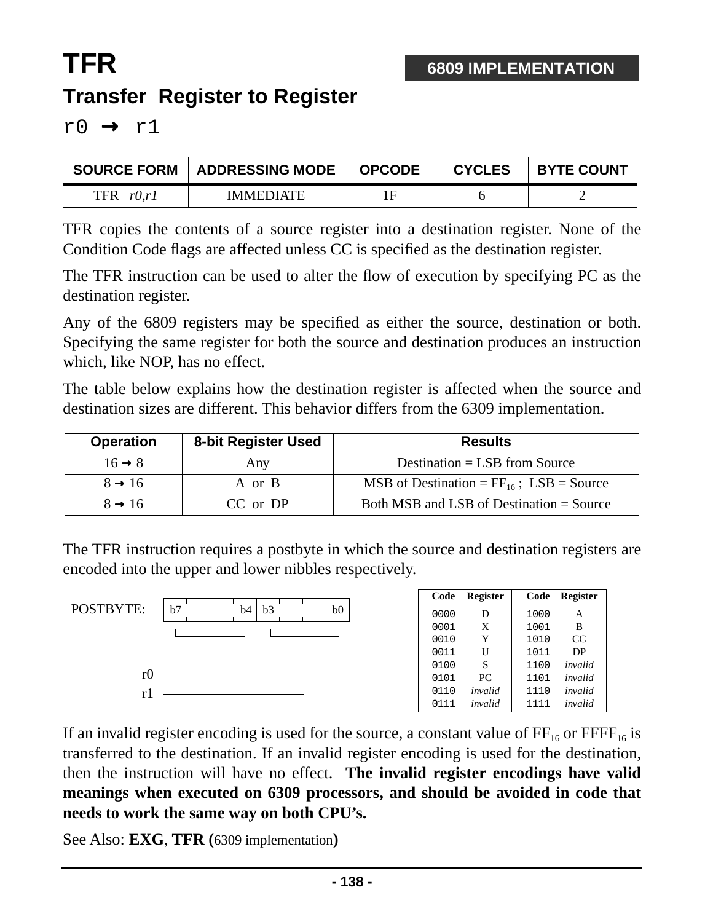# TFR

**6809 IMPLEMENTATION**

## Transfer Register to Register

`r0 → r1`

| SOURCE FORM | ADDRESSING MODE | OPCODE | CYCLES | BYTE COUNT |
|---|---|---|---|---|
| TFR *r0,r1* | IMMEDIATE | 1F | 6 | 2 |

TFR copies the contents of a source register into a destination register. None of the Condition Code flags are affected unless CC is specified as the destination register.

The TFR instruction can be used to alter the flow of execution by specifying PC as the destination register.

Any of the 6809 registers may be specified as either the source, destination or both. Specifying the same register for both the source and destination produces an instruction which, like NOP, has no effect.

The table below explains how the destination register is affected when the source and destination sizes are different. This behavior differs from the 6309 implementation.

| Operation | 8-bit Register Used | Results |
|---|---|---|
| 16 → 8 | Any | Destination = LSB from Source |
| 8 → 16 | A or B | MSB of Destination = $FF_{16}$ ; LSB = Source |
| 8 → 16 | CC or DP | Both MSB and LSB of Destination = Source |

The TFR instruction requires a postbyte in which the source and destination registers are encoded into the upper and lower nibbles respectively.

POSTBYTE: b7–b4 = r0, b3–b0 = r1

| Code | Register | Code | Register |
|---|---|---|---|
| 0000 | D | 1000 | A |
| 0001 | X | 1001 | B |
| 0010 | Y | 1010 | CC |
| 0011 | U | 1011 | DP |
| 0100 | S | 1100 | *invalid* |
| 0101 | PC | 1101 | *invalid* |
| 0110 | *invalid* | 1110 | *invalid* |
| 0111 | *invalid* | 1111 | *invalid* |

If an invalid register encoding is used for the source, a constant value of $FF_{16}$ or $FFFF_{16}$ is transferred to the destination. If an invalid register encoding is used for the destination, then the instruction will have no effect. **The invalid register encodings have valid meanings when executed on 6309 processors, and should be avoided in code that needs to work the same way on both CPU's.**

See Also: **EXG**, **TFR (**6309 implementation**)**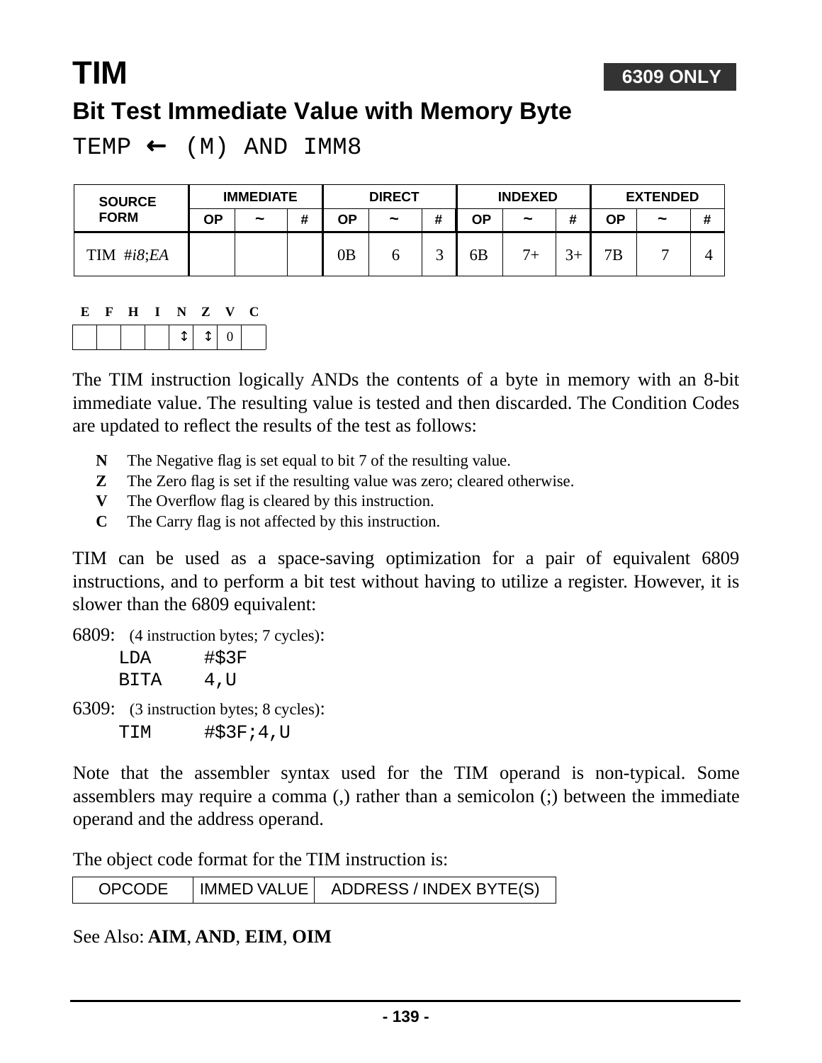# TIM

**6309 ONLY**

## Bit Test Immediate Value with Memory Byte

`TEMP ← (M) AND IMM8`

| SOURCE FORM | IMMEDIATE | | | DIRECT | | | INDEXED | | | EXTENDED | | |
|---|---|---|---|---|---|---|---|---|---|---|---|---|
| | OP | ~ | # | OP | ~ | # | OP | ~ | # | OP | ~ | # |
| TIM *#i8*;*EA* | | | | 0B | 6 | 3 | 6B | 7+ | 3+ | 7B | 7 | 4 |

| E | F | H | I | N | Z | V | C |
|---|---|---|---|---|---|---|---|
| | | | | ↕ | ↕ | 0 | |

The TIM instruction logically ANDs the contents of a byte in memory with an 8-bit immediate value. The resulting value is tested and then discarded. The Condition Codes are updated to reflect the results of the test as follows:

- **N** The Negative flag is set equal to bit 7 of the resulting value.
- **Z** The Zero flag is set if the resulting value was zero; cleared otherwise.
- **V** The Overflow flag is cleared by this instruction.
- **C** The Carry flag is not affected by this instruction.

TIM can be used as a space-saving optimization for a pair of equivalent 6809 instructions, and to perform a bit test without having to utilize a register. However, it is slower than the 6809 equivalent:

6809: (4 instruction bytes; 7 cycles):

```
LDA     #$3F
BITA    4,U
```

6309: (3 instruction bytes; 8 cycles):

```
TIM     #$3F;4,U
```

Note that the assembler syntax used for the TIM operand is non-typical. Some assemblers may require a comma (,) rather than a semicolon (;) between the immediate operand and the address operand.

The object code format for the TIM instruction is:

| OPCODE | IMMED VALUE | ADDRESS / INDEX BYTE(S) |
|---|---|---|

See Also: **AIM**, **AND**, **EIM**, **OIM**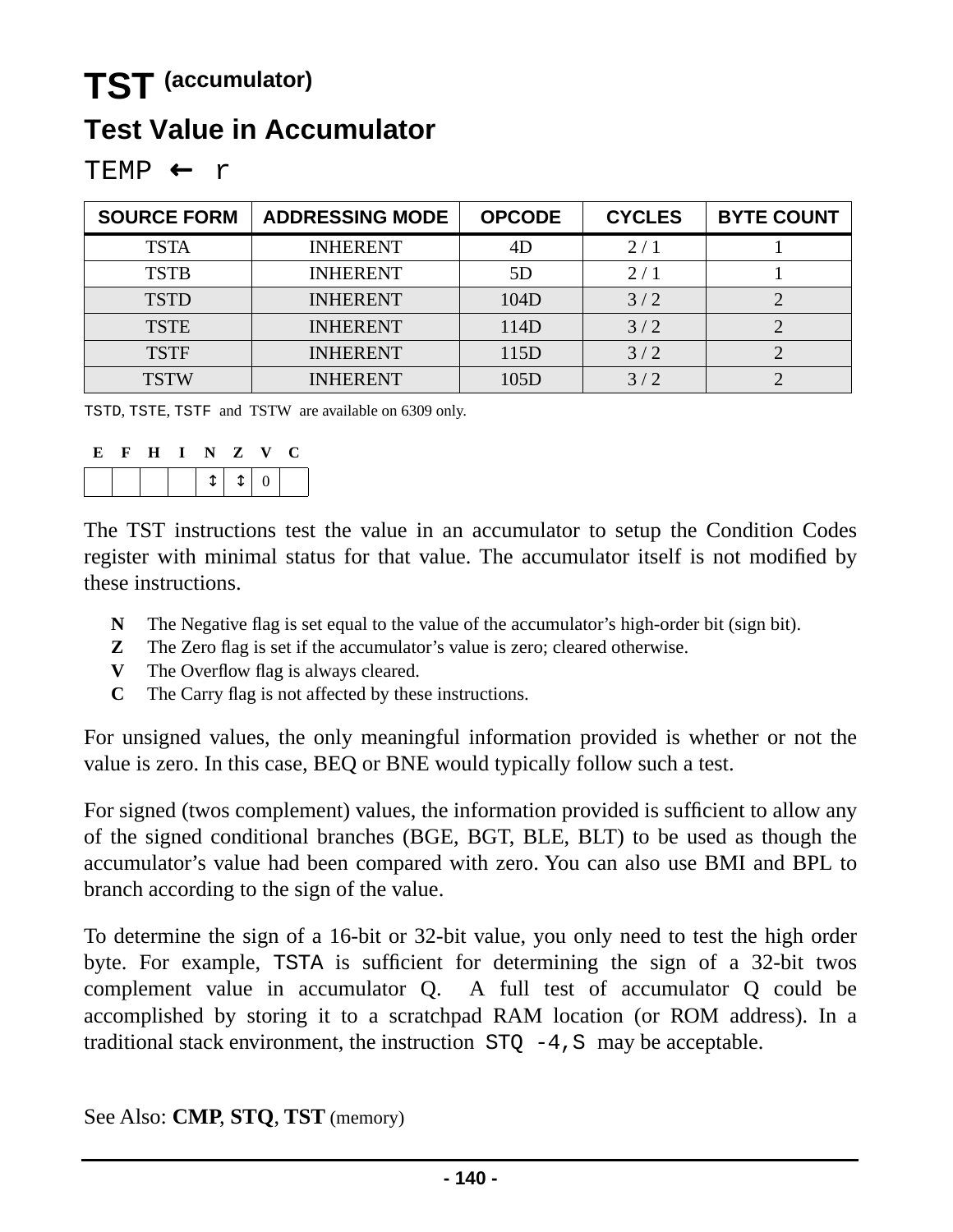# TST (accumulator)

## Test Value in Accumulator

TEMP ← r

| SOURCE FORM | ADDRESSING MODE | OPCODE | CYCLES | BYTE COUNT |
|---|---|---|---|---|
| TSTA | INHERENT | 4D | 2 / 1 | 1 |
| TSTB | INHERENT | 5D | 2 / 1 | 1 |
| TSTD | INHERENT | 104D | 3 / 2 | 2 |
| TSTE | INHERENT | 114D | 3 / 2 | 2 |
| TSTF | INHERENT | 115D | 3 / 2 | 2 |
| TSTW | INHERENT | 105D | 3 / 2 | 2 |

TSTD, TSTE, TSTF and TSTW are available on 6309 only.

| E | F | H | I | N | Z | V | C |
|---|---|---|---|---|---|---|---|
| | | | | ↕ | ↕ | 0 | |

The TST instructions test the value in an accumulator to setup the Condition Codes register with minimal status for that value. The accumulator itself is not modified by these instructions.

- **N** The Negative flag is set equal to the value of the accumulator's high-order bit (sign bit).
- **Z** The Zero flag is set if the accumulator's value is zero; cleared otherwise.
- **V** The Overflow flag is always cleared.
- **C** The Carry flag is not affected by these instructions.

For unsigned values, the only meaningful information provided is whether or not the value is zero. In this case, BEQ or BNE would typically follow such a test.

For signed (twos complement) values, the information provided is sufficient to allow any of the signed conditional branches (BGE, BGT, BLE, BLT) to be used as though the accumulator's value had been compared with zero. You can also use BMI and BPL to branch according to the sign of the value.

To determine the sign of a 16-bit or 32-bit value, you only need to test the high order byte. For example, TSTA is sufficient for determining the sign of a 32-bit twos complement value in accumulator Q. A full test of accumulator Q could be accomplished by storing it to a scratchpad RAM location (or ROM address). In a traditional stack environment, the instruction STQ -4,S may be acceptable.

See Also: **CMP**, **STQ**, **TST** (memory)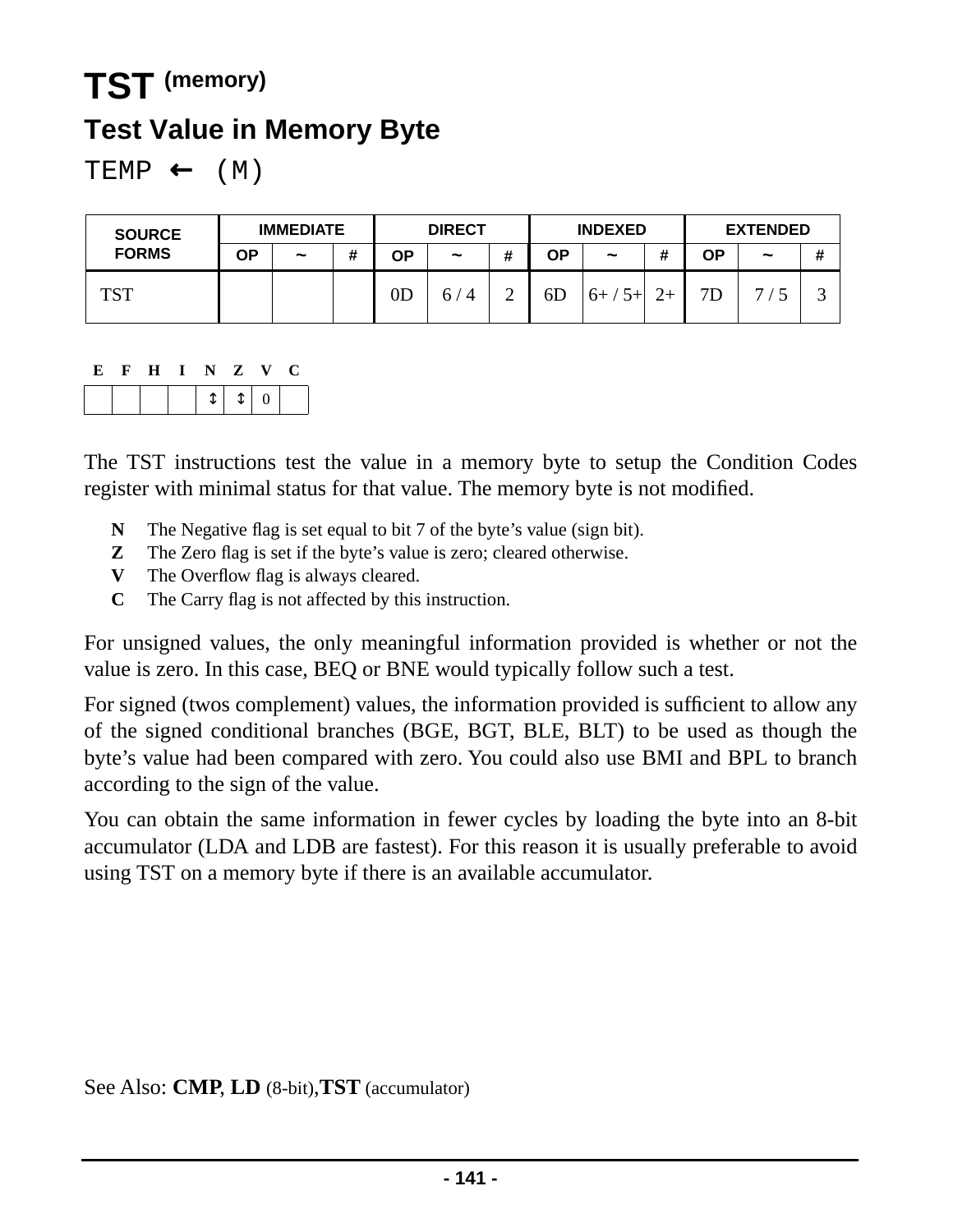# TST (memory)

## Test Value in Memory Byte

TEMP ← (M)

| SOURCE FORMS | IMMEDIATE | | | DIRECT | | | INDEXED | | | EXTENDED | | |
|---|---|---|---|---|---|---|---|---|---|---|---|---|
| | OP | ~ | # | OP | ~ | # | OP | ~ | # | OP | ~ | # |
| TST | | | | 0D | 6 / 4 | 2 | 6D | 6+ / 5+ | 2+ | 7D | 7 / 5 | 3 |

| E | F | H | I | N | Z | V | C |
|---|---|---|---|---|---|---|---|
| | | | | ↕ | ↕ | 0 | |

The TST instructions test the value in a memory byte to setup the Condition Codes register with minimal status for that value. The memory byte is not modified.

- **N** The Negative flag is set equal to bit 7 of the byte's value (sign bit).
- **Z** The Zero flag is set if the byte's value is zero; cleared otherwise.
- **V** The Overflow flag is always cleared.
- **C** The Carry flag is not affected by this instruction.

For unsigned values, the only meaningful information provided is whether or not the value is zero. In this case, BEQ or BNE would typically follow such a test.

For signed (twos complement) values, the information provided is sufficient to allow any of the signed conditional branches (BGE, BGT, BLE, BLT) to be used as though the byte's value had been compared with zero. You could also use BMI and BPL to branch according to the sign of the value.

You can obtain the same information in fewer cycles by loading the byte into an 8-bit accumulator (LDA and LDB are fastest). For this reason it is usually preferable to avoid using TST on a memory byte if there is an available accumulator.

See Also: **CMP**, **LD** (8-bit),**TST** (accumulator)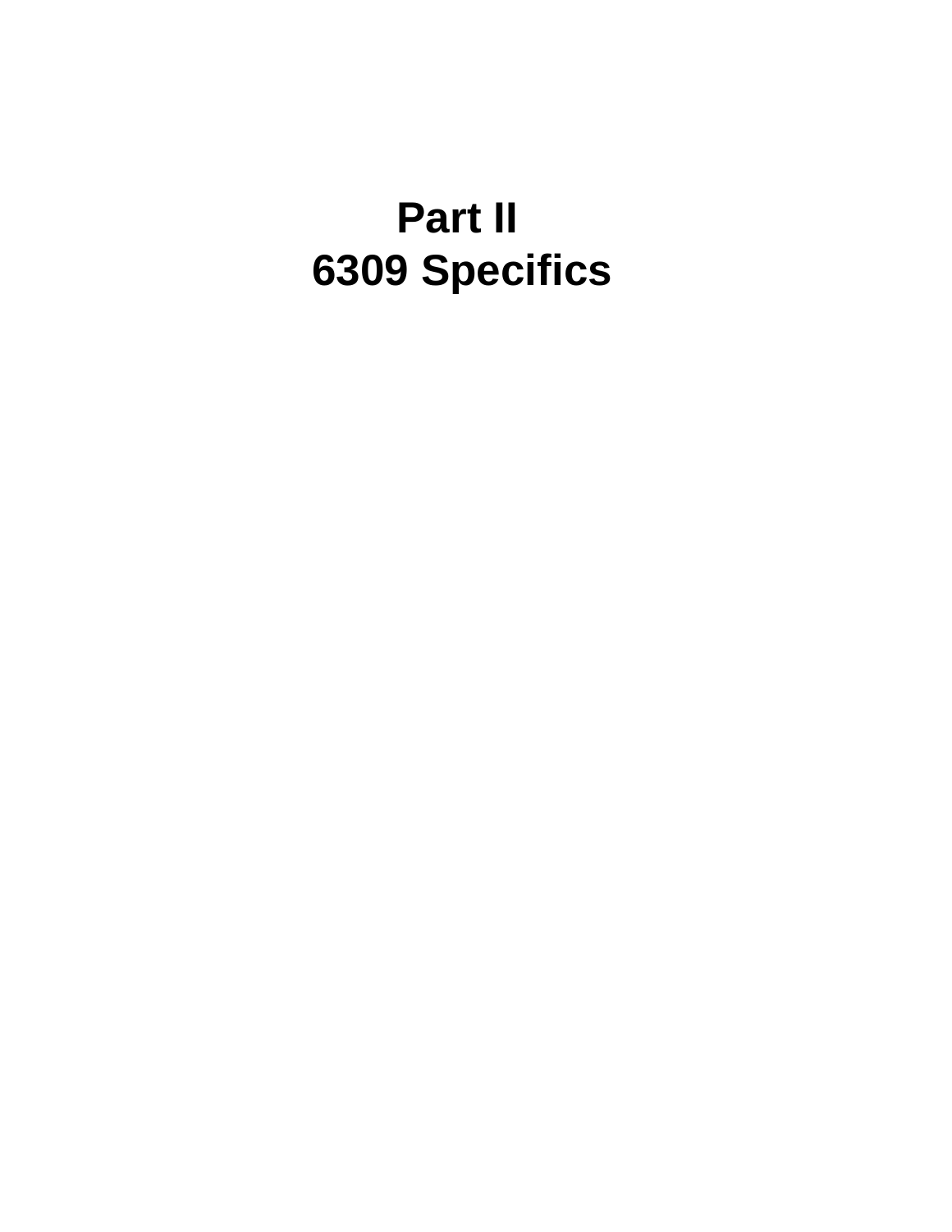# Part II
# 6309 Specifics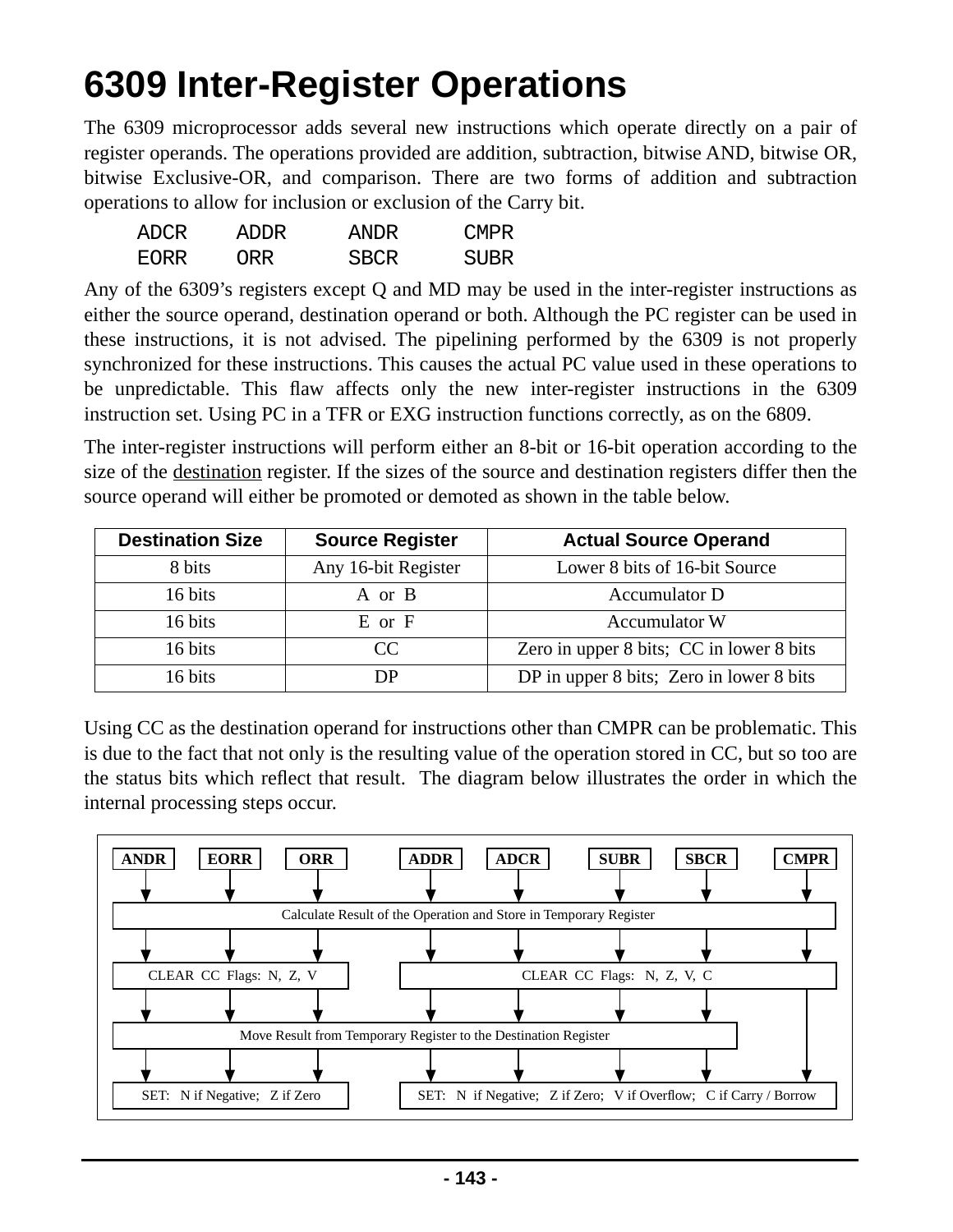# 6309 Inter-Register Operations

The 6309 microprocessor adds several new instructions which operate directly on a pair of register operands. The operations provided are addition, subtraction, bitwise AND, bitwise OR, bitwise Exclusive-OR, and comparison. There are two forms of addition and subtraction operations to allow for inclusion or exclusion of the Carry bit.

```
ADCR    ADDR    ANDR    CMPR
EORR    ORR     SBCR    SUBR
```

Any of the 6309's registers except Q and MD may be used in the inter-register instructions as either the source operand, destination operand or both. Although the PC register can be used in these instructions, it is not advised. The pipelining performed by the 6309 is not properly synchronized for these instructions. This causes the actual PC value used in these operations to be unpredictable. This flaw affects only the new inter-register instructions in the 6309 instruction set. Using PC in a TFR or EXG instruction functions correctly, as on the 6809.

The inter-register instructions will perform either an 8-bit or 16-bit operation according to the size of the destination register. If the sizes of the source and destination registers differ then the source operand will either be promoted or demoted as shown in the table below.

| Destination Size | Source Register | Actual Source Operand |
|---|---|---|
| 8 bits | Any 16-bit Register | Lower 8 bits of 16-bit Source |
| 16 bits | A or B | Accumulator D |
| 16 bits | E or F | Accumulator W |
| 16 bits | CC | Zero in upper 8 bits; CC in lower 8 bits |
| 16 bits | DP | DP in upper 8 bits; Zero in lower 8 bits |

Using CC as the destination operand for instructions other than CMPR can be problematic. This is due to the fact that not only is the resulting value of the operation stored in CC, but so too are the status bits which reflect that result. The diagram below illustrates the order in which the internal processing steps occur.

**ANDR, EORR, ORR:**

1. Calculate Result of the Operation and Store in Temporary Register
2. CLEAR CC Flags: N, Z, V
3. Move Result from Temporary Register to the Destination Register
4. SET: N if Negative; Z if Zero

**ADDR, ADCR, SUBR, SBCR:**

1. Calculate Result of the Operation and Store in Temporary Register
2. CLEAR CC Flags: N, Z, V, C
3. Move Result from Temporary Register to the Destination Register
4. SET: N if Negative; Z if Zero; V if Overflow; C if Carry / Borrow

**CMPR:**

1. Calculate Result of the Operation and Store in Temporary Register
2. CLEAR CC Flags: N, Z, V, C
3. SET: N if Negative; Z if Zero; V if Overflow; C if Carry / Borrow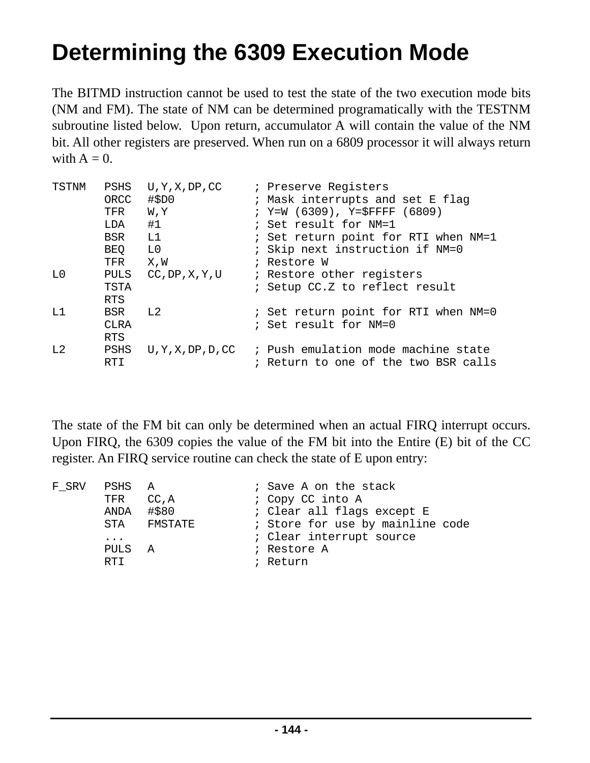# Determining the 6309 Execution Mode

The BITMD instruction cannot be used to test the state of the two execution mode bits (NM and FM). The state of NM can be determined programatically with the TESTNM subroutine listed below.  Upon return, accumulator A will contain the value of the NM bit. All other registers are preserved. When run on a 6809 processor it will always return with A = 0.

```
TSTNM   PSHS   U,Y,X,DP,CC     ; Preserve Registers
        ORCC   #$D0            ; Mask interrupts and set E flag
        TFR    W,Y             ; Y=W (6309), Y=$FFFF (6809)
        LDA    #1              ; Set result for NM=1
        BSR    L1              ; Set return point for RTI when NM=1
        BEQ    L0              ; Skip next instruction if NM=0
        TFR    X,W             ; Restore W
L0      PULS   CC,DP,X,Y,U     ; Restore other registers
        TSTA                   ; Setup CC.Z to reflect result
        RTS
L1      BSR    L2              ; Set return point for RTI when NM=0
        CLRA                   ; Set result for NM=0
        RTS
L2      PSHS   U,Y,X,DP,D,CC   ; Push emulation mode machine state
        RTI                    ; Return to one of the two BSR calls
```

The state of the FM bit can only be determined when an actual FIRQ interrupt occurs. Upon FIRQ, the 6309 copies the value of the FM bit into the Entire (E) bit of the CC register. An FIRQ service routine can check the state of E upon entry:

```
F_SRV   PSHS   A               ; Save A on the stack
        TFR    CC,A            ; Copy CC into A
        ANDA   #$80            ; Clear all flags except E
        STA    FMSTATE         ; Store for use by mainline code
        ...                    ; Clear interrupt source
        PULS   A               ; Restore A
        RTI                    ; Return
```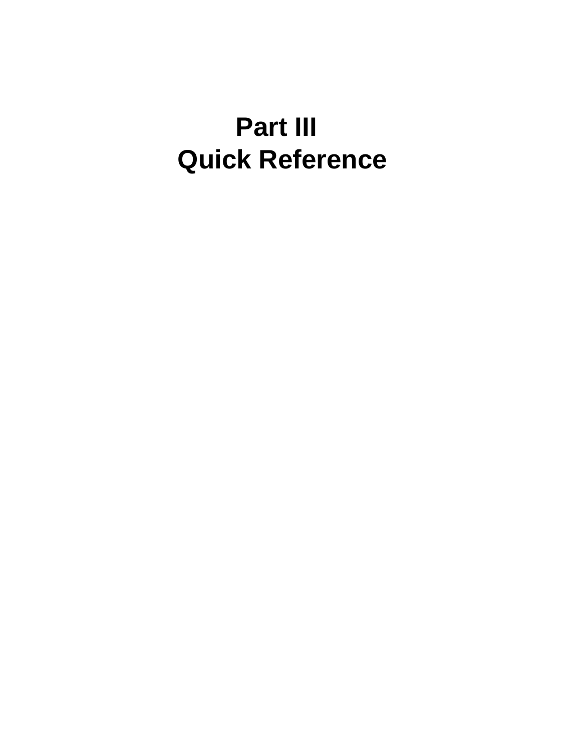# Part III
# Quick Reference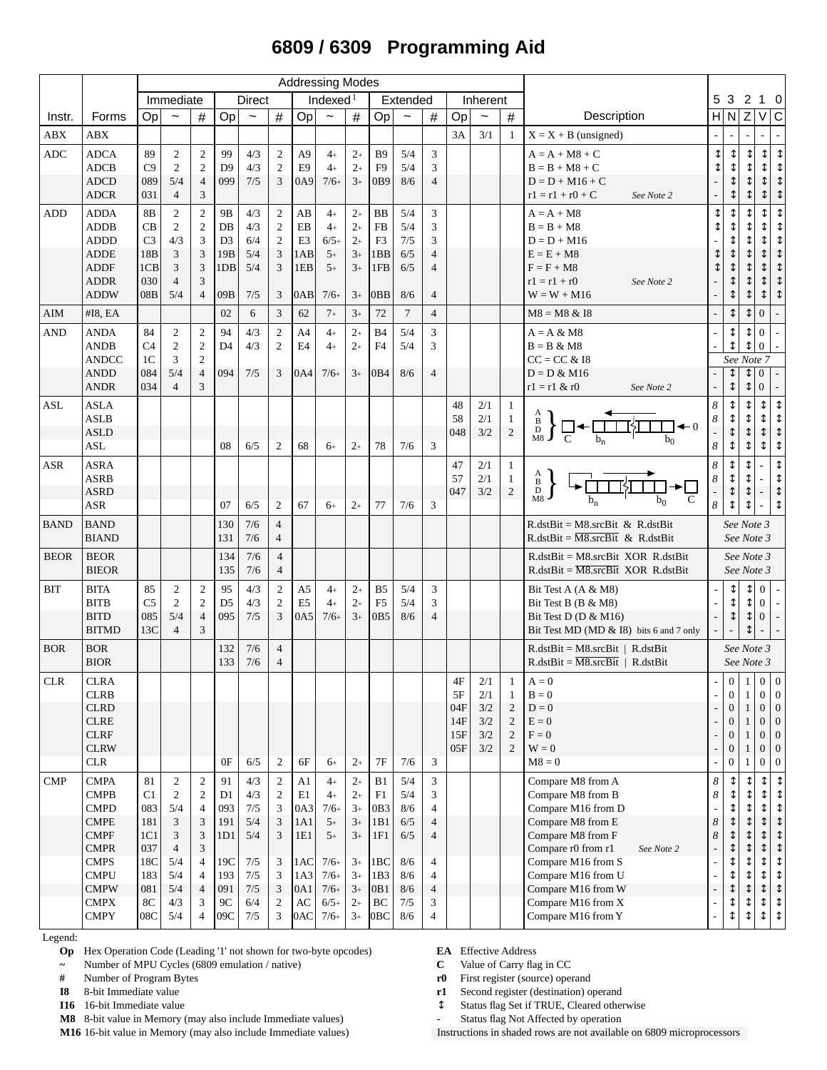# 6809 / 6309 Programming Aid

| Instr. | Forms | Immediate Op | Immediate ~ | Immediate # | Direct Op | Direct ~ | Direct # | Indexed[1] Op | Indexed ~ | Indexed # | Extended Op | Extended ~ | Extended # | Inherent Op | Inherent ~ | Inherent # | Description | 5 H | 3 N | 2 Z | 1 V | 0 C |
|---|---|---|---|---|---|---|---|---|---|---|---|---|---|---|---|---|---|---|---|---|---|---|
| ABX | ABX | | | | | | | | | | | | | 3A | 3/1 | 1 | X = X + B (unsigned) | - | - | - | - | - |
| ADC | ADCA | 89 | 2 | 2 | 99 | 4/3 | 2 | A9 | 4+ | 2+ | B9 | 5/4 | 3 | | | | A = A + M8 + C | ↕ | ↕ | ↕ | ↕ | ↕ |
| | ADCB | C9 | 2 | 2 | D9 | 4/3 | 2 | E9 | 4+ | 2+ | F9 | 5/4 | 3 | | | | B = B + M8 + C | ↕ | ↕ | ↕ | ↕ | ↕ |
| | ADCD | 089 | 5/4 | 4 | 099 | 7/5 | 3 | 0A9 | 7/6+ | 3+ | 0B9 | 8/6 | 4 | | | | D = D + M16 + C | - | ↕ | ↕ | ↕ | ↕ |
| | ADCR | 031 | 4 | 3 | | | | | | | | | | | | | r1 = r1 + r0 + C *See Note 2* | - | ↕ | ↕ | ↕ | ↕ |
| ADD | ADDA | 8B | 2 | 2 | 9B | 4/3 | 2 | AB | 4+ | 2+ | BB | 5/4 | 3 | | | | A = A + M8 | ↕ | ↕ | ↕ | ↕ | ↕ |
| | ADDB | CB | 2 | 2 | DB | 4/3 | 2 | EB | 4+ | 2+ | FB | 5/4 | 3 | | | | B = B + M8 | ↕ | ↕ | ↕ | ↕ | ↕ |
| | ADDD | C3 | 4/3 | 3 | D3 | 6/4 | 2 | E3 | 6/5+ | 2+ | F3 | 7/5 | 3 | | | | D = D + M16 | - | ↕ | ↕ | ↕ | ↕ |
| | ADDE | 18B | 3 | 3 | 19B | 5/4 | 3 | 1AB | 5+ | 3+ | 1BB | 6/5 | 4 | | | | E = E + M8 | ↕ | ↕ | ↕ | ↕ | ↕ |
| | ADDF | 1CB | 3 | 3 | 1DB | 5/4 | 3 | 1EB | 5+ | 3+ | 1FB | 6/5 | 4 | | | | F = F + M8 | ↕ | ↕ | ↕ | ↕ | ↕ |
| | ADDR | 030 | 4 | 3 | | | | | | | | | | | | | r1 = r1 + r0 *See Note 2* | - | ↕ | ↕ | ↕ | ↕ |
| | ADDW | 08B | 5/4 | 4 | 09B | 7/5 | 3 | 0AB | 7/6+ | 3+ | 0BB | 8/6 | 4 | | | | W = W + M16 | - | ↕ | ↕ | ↕ | ↕ |
| AIM | #I8, EA | | | | 02 | 6 | 3 | 62 | 7+ | 3+ | 72 | 7 | 4 | | | | M8 = M8 & I8 | - | ↕ | ↕ | 0 | - |
| AND | ANDA | 84 | 2 | 2 | 94 | 4/3 | 2 | A4 | 4+ | 2+ | B4 | 5/4 | 3 | | | | A = A & M8 | - | ↕ | ↕ | 0 | - |
| | ANDB | C4 | 2 | 2 | D4 | 4/3 | 2 | E4 | 4+ | 2+ | F4 | 5/4 | 3 | | | | B = B & M8 | - | ↕ | ↕ | 0 | - |
| | ANDCC | 1C | 3 | 2 | | | | | | | | | | | | | CC = CC & I8 | *See Note 7* | | | | |
| | ANDD | 084 | 5/4 | 4 | 094 | 7/5 | 3 | 0A4 | 7/6+ | 3+ | 0B4 | 8/6 | 4 | | | | D = D & M16 | - | ↕ | ↕ | 0 | - |
| | ANDR | 034 | 4 | 3 | | | | | | | | | | | | | r1 = r1 & r0 *See Note 2* | - | ↕ | ↕ | 0 | - |
| ASL | ASLA | | | | | | | | | | | | | 48 | 2/1 | 1 | A, B, D, M8: C ← [$b_n$ … $b_0$] ← 0 | 8 | ↕ | ↕ | ↕ | ↕ |
| | ASLB | | | | | | | | | | | | | 58 | 2/1 | 1 | | 8 | ↕ | ↕ | ↕ | ↕ |
| | ASLD | | | | | | | | | | | | | 048 | 3/2 | 2 | | - | ↕ | ↕ | ↕ | ↕ |
| | ASL | | | | 08 | 6/5 | 2 | 68 | 6+ | 2+ | 78 | 7/6 | 3 | | | | | 8 | ↕ | ↕ | ↕ | ↕ |
| ASR | ASRA | | | | | | | | | | | | | 47 | 2/1 | 1 | A, B, D, M8: [$b_n$ … $b_0$] → C ($b_n$ retained) | 8 | ↕ | ↕ | - | ↕ |
| | ASRB | | | | | | | | | | | | | 57 | 2/1 | 1 | | 8 | ↕ | ↕ | - | ↕ |
| | ASRD | | | | | | | | | | | | | 047 | 3/2 | 2 | | - | ↕ | ↕ | - | ↕ |
| | ASR | | | | 07 | 6/5 | 2 | 67 | 6+ | 2+ | 77 | 7/6 | 3 | | | | | 8 | ↕ | ↕ | - | ↕ |
| BAND | BAND | | | | 130 | 7/6 | 4 | | | | | | | | | | R.dstBit = M8.srcBit & R.dstBit | *See Note 3* | | | | |
| | BIAND | | | | 131 | 7/6 | 4 | | | | | | | | | | R.dstBit = $\overline{\text{M8.srcBit}}$ & R.dstBit | *See Note 3* | | | | |
| BEOR | BEOR | | | | 134 | 7/6 | 4 | | | | | | | | | | R.dstBit = M8.srcBit XOR R.dstBit | *See Note 3* | | | | |
| | BIEOR | | | | 135 | 7/6 | 4 | | | | | | | | | | R.dstBit = $\overline{\text{M8.srcBit}}$ XOR R.dstBit | *See Note 3* | | | | |
| BIT | BITA | 85 | 2 | 2 | 95 | 4/3 | 2 | A5 | 4+ | 2+ | B5 | 5/4 | 3 | | | | Bit Test A (A & M8) | - | ↕ | ↕ | 0 | - |
| | BITB | C5 | 2 | 2 | D5 | 4/3 | 2 | E5 | 4+ | 2+ | F5 | 5/4 | 3 | | | | Bit Test B (B & M8) | - | ↕ | ↕ | 0 | - |
| | BITD | 085 | 5/4 | 4 | 095 | 7/5 | 3 | 0A5 | 7/6+ | 3+ | 0B5 | 8/6 | 4 | | | | Bit Test D (D & M16) | - | ↕ | ↕ | 0 | - |
| | BITMD | 13C | 4 | 3 | | | | | | | | | | | | | Bit Test MD (MD & I8) bits 6 and 7 only | - | - | ↕ | - | - |
| BOR | BOR | | | | 132 | 7/6 | 4 | | | | | | | | | | R.dstBit = M8.srcBit \| R.dstBit | *See Note 3* | | | | |
| | BIOR | | | | 133 | 7/6 | 4 | | | | | | | | | | R.dstBit = $\overline{\text{M8.srcBit}}$ \| R.dstBit | *See Note 3* | | | | |
| CLR | CLRA | | | | | | | | | | | | | 4F | 2/1 | 1 | A = 0 | - | 0 | 1 | 0 | 0 |
| | CLRB | | | | | | | | | | | | | 5F | 2/1 | 1 | B = 0 | - | 0 | 1 | 0 | 0 |
| | CLRD | | | | | | | | | | | | | 04F | 3/2 | 2 | D = 0 | - | 0 | 1 | 0 | 0 |
| | CLRE | | | | | | | | | | | | | 14F | 3/2 | 2 | E = 0 | - | 0 | 1 | 0 | 0 |
| | CLRF | | | | | | | | | | | | | 15F | 3/2 | 2 | F = 0 | - | 0 | 1 | 0 | 0 |
| | CLRW | | | | | | | | | | | | | 05F | 3/2 | 2 | W = 0 | - | 0 | 1 | 0 | 0 |
| | CLR | | | | 0F | 6/5 | 2 | 6F | 6+ | 2+ | 7F | 7/6 | 3 | | | | M8 = 0 | - | 0 | 1 | 0 | 0 |
| CMP | CMPA | 81 | 2 | 2 | 91 | 4/3 | 2 | A1 | 4+ | 2+ | B1 | 5/4 | 3 | | | | Compare M8 from A | 8 | ↕ | ↕ | ↕ | ↕ |
| | CMPB | C1 | 2 | 2 | D1 | 4/3 | 2 | E1 | 4+ | 2+ | F1 | 5/4 | 3 | | | | Compare M8 from B | 8 | ↕ | ↕ | ↕ | ↕ |
| | CMPD | 083 | 5/4 | 4 | 093 | 7/5 | 3 | 0A3 | 7/6+ | 3+ | 0B3 | 8/6 | 4 | | | | Compare M16 from D | - | ↕ | ↕ | ↕ | ↕ |
| | CMPE | 181 | 3 | 3 | 191 | 5/4 | 3 | 1A1 | 5+ | 3+ | 1B1 | 6/5 | 4 | | | | Compare M8 from E | 8 | ↕ | ↕ | ↕ | ↕ |
| | CMPF | 1C1 | 3 | 3 | 1D1 | 5/4 | 3 | 1E1 | 5+ | 3+ | 1F1 | 6/5 | 4 | | | | Compare M8 from F | 8 | ↕ | ↕ | ↕ | ↕ |
| | CMPR | 037 | 4 | 3 | | | | | | | | | | | | | Compare r0 from r1 *See Note 2* | - | ↕ | ↕ | ↕ | ↕ |
| | CMPS | 18C | 5/4 | 4 | 19C | 7/5 | 3 | 1AC | 7/6+ | 3+ | 1BC | 8/6 | 4 | | | | Compare M16 from S | - | ↕ | ↕ | ↕ | ↕ |
| | CMPU | 183 | 5/4 | 4 | 193 | 7/5 | 3 | 1A3 | 7/6+ | 3+ | 1B3 | 8/6 | 4 | | | | Compare M16 from U | - | ↕ | ↕ | ↕ | ↕ |
| | CMPW | 081 | 5/4 | 4 | 091 | 7/5 | 3 | 0A1 | 7/6+ | 3+ | 0B1 | 8/6 | 4 | | | | Compare M16 from W | - | ↕ | ↕ | ↕ | ↕ |
| | CMPX | 8C | 4/3 | 3 | 9C | 6/4 | 2 | AC | 6/5+ | 2+ | BC | 7/5 | 3 | | | | Compare M16 from X | - | ↕ | ↕ | ↕ | ↕ |
| | CMPY | 08C | 5/4 | 4 | 09C | 7/5 | 3 | 0AC | 7/6+ | 3+ | 0BC | 8/6 | 4 | | | | Compare M16 from Y | - | ↕ | ↕ | ↕ | ↕ |

Legend:

- **Op** Hex Operation Code (Leading '1' not shown for two-byte opcodes)
- **~** Number of MPU Cycles (6809 emulation / native)
- **#** Number of Program Bytes
- **I8** 8-bit Immediate value
- **I16** 16-bit Immediate value
- **M8** 8-bit value in Memory (may also include Immediate values)
- **M16** 16-bit value in Memory (may also include Immediate values)
- **EA** Effective Address
- **C** Value of Carry flag in CC
- **r0** First register (source) operand
- **r1** Second register (destination) operand
- **↕** Status flag Set if TRUE, Cleared otherwise
- **-** Status flag Not Affected by operation

Instructions in shaded rows are not available on 6809 microprocessors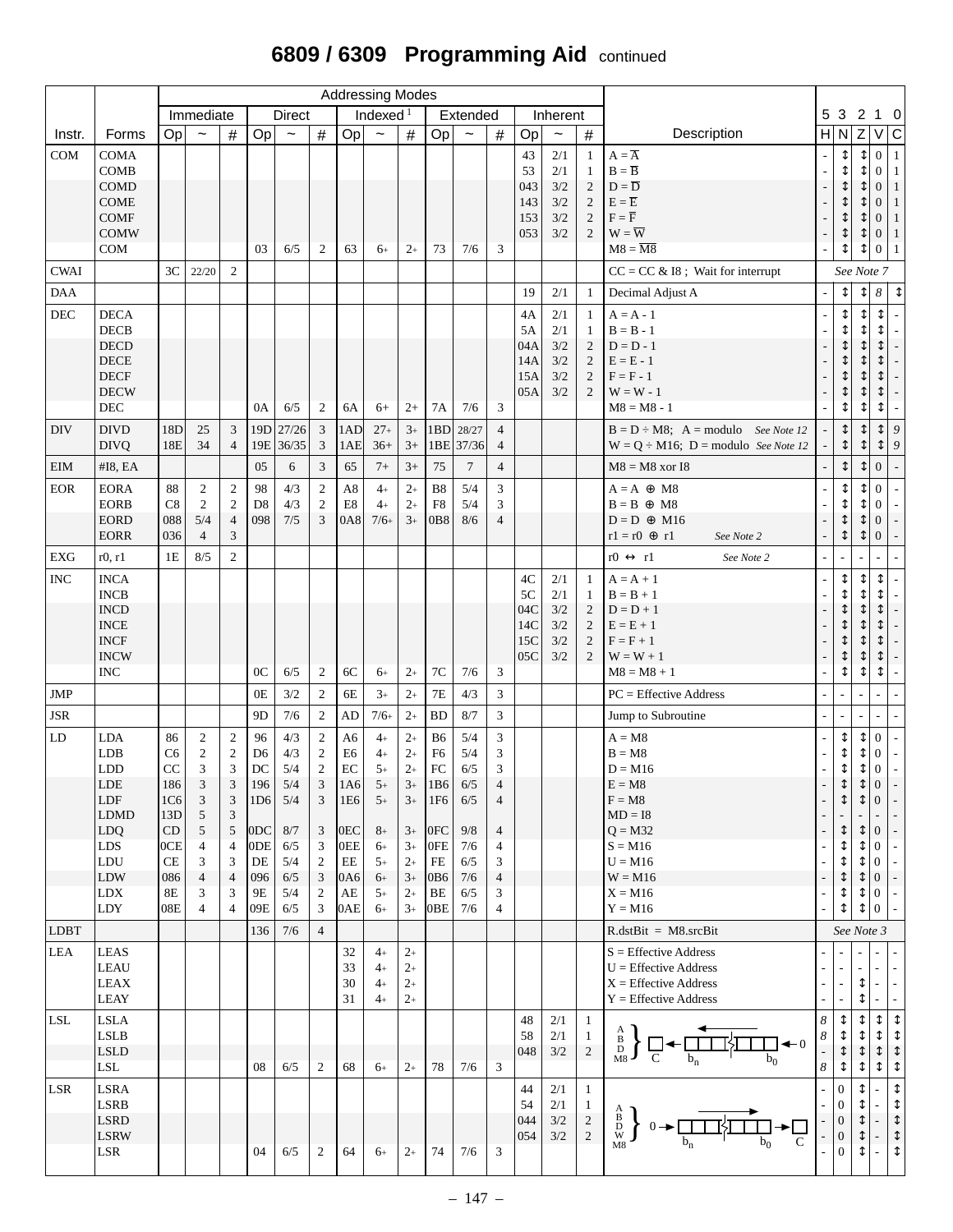# 6809 / 6309 Programming Aid continued

| Instr. | Forms | Immediate Op | ~ | # | Direct Op | ~ | # | Indexed [1] Op | ~ | # | Extended Op | ~ | # | Inherent Op | ~ | # | Description | 5 H | 3 N | 2 Z | 1 V | 0 C |
|---|---|---|---|---|---|---|---|---|---|---|---|---|---|---|---|---|---|---|---|---|---|---|
| COM | COMA | | | | | | | | | | | | | 43 | 2/1 | 1 | A = $\overline{A}$ | - | ↕ | ↕ | 0 | 1 |
| | COMB | | | | | | | | | | | | | 53 | 2/1 | 1 | B = $\overline{B}$ | - | ↕ | ↕ | 0 | 1 |
| | COMD | | | | | | | | | | | | | 043 | 3/2 | 2 | D = $\overline{D}$ | - | ↕ | ↕ | 0 | 1 |
| | COME | | | | | | | | | | | | | 143 | 3/2 | 2 | E = $\overline{E}$ | - | ↕ | ↕ | 0 | 1 |
| | COMF | | | | | | | | | | | | | 153 | 3/2 | 2 | F = $\overline{F}$ | - | ↕ | ↕ | 0 | 1 |
| | COMW | | | | | | | | | | | | | 053 | 3/2 | 2 | W = $\overline{W}$ | - | ↕ | ↕ | 0 | 1 |
| | COM | | | | 03 | 6/5 | 2 | 63 | 6+ | 2+ | 73 | 7/6 | 3 | | | | M8 = $\overline{M8}$ | - | ↕ | ↕ | 0 | 1 |
| CWAI | | 3C | 22/20 | 2 | | | | | | | | | | | | | CC = CC & I8 ; Wait for interrupt | See Note 7 | | | | |
| DAA | | | | | | | | | | | | | | 19 | 2/1 | 1 | Decimal Adjust A | - | ↕ | ↕ | 8 | ↕ |
| DEC | DECA | | | | | | | | | | | | | 4A | 2/1 | 1 | A = A - 1 | - | ↕ | ↕ | ↕ | - |
| | DECB | | | | | | | | | | | | | 5A | 2/1 | 1 | B = B - 1 | - | ↕ | ↕ | ↕ | - |
| | DECD | | | | | | | | | | | | | 04A | 3/2 | 2 | D = D - 1 | - | ↕ | ↕ | ↕ | - |
| | DECE | | | | | | | | | | | | | 14A | 3/2 | 2 | E = E - 1 | - | ↕ | ↕ | ↕ | - |
| | DECF | | | | | | | | | | | | | 15A | 3/2 | 2 | F = F - 1 | - | ↕ | ↕ | ↕ | - |
| | DECW | | | | | | | | | | | | | 05A | 3/2 | 2 | W = W - 1 | - | ↕ | ↕ | ↕ | - |
| | DEC | | | | 0A | 6/5 | 2 | 6A | 6+ | 2+ | 7A | 7/6 | 3 | | | | M8 = M8 - 1 | - | ↕ | ↕ | ↕ | - |
| DIV | DIVD | 18D | 25 | 3 | 19D | 27/26 | 3 | 1AD | 27+ | 3+ | 1BD | 28/27 | 4 | | | | B = D ÷ M8; A = modulo *See Note 12* | - | ↕ | ↕ | ↕ | 9 |
| | DIVQ | 18E | 34 | 4 | 19E | 36/35 | 3 | 1AE | 36+ | 3+ | 1BE | 37/36 | 4 | | | | W = Q ÷ M16; D = modulo *See Note 12* | - | ↕ | ↕ | ↕ | 9 |
| EIM | #I8, EA | | | | 05 | 6 | 3 | 65 | 7+ | 3+ | 75 | 7 | 4 | | | | M8 = M8 xor I8 | - | ↕ | ↕ | 0 | - |
| EOR | EORA | 88 | 2 | 2 | 98 | 4/3 | 2 | A8 | 4+ | 2+ | B8 | 5/4 | 3 | | | | A = A ⊕ M8 | - | ↕ | ↕ | 0 | - |
| | EORB | C8 | 2 | 2 | D8 | 4/3 | 2 | E8 | 4+ | 2+ | F8 | 5/4 | 3 | | | | B = B ⊕ M8 | - | ↕ | ↕ | 0 | - |
| | EORD | 088 | 5/4 | 4 | 098 | 7/5 | 3 | 0A8 | 7/6+ | 3+ | 0B8 | 8/6 | 4 | | | | D = D ⊕ M16 | - | ↕ | ↕ | 0 | - |
| | EORR | 036 | 4 | 3 | | | | | | | | | | | | | r1 = r0 ⊕ r1 *See Note 2* | - | ↕ | ↕ | 0 | - |
| EXG | r0, r1 | 1E | 8/5 | 2 | | | | | | | | | | | | | r0 ↔ r1 *See Note 2* | - | - | - | - | - |
| INC | INCA | | | | | | | | | | | | | 4C | 2/1 | 1 | A = A + 1 | - | ↕ | ↕ | ↕ | - |
| | INCB | | | | | | | | | | | | | 5C | 2/1 | 1 | B = B + 1 | - | ↕ | ↕ | ↕ | - |
| | INCD | | | | | | | | | | | | | 04C | 3/2 | 2 | D = D + 1 | - | ↕ | ↕ | ↕ | - |
| | INCE | | | | | | | | | | | | | 14C | 3/2 | 2 | E = E + 1 | - | ↕ | ↕ | ↕ | - |
| | INCF | | | | | | | | | | | | | 15C | 3/2 | 2 | F = F + 1 | - | ↕ | ↕ | ↕ | - |
| | INCW | | | | | | | | | | | | | 05C | 3/2 | 2 | W = W + 1 | - | ↕ | ↕ | ↕ | - |
| | INC | | | | 0C | 6/5 | 2 | 6C | 6+ | 2+ | 7C | 7/6 | 3 | | | | M8 = M8 + 1 | - | ↕ | ↕ | ↕ | - |
| JMP | | | | | 0E | 3/2 | 2 | 6E | 3+ | 2+ | 7E | 4/3 | 3 | | | | PC = Effective Address | - | - | - | - | - |
| JSR | | | | | 9D | 7/6 | 2 | AD | 7/6+ | 2+ | BD | 8/7 | 3 | | | | Jump to Subroutine | - | - | - | - | - |
| LD | LDA | 86 | 2 | 2 | 96 | 4/3 | 2 | A6 | 4+ | 2+ | B6 | 5/4 | 3 | | | | A = M8 | - | ↕ | ↕ | 0 | - |
| | LDB | C6 | 2 | 2 | D6 | 4/3 | 2 | E6 | 4+ | 2+ | F6 | 5/4 | 3 | | | | B = M8 | - | ↕ | ↕ | 0 | - |
| | LDD | CC | 3 | 3 | DC | 5/4 | 2 | EC | 5+ | 2+ | FC | 6/5 | 3 | | | | D = M16 | - | ↕ | ↕ | 0 | - |
| | LDE | 186 | 3 | 3 | 196 | 5/4 | 3 | 1A6 | 5+ | 3+ | 1B6 | 6/5 | 4 | | | | E = M8 | - | ↕ | ↕ | 0 | - |
| | LDF | 1C6 | 3 | 3 | 1D6 | 5/4 | 3 | 1E6 | 5+ | 3+ | 1F6 | 6/5 | 4 | | | | F = M8 | - | ↕ | ↕ | 0 | - |
| | LDMD | 13D | 5 | 3 | | | | | | | | | | | | | MD = I8 | - | - | - | - | - |
| | LDQ | CD | 5 | 5 | 0DC | 8/7 | 3 | 0EC | 8+ | 3+ | 0FC | 9/8 | 4 | | | | Q = M32 | - | ↕ | ↕ | 0 | - |
| | LDS | 0CE | 4 | 4 | 0DE | 6/5 | 3 | 0EE | 6+ | 3+ | 0FE | 7/6 | 4 | | | | S = M16 | - | ↕ | ↕ | 0 | - |
| | LDU | CE | 3 | 3 | DE | 5/4 | 2 | EE | 5+ | 2+ | FE | 6/5 | 3 | | | | U = M16 | - | ↕ | ↕ | 0 | - |
| | LDW | 086 | 4 | 4 | 096 | 6/5 | 3 | 0A6 | 6+ | 3+ | 0B6 | 7/6 | 4 | | | | W = M16 | - | ↕ | ↕ | 0 | - |
| | LDX | 8E | 3 | 3 | 9E | 5/4 | 2 | AE | 5+ | 2+ | BE | 6/5 | 3 | | | | X = M16 | - | ↕ | ↕ | 0 | - |
| | LDY | 08E | 4 | 4 | 09E | 6/5 | 3 | 0AE | 6+ | 3+ | 0BE | 7/6 | 4 | | | | Y = M16 | - | ↕ | ↕ | 0 | - |
| LDBT | | | | | 136 | 7/6 | 4 | | | | | | | | | | R.dstBit = M8.srcBit | See Note 3 | | | | |
| LEA | LEAS | | | | | | | 32 | 4+ | 2+ | | | | | | | S = Effective Address | - | - | - | - | - |
| | LEAU | | | | | | | 33 | 4+ | 2+ | | | | | | | U = Effective Address | - | - | - | - | - |
| | LEAX | | | | | | | 30 | 4+ | 2+ | | | | | | | X = Effective Address | - | - | ↕ | - | - |
| | LEAY | | | | | | | 31 | 4+ | 2+ | | | | | | | Y = Effective Address | - | - | ↕ | - | - |
| LSL | LSLA | | | | | | | | | | | | | 48 | 2/1 | 1 | A, B, D, M8: C ← [$b_n$ … $b_0$] ← 0 | 8 | ↕ | ↕ | ↕ | ↕ |
| | LSLB | | | | | | | | | | | | | 58 | 2/1 | 1 | | 8 | ↕ | ↕ | ↕ | ↕ |
| | LSLD | | | | | | | | | | | | | 048 | 3/2 | 2 | | - | ↕ | ↕ | ↕ | ↕ |
| | LSL | | | | 08 | 6/5 | 2 | 68 | 6+ | 2+ | 78 | 7/6 | 3 | | | | | 8 | ↕ | ↕ | ↕ | ↕ |
| LSR | LSRA | | | | | | | | | | | | | 44 | 2/1 | 1 | A, B, D, W, M8: 0 → [$b_n$ … $b_0$] → C | - | 0 | ↕ | - | ↕ |
| | LSRB | | | | | | | | | | | | | 54 | 2/1 | 1 | | - | 0 | ↕ | - | ↕ |
| | LSRD | | | | | | | | | | | | | 044 | 3/2 | 2 | | - | 0 | ↕ | - | ↕ |
| | LSRW | | | | | | | | | | | | | 054 | 3/2 | 2 | | - | 0 | ↕ | - | ↕ |
| | LSR | | | | 04 | 6/5 | 2 | 64 | 6+ | 2+ | 74 | 7/6 | 3 | | | | | - | 0 | ↕ | - | ↕ |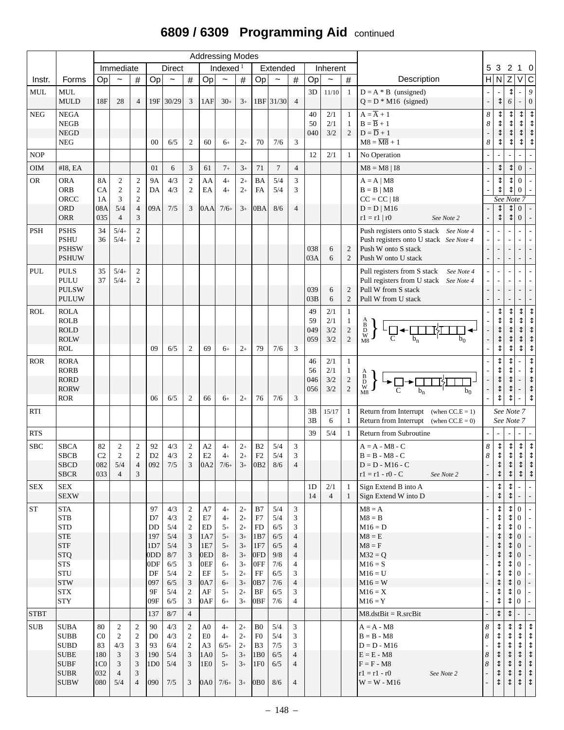# 6809 / 6309 Programming Aid continued

| Instr. | Forms | Immediate Op | Immediate ~ | Immediate # | Direct Op | Direct ~ | Direct # | Indexed [1] Op | Indexed [1] ~ | Indexed [1] # | Extended Op | Extended ~ | Extended # | Inherent Op | Inherent ~ | Inherent # | Description | 5 H | 3 N | 2 Z | 1 V | 0 C |
|---|---|---|---|---|---|---|---|---|---|---|---|---|---|---|---|---|---|---|---|---|---|---|
| MUL | MUL | | | | | | | | | | | | | 3D | 11/10 | 1 | D = A * B (unsigned) | - | - | ↕ | - | 9 |
| | MULD | 18F | 28 | 4 | 19F | 30/29 | 3 | 1AF | 30+ | 3+ | 1BF | 31/30 | 4 | | | | Q = D * M16 (signed) | - | ↕ | 6 | - | 0 |
| NEG | NEGA | | | | | | | | | | | | | 40 | 2/1 | 1 | A = $\overline{A}$ + 1 | 8 | ↕ | ↕ | ↕ | ↕ |
| | NEGB | | | | | | | | | | | | | 50 | 2/1 | 1 | B = $\overline{B}$ + 1 | 8 | ↕ | ↕ | ↕ | ↕ |
| | NEGD | | | | | | | | | | | | | 040 | 3/2 | 2 | D = $\overline{D}$ + 1 | - | ↕ | ↕ | ↕ | ↕ |
| | NEG | | | | 00 | 6/5 | 2 | 60 | 6+ | 2+ | 70 | 7/6 | 3 | | | | M8 = $\overline{M8}$ + 1 | 8 | ↕ | ↕ | ↕ | ↕ |
| NOP | | | | | | | | | | | | | | 12 | 2/1 | 1 | No Operation | - | - | - | - | - |
| OIM | #I8, EA | | | | 01 | 6 | 3 | 61 | 7+ | 3+ | 71 | 7 | 4 | | | | M8 = M8 \| I8 | - | ↕ | ↕ | 0 | - |
| OR | ORA | 8A | 2 | 2 | 9A | 4/3 | 2 | AA | 4+ | 2+ | BA | 5/4 | 3 | | | | A = A \| M8 | - | ↕ | ↕ | 0 | - |
| | ORB | CA | 2 | 2 | DA | 4/3 | 2 | EA | 4+ | 2+ | FA | 5/4 | 3 | | | | B = B \| M8 | - | ↕ | ↕ | 0 | - |
| | ORCC | 1A | 3 | 2 | | | | | | | | | | | | | CC = CC \| I8 | See Note 7 | | | | |
| | ORD | 08A | 5/4 | 4 | 09A | 7/5 | 3 | 0AA | 7/6+ | 3+ | 0BA | 8/6 | 4 | | | | D = D \| M16 | - | ↕ | ↕ | 0 | - |
| | ORR | 035 | 4 | 3 | | | | | | | | | | | | | r1 = r1 \| r0 *See Note 2* | - | ↕ | ↕ | 0 | - |
| PSH | PSHS | 34 | 5/4+ | 2 | | | | | | | | | | | | | Push registers onto S stack *See Note 4* | - | - | - | - | - |
| | PSHU | 36 | 5/4+ | 2 | | | | | | | | | | | | | Push registers onto U stack *See Note 4* | - | - | - | - | - |
| | PSHSW | | | | | | | | | | | | | 038 | 6 | 2 | Push W onto S stack | - | - | - | - | - |
| | PSHUW | | | | | | | | | | | | | 03A | 6 | 2 | Push W onto U stack | - | - | - | - | - |
| PUL | PULS | 35 | 5/4+ | 2 | | | | | | | | | | | | | Pull registers from S stack *See Note 4* | - | - | - | - | - |
| | PULU | 37 | 5/4+ | 2 | | | | | | | | | | | | | Pull registers from U stack *See Note 4* | - | - | - | - | - |
| | PULSW | | | | | | | | | | | | | 039 | 6 | 2 | Pull W from S stack | - | - | - | - | - |
| | PULUW | | | | | | | | | | | | | 03B | 6 | 2 | Pull W from U stack | - | - | - | - | - |
| ROL | ROLA | | | | | | | | | | | | | 49 | 2/1 | 1 | A, B, D, W, M8: rotate left through C ($b_n$ … $b_0$) | - | ↕ | ↕ | ↕ | ↕ |
| | ROLB | | | | | | | | | | | | | 59 | 2/1 | 1 | | - | ↕ | ↕ | ↕ | ↕ |
| | ROLD | | | | | | | | | | | | | 049 | 3/2 | 2 | | - | ↕ | ↕ | ↕ | ↕ |
| | ROLW | | | | | | | | | | | | | 059 | 3/2 | 2 | | - | ↕ | ↕ | ↕ | ↕ |
| | ROL | | | | 09 | 6/5 | 2 | 69 | 6+ | 2+ | 79 | 7/6 | 3 | | | | | - | ↕ | ↕ | ↕ | ↕ |
| ROR | RORA | | | | | | | | | | | | | 46 | 2/1 | 1 | A, B, D, W, M8: rotate right through C ($b_n$ … $b_0$) | - | ↕ | ↕ | - | ↕ |
| | RORB | | | | | | | | | | | | | 56 | 2/1 | 1 | | - | ↕ | ↕ | - | ↕ |
| | RORD | | | | | | | | | | | | | 046 | 3/2 | 2 | | - | ↕ | ↕ | - | ↕ |
| | RORW | | | | | | | | | | | | | 056 | 3/2 | 2 | | - | ↕ | ↕ | - | ↕ |
| | ROR | | | | 06 | 6/5 | 2 | 66 | 6+ | 2+ | 76 | 7/6 | 3 | | | | | - | ↕ | ↕ | - | ↕ |
| RTI | | | | | | | | | | | | | | 3B | 15/17 | 1 | Return from Interrupt (when CC.E = 1) | See Note 7 | | | | |
| | | | | | | | | | | | | | | 3B | 6 | 1 | Return from Interrupt (when CC.E = 0) | See Note 7 | | | | |
| RTS | | | | | | | | | | | | | | 39 | 5/4 | 1 | Return from Subroutine | - | - | - | - | - |
| SBC | SBCA | 82 | 2 | 2 | 92 | 4/3 | 2 | A2 | 4+ | 2+ | B2 | 5/4 | 3 | | | | A = A - M8 - C | 8 | ↕ | ↕ | ↕ | ↕ |
| | SBCB | C2 | 2 | 2 | D2 | 4/3 | 2 | E2 | 4+ | 2+ | F2 | 5/4 | 3 | | | | B = B - M8 - C | 8 | ↕ | ↕ | ↕ | ↕ |
| | SBCD | 082 | 5/4 | 4 | 092 | 7/5 | 3 | 0A2 | 7/6+ | 3+ | 0B2 | 8/6 | 4 | | | | D = D - M16 - C | - | ↕ | ↕ | ↕ | ↕ |
| | SBCR | 033 | 4 | 3 | | | | | | | | | | | | | r1 = r1 - r0 - C *See Note 2* | - | ↕ | ↕ | ↕ | ↕ |
| SEX | SEX | | | | | | | | | | | | | 1D | 2/1 | 1 | Sign Extend B into A | - | ↕ | ↕ | - | - |
| | SEXW | | | | | | | | | | | | | 14 | 4 | 1 | Sign Extend W into D | - | ↕ | ↕ | - | - |
| ST | STA | | | | 97 | 4/3 | 2 | A7 | 4+ | 2+ | B7 | 5/4 | 3 | | | | M8 = A | - | ↕ | ↕ | 0 | - |
| | STB | | | | D7 | 4/3 | 2 | E7 | 4+ | 2+ | F7 | 5/4 | 3 | | | | M8 = B | - | ↕ | ↕ | 0 | - |
| | STD | | | | DD | 5/4 | 2 | ED | 5+ | 2+ | FD | 6/5 | 3 | | | | M16 = D | - | ↕ | ↕ | 0 | - |
| | STE | | | | 197 | 5/4 | 3 | 1A7 | 5+ | 3+ | 1B7 | 6/5 | 4 | | | | M8 = E | - | ↕ | ↕ | 0 | - |
| | STF | | | | 1D7 | 5/4 | 3 | 1E7 | 5+ | 3+ | 1F7 | 6/5 | 4 | | | | M8 = F | - | ↕ | ↕ | 0 | - |
| | STQ | | | | 0DD | 8/7 | 3 | 0ED | 8+ | 3+ | 0FD | 9/8 | 4 | | | | M32 = Q | - | ↕ | ↕ | 0 | - |
| | STS | | | | 0DF | 6/5 | 3 | 0EF | 6+ | 3+ | 0FF | 7/6 | 4 | | | | M16 = S | - | ↕ | ↕ | 0 | - |
| | STU | | | | DF | 5/4 | 2 | EF | 5+ | 2+ | FF | 6/5 | 3 | | | | M16 = U | - | ↕ | ↕ | 0 | - |
| | STW | | | | 097 | 6/5 | 3 | 0A7 | 6+ | 3+ | 0B7 | 7/6 | 4 | | | | M16 = W | - | ↕ | ↕ | 0 | - |
| | STX | | | | 9F | 5/4 | 2 | AF | 5+ | 2+ | BF | 6/5 | 3 | | | | M16 = X | - | ↕ | ↕ | 0 | - |
| | STY | | | | 09F | 6/5 | 3 | 0AF | 6+ | 3+ | 0BF | 7/6 | 4 | | | | M16 = Y | - | ↕ | ↕ | 0 | - |
| STBT | | | | | 137 | 8/7 | 4 | | | | | | | | | | M8.dstBit = R.srcBit | - | ↕ | ↕ | - | - |
| SUB | SUBA | 80 | 2 | 2 | 90 | 4/3 | 2 | A0 | 4+ | 2+ | B0 | 5/4 | 3 | | | | A = A - M8 | 8 | ↕ | ↕ | ↕ | ↕ |
| | SUBB | C0 | 2 | 2 | D0 | 4/3 | 2 | E0 | 4+ | 2+ | F0 | 5/4 | 3 | | | | B = B - M8 | 8 | ↕ | ↕ | ↕ | ↕ |
| | SUBD | 83 | 4/3 | 3 | 93 | 6/4 | 2 | A3 | 6/5+ | 2+ | B3 | 7/5 | 3 | | | | D = D - M16 | - | ↕ | ↕ | ↕ | ↕ |
| | SUBE | 180 | 3 | 3 | 190 | 5/4 | 3 | 1A0 | 5+ | 3+ | 1B0 | 6/5 | 4 | | | | E = E - M8 | 8 | ↕ | ↕ | ↕ | ↕ |
| | SUBF | 1C0 | 3 | 3 | 1D0 | 5/4 | 3 | 1E0 | 5+ | 3+ | 1F0 | 6/5 | 4 | | | | F = F - M8 | 8 | ↕ | ↕ | ↕ | ↕ |
| | SUBR | 032 | 4 | 3 | | | | | | | | | | | | | r1 = r1 - r0 *See Note 2* | - | ↕ | ↕ | ↕ | ↕ |
| | SUBW | 080 | 5/4 | 4 | 090 | 7/5 | 3 | 0A0 | 7/6+ | 3+ | 0B0 | 8/6 | 4 | | | | W = W - M16 | - | ↕ | ↕ | ↕ | ↕ |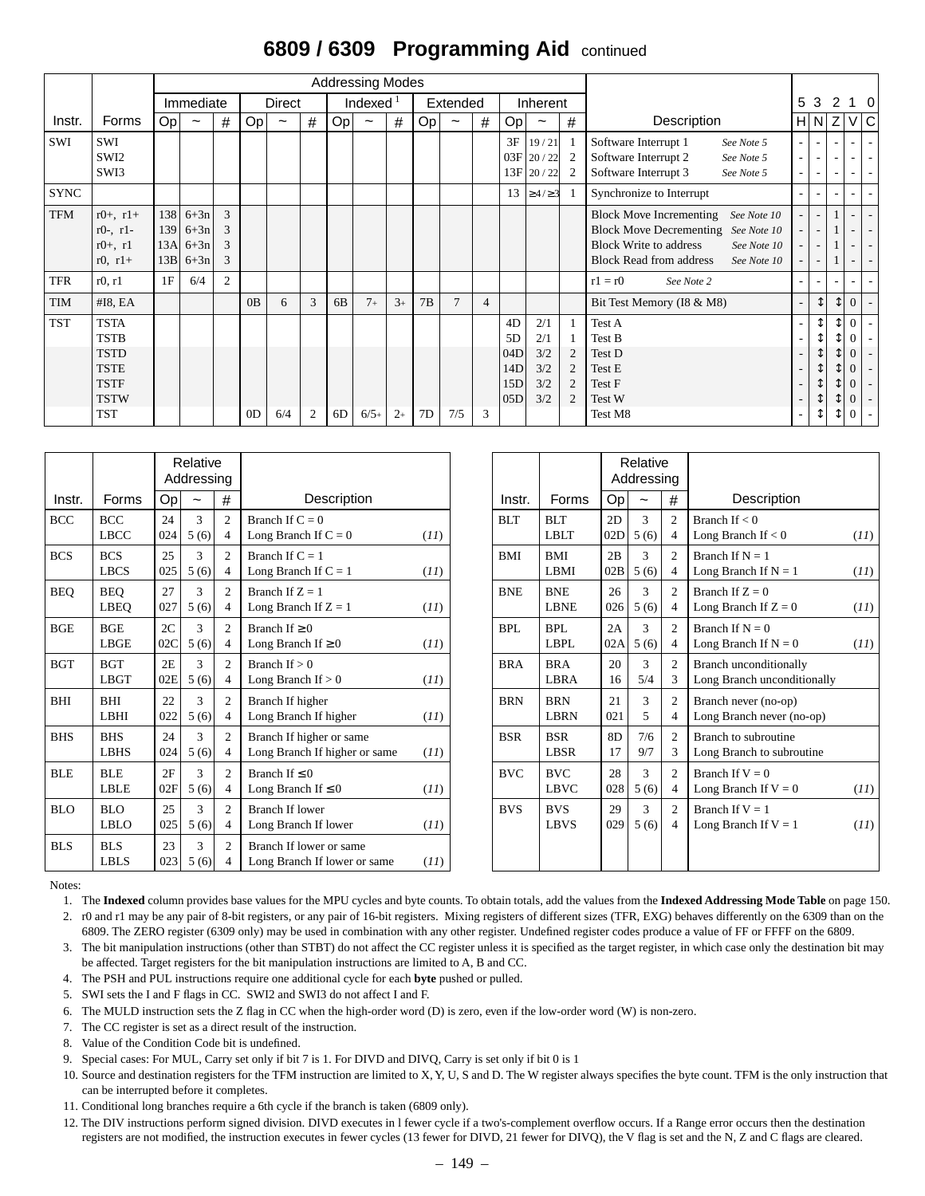## 6809 / 6309 Programming Aid *continued*

| Instr. | Forms | Immediate Op | Immediate ~ | Immediate # | Direct Op | Direct ~ | Direct # | Indexed[1] Op | Indexed[1] ~ | Indexed[1] # | Extended Op | Extended ~ | Extended # | Inherent Op | Inherent ~ | Inherent # | Description | 5 H | 3 N | 2 Z | 1 V | 0 C |
|---|---|---|---|---|---|---|---|---|---|---|---|---|---|---|---|---|---|---|---|---|---|---|
| SWI | SWI | | | | | | | | | | | | | 3F | 19 / 21 | 1 | Software Interrupt 1 *See Note 5* | - | - | - | - | - |
| | SWI2 | | | | | | | | | | | | | 03F | 20 / 22 | 2 | Software Interrupt 2 *See Note 5* | - | - | - | - | - |
| | SWI3 | | | | | | | | | | | | | 13F | 20 / 22 | 2 | Software Interrupt 3 *See Note 5* | - | - | - | - | - |
| SYNC | | | | | | | | | | | | | | 13 | ≥4 / ≥3 | 1 | Synchronize to Interrupt | - | - | - | - | - |
| TFM | r0+, r1+ | 138 | 6+3n | 3 | | | | | | | | | | | | | Block Move Incrementing *See Note 10* | - | - | 1 | - | - |
| | r0-, r1- | 139 | 6+3n | 3 | | | | | | | | | | | | | Block Move Decrementing *See Note 10* | - | - | 1 | - | - |
| | r0+, r1 | 13A | 6+3n | 3 | | | | | | | | | | | | | Block Write to address *See Note 10* | - | - | 1 | - | - |
| | r0, r1+ | 13B | 6+3n | 3 | | | | | | | | | | | | | Block Read from address *See Note 10* | - | - | 1 | - | - |
| TFR | r0, r1 | 1F | 6/4 | 2 | | | | | | | | | | | | | r1 = r0 *See Note 2* | - | - | - | - | - |
| TIM | #I8, EA | | | | 0B | 6 | 3 | 6B | 7+ | 3+ | 7B | 7 | 4 | | | | Bit Test Memory (I8 & M8) | - | ↕ | ↕ | 0 | - |
| TST | TSTA | | | | | | | | | | | | | 4D | 2/1 | 1 | Test A | - | ↕ | ↕ | 0 | - |
| | TSTB | | | | | | | | | | | | | 5D | 2/1 | 1 | Test B | - | ↕ | ↕ | 0 | - |
| | TSTD | | | | | | | | | | | | | 04D | 3/2 | 2 | Test D | - | ↕ | ↕ | 0 | - |
| | TSTE | | | | | | | | | | | | | 14D | 3/2 | 2 | Test E | - | ↕ | ↕ | 0 | - |
| | TSTF | | | | | | | | | | | | | 15D | 3/2 | 2 | Test F | - | ↕ | ↕ | 0 | - |
| | TSTW | | | | | | | | | | | | | 05D | 3/2 | 2 | Test W | - | ↕ | ↕ | 0 | - |
| | TST | | | | 0D | 6/4 | 2 | 6D | 6/5+ | 2+ | 7D | 7/5 | 3 | | | | Test M8 | - | ↕ | ↕ | 0 | - |

| Instr. | Forms | Relative Addressing Op | ~ | # | Description |
|---|---|---|---|---|---|
| BCC | BCC | 24 | 3 | 2 | Branch If C = 0 |
| | LBCC | 024 | 5 (6) | 4 | Long Branch If C = 0 *(11)* |
| BCS | BCS | 25 | 3 | 2 | Branch If C = 1 |
| | LBCS | 025 | 5 (6) | 4 | Long Branch If C = 1 *(11)* |
| BEQ | BEQ | 27 | 3 | 2 | Branch If Z = 1 |
| | LBEQ | 027 | 5 (6) | 4 | Long Branch If Z = 1 *(11)* |
| BGE | BGE | 2C | 3 | 2 | Branch If ≥ 0 |
| | LBGE | 02C | 5 (6) | 4 | Long Branch If ≥ 0 *(11)* |
| BGT | BGT | 2E | 3 | 2 | Branch If > 0 |
| | LBGT | 02E | 5 (6) | 4 | Long Branch If > 0 *(11)* |
| BHI | BHI | 22 | 3 | 2 | Branch If higher |
| | LBHI | 022 | 5 (6) | 4 | Long Branch If higher *(11)* |
| BHS | BHS | 24 | 3 | 2 | Branch If higher or same |
| | LBHS | 024 | 5 (6) | 4 | Long Branch If higher or same *(11)* |
| BLE | BLE | 2F | 3 | 2 | Branch If ≤ 0 |
| | LBLE | 02F | 5 (6) | 4 | Long Branch If ≤ 0 *(11)* |
| BLO | BLO | 25 | 3 | 2 | Branch If lower |
| | LBLO | 025 | 5 (6) | 4 | Long Branch If lower *(11)* |
| BLS | BLS | 23 | 3 | 2 | Branch If lower or same |
| | LBLS | 023 | 5 (6) | 4 | Long Branch If lower or same *(11)* |

| Instr. | Forms | Relative Addressing Op | ~ | # | Description |
|---|---|---|---|---|---|
| BLT | BLT | 2D | 3 | 2 | Branch If < 0 |
| | LBLT | 02D | 5 (6) | 4 | Long Branch If < 0 *(11)* |
| BMI | BMI | 2B | 3 | 2 | Branch If N = 1 |
| | LBMI | 02B | 5 (6) | 4 | Long Branch If N = 1 *(11)* |
| BNE | BNE | 26 | 3 | 2 | Branch If Z = 0 |
| | LBNE | 026 | 5 (6) | 4 | Long Branch If Z = 0 *(11)* |
| BPL | BPL | 2A | 3 | 2 | Branch If N = 0 |
| | LBPL | 02A | 5 (6) | 4 | Long Branch If N = 0 *(11)* |
| BRA | BRA | 20 | 3 | 2 | Branch unconditionally |
| | LBRA | 16 | 5/4 | 3 | Long Branch unconditionally |
| BRN | BRN | 21 | 3 | 2 | Branch never (no-op) |
| | LBRN | 021 | 5 | 4 | Long Branch never (no-op) |
| BSR | BSR | 8D | 7/6 | 2 | Branch to subroutine |
| | LBSR | 17 | 9/7 | 3 | Long Branch to subroutine |
| BVC | BVC | 28 | 3 | 2 | Branch If V = 0 |
| | LBVC | 028 | 5 (6) | 4 | Long Branch If V = 0 *(11)* |
| BVS | BVS | 29 | 3 | 2 | Branch If V = 1 |
| | LBVS | 029 | 5 (6) | 4 | Long Branch If V = 1 *(11)* |

Notes:

1. The **Indexed** column provides base values for the MPU cycles and byte counts. To obtain totals, add the values from the **Indexed Addressing Mode Table** on page 150.
2. r0 and r1 may be any pair of 8-bit registers, or any pair of 16-bit registers. Mixing registers of different sizes (TFR, EXG) behaves differently on the 6309 than on the 6809. The ZERO register (6309 only) may be used in combination with any other register. Undefined register codes produce a value of FF or FFFF on the 6809.
3. The bit manipulation instructions (other than STBT) do not affect the CC register unless it is specified as the target register, in which case only the destination bit may be affected. Target registers for the bit manipulation instructions are limited to A, B and CC.
4. The PSH and PUL instructions require one additional cycle for each **byte** pushed or pulled.
5. SWI sets the I and F flags in CC. SWI2 and SWI3 do not affect I and F.
6. The MULD instruction sets the Z flag in CC when the high-order word (D) is zero, even if the low-order word (W) is non-zero.
7. The CC register is set as a direct result of the instruction.
8. Value of the Condition Code bit is undefined.
9. Special cases: For MUL, Carry set only if bit 7 is 1. For DIVD and DIVQ, Carry is set only if bit 0 is 1
10. Source and destination registers for the TFM instruction are limited to X, Y, U, S and D. The W register always specifies the byte count. TFM is the only instruction that can be interrupted before it completes.
11. Conditional long branches require a 6th cycle if the branch is taken (6809 only).
12. The DIV instructions perform signed division. DIVD executes in l fewer cycle if a two's-complement overflow occurs. If a Range error occurs then the destination registers are not modified, the instruction executes in fewer cycles (13 fewer for DIVD, 21 fewer for DIVQ), the V flag is set and the N, Z and C flags are cleared.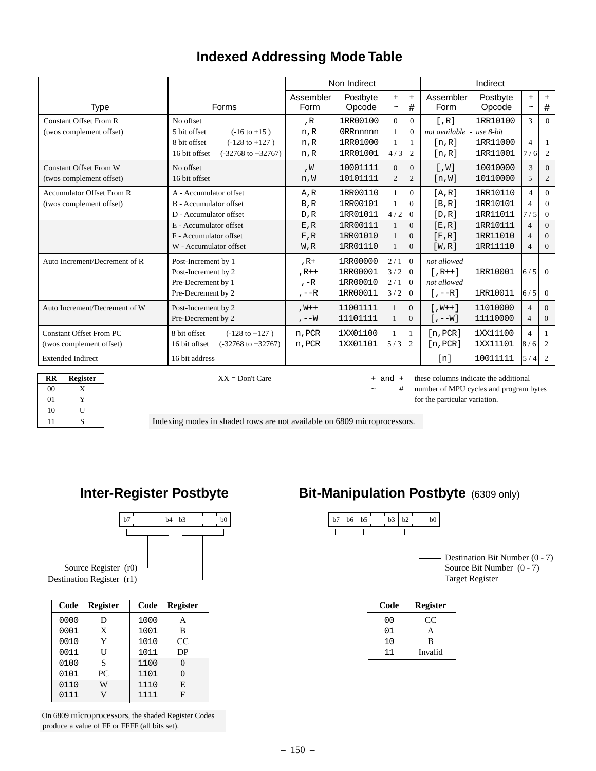# Indexed Addressing Mode Table

| Type | Forms | Non Indirect | | | | Indirect | | | |
|---|---|---|---|---|---|---|---|---|---|
| | | Assembler Form | Postbyte Opcode | + ~ | + # | Assembler Form | Postbyte Opcode | + ~ | + # |
| Constant Offset From R (twos complement offset) | No offset | ,R | 1RR00100 | 0 | 0 | [,R] | 1RR10100 | 3 | 0 |
| | 5 bit offset (-16 to +15 ) | n,R | 0RRnnnnn | 1 | 0 | *not available - use 8-bit* | | | |
| | 8 bit offset (-128 to +127 ) | n,R | 1RR01000 | 1 | 1 | [n,R] | 1RR11000 | 4 | 1 |
| | 16 bit offset (-32768 to +32767) | n,R | 1RR01001 | 4 / 3 | 2 | [n,R] | 1RR11001 | 7 / 6 | 2 |
| Constant Offset From W (twos complement offset) | No offset | ,W | 10001111 | 0 | 0 | [,W] | 10010000 | 3 | 0 |
| | 16 bit offset | n,W | 10101111 | 2 | 2 | [n,W] | 10110000 | 5 | 2 |
| Accumulator Offset From R (twos complement offset) | A - Accumulator offset | A,R | 1RR00110 | 1 | 0 | [A,R] | 1RR10110 | 4 | 0 |
| | B - Accumulator offset | B,R | 1RR00101 | 1 | 0 | [B,R] | 1RR10101 | 4 | 0 |
| | D - Accumulator offset | D,R | 1RR01011 | 4 / 2 | 0 | [D,R] | 1RR11011 | 7 / 5 | 0 |
| | E - Accumulator offset | E,R | 1RR00111 | 1 | 0 | [E,R] | 1RR10111 | 4 | 0 |
| | F - Accumulator offset | F,R | 1RR01010 | 1 | 0 | [F,R] | 1RR11010 | 4 | 0 |
| | W - Accumulator offset | W,R | 1RR01110 | 1 | 0 | [W,R] | 1RR11110 | 4 | 0 |
| Auto Increment/Decrement of R | Post-Increment by 1 | ,R+ | 1RR00000 | 2 / 1 | 0 | *not allowed* | | | |
| | Post-Increment by 2 | ,R++ | 1RR00001 | 3 / 2 | 0 | [,R++] | 1RR10001 | 6 / 5 | 0 |
| | Pre-Decrement by 1 | ,-R | 1RR00010 | 2 / 1 | 0 | *not allowed* | | | |
| | Pre-Decrement by 2 | ,--R | 1RR00011 | 3 / 2 | 0 | [,--R] | 1RR10011 | 6 / 5 | 0 |
| Auto Increment/Decrement of W | Post-Increment by 2 | ,W++ | 11001111 | 1 | 0 | [,W++] | 11010000 | 4 | 0 |
| | Pre-Decrement by 2 | ,--W | 11101111 | 1 | 0 | [,--W] | 11110000 | 4 | 0 |
| Constant Offset From PC (twos complement offset) | 8 bit offset (-128 to +127 ) | n,PCR | 1XX01100 | 1 | 1 | [n,PCR] | 1XX11100 | 4 | 1 |
| | 16 bit offset (-32768 to +32767) | n,PCR | 1XX01101 | 5 / 3 | 2 | [n,PCR] | 1XX11101 | 8 / 6 | 2 |
| Extended Indirect | 16 bit address | | | | | [n] | 10011111 | 5 / 4 | 2 |

| RR | Register |
|---|---|
| 00 | X |
| 01 | Y |
| 10 | U |
| 11 | S |

XX = Don't Care

+ and + ~ # these columns indicate the additional number of MPU cycles and program bytes for the particular variation.

Indexing modes in shaded rows are not available on 6809 microprocessors.

## Inter-Register Postbyte

b7 – b4: Source Register (r0)
b3 – b0: Destination Register (r1)

| Code | Register | Code | Register |
|---|---|---|---|
| 0000 | D | 1000 | A |
| 0001 | X | 1001 | B |
| 0010 | Y | 1010 | CC |
| 0011 | U | 1011 | DP |
| 0100 | S | 1100 | 0 |
| 0101 | PC | 1101 | 0 |
| 0110 | W | 1110 | E |
| 0111 | V | 1111 | F |

On 6809 microprocessors, the shaded Register Codes produce a value of FF or FFFF (all bits set).

## Bit-Manipulation Postbyte (6309 only)

b7 – b6: Target Register
b5 – b3: Source Bit Number (0 - 7)
b2 – b0: Destination Bit Number (0 - 7)

| Code | Register |
|---|---|
| 00 | CC |
| 01 | A |
| 10 | B |
| 11 | Invalid |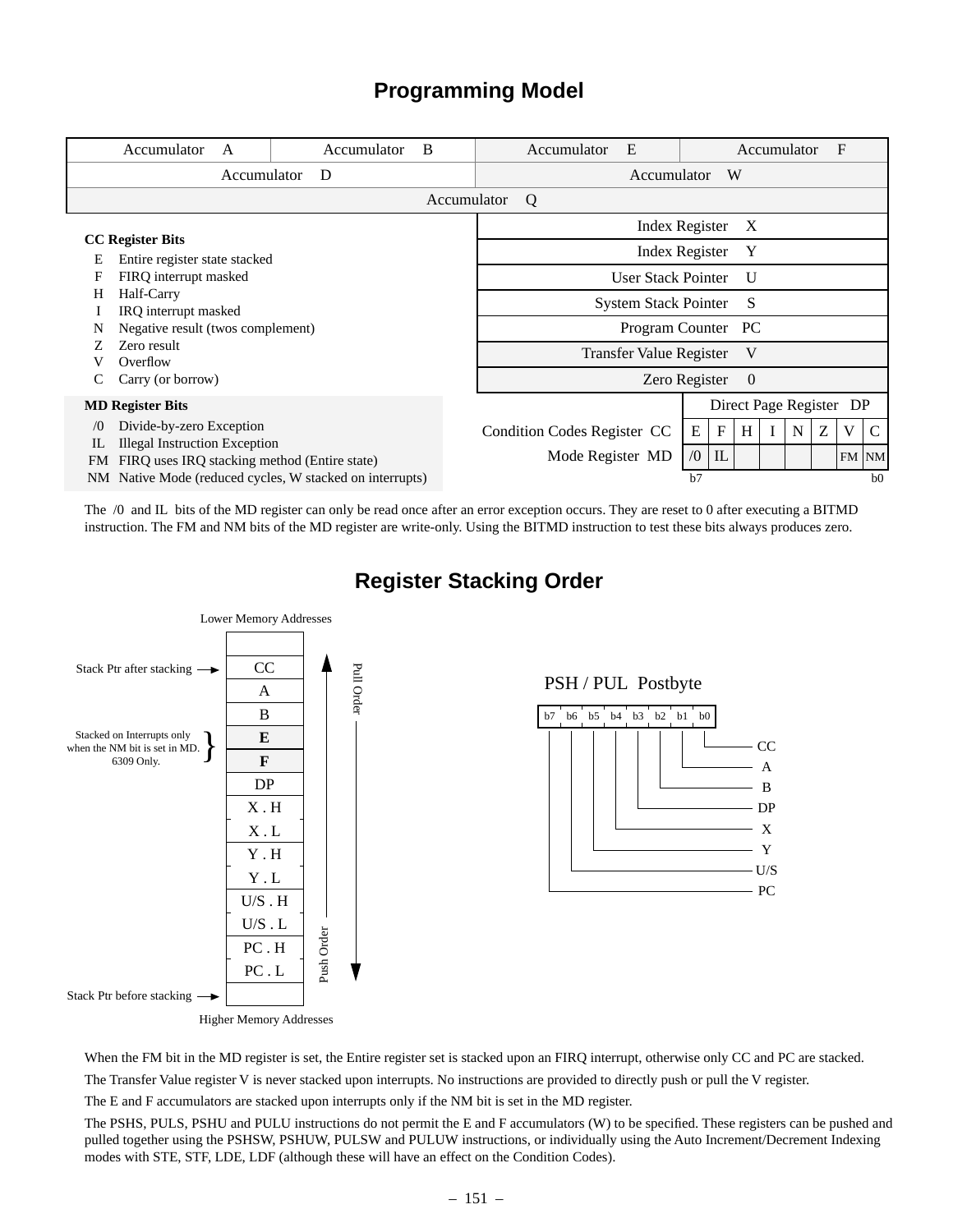# Programming Model

| Accumulator A | Accumulator B | Accumulator E | Accumulator F |
|---|---|---|---|
| Accumulator D | | Accumulator W | |
| Accumulator Q | | | |

| Register |
|---|
| Index Register X |
| Index Register Y |
| User Stack Pointer U |
| System Stack Pointer S |
| Program Counter PC |
| Transfer Value Register V |
| Zero Register 0 |
| Direct Page Register DP |

**CC Register Bits**

- E Entire register state stacked
- F FIRQ interrupt masked
- H Half-Carry
- I IRQ interrupt masked
- N Negative result (twos complement)
- Z Zero result
- V Overflow
- C Carry (or borrow)

**MD Register Bits**

- /0 Divide-by-zero Exception
- IL Illegal Instruction Exception
- FM FIRQ uses IRQ stacking method (Entire state)
- NM Native Mode (reduced cycles, W stacked on interrupts)

| Register | b7 | | | | | | | b0 |
|---|---|---|---|---|---|---|---|---|
| Condition Codes Register CC | E | F | H | I | N | Z | V | C |
| Mode Register MD | /0 | IL | | | | | FM | NM |

The /0 and IL bits of the MD register can only be read once after an error exception occurs. They are reset to 0 after executing a BITMD instruction. The FM and NM bits of the MD register are write-only. Using the BITMD instruction to test these bits always produces zero.

# Register Stacking Order

Lower Memory Addresses

| | Stack |
|---|---|
| Stack Ptr after stacking → | CC |
| | A |
| | B |
| Stacked on Interrupts only when the NM bit is set in MD. 6309 Only. | E |
| | F |
| | DP |
| | X . H |
| | X . L |
| | Y . H |
| | Y . L |
| | U/S . H |
| | U/S . L |
| | PC . H |
| | PC . L |
| Stack Ptr before stacking → | |

Higher Memory Addresses

Pull Order: top to bottom. Push Order: bottom to top.

**PSH / PUL Postbyte**

| b7 | b6 | b5 | b4 | b3 | b2 | b1 | b0 |
|---|---|---|---|---|---|---|---|
| PC | U/S | Y | X | DP | B | A | CC |

When the FM bit in the MD register is set, the Entire register set is stacked upon an FIRQ interrupt, otherwise only CC and PC are stacked.

The Transfer Value register V is never stacked upon interrupts. No instructions are provided to directly push or pull the V register.

The E and F accumulators are stacked upon interrupts only if the NM bit is set in the MD register.

The PSHS, PULS, PSHU and PULU instructions do not permit the E and F accumulators (W) to be specified. These registers can be pushed and pulled together using the PSHSW, PSHUW, PULSW and PULUW instructions, or individually using the Auto Increment/Decrement Indexing modes with STE, STF, LDE, LDF (although these will have an effect on the Condition Codes).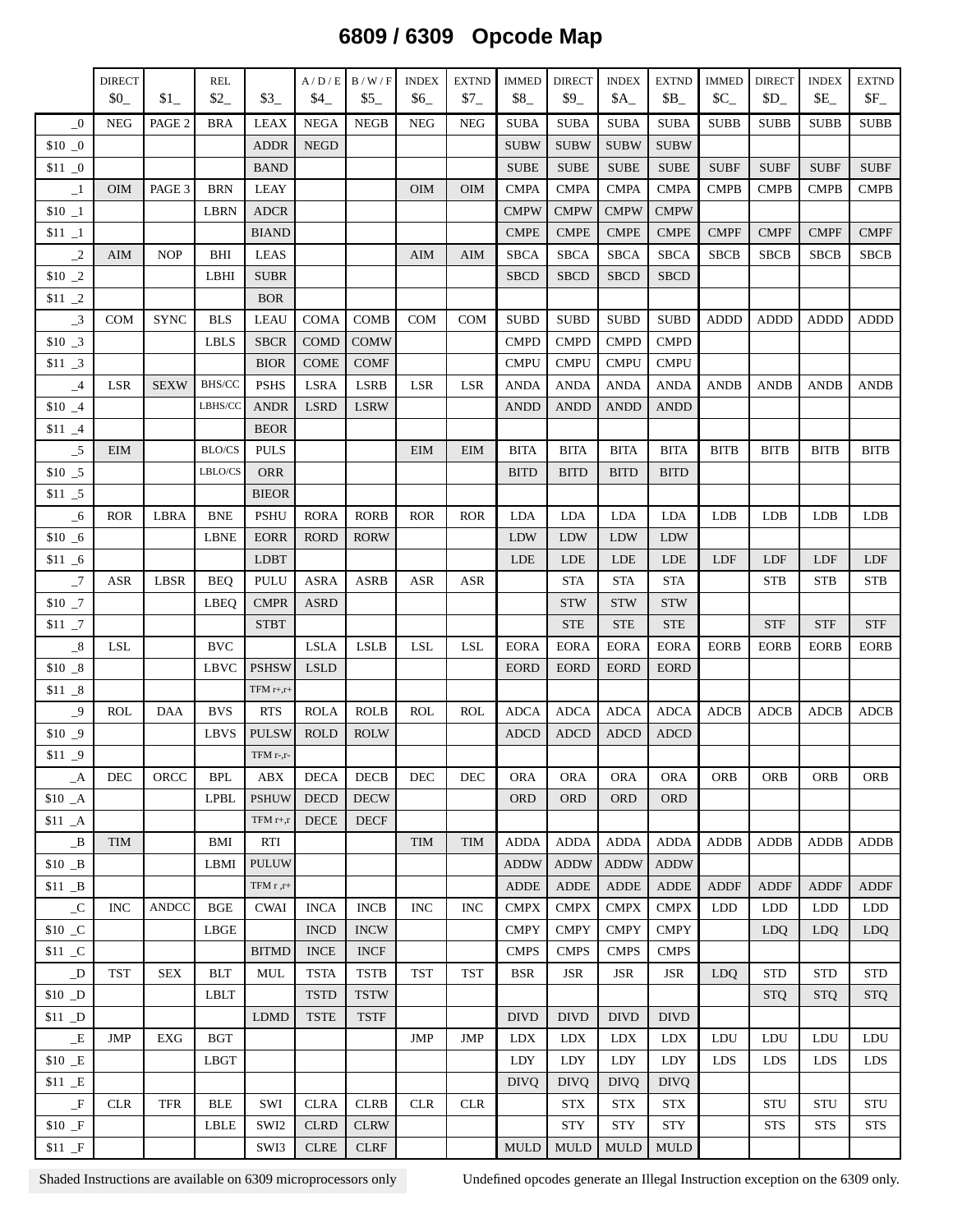# 6809 / 6309 Opcode Map

| | DIRECT $0_ | $1_ | REL $2_ | $3_ | A / D / E $4_ | B / W / F $5_ | INDEX $6_ | EXTND $7_ | IMMED $8_ | DIRECT $9_ | INDEX $A_ | EXTND $B_ | IMMED $C_ | DIRECT $D_ | INDEX $E_ | EXTND $F_ |
|---|---|---|---|---|---|---|---|---|---|---|---|---|---|---|---|---|
| _0 | NEG | PAGE 2 | BRA | LEAX | NEGA | NEGB | NEG | NEG | SUBA | SUBA | SUBA | SUBA | SUBB | SUBB | SUBB | SUBB |
| $10 _0 | | | | ADDR | NEGD | | | | SUBW | SUBW | SUBW | SUBW | | | | |
| $11 _0 | | | | BAND | | | | | SUBE | SUBE | SUBE | SUBE | SUBF | SUBF | SUBF | SUBF |
| _1 | OIM | PAGE 3 | BRN | LEAY | | | OIM | OIM | CMPA | CMPA | CMPA | CMPA | CMPB | CMPB | CMPB | CMPB |
| $10 _1 | | | LBRN | ADCR | | | | | CMPW | CMPW | CMPW | CMPW | | | | |
| $11 _1 | | | | BIAND | | | | | CMPE | CMPE | CMPE | CMPE | CMPF | CMPF | CMPF | CMPF |
| _2 | AIM | NOP | BHI | LEAS | | | AIM | AIM | SBCA | SBCA | SBCA | SBCA | SBCB | SBCB | SBCB | SBCB |
| $10 _2 | | | LBHI | SUBR | | | | | SBCD | SBCD | SBCD | SBCD | | | | |
| $11 _2 | | | | BOR | | | | | | | | | | | | |
| _3 | COM | SYNC | BLS | LEAU | COMA | COMB | COM | COM | SUBD | SUBD | SUBD | SUBD | ADDD | ADDD | ADDD | ADDD |
| $10 _3 | | | LBLS | SBCR | COMD | COMW | | | CMPD | CMPD | CMPD | CMPD | | | | |
| $11 _3 | | | | BIOR | COME | COMF | | | CMPU | CMPU | CMPU | CMPU | | | | |
| _4 | LSR | SEXW | BHS/CC | PSHS | LSRA | LSRB | LSR | LSR | ANDA | ANDA | ANDA | ANDA | ANDB | ANDB | ANDB | ANDB |
| $10 _4 | | | LBHS/CC | ANDR | LSRD | LSRW | | | ANDD | ANDD | ANDD | ANDD | | | | |
| $11 _4 | | | | BEOR | | | | | | | | | | | | |
| _5 | EIM | | BLO/CS | PULS | | | EIM | EIM | BITA | BITA | BITA | BITA | BITB | BITB | BITB | BITB |
| $10 _5 | | | LBLO/CS | ORR | | | | | BITD | BITD | BITD | BITD | | | | |
| $11 _5 | | | | BIEOR | | | | | | | | | | | | |
| _6 | ROR | LBRA | BNE | PSHU | RORA | RORB | ROR | ROR | LDA | LDA | LDA | LDA | LDB | LDB | LDB | LDB |
| $10 _6 | | | LBNE | EORR | RORD | RORW | | | LDW | LDW | LDW | LDW | | | | |
| $11 _6 | | | | LDBT | | | | | LDE | LDE | LDE | LDE | LDF | LDF | LDF | LDF |
| _7 | ASR | LBSR | BEQ | PULU | ASRA | ASRB | ASR | ASR | | STA | STA | STA | | STB | STB | STB |
| $10 _7 | | | LBEQ | CMPR | ASRD | | | | | STW | STW | STW | | | | |
| $11 _7 | | | | STBT | | | | | | STE | STE | STE | | STF | STF | STF |
| _8 | LSL | | BVC | | LSLA | LSLB | LSL | LSL | EORA | EORA | EORA | EORA | EORB | EORB | EORB | EORB |
| $10 _8 | | | LBVC | PSHSW | LSLD | | | | EORD | EORD | EORD | EORD | | | | |
| $11 _8 | | | | TFM r+,r+ | | | | | | | | | | | | |
| _9 | ROL | DAA | BVS | RTS | ROLA | ROLB | ROL | ROL | ADCA | ADCA | ADCA | ADCA | ADCB | ADCB | ADCB | ADCB |
| $10 _9 | | | LBVS | PULSW | ROLD | ROLW | | | ADCD | ADCD | ADCD | ADCD | | | | |
| $11 _9 | | | | TFM r-,r- | | | | | | | | | | | | |
| _A | DEC | ORCC | BPL | ABX | DECA | DECB | DEC | DEC | ORA | ORA | ORA | ORA | ORB | ORB | ORB | ORB |
| $10 _A | | | LPBL | PSHUW | DECD | DECW | | | ORD | ORD | ORD | ORD | | | | |
| $11 _A | | | | TFM r+,r | DECE | DECF | | | | | | | | | | |
| _B | TIM | | BMI | RTI | | | TIM | TIM | ADDA | ADDA | ADDA | ADDA | ADDB | ADDB | ADDB | ADDB |
| $10 _B | | | LBMI | PULUW | | | | | ADDW | ADDW | ADDW | ADDW | | | | |
| $11 _B | | | | TFM r ,r+ | | | | | ADDE | ADDE | ADDE | ADDE | ADDF | ADDF | ADDF | ADDF |
| _C | INC | ANDCC | BGE | CWAI | INCA | INCB | INC | INC | CMPX | CMPX | CMPX | CMPX | LDD | LDD | LDD | LDD |
| $10 _C | | | LBGE | | INCD | INCW | | | CMPY | CMPY | CMPY | CMPY | | LDQ | LDQ | LDQ |
| $11 _C | | | | BITMD | INCE | INCF | | | CMPS | CMPS | CMPS | CMPS | | | | |
| _D | TST | SEX | BLT | MUL | TSTA | TSTB | TST | TST | BSR | JSR | JSR | JSR | LDQ | STD | STD | STD |
| $10 _D | | | LBLT | | TSTD | TSTW | | | | | | | | STQ | STQ | STQ |
| $11 _D | | | | LDMD | TSTE | TSTF | | | DIVD | DIVD | DIVD | DIVD | | | | |
| _E | JMP | EXG | BGT | | | | JMP | JMP | LDX | LDX | LDX | LDX | LDU | LDU | LDU | LDU |
| $10 _E | | | LBGT | | | | | | LDY | LDY | LDY | LDY | LDS | LDS | LDS | LDS |
| $11 _E | | | | | | | | | DIVQ | DIVQ | DIVQ | DIVQ | | | | |
| _F | CLR | TFR | BLE | SWI | CLRA | CLRB | CLR | CLR | | STX | STX | STX | | STU | STU | STU |
| $10 _F | | | LBLE | SWI2 | CLRD | CLRW | | | | STY | STY | STY | | STS | STS | STS |
| $11 _F | | | | SWI3 | CLRE | CLRF | | | MULD | MULD | MULD | MULD | | | | |

Shaded Instructions are available on 6309 microprocessors only

Undefined opcodes generate an Illegal Instruction exception on the 6309 only.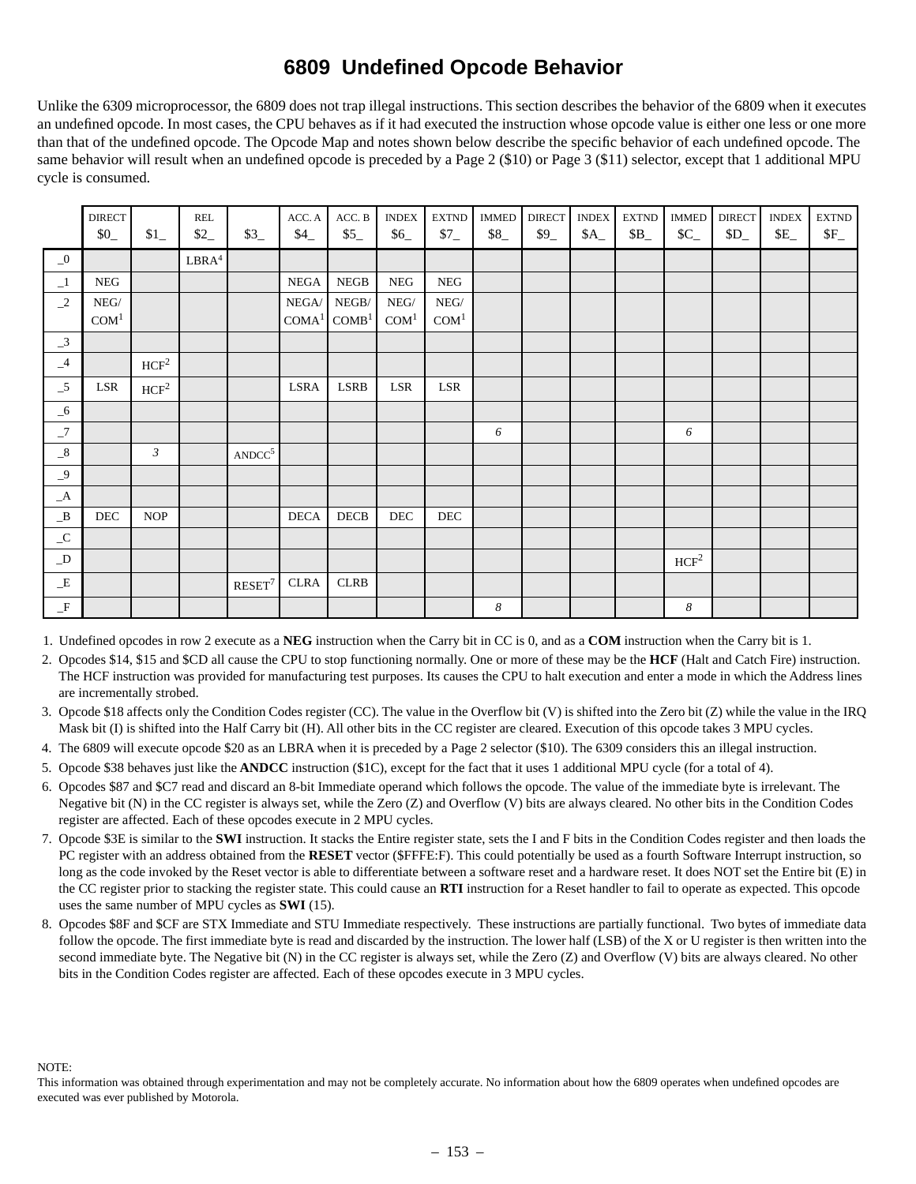# 6809 Undefined Opcode Behavior

Unlike the 6309 microprocessor, the 6809 does not trap illegal instructions. This section describes the behavior of the 6809 when it executes an undefined opcode. In most cases, the CPU behaves as if it had executed the instruction whose opcode value is either one less or one more than that of the undefined opcode. The Opcode Map and notes shown below describe the specific behavior of each undefined opcode. The same behavior will result when an undefined opcode is preceded by a Page 2 ($10) or Page 3 ($11) selector, except that 1 additional MPU cycle is consumed.

| | DIRECT $0_ | $1_ | REL $2_ | $3_ | ACC. A $4_ | ACC. B $5_ | INDEX $6_ | EXTND $7_ | IMMED $8_ | DIRECT $9_ | INDEX $A_ | EXTND $B_ | IMMED $C_ | DIRECT $D_ | INDEX $E_ | EXTND $F_ |
|---|---|---|---|---|---|---|---|---|---|---|---|---|---|---|---|---|
| _0 | | | LBRA[4] | | | | | | | | | | | | | |
| _1 | NEG | | | | NEGA | NEGB | NEG | NEG | | | | | | | | |
| _2 | NEG/ COM[1] | | | | NEGA/ COMA[1] | NEGB/ COMB[1] | NEG/ COM[1] | NEG/ COM[1] | | | | | | | | |
| _3 | | | | | | | | | | | | | | | | |
| _4 | | HCF[2] | | | | | | | | | | | | | | |
| _5 | LSR | HCF[2] | | | LSRA | LSRB | LSR | LSR | | | | | | | | |
| _6 | | | | | | | | | | | | | | | | |
| _7 | | | | | | | | | *6* | | | | *6* | | | |
| _8 | | *3* | | ANDCC[5] | | | | | | | | | | | | |
| _9 | | | | | | | | | | | | | | | | |
| _A | | | | | | | | | | | | | | | | |
| _B | DEC | NOP | | | DECA | DECB | DEC | DEC | | | | | | | | |
| _C | | | | | | | | | | | | | | | | |
| _D | | | | | | | | | | | | | HCF[2] | | | |
| _E | | | | RESET[7] | CLRA | CLRB | | | | | | | | | | |
| _F | | | | | | | | | *8* | | | | *8* | | | |

1. Undefined opcodes in row 2 execute as a **NEG** instruction when the Carry bit in CC is 0, and as a **COM** instruction when the Carry bit is 1.
2. Opcodes $14, $15 and $CD all cause the CPU to stop functioning normally. One or more of these may be the **HCF** (Halt and Catch Fire) instruction. The HCF instruction was provided for manufacturing test purposes. Its causes the CPU to halt execution and enter a mode in which the Address lines are incrementally strobed.
3. Opcode $18 affects only the Condition Codes register (CC). The value in the Overflow bit (V) is shifted into the Zero bit (Z) while the value in the IRQ Mask bit (I) is shifted into the Half Carry bit (H). All other bits in the CC register are cleared. Execution of this opcode takes 3 MPU cycles.
4. The 6809 will execute opcode $20 as an LBRA when it is preceded by a Page 2 selector ($10). The 6309 considers this an illegal instruction.
5. Opcode $38 behaves just like the **ANDCC** instruction ($1C), except for the fact that it uses 1 additional MPU cycle (for a total of 4).
6. Opcodes $87 and $C7 read and discard an 8-bit Immediate operand which follows the opcode. The value of the immediate byte is irrelevant. The Negative bit (N) in the CC register is always set, while the Zero (Z) and Overflow (V) bits are always cleared. No other bits in the Condition Codes register are affected. Each of these opcodes execute in 2 MPU cycles.
7. Opcode $3E is similar to the **SWI** instruction. It stacks the Entire register state, sets the I and F bits in the Condition Codes register and then loads the PC register with an address obtained from the **RESET** vector ($FFFE:F). This could potentially be used as a fourth Software Interrupt instruction, so long as the code invoked by the Reset vector is able to differentiate between a software reset and a hardware reset. It does NOT set the Entire bit (E) in the CC register prior to stacking the register state. This could cause an **RTI** instruction for a Reset handler to fail to operate as expected. This opcode uses the same number of MPU cycles as **SWI** (15).
8. Opcodes $8F and $CF are STX Immediate and STU Immediate respectively. These instructions are partially functional. Two bytes of immediate data follow the opcode. The first immediate byte is read and discarded by the instruction. The lower half (LSB) of the X or U register is then written into the second immediate byte. The Negative bit (N) in the CC register is always set, while the Zero (Z) and Overflow (V) bits are always cleared. No other bits in the Condition Codes register are affected. Each of these opcodes execute in 3 MPU cycles.

NOTE:
This information was obtained through experimentation and may not be completely accurate. No information about how the 6809 operates when undefined opcodes are executed was ever published by Motorola.